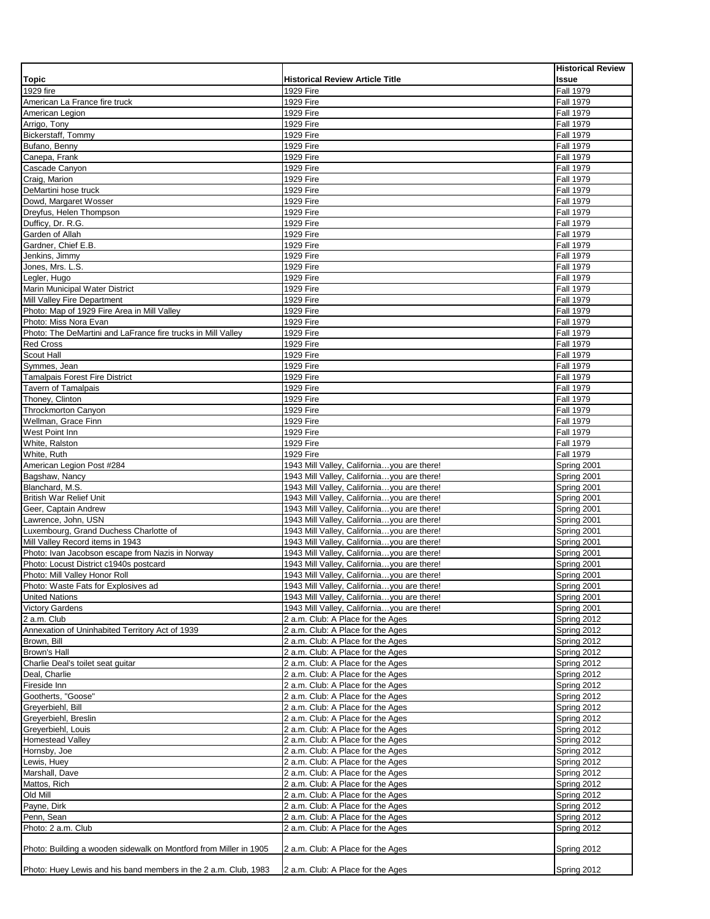| Topic | Historical Review Article Title | Historical Review Issue |
| --- | --- | --- |
| 1929 fire | 1929 Fire | Fall 1979 |
| American La France fire truck | 1929 Fire | Fall 1979 |
| American Legion | 1929 Fire | Fall 1979 |
| Arrigo, Tony | 1929 Fire | Fall 1979 |
| Bickerstaff, Tommy | 1929 Fire | Fall 1979 |
| Bufano, Benny | 1929 Fire | Fall 1979 |
| Canepa, Frank | 1929 Fire | Fall 1979 |
| Cascade Canyon | 1929 Fire | Fall 1979 |
| Craig, Marion | 1929 Fire | Fall 1979 |
| DeMartini hose truck | 1929 Fire | Fall 1979 |
| Dowd, Margaret Wosser | 1929 Fire | Fall 1979 |
| Dreyfus, Helen Thompson | 1929 Fire | Fall 1979 |
| Dufficy, Dr. R.G. | 1929 Fire | Fall 1979 |
| Garden of Allah | 1929 Fire | Fall 1979 |
| Gardner, Chief E.B. | 1929 Fire | Fall 1979 |
| Jenkins, Jimmy | 1929 Fire | Fall 1979 |
| Jones, Mrs. L.S. | 1929 Fire | Fall 1979 |
| Legler, Hugo | 1929 Fire | Fall 1979 |
| Marin Municipal Water District | 1929 Fire | Fall 1979 |
| Mill Valley Fire Department | 1929 Fire | Fall 1979 |
| Photo: Map of 1929 Fire Area in Mill Valley | 1929 Fire | Fall 1979 |
| Photo: Miss Nora Evan | 1929 Fire | Fall 1979 |
| Photo: The DeMartini and LaFrance fire trucks in Mill Valley | 1929 Fire | Fall 1979 |
| Red Cross | 1929 Fire | Fall 1979 |
| Scout Hall | 1929 Fire | Fall 1979 |
| Symmes, Jean | 1929 Fire | Fall 1979 |
| Tamalpais Forest Fire District | 1929 Fire | Fall 1979 |
| Tavern of Tamalpais | 1929 Fire | Fall 1979 |
| Thoney, Clinton | 1929 Fire | Fall 1979 |
| Throckmorton Canyon | 1929 Fire | Fall 1979 |
| Wellman, Grace Finn | 1929 Fire | Fall 1979 |
| West Point Inn | 1929 Fire | Fall 1979 |
| White, Ralston | 1929 Fire | Fall 1979 |
| White, Ruth | 1929 Fire | Fall 1979 |
| American Legion Post #284 | 1943 Mill Valley, California…you are there! | Spring 2001 |
| Bagshaw, Nancy | 1943 Mill Valley, California…you are there! | Spring 2001 |
| Blanchard, M.S. | 1943 Mill Valley, California…you are there! | Spring 2001 |
| British War Relief Unit | 1943 Mill Valley, California…you are there! | Spring 2001 |
| Geer, Captain Andrew | 1943 Mill Valley, California…you are there! | Spring 2001 |
| Lawrence, John, USN | 1943 Mill Valley, California…you are there! | Spring 2001 |
| Luxembourg, Grand Duchess Charlotte of | 1943 Mill Valley, California…you are there! | Spring 2001 |
| Mill Valley Record items in 1943 | 1943 Mill Valley, California…you are there! | Spring 2001 |
| Photo: Ivan Jacobson escape from Nazis in Norway | 1943 Mill Valley, California…you are there! | Spring 2001 |
| Photo: Locust District c1940s postcard | 1943 Mill Valley, California…you are there! | Spring 2001 |
| Photo: Mill Valley Honor Roll | 1943 Mill Valley, California…you are there! | Spring 2001 |
| Photo: Waste Fats for Explosives ad | 1943 Mill Valley, California…you are there! | Spring 2001 |
| United Nations | 1943 Mill Valley, California…you are there! | Spring 2001 |
| Victory Gardens | 1943 Mill Valley, California…you are there! | Spring 2001 |
| 2 a.m. Club | 2 a.m. Club: A Place for the Ages | Spring 2012 |
| Annexation of Uninhabited Territory Act of 1939 | 2 a.m. Club: A Place for the Ages | Spring 2012 |
| Brown, Bill | 2 a.m. Club: A Place for the Ages | Spring 2012 |
| Brown's Hall | 2 a.m. Club: A Place for the Ages | Spring 2012 |
| Charlie Deal's toilet seat guitar | 2 a.m. Club: A Place for the Ages | Spring 2012 |
| Deal, Charlie | 2 a.m. Club: A Place for the Ages | Spring 2012 |
| Fireside Inn | 2 a.m. Club: A Place for the Ages | Spring 2012 |
| Gootherts, "Goose" | 2 a.m. Club: A Place for the Ages | Spring 2012 |
| Greyerbiehl, Bill | 2 a.m. Club: A Place for the Ages | Spring 2012 |
| Greyerbiehl, Breslin | 2 a.m. Club: A Place for the Ages | Spring 2012 |
| Greyerbiehl, Louis | 2 a.m. Club: A Place for the Ages | Spring 2012 |
| Homestead Valley | 2 a.m. Club: A Place for the Ages | Spring 2012 |
| Hornsby, Joe | 2 a.m. Club: A Place for the Ages | Spring 2012 |
| Lewis, Huey | 2 a.m. Club: A Place for the Ages | Spring 2012 |
| Marshall, Dave | 2 a.m. Club: A Place for the Ages | Spring 2012 |
| Mattos, Rich | 2 a.m. Club: A Place for the Ages | Spring 2012 |
| Old Mill | 2 a.m. Club: A Place for the Ages | Spring 2012 |
| Payne, Dirk | 2 a.m. Club: A Place for the Ages | Spring 2012 |
| Penn, Sean | 2 a.m. Club: A Place for the Ages | Spring 2012 |
| Photo: 2 a.m. Club | 2 a.m. Club: A Place for the Ages | Spring 2012 |
| Photo: Building a wooden sidewalk on Montford from Miller in 1905 | 2 a.m. Club: A Place for the Ages | Spring 2012 |
| Photo: Huey Lewis and his band members in the 2 a.m. Club, 1983 | 2 a.m. Club: A Place for the Ages | Spring 2012 |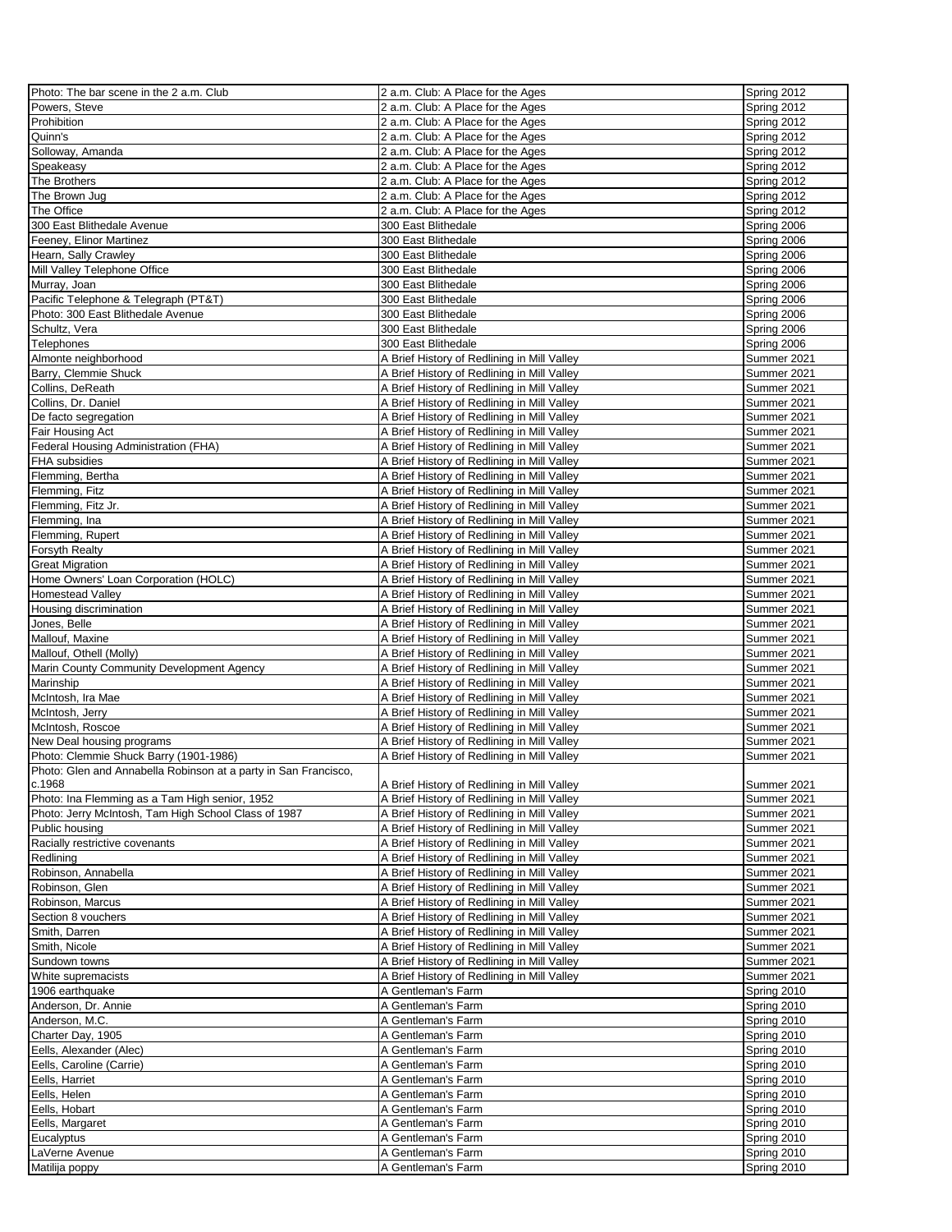| | | |
|---|---|---|
| Photo: The bar scene in the 2 a.m. Club | 2 a.m. Club: A Place for the Ages | Spring 2012 |
| Powers, Steve | 2 a.m. Club: A Place for the Ages | Spring 2012 |
| Prohibition | 2 a.m. Club: A Place for the Ages | Spring 2012 |
| Quinn's | 2 a.m. Club: A Place for the Ages | Spring 2012 |
| Solloway, Amanda | 2 a.m. Club: A Place for the Ages | Spring 2012 |
| Speakeasy | 2 a.m. Club: A Place for the Ages | Spring 2012 |
| The Brothers | 2 a.m. Club: A Place for the Ages | Spring 2012 |
| The Brown Jug | 2 a.m. Club: A Place for the Ages | Spring 2012 |
| The Office | 2 a.m. Club: A Place for the Ages | Spring 2012 |
| 300 East Blithedale Avenue | 300 East Blithedale | Spring 2006 |
| Feeney, Elinor Martinez | 300 East Blithedale | Spring 2006 |
| Hearn, Sally Crawley | 300 East Blithedale | Spring 2006 |
| Mill Valley Telephone Office | 300 East Blithedale | Spring 2006 |
| Murray, Joan | 300 East Blithedale | Spring 2006 |
| Pacific Telephone & Telegraph (PT&T) | 300 East Blithedale | Spring 2006 |
| Photo: 300 East Blithedale Avenue | 300 East Blithedale | Spring 2006 |
| Schultz, Vera | 300 East Blithedale | Spring 2006 |
| Telephones | 300 East Blithedale | Spring 2006 |
| Almonte neighborhood | A Brief History of Redlining in Mill Valley | Summer 2021 |
| Barry, Clemmie Shuck | A Brief History of Redlining in Mill Valley | Summer 2021 |
| Collins, DeReath | A Brief History of Redlining in Mill Valley | Summer 2021 |
| Collins, Dr. Daniel | A Brief History of Redlining in Mill Valley | Summer 2021 |
| De facto segregation | A Brief History of Redlining in Mill Valley | Summer 2021 |
| Fair Housing Act | A Brief History of Redlining in Mill Valley | Summer 2021 |
| Federal Housing Administration (FHA) | A Brief History of Redlining in Mill Valley | Summer 2021 |
| FHA subsidies | A Brief History of Redlining in Mill Valley | Summer 2021 |
| Flemming, Bertha | A Brief History of Redlining in Mill Valley | Summer 2021 |
| Flemming, Fitz | A Brief History of Redlining in Mill Valley | Summer 2021 |
| Flemming, Fitz Jr. | A Brief History of Redlining in Mill Valley | Summer 2021 |
| Flemming, Ina | A Brief History of Redlining in Mill Valley | Summer 2021 |
| Flemming, Rupert | A Brief History of Redlining in Mill Valley | Summer 2021 |
| Forsyth Realty | A Brief History of Redlining in Mill Valley | Summer 2021 |
| Great Migration | A Brief History of Redlining in Mill Valley | Summer 2021 |
| Home Owners' Loan Corporation (HOLC) | A Brief History of Redlining in Mill Valley | Summer 2021 |
| Homestead Valley | A Brief History of Redlining in Mill Valley | Summer 2021 |
| Housing discrimination | A Brief History of Redlining in Mill Valley | Summer 2021 |
| Jones, Belle | A Brief History of Redlining in Mill Valley | Summer 2021 |
| Mallouf, Maxine | A Brief History of Redlining in Mill Valley | Summer 2021 |
| Mallouf, Othell (Molly) | A Brief History of Redlining in Mill Valley | Summer 2021 |
| Marin County Community Development Agency | A Brief History of Redlining in Mill Valley | Summer 2021 |
| Marinship | A Brief History of Redlining in Mill Valley | Summer 2021 |
| McIntosh, Ira Mae | A Brief History of Redlining in Mill Valley | Summer 2021 |
| McIntosh, Jerry | A Brief History of Redlining in Mill Valley | Summer 2021 |
| McIntosh, Roscoe | A Brief History of Redlining in Mill Valley | Summer 2021 |
| New Deal housing programs | A Brief History of Redlining in Mill Valley | Summer 2021 |
| Photo: Clemmie Shuck Barry (1901-1986) | A Brief History of Redlining in Mill Valley | Summer 2021 |
| Photo: Glen and Annabella Robinson at a party in San Francisco, c.1968 | A Brief History of Redlining in Mill Valley | Summer 2021 |
| Photo: Ina Flemming as a Tam High senior, 1952 | A Brief History of Redlining in Mill Valley | Summer 2021 |
| Photo: Jerry McIntosh, Tam High School Class of 1987 | A Brief History of Redlining in Mill Valley | Summer 2021 |
| Public housing | A Brief History of Redlining in Mill Valley | Summer 2021 |
| Racially restrictive covenants | A Brief History of Redlining in Mill Valley | Summer 2021 |
| Redlining | A Brief History of Redlining in Mill Valley | Summer 2021 |
| Robinson, Annabella | A Brief History of Redlining in Mill Valley | Summer 2021 |
| Robinson, Glen | A Brief History of Redlining in Mill Valley | Summer 2021 |
| Robinson, Marcus | A Brief History of Redlining in Mill Valley | Summer 2021 |
| Section 8 vouchers | A Brief History of Redlining in Mill Valley | Summer 2021 |
| Smith, Darren | A Brief History of Redlining in Mill Valley | Summer 2021 |
| Smith, Nicole | A Brief History of Redlining in Mill Valley | Summer 2021 |
| Sundown towns | A Brief History of Redlining in Mill Valley | Summer 2021 |
| White supremacists | A Brief History of Redlining in Mill Valley | Summer 2021 |
| 1906 earthquake | A Gentleman's Farm | Spring 2010 |
| Anderson, Dr. Annie | A Gentleman's Farm | Spring 2010 |
| Anderson, M.C. | A Gentleman's Farm | Spring 2010 |
| Charter Day, 1905 | A Gentleman's Farm | Spring 2010 |
| Eells, Alexander (Alec) | A Gentleman's Farm | Spring 2010 |
| Eells, Caroline (Carrie) | A Gentleman's Farm | Spring 2010 |
| Eells, Harriet | A Gentleman's Farm | Spring 2010 |
| Eells, Helen | A Gentleman's Farm | Spring 2010 |
| Eells, Hobart | A Gentleman's Farm | Spring 2010 |
| Eells, Margaret | A Gentleman's Farm | Spring 2010 |
| Eucalyptus | A Gentleman's Farm | Spring 2010 |
| LaVerne Avenue | A Gentleman's Farm | Spring 2010 |
| Matilija poppy | A Gentleman's Farm | Spring 2010 |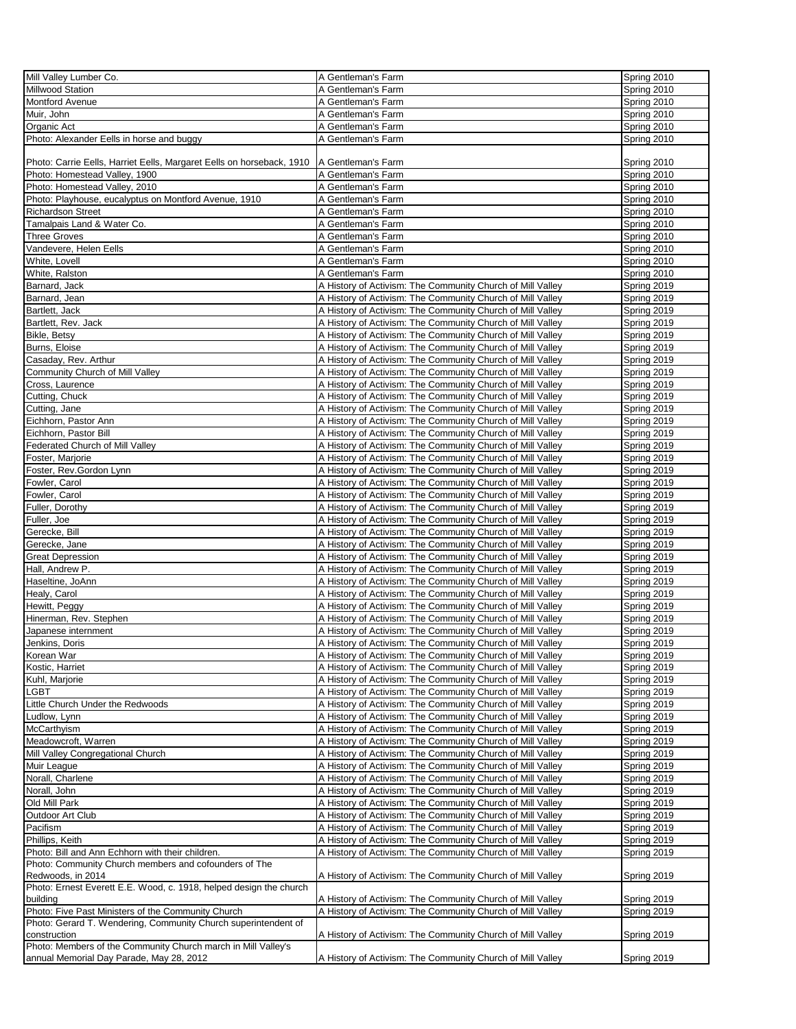| | | |
|---|---|---|
| Mill Valley Lumber Co. | A Gentleman's Farm | Spring 2010 |
| Millwood Station | A Gentleman's Farm | Spring 2010 |
| Montford Avenue | A Gentleman's Farm | Spring 2010 |
| Muir, John | A Gentleman's Farm | Spring 2010 |
| Organic Act | A Gentleman's Farm | Spring 2010 |
| Photo: Alexander Eells in horse and buggy | A Gentleman's Farm | Spring 2010 |
| Photo: Carrie Eells, Harriet Eells, Margaret Eells on horseback, 1910 | A Gentleman's Farm | Spring 2010 |
| Photo: Homestead Valley, 1900 | A Gentleman's Farm | Spring 2010 |
| Photo: Homestead Valley, 2010 | A Gentleman's Farm | Spring 2010 |
| Photo: Playhouse, eucalyptus on Montford Avenue, 1910 | A Gentleman's Farm | Spring 2010 |
| Richardson Street | A Gentleman's Farm | Spring 2010 |
| Tamalpais Land & Water Co. | A Gentleman's Farm | Spring 2010 |
| Three Groves | A Gentleman's Farm | Spring 2010 |
| Vandevere, Helen Eells | A Gentleman's Farm | Spring 2010 |
| White, Lovell | A Gentleman's Farm | Spring 2010 |
| White, Ralston | A Gentleman's Farm | Spring 2010 |
| Barnard, Jack | A History of Activism: The Community Church of Mill Valley | Spring 2019 |
| Barnard, Jean | A History of Activism: The Community Church of Mill Valley | Spring 2019 |
| Bartlett, Jack | A History of Activism: The Community Church of Mill Valley | Spring 2019 |
| Bartlett, Rev. Jack | A History of Activism: The Community Church of Mill Valley | Spring 2019 |
| Bikle, Betsy | A History of Activism: The Community Church of Mill Valley | Spring 2019 |
| Burns, Eloise | A History of Activism: The Community Church of Mill Valley | Spring 2019 |
| Casaday, Rev. Arthur | A History of Activism: The Community Church of Mill Valley | Spring 2019 |
| Community Church of Mill Valley | A History of Activism: The Community Church of Mill Valley | Spring 2019 |
| Cross, Laurence | A History of Activism: The Community Church of Mill Valley | Spring 2019 |
| Cutting, Chuck | A History of Activism: The Community Church of Mill Valley | Spring 2019 |
| Cutting, Jane | A History of Activism: The Community Church of Mill Valley | Spring 2019 |
| Eichhorn, Pastor Ann | A History of Activism: The Community Church of Mill Valley | Spring 2019 |
| Eichhorn, Pastor Bill | A History of Activism: The Community Church of Mill Valley | Spring 2019 |
| Federated Church of Mill Valley | A History of Activism: The Community Church of Mill Valley | Spring 2019 |
| Foster, Marjorie | A History of Activism: The Community Church of Mill Valley | Spring 2019 |
| Foster, Rev.Gordon Lynn | A History of Activism: The Community Church of Mill Valley | Spring 2019 |
| Fowler, Carol | A History of Activism: The Community Church of Mill Valley | Spring 2019 |
| Fowler, Carol | A History of Activism: The Community Church of Mill Valley | Spring 2019 |
| Fuller, Dorothy | A History of Activism: The Community Church of Mill Valley | Spring 2019 |
| Fuller, Joe | A History of Activism: The Community Church of Mill Valley | Spring 2019 |
| Gerecke, Bill | A History of Activism: The Community Church of Mill Valley | Spring 2019 |
| Gerecke, Jane | A History of Activism: The Community Church of Mill Valley | Spring 2019 |
| Great Depression | A History of Activism: The Community Church of Mill Valley | Spring 2019 |
| Hall, Andrew P. | A History of Activism: The Community Church of Mill Valley | Spring 2019 |
| Haseltine, JoAnn | A History of Activism: The Community Church of Mill Valley | Spring 2019 |
| Healy, Carol | A History of Activism: The Community Church of Mill Valley | Spring 2019 |
| Hewitt, Peggy | A History of Activism: The Community Church of Mill Valley | Spring 2019 |
| Hinerman, Rev. Stephen | A History of Activism: The Community Church of Mill Valley | Spring 2019 |
| Japanese internment | A History of Activism: The Community Church of Mill Valley | Spring 2019 |
| Jenkins, Doris | A History of Activism: The Community Church of Mill Valley | Spring 2019 |
| Korean War | A History of Activism: The Community Church of Mill Valley | Spring 2019 |
| Kostic, Harriet | A History of Activism: The Community Church of Mill Valley | Spring 2019 |
| Kuhl, Marjorie | A History of Activism: The Community Church of Mill Valley | Spring 2019 |
| LGBT | A History of Activism: The Community Church of Mill Valley | Spring 2019 |
| Little Church Under the Redwoods | A History of Activism: The Community Church of Mill Valley | Spring 2019 |
| Ludlow, Lynn | A History of Activism: The Community Church of Mill Valley | Spring 2019 |
| McCarthyism | A History of Activism: The Community Church of Mill Valley | Spring 2019 |
| Meadowcroft, Warren | A History of Activism: The Community Church of Mill Valley | Spring 2019 |
| Mill Valley Congregational Church | A History of Activism: The Community Church of Mill Valley | Spring 2019 |
| Muir League | A History of Activism: The Community Church of Mill Valley | Spring 2019 |
| Norall, Charlene | A History of Activism: The Community Church of Mill Valley | Spring 2019 |
| Norall, John | A History of Activism: The Community Church of Mill Valley | Spring 2019 |
| Old Mill Park | A History of Activism: The Community Church of Mill Valley | Spring 2019 |
| Outdoor Art Club | A History of Activism: The Community Church of Mill Valley | Spring 2019 |
| Pacifism | A History of Activism: The Community Church of Mill Valley | Spring 2019 |
| Phillips, Keith | A History of Activism: The Community Church of Mill Valley | Spring 2019 |
| Photo: Bill and Ann Echhorn with their children. | A History of Activism: The Community Church of Mill Valley | Spring 2019 |
| Photo: Community Church members and cofounders of The Redwoods, in 2014 | A History of Activism: The Community Church of Mill Valley | Spring 2019 |
| Photo: Ernest Everett E.E. Wood, c. 1918, helped design the church building | A History of Activism: The Community Church of Mill Valley | Spring 2019 |
| Photo: Five Past Ministers of the Community Church | A History of Activism: The Community Church of Mill Valley | Spring 2019 |
| Photo: Gerard T. Wendering, Community Church superintendent of construction | A History of Activism: The Community Church of Mill Valley | Spring 2019 |
| Photo: Members of the Community Church march in Mill Valley's annual Memorial Day Parade, May 28, 2012 | A History of Activism: The Community Church of Mill Valley | Spring 2019 |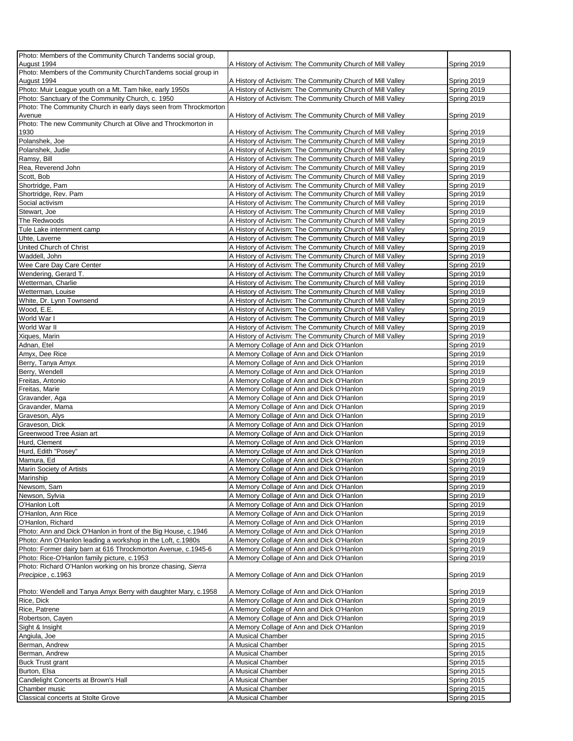| | | |
|---|---|---|
| Photo: Members of the Community Church Tandems social group, August 1994 | A History of Activism: The Community Church of Mill Valley | Spring 2019 |
| Photo: Members of the Community ChurchTandems social group in August 1994 | A History of Activism: The Community Church of Mill Valley | Spring 2019 |
| Photo: Muir League youth on a Mt. Tam hike, early 1950s | A History of Activism: The Community Church of Mill Valley | Spring 2019 |
| Photo: Sanctuary of the Community Church, c. 1950 | A History of Activism: The Community Church of Mill Valley | Spring 2019 |
| Photo: The Community Church in early days seen from Throckmorton Avenue | A History of Activism: The Community Church of Mill Valley | Spring 2019 |
| Photo: The new Community Church at Olive and Throckmorton in 1930 | A History of Activism: The Community Church of Mill Valley | Spring 2019 |
| Polanshek, Joe | A History of Activism: The Community Church of Mill Valley | Spring 2019 |
| Polanshek, Judie | A History of Activism: The Community Church of Mill Valley | Spring 2019 |
| Ramsy, Bill | A History of Activism: The Community Church of Mill Valley | Spring 2019 |
| Rea, Reverend John | A History of Activism: The Community Church of Mill Valley | Spring 2019 |
| Scott, Bob | A History of Activism: The Community Church of Mill Valley | Spring 2019 |
| Shortridge, Pam | A History of Activism: The Community Church of Mill Valley | Spring 2019 |
| Shortridge, Rev. Pam | A History of Activism: The Community Church of Mill Valley | Spring 2019 |
| Social activism | A History of Activism: The Community Church of Mill Valley | Spring 2019 |
| Stewart, Joe | A History of Activism: The Community Church of Mill Valley | Spring 2019 |
| The Redwoods | A History of Activism: The Community Church of Mill Valley | Spring 2019 |
| Tule Lake internment camp | A History of Activism: The Community Church of Mill Valley | Spring 2019 |
| Uhte, Laverne | A History of Activism: The Community Church of Mill Valley | Spring 2019 |
| United Church of Christ | A History of Activism: The Community Church of Mill Valley | Spring 2019 |
| Waddell, John | A History of Activism: The Community Church of Mill Valley | Spring 2019 |
| Wee Care Day Care Center | A History of Activism: The Community Church of Mill Valley | Spring 2019 |
| Wendering, Gerard T. | A History of Activism: The Community Church of Mill Valley | Spring 2019 |
| Wetterman, Charlie | A History of Activism: The Community Church of Mill Valley | Spring 2019 |
| Wetterman, Louise | A History of Activism: The Community Church of Mill Valley | Spring 2019 |
| White, Dr. Lynn Townsend | A History of Activism: The Community Church of Mill Valley | Spring 2019 |
| Wood, E.E. | A History of Activism: The Community Church of Mill Valley | Spring 2019 |
| World War I | A History of Activism: The Community Church of Mill Valley | Spring 2019 |
| World War II | A History of Activism: The Community Church of Mill Valley | Spring 2019 |
| Xiques, Marin | A History of Activism: The Community Church of Mill Valley | Spring 2019 |
| Adnan, Etel | A Memory Collage of Ann and Dick O'Hanlon | Spring 2019 |
| Amyx, Dee Rice | A Memory Collage of Ann and Dick O'Hanlon | Spring 2019 |
| Berry, Tanya Amyx | A Memory Collage of Ann and Dick O'Hanlon | Spring 2019 |
| Berry, Wendell | A Memory Collage of Ann and Dick O'Hanlon | Spring 2019 |
| Freitas, Antonio | A Memory Collage of Ann and Dick O'Hanlon | Spring 2019 |
| Freitas, Marie | A Memory Collage of Ann and Dick O'Hanlon | Spring 2019 |
| Gravander, Aga | A Memory Collage of Ann and Dick O'Hanlon | Spring 2019 |
| Gravander, Mama | A Memory Collage of Ann and Dick O'Hanlon | Spring 2019 |
| Graveson, Alys | A Memory Collage of Ann and Dick O'Hanlon | Spring 2019 |
| Graveson, Dick | A Memory Collage of Ann and Dick O'Hanlon | Spring 2019 |
| Greenwood Tree Asian art | A Memory Collage of Ann and Dick O'Hanlon | Spring 2019 |
| Hurd, Clement | A Memory Collage of Ann and Dick O'Hanlon | Spring 2019 |
| Hurd, Edith "Posey" | A Memory Collage of Ann and Dick O'Hanlon | Spring 2019 |
| Mamura, Ed | A Memory Collage of Ann and Dick O'Hanlon | Spring 2019 |
| Marin Society of Artists | A Memory Collage of Ann and Dick O'Hanlon | Spring 2019 |
| Marinship | A Memory Collage of Ann and Dick O'Hanlon | Spring 2019 |
| Newsom, Sam | A Memory Collage of Ann and Dick O'Hanlon | Spring 2019 |
| Newson, Sylvia | A Memory Collage of Ann and Dick O'Hanlon | Spring 2019 |
| O'Hanlon Loft | A Memory Collage of Ann and Dick O'Hanlon | Spring 2019 |
| O'Hanlon, Ann Rice | A Memory Collage of Ann and Dick O'Hanlon | Spring 2019 |
| O'Hanlon, Richard | A Memory Collage of Ann and Dick O'Hanlon | Spring 2019 |
| Photo: Ann and Dick O'Hanlon in front of the Big House, c.1946 | A Memory Collage of Ann and Dick O'Hanlon | Spring 2019 |
| Photo: Ann O'Hanlon leading a workshop in the Loft, c.1980s | A Memory Collage of Ann and Dick O'Hanlon | Spring 2019 |
| Photo: Former dairy barn at 616 Throckmorton Avenue, c.1945-6 | A Memory Collage of Ann and Dick O'Hanlon | Spring 2019 |
| Photo: Rice-O'Hanlon family picture, c.1953 | A Memory Collage of Ann and Dick O'Hanlon | Spring 2019 |
| Photo: Richard O'Hanlon working on his bronze chasing, *Sierra Precipice* , c.1963 | A Memory Collage of Ann and Dick O'Hanlon | Spring 2019 |
| Photo: Wendell and Tanya Amyx Berry with daughter Mary, c.1958 | A Memory Collage of Ann and Dick O'Hanlon | Spring 2019 |
| Rice, Dick | A Memory Collage of Ann and Dick O'Hanlon | Spring 2019 |
| Rice, Patrene | A Memory Collage of Ann and Dick O'Hanlon | Spring 2019 |
| Robertson, Cayen | A Memory Collage of Ann and Dick O'Hanlon | Spring 2019 |
| Sight & Insight | A Memory Collage of Ann and Dick O'Hanlon | Spring 2019 |
| Angiula, Joe | A Musical Chamber | Spring 2015 |
| Berman, Andrew | A Musical Chamber | Spring 2015 |
| Berman, Andrew | A Musical Chamber | Spring 2015 |
| Buck Trust grant | A Musical Chamber | Spring 2015 |
| Burton, Elsa | A Musical Chamber | Spring 2015 |
| Candlelight Concerts at Brown's Hall | A Musical Chamber | Spring 2015 |
| Chamber music | A Musical Chamber | Spring 2015 |
| Classical concerts at Stolte Grove | A Musical Chamber | Spring 2015 |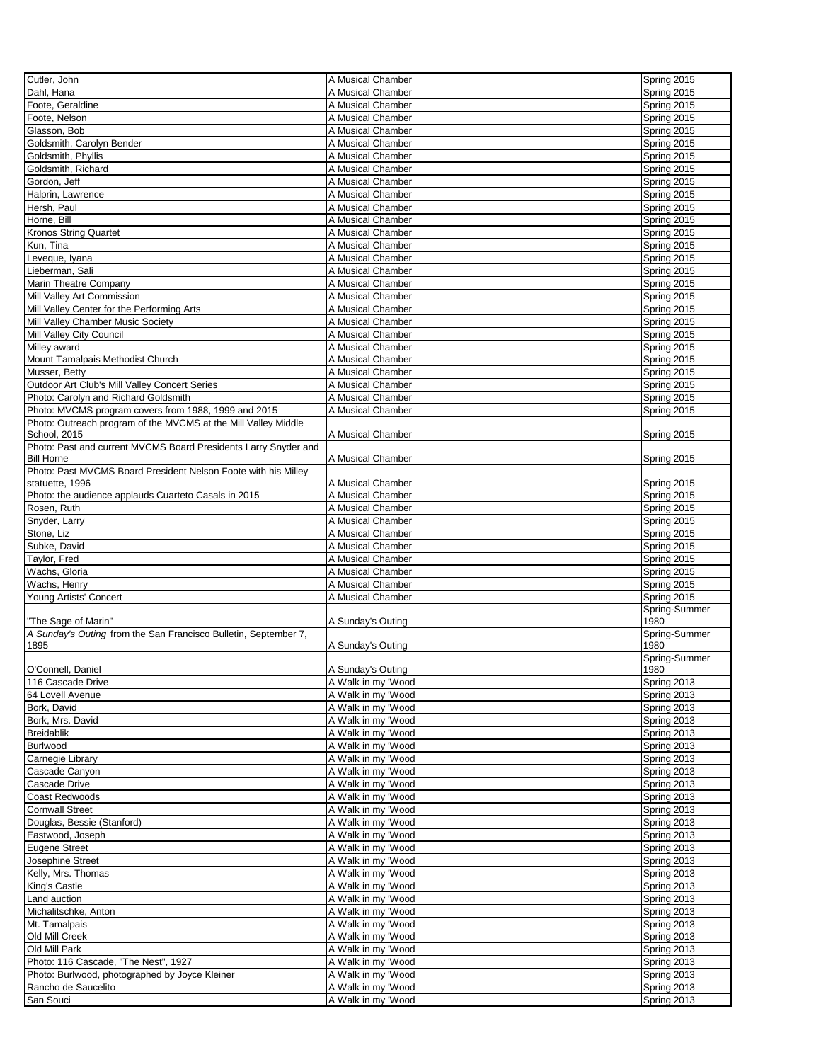| | | |
|---|---|---|
| Cutler, John | A Musical Chamber | Spring 2015 |
| Dahl, Hana | A Musical Chamber | Spring 2015 |
| Foote, Geraldine | A Musical Chamber | Spring 2015 |
| Foote, Nelson | A Musical Chamber | Spring 2015 |
| Glasson, Bob | A Musical Chamber | Spring 2015 |
| Goldsmith, Carolyn Bender | A Musical Chamber | Spring 2015 |
| Goldsmith, Phyllis | A Musical Chamber | Spring 2015 |
| Goldsmith, Richard | A Musical Chamber | Spring 2015 |
| Gordon, Jeff | A Musical Chamber | Spring 2015 |
| Halprin, Lawrence | A Musical Chamber | Spring 2015 |
| Hersh, Paul | A Musical Chamber | Spring 2015 |
| Horne, Bill | A Musical Chamber | Spring 2015 |
| Kronos String Quartet | A Musical Chamber | Spring 2015 |
| Kun, Tina | A Musical Chamber | Spring 2015 |
| Leveque, Iyana | A Musical Chamber | Spring 2015 |
| Lieberman, Sali | A Musical Chamber | Spring 2015 |
| Marin Theatre Company | A Musical Chamber | Spring 2015 |
| Mill Valley Art Commission | A Musical Chamber | Spring 2015 |
| Mill Valley Center for the Performing Arts | A Musical Chamber | Spring 2015 |
| Mill Valley Chamber Music Society | A Musical Chamber | Spring 2015 |
| Mill Valley City Council | A Musical Chamber | Spring 2015 |
| Milley award | A Musical Chamber | Spring 2015 |
| Mount Tamalpais Methodist Church | A Musical Chamber | Spring 2015 |
| Musser, Betty | A Musical Chamber | Spring 2015 |
| Outdoor Art Club's Mill Valley Concert Series | A Musical Chamber | Spring 2015 |
| Photo: Carolyn and Richard Goldsmith | A Musical Chamber | Spring 2015 |
| Photo: MVCMS program covers from 1988, 1999 and 2015 | A Musical Chamber | Spring 2015 |
| Photo: Outreach program of the MVCMS at the Mill Valley Middle School, 2015 | A Musical Chamber | Spring 2015 |
| Photo: Past and current MVCMS Board Presidents Larry Snyder and Bill Horne | A Musical Chamber | Spring 2015 |
| Photo: Past MVCMS Board President Nelson Foote with his Milley statuette, 1996 | A Musical Chamber | Spring 2015 |
| Photo: the audience applauds Cuarteto Casals in 2015 | A Musical Chamber | Spring 2015 |
| Rosen, Ruth | A Musical Chamber | Spring 2015 |
| Snyder, Larry | A Musical Chamber | Spring 2015 |
| Stone, Liz | A Musical Chamber | Spring 2015 |
| Subke, David | A Musical Chamber | Spring 2015 |
| Taylor, Fred | A Musical Chamber | Spring 2015 |
| Wachs, Gloria | A Musical Chamber | Spring 2015 |
| Wachs, Henry | A Musical Chamber | Spring 2015 |
| Young Artists' Concert | A Musical Chamber | Spring 2015 |
| "The Sage of Marin" | A Sunday's Outing | Spring-Summer 1980 |
| *A Sunday's Outing* from the San Francisco Bulletin, September 7, 1895 | A Sunday's Outing | Spring-Summer 1980 |
| O'Connell, Daniel | A Sunday's Outing | Spring-Summer 1980 |
| 116 Cascade Drive | A Walk in my 'Wood | Spring 2013 |
| 64 Lovell Avenue | A Walk in my 'Wood | Spring 2013 |
| Bork, David | A Walk in my 'Wood | Spring 2013 |
| Bork, Mrs. David | A Walk in my 'Wood | Spring 2013 |
| Breidablik | A Walk in my 'Wood | Spring 2013 |
| Burlwood | A Walk in my 'Wood | Spring 2013 |
| Carnegie Library | A Walk in my 'Wood | Spring 2013 |
| Cascade Canyon | A Walk in my 'Wood | Spring 2013 |
| Cascade Drive | A Walk in my 'Wood | Spring 2013 |
| Coast Redwoods | A Walk in my 'Wood | Spring 2013 |
| Cornwall Street | A Walk in my 'Wood | Spring 2013 |
| Douglas, Bessie (Stanford) | A Walk in my 'Wood | Spring 2013 |
| Eastwood, Joseph | A Walk in my 'Wood | Spring 2013 |
| Eugene Street | A Walk in my 'Wood | Spring 2013 |
| Josephine Street | A Walk in my 'Wood | Spring 2013 |
| Kelly, Mrs. Thomas | A Walk in my 'Wood | Spring 2013 |
| King's Castle | A Walk in my 'Wood | Spring 2013 |
| Land auction | A Walk in my 'Wood | Spring 2013 |
| Michalitschke, Anton | A Walk in my 'Wood | Spring 2013 |
| Mt. Tamalpais | A Walk in my 'Wood | Spring 2013 |
| Old Mill Creek | A Walk in my 'Wood | Spring 2013 |
| Old Mill Park | A Walk in my 'Wood | Spring 2013 |
| Photo: 116 Cascade, "The Nest", 1927 | A Walk in my 'Wood | Spring 2013 |
| Photo: Burlwood, photographed by Joyce Kleiner | A Walk in my 'Wood | Spring 2013 |
| Rancho de Saucelito | A Walk in my 'Wood | Spring 2013 |
| San Souci | A Walk in my 'Wood | Spring 2013 |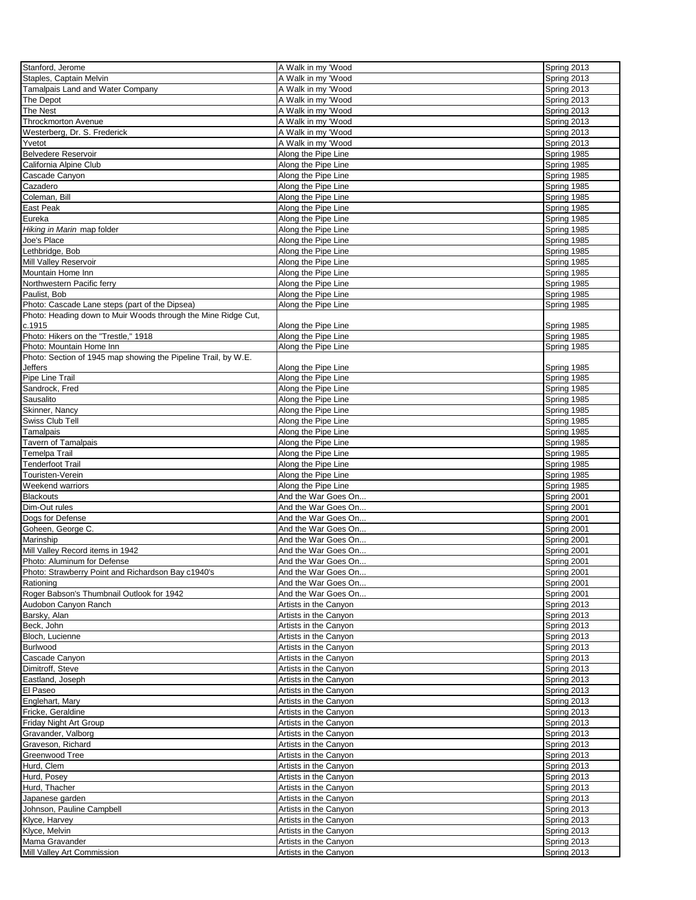| | | |
|---|---|---|
| Stanford, Jerome | A Walk in my 'Wood | Spring 2013 |
| Staples, Captain Melvin | A Walk in my 'Wood | Spring 2013 |
| Tamalpais Land and Water Company | A Walk in my 'Wood | Spring 2013 |
| The Depot | A Walk in my 'Wood | Spring 2013 |
| The Nest | A Walk in my 'Wood | Spring 2013 |
| Throckmorton Avenue | A Walk in my 'Wood | Spring 2013 |
| Westerberg, Dr. S. Frederick | A Walk in my 'Wood | Spring 2013 |
| Yvetot | A Walk in my 'Wood | Spring 2013 |
| Belvedere Reservoir | Along the Pipe Line | Spring 1985 |
| California Alpine Club | Along the Pipe Line | Spring 1985 |
| Cascade Canyon | Along the Pipe Line | Spring 1985 |
| Cazadero | Along the Pipe Line | Spring 1985 |
| Coleman, Bill | Along the Pipe Line | Spring 1985 |
| East Peak | Along the Pipe Line | Spring 1985 |
| Eureka | Along the Pipe Line | Spring 1985 |
| *Hiking in Marin* map folder | Along the Pipe Line | Spring 1985 |
| Joe's Place | Along the Pipe Line | Spring 1985 |
| Lethbridge, Bob | Along the Pipe Line | Spring 1985 |
| Mill Valley Reservoir | Along the Pipe Line | Spring 1985 |
| Mountain Home Inn | Along the Pipe Line | Spring 1985 |
| Northwestern Pacific ferry | Along the Pipe Line | Spring 1985 |
| Paulist, Bob | Along the Pipe Line | Spring 1985 |
| Photo: Cascade Lane steps (part of the Dipsea) | Along the Pipe Line | Spring 1985 |
| Photo: Heading down to Muir Woods through the Mine Ridge Cut, c.1915 | Along the Pipe Line | Spring 1985 |
| Photo: Hikers on the "Trestle," 1918 | Along the Pipe Line | Spring 1985 |
| Photo: Mountain Home Inn | Along the Pipe Line | Spring 1985 |
| Photo: Section of 1945 map showing the Pipeline Trail, by W.E. Jeffers | Along the Pipe Line | Spring 1985 |
| Pipe Line Trail | Along the Pipe Line | Spring 1985 |
| Sandrock, Fred | Along the Pipe Line | Spring 1985 |
| Sausalito | Along the Pipe Line | Spring 1985 |
| Skinner, Nancy | Along the Pipe Line | Spring 1985 |
| Swiss Club Tell | Along the Pipe Line | Spring 1985 |
| Tamalpais | Along the Pipe Line | Spring 1985 |
| Tavern of Tamalpais | Along the Pipe Line | Spring 1985 |
| Temelpa Trail | Along the Pipe Line | Spring 1985 |
| Tenderfoot Trail | Along the Pipe Line | Spring 1985 |
| Touristen-Verein | Along the Pipe Line | Spring 1985 |
| Weekend warriors | Along the Pipe Line | Spring 1985 |
| Blackouts | And the War Goes On... | Spring 2001 |
| Dim-Out rules | And the War Goes On... | Spring 2001 |
| Dogs for Defense | And the War Goes On... | Spring 2001 |
| Goheen, George C. | And the War Goes On... | Spring 2001 |
| Marinship | And the War Goes On... | Spring 2001 |
| Mill Valley Record items in 1942 | And the War Goes On... | Spring 2001 |
| Photo: Aluminum for Defense | And the War Goes On... | Spring 2001 |
| Photo: Strawberry Point and Richardson Bay c1940's | And the War Goes On... | Spring 2001 |
| Rationing | And the War Goes On... | Spring 2001 |
| Roger Babson's Thumbnail Outlook for 1942 | And the War Goes On... | Spring 2001 |
| Audobon Canyon Ranch | Artists in the Canyon | Spring 2013 |
| Barsky, Alan | Artists in the Canyon | Spring 2013 |
| Beck, John | Artists in the Canyon | Spring 2013 |
| Bloch, Lucienne | Artists in the Canyon | Spring 2013 |
| Burlwood | Artists in the Canyon | Spring 2013 |
| Cascade Canyon | Artists in the Canyon | Spring 2013 |
| Dimitroff, Steve | Artists in the Canyon | Spring 2013 |
| Eastland, Joseph | Artists in the Canyon | Spring 2013 |
| El Paseo | Artists in the Canyon | Spring 2013 |
| Englehart, Mary | Artists in the Canyon | Spring 2013 |
| Fricke, Geraldine | Artists in the Canyon | Spring 2013 |
| Friday Night Art Group | Artists in the Canyon | Spring 2013 |
| Gravander, Valborg | Artists in the Canyon | Spring 2013 |
| Graveson, Richard | Artists in the Canyon | Spring 2013 |
| Greenwood Tree | Artists in the Canyon | Spring 2013 |
| Hurd, Clem | Artists in the Canyon | Spring 2013 |
| Hurd, Posey | Artists in the Canyon | Spring 2013 |
| Hurd, Thacher | Artists in the Canyon | Spring 2013 |
| Japanese garden | Artists in the Canyon | Spring 2013 |
| Johnson, Pauline Campbell | Artists in the Canyon | Spring 2013 |
| Klyce, Harvey | Artists in the Canyon | Spring 2013 |
| Klyce, Melvin | Artists in the Canyon | Spring 2013 |
| Mama Gravander | Artists in the Canyon | Spring 2013 |
| Mill Valley Art Commission | Artists in the Canyon | Spring 2013 |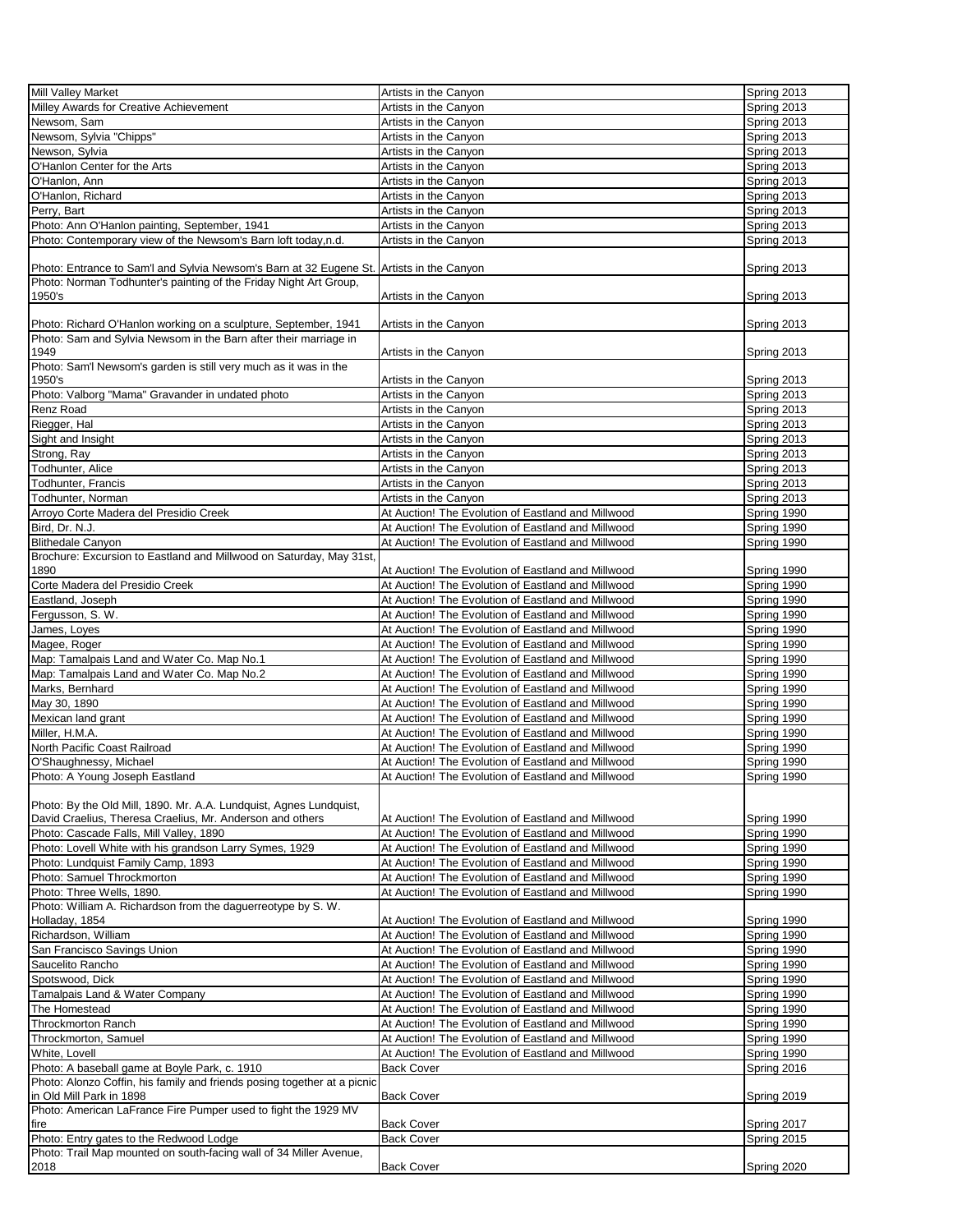| | | |
|---|---|---|
| Mill Valley Market | Artists in the Canyon | Spring 2013 |
| Milley Awards for Creative Achievement | Artists in the Canyon | Spring 2013 |
| Newsom, Sam | Artists in the Canyon | Spring 2013 |
| Newsom, Sylvia "Chipps" | Artists in the Canyon | Spring 2013 |
| Newson, Sylvia | Artists in the Canyon | Spring 2013 |
| O'Hanlon Center for the Arts | Artists in the Canyon | Spring 2013 |
| O'Hanlon, Ann | Artists in the Canyon | Spring 2013 |
| O'Hanlon, Richard | Artists in the Canyon | Spring 2013 |
| Perry, Bart | Artists in the Canyon | Spring 2013 |
| Photo: Ann O'Hanlon painting, September, 1941 | Artists in the Canyon | Spring 2013 |
| Photo: Contemporary view of the Newsom's Barn loft today,n.d. | Artists in the Canyon | Spring 2013 |
| Photo: Entrance to Sam'l and Sylvia Newsom's Barn at 32 Eugene St. | Artists in the Canyon | Spring 2013 |
| Photo: Norman Todhunter's painting of the Friday Night Art Group, 1950's | Artists in the Canyon | Spring 2013 |
| Photo: Richard O'Hanlon working on a sculpture, September, 1941 | Artists in the Canyon | Spring 2013 |
| Photo: Sam and Sylvia Newsom in the Barn after their marriage in 1949 | Artists in the Canyon | Spring 2013 |
| Photo: Sam'l Newsom's garden is still very much as it was in the 1950's | Artists in the Canyon | Spring 2013 |
| Photo: Valborg "Mama" Gravander in undated photo | Artists in the Canyon | Spring 2013 |
| Renz Road | Artists in the Canyon | Spring 2013 |
| Riegger, Hal | Artists in the Canyon | Spring 2013 |
| Sight and Insight | Artists in the Canyon | Spring 2013 |
| Strong, Ray | Artists in the Canyon | Spring 2013 |
| Todhunter, Alice | Artists in the Canyon | Spring 2013 |
| Todhunter, Francis | Artists in the Canyon | Spring 2013 |
| Todhunter, Norman | Artists in the Canyon | Spring 2013 |
| Arroyo Corte Madera del Presidio Creek | At Auction! The Evolution of Eastland and Millwood | Spring 1990 |
| Bird, Dr. N.J. | At Auction! The Evolution of Eastland and Millwood | Spring 1990 |
| Blithedale Canyon | At Auction! The Evolution of Eastland and Millwood | Spring 1990 |
| Brochure: Excursion to Eastland and Millwood on Saturday, May 31st, 1890 | At Auction! The Evolution of Eastland and Millwood | Spring 1990 |
| Corte Madera del Presidio Creek | At Auction! The Evolution of Eastland and Millwood | Spring 1990 |
| Eastland, Joseph | At Auction! The Evolution of Eastland and Millwood | Spring 1990 |
| Fergusson, S. W. | At Auction! The Evolution of Eastland and Millwood | Spring 1990 |
| James, Loyes | At Auction! The Evolution of Eastland and Millwood | Spring 1990 |
| Magee, Roger | At Auction! The Evolution of Eastland and Millwood | Spring 1990 |
| Map: Tamalpais Land and Water Co. Map No.1 | At Auction! The Evolution of Eastland and Millwood | Spring 1990 |
| Map: Tamalpais Land and Water Co. Map No.2 | At Auction! The Evolution of Eastland and Millwood | Spring 1990 |
| Marks, Bernhard | At Auction! The Evolution of Eastland and Millwood | Spring 1990 |
| May 30, 1890 | At Auction! The Evolution of Eastland and Millwood | Spring 1990 |
| Mexican land grant | At Auction! The Evolution of Eastland and Millwood | Spring 1990 |
| Miller, H.M.A. | At Auction! The Evolution of Eastland and Millwood | Spring 1990 |
| North Pacific Coast Railroad | At Auction! The Evolution of Eastland and Millwood | Spring 1990 |
| O'Shaughnessy, Michael | At Auction! The Evolution of Eastland and Millwood | Spring 1990 |
| Photo: A Young Joseph Eastland | At Auction! The Evolution of Eastland and Millwood | Spring 1990 |
| Photo: By the Old Mill, 1890. Mr. A.A. Lundquist, Agnes Lundquist, David Craelius, Theresa Craelius, Mr. Anderson and others | At Auction! The Evolution of Eastland and Millwood | Spring 1990 |
| Photo: Cascade Falls, Mill Valley, 1890 | At Auction! The Evolution of Eastland and Millwood | Spring 1990 |
| Photo: Lovell White with his grandson Larry Symes, 1929 | At Auction! The Evolution of Eastland and Millwood | Spring 1990 |
| Photo: Lundquist Family Camp, 1893 | At Auction! The Evolution of Eastland and Millwood | Spring 1990 |
| Photo: Samuel Throckmorton | At Auction! The Evolution of Eastland and Millwood | Spring 1990 |
| Photo: Three Wells, 1890. | At Auction! The Evolution of Eastland and Millwood | Spring 1990 |
| Photo: William A. Richardson from the daguerreotype by S. W. Holladay, 1854 | At Auction! The Evolution of Eastland and Millwood | Spring 1990 |
| Richardson, William | At Auction! The Evolution of Eastland and Millwood | Spring 1990 |
| San Francisco Savings Union | At Auction! The Evolution of Eastland and Millwood | Spring 1990 |
| Saucelito Rancho | At Auction! The Evolution of Eastland and Millwood | Spring 1990 |
| Spotswood, Dick | At Auction! The Evolution of Eastland and Millwood | Spring 1990 |
| Tamalpais Land & Water Company | At Auction! The Evolution of Eastland and Millwood | Spring 1990 |
| The Homestead | At Auction! The Evolution of Eastland and Millwood | Spring 1990 |
| Throckmorton Ranch | At Auction! The Evolution of Eastland and Millwood | Spring 1990 |
| Throckmorton, Samuel | At Auction! The Evolution of Eastland and Millwood | Spring 1990 |
| White, Lovell | At Auction! The Evolution of Eastland and Millwood | Spring 1990 |
| Photo: A baseball game at Boyle Park, c. 1910 | Back Cover | Spring 2016 |
| Photo: Alonzo Coffin, his family and friends posing together at a picnic in Old Mill Park in 1898 | Back Cover | Spring 2019 |
| Photo: American LaFrance Fire Pumper used to fight the 1929 MV fire | Back Cover | Spring 2017 |
| Photo: Entry gates to the Redwood Lodge | Back Cover | Spring 2015 |
| Photo: Trail Map mounted on south-facing wall of 34 Miller Avenue, 2018 | Back Cover | Spring 2020 |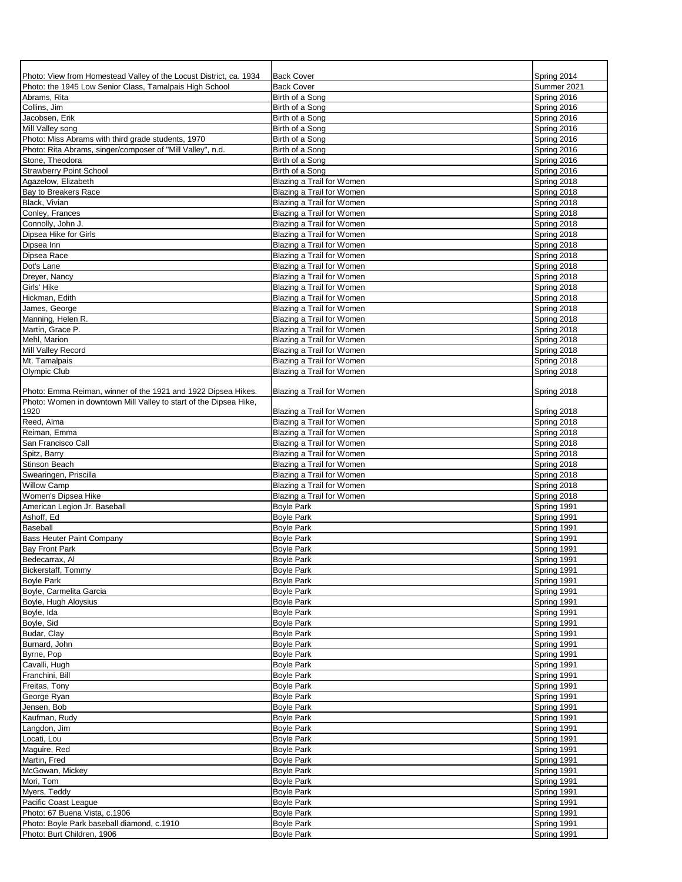| | | |
|---|---|---|
| Photo: View from Homestead Valley of the Locust District, ca. 1934 | Back Cover | Spring 2014 |
| Photo: the 1945 Low Senior Class, Tamalpais High School | Back Cover | Summer 2021 |
| Abrams, Rita | Birth of a Song | Spring 2016 |
| Collins, Jim | Birth of a Song | Spring 2016 |
| Jacobsen, Erik | Birth of a Song | Spring 2016 |
| Mill Valley song | Birth of a Song | Spring 2016 |
| Photo: Miss Abrams with third grade students, 1970 | Birth of a Song | Spring 2016 |
| Photo: Rita Abrams, singer/composer of "Mill Valley", n.d. | Birth of a Song | Spring 2016 |
| Stone, Theodora | Birth of a Song | Spring 2016 |
| Strawberry Point School | Birth of a Song | Spring 2016 |
| Agazelow, Elizabeth | Blazing a Trail for Women | Spring 2018 |
| Bay to Breakers Race | Blazing a Trail for Women | Spring 2018 |
| Black, Vivian | Blazing a Trail for Women | Spring 2018 |
| Conley, Frances | Blazing a Trail for Women | Spring 2018 |
| Connolly, John J. | Blazing a Trail for Women | Spring 2018 |
| Dipsea Hike for Girls | Blazing a Trail for Women | Spring 2018 |
| Dipsea Inn | Blazing a Trail for Women | Spring 2018 |
| Dipsea Race | Blazing a Trail for Women | Spring 2018 |
| Dot's Lane | Blazing a Trail for Women | Spring 2018 |
| Dreyer, Nancy | Blazing a Trail for Women | Spring 2018 |
| Girls' Hike | Blazing a Trail for Women | Spring 2018 |
| Hickman, Edith | Blazing a Trail for Women | Spring 2018 |
| James, George | Blazing a Trail for Women | Spring 2018 |
| Manning, Helen R. | Blazing a Trail for Women | Spring 2018 |
| Martin, Grace P. | Blazing a Trail for Women | Spring 2018 |
| Mehl, Marion | Blazing a Trail for Women | Spring 2018 |
| Mill Valley Record | Blazing a Trail for Women | Spring 2018 |
| Mt. Tamalpais | Blazing a Trail for Women | Spring 2018 |
| Olympic Club | Blazing a Trail for Women | Spring 2018 |
| Photo: Emma Reiman, winner of the 1921 and 1922 Dipsea Hikes. | Blazing a Trail for Women | Spring 2018 |
| Photo: Women in downtown Mill Valley to start of the Dipsea Hike, 1920 | Blazing a Trail for Women | Spring 2018 |
| Reed, Alma | Blazing a Trail for Women | Spring 2018 |
| Reiman, Emma | Blazing a Trail for Women | Spring 2018 |
| San Francisco Call | Blazing a Trail for Women | Spring 2018 |
| Spitz, Barry | Blazing a Trail for Women | Spring 2018 |
| Stinson Beach | Blazing a Trail for Women | Spring 2018 |
| Swearingen, Priscilla | Blazing a Trail for Women | Spring 2018 |
| Willow Camp | Blazing a Trail for Women | Spring 2018 |
| Women's Dipsea Hike | Blazing a Trail for Women | Spring 2018 |
| American Legion Jr. Baseball | Boyle Park | Spring 1991 |
| Ashoff, Ed | Boyle Park | Spring 1991 |
| Baseball | Boyle Park | Spring 1991 |
| Bass Heuter Paint Company | Boyle Park | Spring 1991 |
| Bay Front Park | Boyle Park | Spring 1991 |
| Bedecarrax, Al | Boyle Park | Spring 1991 |
| Bickerstaff, Tommy | Boyle Park | Spring 1991 |
| Boyle Park | Boyle Park | Spring 1991 |
| Boyle, Carmelita Garcia | Boyle Park | Spring 1991 |
| Boyle, Hugh Aloysius | Boyle Park | Spring 1991 |
| Boyle, Ida | Boyle Park | Spring 1991 |
| Boyle, Sid | Boyle Park | Spring 1991 |
| Budar, Clay | Boyle Park | Spring 1991 |
| Burnard, John | Boyle Park | Spring 1991 |
| Byrne, Pop | Boyle Park | Spring 1991 |
| Cavalli, Hugh | Boyle Park | Spring 1991 |
| Franchini, Bill | Boyle Park | Spring 1991 |
| Freitas, Tony | Boyle Park | Spring 1991 |
| George Ryan | Boyle Park | Spring 1991 |
| Jensen, Bob | Boyle Park | Spring 1991 |
| Kaufman, Rudy | Boyle Park | Spring 1991 |
| Langdon, Jim | Boyle Park | Spring 1991 |
| Locati, Lou | Boyle Park | Spring 1991 |
| Maguire, Red | Boyle Park | Spring 1991 |
| Martin, Fred | Boyle Park | Spring 1991 |
| McGowan, Mickey | Boyle Park | Spring 1991 |
| Mori, Tom | Boyle Park | Spring 1991 |
| Myers, Teddy | Boyle Park | Spring 1991 |
| Pacific Coast League | Boyle Park | Spring 1991 |
| Photo: 67 Buena Vista, c.1906 | Boyle Park | Spring 1991 |
| Photo: Boyle Park baseball diamond, c.1910 | Boyle Park | Spring 1991 |
| Photo: Burt Children, 1906 | Boyle Park | Spring 1991 |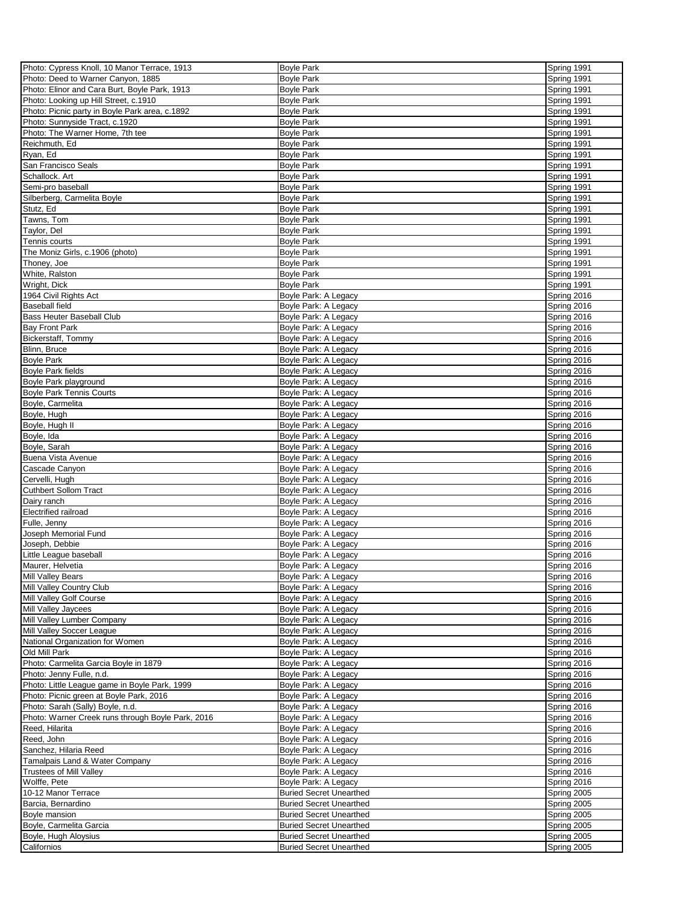| | | |
|---|---|---|
| Photo: Cypress Knoll, 10 Manor Terrace, 1913 | Boyle Park | Spring 1991 |
| Photo: Deed to Warner Canyon, 1885 | Boyle Park | Spring 1991 |
| Photo: Elinor and Cara Burt, Boyle Park, 1913 | Boyle Park | Spring 1991 |
| Photo: Looking up Hill Street, c.1910 | Boyle Park | Spring 1991 |
| Photo: Picnic party in Boyle Park area, c.1892 | Boyle Park | Spring 1991 |
| Photo: Sunnyside Tract, c.1920 | Boyle Park | Spring 1991 |
| Photo: The Warner Home, 7th tee | Boyle Park | Spring 1991 |
| Reichmuth, Ed | Boyle Park | Spring 1991 |
| Ryan, Ed | Boyle Park | Spring 1991 |
| San Francisco Seals | Boyle Park | Spring 1991 |
| Schallock. Art | Boyle Park | Spring 1991 |
| Semi-pro baseball | Boyle Park | Spring 1991 |
| Silberberg, Carmelita Boyle | Boyle Park | Spring 1991 |
| Stutz, Ed | Boyle Park | Spring 1991 |
| Tawns, Tom | Boyle Park | Spring 1991 |
| Taylor, Del | Boyle Park | Spring 1991 |
| Tennis courts | Boyle Park | Spring 1991 |
| The Moniz Girls, c.1906 (photo) | Boyle Park | Spring 1991 |
| Thoney, Joe | Boyle Park | Spring 1991 |
| White, Ralston | Boyle Park | Spring 1991 |
| Wright, Dick | Boyle Park | Spring 1991 |
| 1964 Civil Rights Act | Boyle Park: A Legacy | Spring 2016 |
| Baseball field | Boyle Park: A Legacy | Spring 2016 |
| Bass Heuter Baseball Club | Boyle Park: A Legacy | Spring 2016 |
| Bay Front Park | Boyle Park: A Legacy | Spring 2016 |
| Bickerstaff, Tommy | Boyle Park: A Legacy | Spring 2016 |
| Blinn, Bruce | Boyle Park: A Legacy | Spring 2016 |
| Boyle Park | Boyle Park: A Legacy | Spring 2016 |
| Boyle Park fields | Boyle Park: A Legacy | Spring 2016 |
| Boyle Park playground | Boyle Park: A Legacy | Spring 2016 |
| Boyle Park Tennis Courts | Boyle Park: A Legacy | Spring 2016 |
| Boyle, Carmelita | Boyle Park: A Legacy | Spring 2016 |
| Boyle, Hugh | Boyle Park: A Legacy | Spring 2016 |
| Boyle, Hugh II | Boyle Park: A Legacy | Spring 2016 |
| Boyle, Ida | Boyle Park: A Legacy | Spring 2016 |
| Boyle, Sarah | Boyle Park: A Legacy | Spring 2016 |
| Buena Vista Avenue | Boyle Park: A Legacy | Spring 2016 |
| Cascade Canyon | Boyle Park: A Legacy | Spring 2016 |
| Cervelli, Hugh | Boyle Park: A Legacy | Spring 2016 |
| Cuthbert Sollom Tract | Boyle Park: A Legacy | Spring 2016 |
| Dairy ranch | Boyle Park: A Legacy | Spring 2016 |
| Electrified railroad | Boyle Park: A Legacy | Spring 2016 |
| Fulle, Jenny | Boyle Park: A Legacy | Spring 2016 |
| Joseph Memorial Fund | Boyle Park: A Legacy | Spring 2016 |
| Joseph, Debbie | Boyle Park: A Legacy | Spring 2016 |
| Little League baseball | Boyle Park: A Legacy | Spring 2016 |
| Maurer, Helvetia | Boyle Park: A Legacy | Spring 2016 |
| Mill Valley Bears | Boyle Park: A Legacy | Spring 2016 |
| Mill Valley Country Club | Boyle Park: A Legacy | Spring 2016 |
| Mill Valley Golf Course | Boyle Park: A Legacy | Spring 2016 |
| Mill Valley Jaycees | Boyle Park: A Legacy | Spring 2016 |
| Mill Valley Lumber Company | Boyle Park: A Legacy | Spring 2016 |
| Mill Valley Soccer League | Boyle Park: A Legacy | Spring 2016 |
| National Organization for Women | Boyle Park: A Legacy | Spring 2016 |
| Old Mill Park | Boyle Park: A Legacy | Spring 2016 |
| Photo: Carmelita Garcia Boyle in 1879 | Boyle Park: A Legacy | Spring 2016 |
| Photo: Jenny Fulle, n.d. | Boyle Park: A Legacy | Spring 2016 |
| Photo: Little League game in Boyle Park, 1999 | Boyle Park: A Legacy | Spring 2016 |
| Photo: Picnic green at Boyle Park, 2016 | Boyle Park: A Legacy | Spring 2016 |
| Photo: Sarah (Sally) Boyle, n.d. | Boyle Park: A Legacy | Spring 2016 |
| Photo: Warner Creek runs through Boyle Park, 2016 | Boyle Park: A Legacy | Spring 2016 |
| Reed, Hilarita | Boyle Park: A Legacy | Spring 2016 |
| Reed, John | Boyle Park: A Legacy | Spring 2016 |
| Sanchez, Hilaria Reed | Boyle Park: A Legacy | Spring 2016 |
| Tamalpais Land & Water Company | Boyle Park: A Legacy | Spring 2016 |
| Trustees of Mill Valley | Boyle Park: A Legacy | Spring 2016 |
| Wolffe, Pete | Boyle Park: A Legacy | Spring 2016 |
| 10-12 Manor Terrace | Buried Secret Unearthed | Spring 2005 |
| Barcia, Bernardino | Buried Secret Unearthed | Spring 2005 |
| Boyle mansion | Buried Secret Unearthed | Spring 2005 |
| Boyle, Carmelita Garcia | Buried Secret Unearthed | Spring 2005 |
| Boyle, Hugh Aloysius | Buried Secret Unearthed | Spring 2005 |
| Californios | Buried Secret Unearthed | Spring 2005 |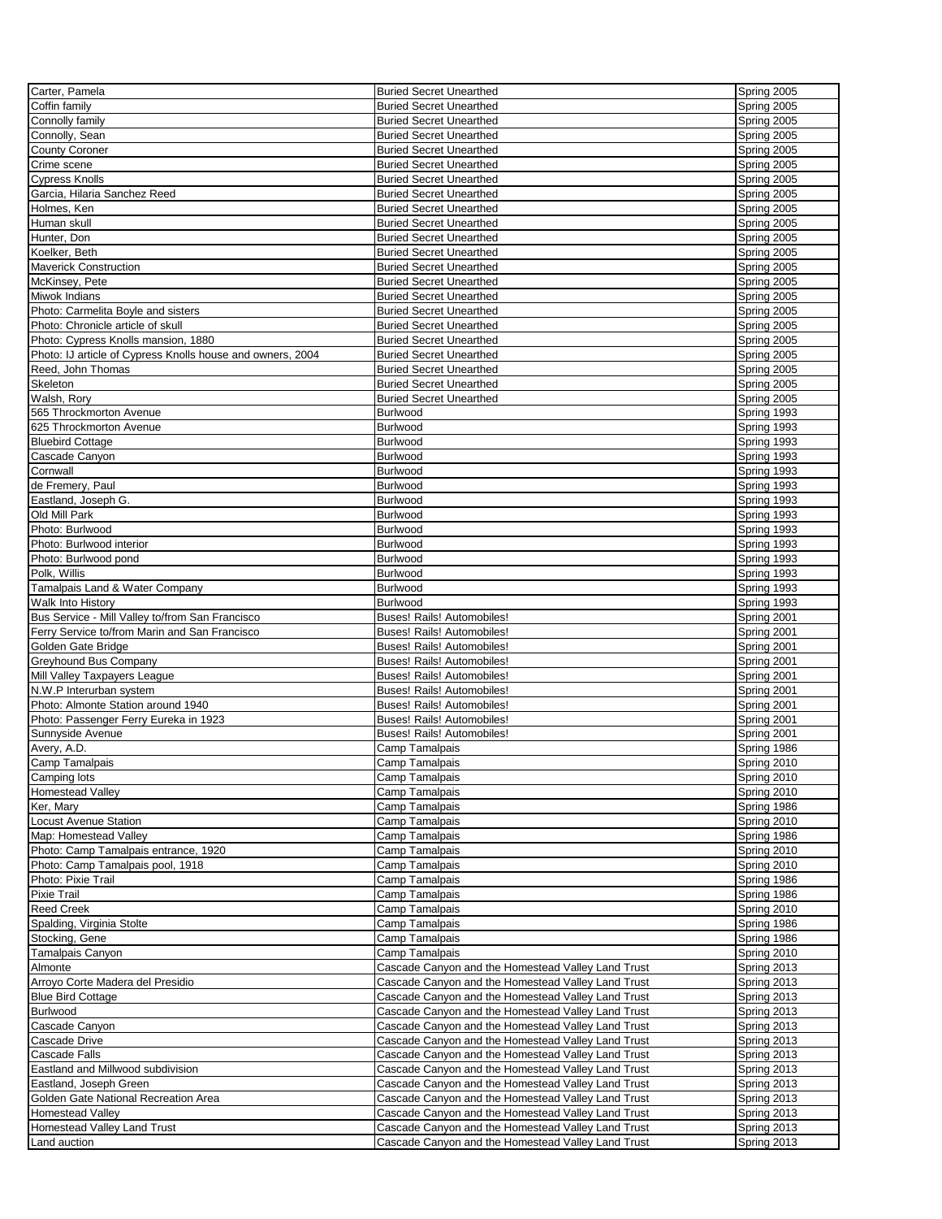| | | |
|---|---|---|
| Carter, Pamela | Buried Secret Unearthed | Spring 2005 |
| Coffin family | Buried Secret Unearthed | Spring 2005 |
| Connolly family | Buried Secret Unearthed | Spring 2005 |
| Connolly, Sean | Buried Secret Unearthed | Spring 2005 |
| County Coroner | Buried Secret Unearthed | Spring 2005 |
| Crime scene | Buried Secret Unearthed | Spring 2005 |
| Cypress Knolls | Buried Secret Unearthed | Spring 2005 |
| Garcia, Hilaria Sanchez Reed | Buried Secret Unearthed | Spring 2005 |
| Holmes, Ken | Buried Secret Unearthed | Spring 2005 |
| Human skull | Buried Secret Unearthed | Spring 2005 |
| Hunter, Don | Buried Secret Unearthed | Spring 2005 |
| Koelker, Beth | Buried Secret Unearthed | Spring 2005 |
| Maverick Construction | Buried Secret Unearthed | Spring 2005 |
| McKinsey, Pete | Buried Secret Unearthed | Spring 2005 |
| Miwok Indians | Buried Secret Unearthed | Spring 2005 |
| Photo: Carmelita Boyle and sisters | Buried Secret Unearthed | Spring 2005 |
| Photo: Chronicle article of skull | Buried Secret Unearthed | Spring 2005 |
| Photo: Cypress Knolls mansion, 1880 | Buried Secret Unearthed | Spring 2005 |
| Photo: IJ article of Cypress Knolls house and owners, 2004 | Buried Secret Unearthed | Spring 2005 |
| Reed, John Thomas | Buried Secret Unearthed | Spring 2005 |
| Skeleton | Buried Secret Unearthed | Spring 2005 |
| Walsh, Rory | Buried Secret Unearthed | Spring 2005 |
| 565 Throckmorton Avenue | Burlwood | Spring 1993 |
| 625 Throckmorton Avenue | Burlwood | Spring 1993 |
| Bluebird Cottage | Burlwood | Spring 1993 |
| Cascade Canyon | Burlwood | Spring 1993 |
| Cornwall | Burlwood | Spring 1993 |
| de Fremery, Paul | Burlwood | Spring 1993 |
| Eastland, Joseph G. | Burlwood | Spring 1993 |
| Old Mill Park | Burlwood | Spring 1993 |
| Photo: Burlwood | Burlwood | Spring 1993 |
| Photo: Burlwood interior | Burlwood | Spring 1993 |
| Photo: Burlwood pond | Burlwood | Spring 1993 |
| Polk, Willis | Burlwood | Spring 1993 |
| Tamalpais Land & Water Company | Burlwood | Spring 1993 |
| Walk Into History | Burlwood | Spring 1993 |
| Bus Service - Mill Valley to/from San Francisco | Buses! Rails! Automobiles! | Spring 2001 |
| Ferry Service to/from Marin and San Francisco | Buses! Rails! Automobiles! | Spring 2001 |
| Golden Gate Bridge | Buses! Rails! Automobiles! | Spring 2001 |
| Greyhound Bus Company | Buses! Rails! Automobiles! | Spring 2001 |
| Mill Valley Taxpayers League | Buses! Rails! Automobiles! | Spring 2001 |
| N.W.P Interurban system | Buses! Rails! Automobiles! | Spring 2001 |
| Photo: Almonte Station around 1940 | Buses! Rails! Automobiles! | Spring 2001 |
| Photo: Passenger Ferry Eureka in 1923 | Buses! Rails! Automobiles! | Spring 2001 |
| Sunnyside Avenue | Buses! Rails! Automobiles! | Spring 2001 |
| Avery, A.D. | Camp Tamalpais | Spring 1986 |
| Camp Tamalpais | Camp Tamalpais | Spring 2010 |
| Camping lots | Camp Tamalpais | Spring 2010 |
| Homestead Valley | Camp Tamalpais | Spring 2010 |
| Ker, Mary | Camp Tamalpais | Spring 1986 |
| Locust Avenue Station | Camp Tamalpais | Spring 2010 |
| Map: Homestead Valley | Camp Tamalpais | Spring 1986 |
| Photo: Camp Tamalpais entrance, 1920 | Camp Tamalpais | Spring 2010 |
| Photo: Camp Tamalpais pool, 1918 | Camp Tamalpais | Spring 2010 |
| Photo: Pixie Trail | Camp Tamalpais | Spring 1986 |
| Pixie Trail | Camp Tamalpais | Spring 1986 |
| Reed Creek | Camp Tamalpais | Spring 2010 |
| Spalding, Virginia Stolte | Camp Tamalpais | Spring 1986 |
| Stocking, Gene | Camp Tamalpais | Spring 1986 |
| Tamalpais Canyon | Camp Tamalpais | Spring 2010 |
| Almonte | Cascade Canyon and the Homestead Valley Land Trust | Spring 2013 |
| Arroyo Corte Madera del Presidio | Cascade Canyon and the Homestead Valley Land Trust | Spring 2013 |
| Blue Bird Cottage | Cascade Canyon and the Homestead Valley Land Trust | Spring 2013 |
| Burlwood | Cascade Canyon and the Homestead Valley Land Trust | Spring 2013 |
| Cascade Canyon | Cascade Canyon and the Homestead Valley Land Trust | Spring 2013 |
| Cascade Drive | Cascade Canyon and the Homestead Valley Land Trust | Spring 2013 |
| Cascade Falls | Cascade Canyon and the Homestead Valley Land Trust | Spring 2013 |
| Eastland and Millwood subdivision | Cascade Canyon and the Homestead Valley Land Trust | Spring 2013 |
| Eastland, Joseph Green | Cascade Canyon and the Homestead Valley Land Trust | Spring 2013 |
| Golden Gate National Recreation Area | Cascade Canyon and the Homestead Valley Land Trust | Spring 2013 |
| Homestead Valley | Cascade Canyon and the Homestead Valley Land Trust | Spring 2013 |
| Homestead Valley Land Trust | Cascade Canyon and the Homestead Valley Land Trust | Spring 2013 |
| Land auction | Cascade Canyon and the Homestead Valley Land Trust | Spring 2013 |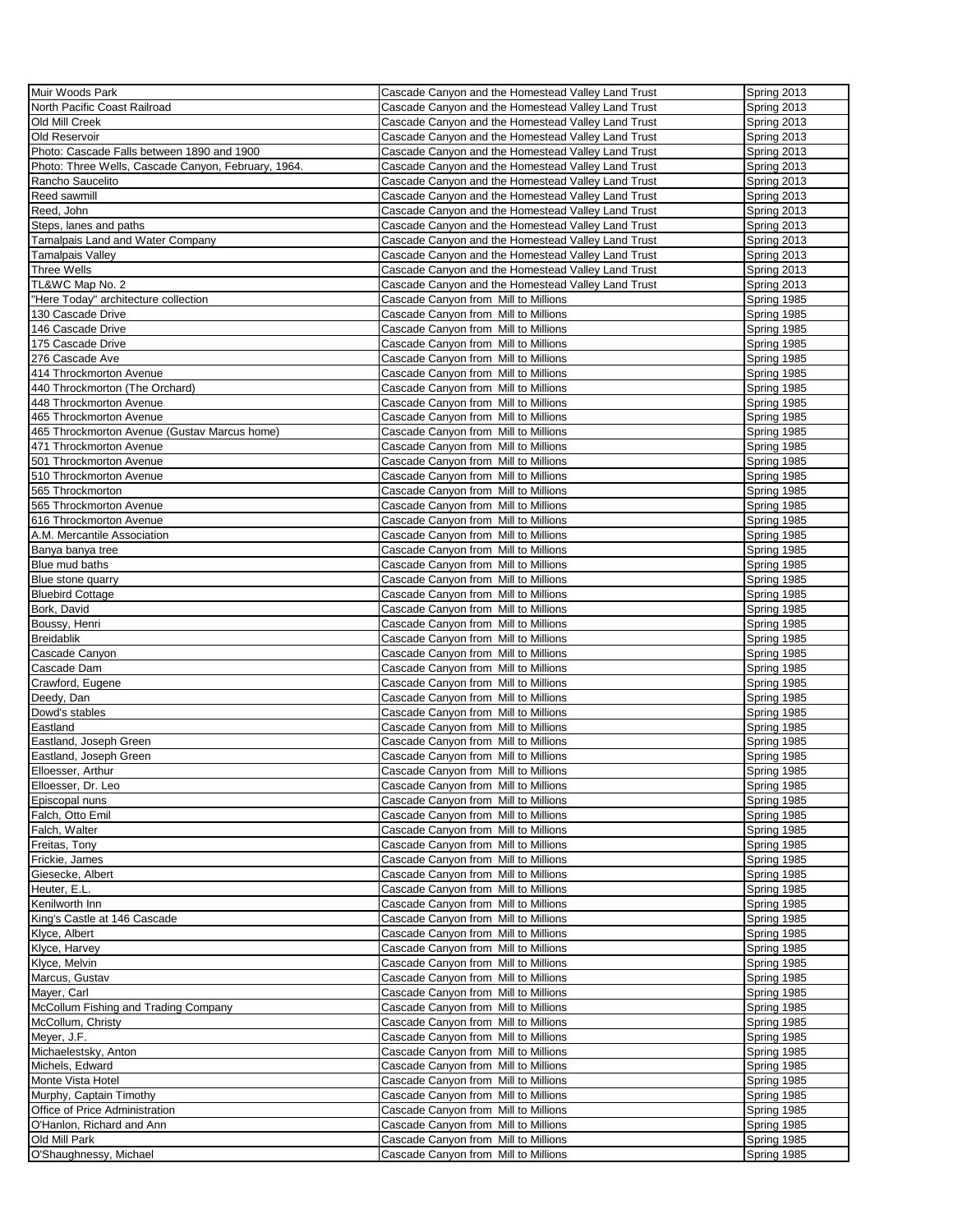| | | |
|---|---|---|
| Muir Woods Park | Cascade Canyon and the Homestead Valley Land Trust | Spring 2013 |
| North Pacific Coast Railroad | Cascade Canyon and the Homestead Valley Land Trust | Spring 2013 |
| Old Mill Creek | Cascade Canyon and the Homestead Valley Land Trust | Spring 2013 |
| Old Reservoir | Cascade Canyon and the Homestead Valley Land Trust | Spring 2013 |
| Photo: Cascade Falls between 1890 and 1900 | Cascade Canyon and the Homestead Valley Land Trust | Spring 2013 |
| Photo: Three Wells, Cascade Canyon, February, 1964. | Cascade Canyon and the Homestead Valley Land Trust | Spring 2013 |
| Rancho Saucelito | Cascade Canyon and the Homestead Valley Land Trust | Spring 2013 |
| Reed sawmill | Cascade Canyon and the Homestead Valley Land Trust | Spring 2013 |
| Reed, John | Cascade Canyon and the Homestead Valley Land Trust | Spring 2013 |
| Steps, lanes and paths | Cascade Canyon and the Homestead Valley Land Trust | Spring 2013 |
| Tamalpais Land and Water Company | Cascade Canyon and the Homestead Valley Land Trust | Spring 2013 |
| Tamalpais Valley | Cascade Canyon and the Homestead Valley Land Trust | Spring 2013 |
| Three Wells | Cascade Canyon and the Homestead Valley Land Trust | Spring 2013 |
| TL&WC Map No. 2 | Cascade Canyon and the Homestead Valley Land Trust | Spring 2013 |
| "Here Today" architecture collection | Cascade Canyon from Mill to Millions | Spring 1985 |
| 130 Cascade Drive | Cascade Canyon from Mill to Millions | Spring 1985 |
| 146 Cascade Drive | Cascade Canyon from Mill to Millions | Spring 1985 |
| 175 Cascade Drive | Cascade Canyon from Mill to Millions | Spring 1985 |
| 276 Cascade Ave | Cascade Canyon from Mill to Millions | Spring 1985 |
| 414 Throckmorton Avenue | Cascade Canyon from Mill to Millions | Spring 1985 |
| 440 Throckmorton (The Orchard) | Cascade Canyon from Mill to Millions | Spring 1985 |
| 448 Throckmorton Avenue | Cascade Canyon from Mill to Millions | Spring 1985 |
| 465 Throckmorton Avenue | Cascade Canyon from Mill to Millions | Spring 1985 |
| 465 Throckmorton Avenue (Gustav Marcus home) | Cascade Canyon from Mill to Millions | Spring 1985 |
| 471 Throckmorton Avenue | Cascade Canyon from Mill to Millions | Spring 1985 |
| 501 Throckmorton Avenue | Cascade Canyon from Mill to Millions | Spring 1985 |
| 510 Throckmorton Avenue | Cascade Canyon from Mill to Millions | Spring 1985 |
| 565 Throckmorton | Cascade Canyon from Mill to Millions | Spring 1985 |
| 565 Throckmorton Avenue | Cascade Canyon from Mill to Millions | Spring 1985 |
| 616 Throckmorton Avenue | Cascade Canyon from Mill to Millions | Spring 1985 |
| A.M. Mercantile Association | Cascade Canyon from Mill to Millions | Spring 1985 |
| Banya banya tree | Cascade Canyon from Mill to Millions | Spring 1985 |
| Blue mud baths | Cascade Canyon from Mill to Millions | Spring 1985 |
| Blue stone quarry | Cascade Canyon from Mill to Millions | Spring 1985 |
| Bluebird Cottage | Cascade Canyon from Mill to Millions | Spring 1985 |
| Bork, David | Cascade Canyon from Mill to Millions | Spring 1985 |
| Boussy, Henri | Cascade Canyon from Mill to Millions | Spring 1985 |
| Breidablik | Cascade Canyon from Mill to Millions | Spring 1985 |
| Cascade Canyon | Cascade Canyon from Mill to Millions | Spring 1985 |
| Cascade Dam | Cascade Canyon from Mill to Millions | Spring 1985 |
| Crawford, Eugene | Cascade Canyon from Mill to Millions | Spring 1985 |
| Deedy, Dan | Cascade Canyon from Mill to Millions | Spring 1985 |
| Dowd's stables | Cascade Canyon from Mill to Millions | Spring 1985 |
| Eastland | Cascade Canyon from Mill to Millions | Spring 1985 |
| Eastland, Joseph Green | Cascade Canyon from Mill to Millions | Spring 1985 |
| Eastland, Joseph Green | Cascade Canyon from Mill to Millions | Spring 1985 |
| Elloesser, Arthur | Cascade Canyon from Mill to Millions | Spring 1985 |
| Elloesser, Dr. Leo | Cascade Canyon from Mill to Millions | Spring 1985 |
| Episcopal nuns | Cascade Canyon from Mill to Millions | Spring 1985 |
| Falch, Otto Emil | Cascade Canyon from Mill to Millions | Spring 1985 |
| Falch, Walter | Cascade Canyon from Mill to Millions | Spring 1985 |
| Freitas, Tony | Cascade Canyon from Mill to Millions | Spring 1985 |
| Frickie, James | Cascade Canyon from Mill to Millions | Spring 1985 |
| Giesecke, Albert | Cascade Canyon from Mill to Millions | Spring 1985 |
| Heuter, E.L. | Cascade Canyon from Mill to Millions | Spring 1985 |
| Kenilworth Inn | Cascade Canyon from Mill to Millions | Spring 1985 |
| King's Castle at 146 Cascade | Cascade Canyon from Mill to Millions | Spring 1985 |
| Klyce, Albert | Cascade Canyon from Mill to Millions | Spring 1985 |
| Klyce, Harvey | Cascade Canyon from Mill to Millions | Spring 1985 |
| Klyce, Melvin | Cascade Canyon from Mill to Millions | Spring 1985 |
| Marcus, Gustav | Cascade Canyon from Mill to Millions | Spring 1985 |
| Mayer, Carl | Cascade Canyon from Mill to Millions | Spring 1985 |
| McCollum Fishing and Trading Company | Cascade Canyon from Mill to Millions | Spring 1985 |
| McCollum, Christy | Cascade Canyon from Mill to Millions | Spring 1985 |
| Meyer, J.F. | Cascade Canyon from Mill to Millions | Spring 1985 |
| Michaelestsky, Anton | Cascade Canyon from Mill to Millions | Spring 1985 |
| Michels, Edward | Cascade Canyon from Mill to Millions | Spring 1985 |
| Monte Vista Hotel | Cascade Canyon from Mill to Millions | Spring 1985 |
| Murphy, Captain Timothy | Cascade Canyon from Mill to Millions | Spring 1985 |
| Office of Price Administration | Cascade Canyon from Mill to Millions | Spring 1985 |
| O'Hanlon, Richard and Ann | Cascade Canyon from Mill to Millions | Spring 1985 |
| Old Mill Park | Cascade Canyon from Mill to Millions | Spring 1985 |
| O'Shaughnessy, Michael | Cascade Canyon from Mill to Millions | Spring 1985 |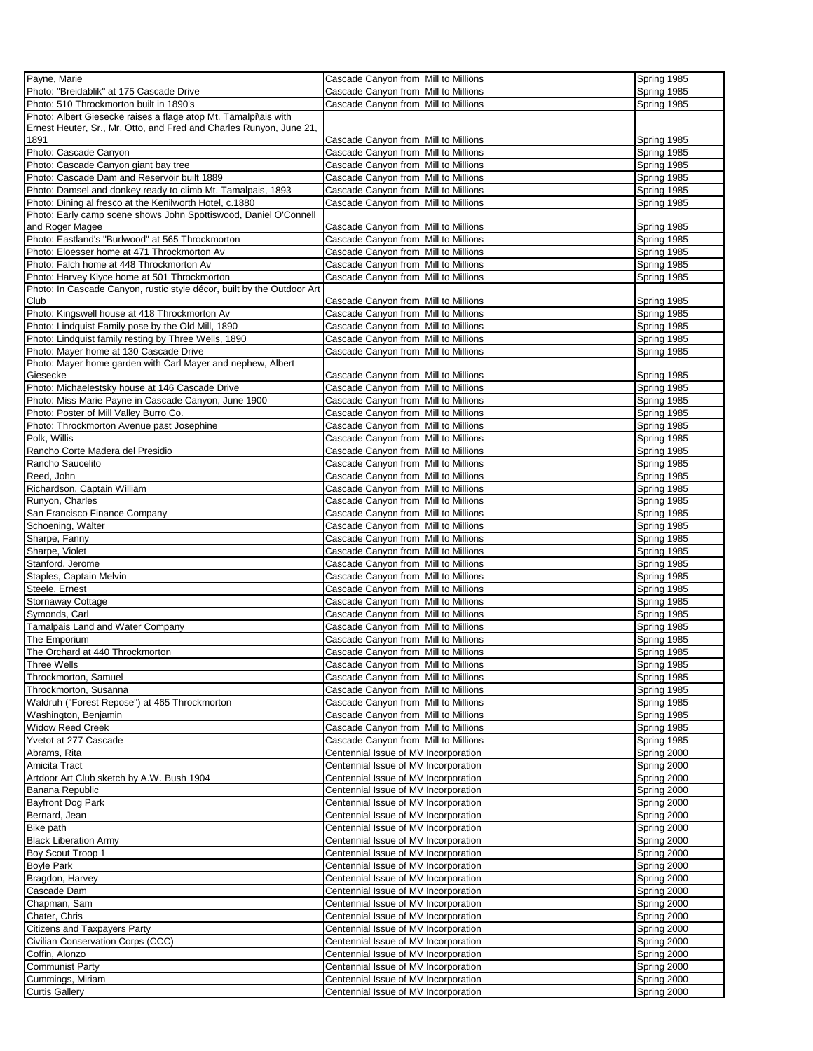| | | |
|---|---|---|
| Payne, Marie | Cascade Canyon from Mill to Millions | Spring 1985 |
| Photo: "Breidablik" at 175 Cascade Drive | Cascade Canyon from Mill to Millions | Spring 1985 |
| Photo: 510 Throckmorton built in 1890's | Cascade Canyon from Mill to Millions | Spring 1985 |
| Photo: Albert Giesecke raises a flage atop Mt. Tamalpi\ais with Ernest Heuter, Sr., Mr. Otto, and Fred and Charles Runyon, June 21, 1891 | Cascade Canyon from Mill to Millions | Spring 1985 |
| Photo: Cascade Canyon | Cascade Canyon from Mill to Millions | Spring 1985 |
| Photo: Cascade Canyon giant bay tree | Cascade Canyon from Mill to Millions | Spring 1985 |
| Photo: Cascade Dam and Reservoir built 1889 | Cascade Canyon from Mill to Millions | Spring 1985 |
| Photo: Damsel and donkey ready to climb Mt. Tamalpais, 1893 | Cascade Canyon from Mill to Millions | Spring 1985 |
| Photo: Dining al fresco at the Kenilworth Hotel, c.1880 | Cascade Canyon from Mill to Millions | Spring 1985 |
| Photo: Early camp scene shows John Spottiswood, Daniel O'Connell and Roger Magee | Cascade Canyon from Mill to Millions | Spring 1985 |
| Photo: Eastland's "Burlwood" at 565 Throckmorton | Cascade Canyon from Mill to Millions | Spring 1985 |
| Photo: Eloesser home at 471 Throckmorton Av | Cascade Canyon from Mill to Millions | Spring 1985 |
| Photo: Falch home at 448 Throckmorton Av | Cascade Canyon from Mill to Millions | Spring 1985 |
| Photo: Harvey Klyce home at 501 Throckmorton | Cascade Canyon from Mill to Millions | Spring 1985 |
| Photo: In Cascade Canyon, rustic style décor, built by the Outdoor Art Club | Cascade Canyon from Mill to Millions | Spring 1985 |
| Photo: Kingswell house at 418 Throckmorton Av | Cascade Canyon from Mill to Millions | Spring 1985 |
| Photo: Lindquist Family pose by the Old Mill, 1890 | Cascade Canyon from Mill to Millions | Spring 1985 |
| Photo: Lindquist family resting by Three Wells, 1890 | Cascade Canyon from Mill to Millions | Spring 1985 |
| Photo: Mayer home at 130 Cascade Drive | Cascade Canyon from Mill to Millions | Spring 1985 |
| Photo: Mayer home garden with Carl Mayer and nephew, Albert Giesecke | Cascade Canyon from Mill to Millions | Spring 1985 |
| Photo: Michaelestsky house at 146 Cascade Drive | Cascade Canyon from Mill to Millions | Spring 1985 |
| Photo: Miss Marie Payne in Cascade Canyon, June 1900 | Cascade Canyon from Mill to Millions | Spring 1985 |
| Photo: Poster of Mill Valley Burro Co. | Cascade Canyon from Mill to Millions | Spring 1985 |
| Photo: Throckmorton Avenue past Josephine | Cascade Canyon from Mill to Millions | Spring 1985 |
| Polk, Willis | Cascade Canyon from Mill to Millions | Spring 1985 |
| Rancho Corte Madera del Presidio | Cascade Canyon from Mill to Millions | Spring 1985 |
| Rancho Saucelito | Cascade Canyon from Mill to Millions | Spring 1985 |
| Reed, John | Cascade Canyon from Mill to Millions | Spring 1985 |
| Richardson, Captain William | Cascade Canyon from Mill to Millions | Spring 1985 |
| Runyon, Charles | Cascade Canyon from Mill to Millions | Spring 1985 |
| San Francisco Finance Company | Cascade Canyon from Mill to Millions | Spring 1985 |
| Schoening, Walter | Cascade Canyon from Mill to Millions | Spring 1985 |
| Sharpe, Fanny | Cascade Canyon from Mill to Millions | Spring 1985 |
| Sharpe, Violet | Cascade Canyon from Mill to Millions | Spring 1985 |
| Stanford, Jerome | Cascade Canyon from Mill to Millions | Spring 1985 |
| Staples, Captain Melvin | Cascade Canyon from Mill to Millions | Spring 1985 |
| Steele, Ernest | Cascade Canyon from Mill to Millions | Spring 1985 |
| Stornaway Cottage | Cascade Canyon from Mill to Millions | Spring 1985 |
| Symonds, Carl | Cascade Canyon from Mill to Millions | Spring 1985 |
| Tamalpais Land and Water Company | Cascade Canyon from Mill to Millions | Spring 1985 |
| The Emporium | Cascade Canyon from Mill to Millions | Spring 1985 |
| The Orchard at 440 Throckmorton | Cascade Canyon from Mill to Millions | Spring 1985 |
| Three Wells | Cascade Canyon from Mill to Millions | Spring 1985 |
| Throckmorton, Samuel | Cascade Canyon from Mill to Millions | Spring 1985 |
| Throckmorton, Susanna | Cascade Canyon from Mill to Millions | Spring 1985 |
| Waldruh ("Forest Repose") at 465 Throckmorton | Cascade Canyon from Mill to Millions | Spring 1985 |
| Washington, Benjamin | Cascade Canyon from Mill to Millions | Spring 1985 |
| Widow Reed Creek | Cascade Canyon from Mill to Millions | Spring 1985 |
| Yvetot at 277 Cascade | Cascade Canyon from Mill to Millions | Spring 1985 |
| Abrams, Rita | Centennial Issue of MV Incorporation | Spring 2000 |
| Amicita Tract | Centennial Issue of MV Incorporation | Spring 2000 |
| Artdoor Art Club sketch by A.W. Bush 1904 | Centennial Issue of MV Incorporation | Spring 2000 |
| Banana Republic | Centennial Issue of MV Incorporation | Spring 2000 |
| Bayfront Dog Park | Centennial Issue of MV Incorporation | Spring 2000 |
| Bernard, Jean | Centennial Issue of MV Incorporation | Spring 2000 |
| Bike path | Centennial Issue of MV Incorporation | Spring 2000 |
| Black Liberation Army | Centennial Issue of MV Incorporation | Spring 2000 |
| Boy Scout Troop 1 | Centennial Issue of MV Incorporation | Spring 2000 |
| Boyle Park | Centennial Issue of MV Incorporation | Spring 2000 |
| Bragdon, Harvey | Centennial Issue of MV Incorporation | Spring 2000 |
| Cascade Dam | Centennial Issue of MV Incorporation | Spring 2000 |
| Chapman, Sam | Centennial Issue of MV Incorporation | Spring 2000 |
| Chater, Chris | Centennial Issue of MV Incorporation | Spring 2000 |
| Citizens and Taxpayers Party | Centennial Issue of MV Incorporation | Spring 2000 |
| Civilian Conservation Corps (CCC) | Centennial Issue of MV Incorporation | Spring 2000 |
| Coffin, Alonzo | Centennial Issue of MV Incorporation | Spring 2000 |
| Communist Party | Centennial Issue of MV Incorporation | Spring 2000 |
| Cummings, Miriam | Centennial Issue of MV Incorporation | Spring 2000 |
| Curtis Gallery | Centennial Issue of MV Incorporation | Spring 2000 |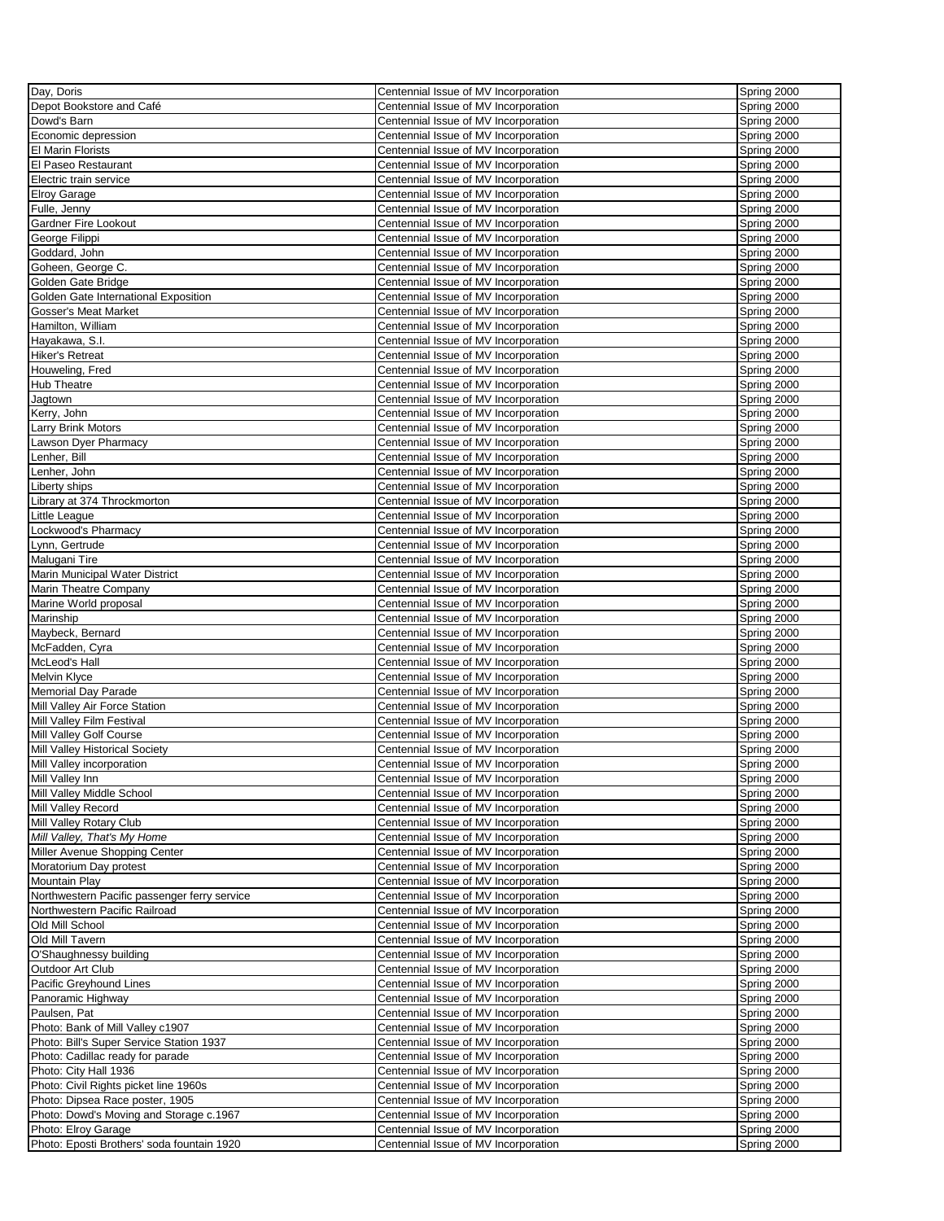| | | |
|---|---|---|
| Day, Doris | Centennial Issue of MV Incorporation | Spring 2000 |
| Depot Bookstore and Café | Centennial Issue of MV Incorporation | Spring 2000 |
| Dowd's Barn | Centennial Issue of MV Incorporation | Spring 2000 |
| Economic depression | Centennial Issue of MV Incorporation | Spring 2000 |
| El Marin Florists | Centennial Issue of MV Incorporation | Spring 2000 |
| El Paseo Restaurant | Centennial Issue of MV Incorporation | Spring 2000 |
| Electric train service | Centennial Issue of MV Incorporation | Spring 2000 |
| Elroy Garage | Centennial Issue of MV Incorporation | Spring 2000 |
| Fulle, Jenny | Centennial Issue of MV Incorporation | Spring 2000 |
| Gardner Fire Lookout | Centennial Issue of MV Incorporation | Spring 2000 |
| George Filippi | Centennial Issue of MV Incorporation | Spring 2000 |
| Goddard, John | Centennial Issue of MV Incorporation | Spring 2000 |
| Goheen, George C. | Centennial Issue of MV Incorporation | Spring 2000 |
| Golden Gate Bridge | Centennial Issue of MV Incorporation | Spring 2000 |
| Golden Gate International Exposition | Centennial Issue of MV Incorporation | Spring 2000 |
| Gosser's Meat Market | Centennial Issue of MV Incorporation | Spring 2000 |
| Hamilton, William | Centennial Issue of MV Incorporation | Spring 2000 |
| Hayakawa, S.I. | Centennial Issue of MV Incorporation | Spring 2000 |
| Hiker's Retreat | Centennial Issue of MV Incorporation | Spring 2000 |
| Houweling, Fred | Centennial Issue of MV Incorporation | Spring 2000 |
| Hub Theatre | Centennial Issue of MV Incorporation | Spring 2000 |
| Jagtown | Centennial Issue of MV Incorporation | Spring 2000 |
| Kerry, John | Centennial Issue of MV Incorporation | Spring 2000 |
| Larry Brink Motors | Centennial Issue of MV Incorporation | Spring 2000 |
| Lawson Dyer Pharmacy | Centennial Issue of MV Incorporation | Spring 2000 |
| Lenher, Bill | Centennial Issue of MV Incorporation | Spring 2000 |
| Lenher, John | Centennial Issue of MV Incorporation | Spring 2000 |
| Liberty ships | Centennial Issue of MV Incorporation | Spring 2000 |
| Library at 374 Throckmorton | Centennial Issue of MV Incorporation | Spring 2000 |
| Little League | Centennial Issue of MV Incorporation | Spring 2000 |
| Lockwood's Pharmacy | Centennial Issue of MV Incorporation | Spring 2000 |
| Lynn, Gertrude | Centennial Issue of MV Incorporation | Spring 2000 |
| Malugani Tire | Centennial Issue of MV Incorporation | Spring 2000 |
| Marin Municipal Water District | Centennial Issue of MV Incorporation | Spring 2000 |
| Marin Theatre Company | Centennial Issue of MV Incorporation | Spring 2000 |
| Marine World proposal | Centennial Issue of MV Incorporation | Spring 2000 |
| Marinship | Centennial Issue of MV Incorporation | Spring 2000 |
| Maybeck, Bernard | Centennial Issue of MV Incorporation | Spring 2000 |
| McFadden, Cyra | Centennial Issue of MV Incorporation | Spring 2000 |
| McLeod's Hall | Centennial Issue of MV Incorporation | Spring 2000 |
| Melvin Klyce | Centennial Issue of MV Incorporation | Spring 2000 |
| Memorial Day Parade | Centennial Issue of MV Incorporation | Spring 2000 |
| Mill Valley Air Force Station | Centennial Issue of MV Incorporation | Spring 2000 |
| Mill Valley Film Festival | Centennial Issue of MV Incorporation | Spring 2000 |
| Mill Valley Golf Course | Centennial Issue of MV Incorporation | Spring 2000 |
| Mill Valley Historical Society | Centennial Issue of MV Incorporation | Spring 2000 |
| Mill Valley incorporation | Centennial Issue of MV Incorporation | Spring 2000 |
| Mill Valley Inn | Centennial Issue of MV Incorporation | Spring 2000 |
| Mill Valley Middle School | Centennial Issue of MV Incorporation | Spring 2000 |
| Mill Valley Record | Centennial Issue of MV Incorporation | Spring 2000 |
| Mill Valley Rotary Club | Centennial Issue of MV Incorporation | Spring 2000 |
| *Mill Valley, That's My Home* | Centennial Issue of MV Incorporation | Spring 2000 |
| Miller Avenue Shopping Center | Centennial Issue of MV Incorporation | Spring 2000 |
| Moratorium Day protest | Centennial Issue of MV Incorporation | Spring 2000 |
| Mountain Play | Centennial Issue of MV Incorporation | Spring 2000 |
| Northwestern Pacific passenger ferry service | Centennial Issue of MV Incorporation | Spring 2000 |
| Northwestern Pacific Railroad | Centennial Issue of MV Incorporation | Spring 2000 |
| Old Mill School | Centennial Issue of MV Incorporation | Spring 2000 |
| Old Mill Tavern | Centennial Issue of MV Incorporation | Spring 2000 |
| O'Shaughnessy building | Centennial Issue of MV Incorporation | Spring 2000 |
| Outdoor Art Club | Centennial Issue of MV Incorporation | Spring 2000 |
| Pacific Greyhound Lines | Centennial Issue of MV Incorporation | Spring 2000 |
| Panoramic Highway | Centennial Issue of MV Incorporation | Spring 2000 |
| Paulsen, Pat | Centennial Issue of MV Incorporation | Spring 2000 |
| Photo: Bank of Mill Valley c1907 | Centennial Issue of MV Incorporation | Spring 2000 |
| Photo: Bill's Super Service Station 1937 | Centennial Issue of MV Incorporation | Spring 2000 |
| Photo: Cadillac ready for parade | Centennial Issue of MV Incorporation | Spring 2000 |
| Photo: City Hall 1936 | Centennial Issue of MV Incorporation | Spring 2000 |
| Photo: Civil Rights picket line 1960s | Centennial Issue of MV Incorporation | Spring 2000 |
| Photo: Dipsea Race poster, 1905 | Centennial Issue of MV Incorporation | Spring 2000 |
| Photo: Dowd's Moving and Storage c.1967 | Centennial Issue of MV Incorporation | Spring 2000 |
| Photo: Elroy Garage | Centennial Issue of MV Incorporation | Spring 2000 |
| Photo: Eposti Brothers' soda fountain 1920 | Centennial Issue of MV Incorporation | Spring 2000 |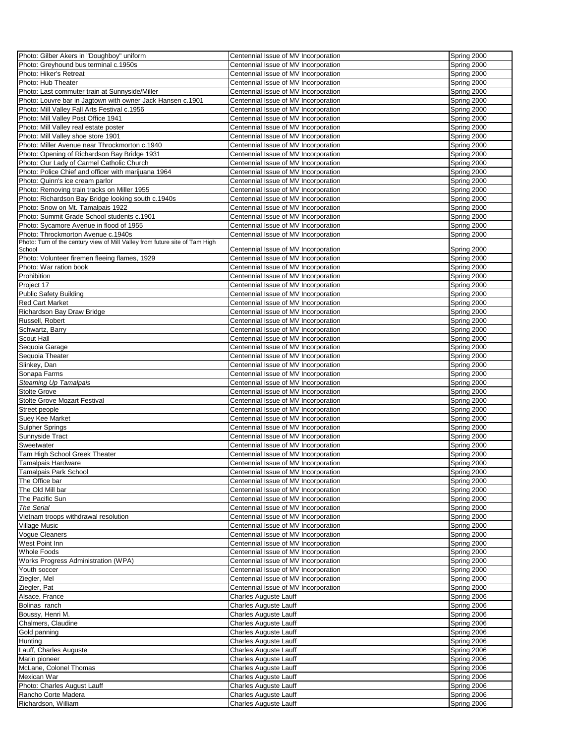| | | |
|---|---|---|
| Photo: Gilber Akers in "Doughboy" uniform | Centennial Issue of MV Incorporation | Spring 2000 |
| Photo: Greyhound bus terminal c.1950s | Centennial Issue of MV Incorporation | Spring 2000 |
| Photo: Hiker's Retreat | Centennial Issue of MV Incorporation | Spring 2000 |
| Photo: Hub Theater | Centennial Issue of MV Incorporation | Spring 2000 |
| Photo: Last commuter train at Sunnyside/Miller | Centennial Issue of MV Incorporation | Spring 2000 |
| Photo: Louvre bar in Jagtown with owner Jack Hansen c.1901 | Centennial Issue of MV Incorporation | Spring 2000 |
| Photo: Mill Valley Fall Arts Festival c.1956 | Centennial Issue of MV Incorporation | Spring 2000 |
| Photo: Mill Valley Post Office 1941 | Centennial Issue of MV Incorporation | Spring 2000 |
| Photo: Mill Valley real estate poster | Centennial Issue of MV Incorporation | Spring 2000 |
| Photo: Mill Valley shoe store 1901 | Centennial Issue of MV Incorporation | Spring 2000 |
| Photo: Miller Avenue near Throckmorton c.1940 | Centennial Issue of MV Incorporation | Spring 2000 |
| Photo: Opening of Richardson Bay Bridge 1931 | Centennial Issue of MV Incorporation | Spring 2000 |
| Photo: Our Lady of Carmel Catholic Church | Centennial Issue of MV Incorporation | Spring 2000 |
| Photo: Police Chief and officer with marijuana 1964 | Centennial Issue of MV Incorporation | Spring 2000 |
| Photo: Quinn's ice cream parlor | Centennial Issue of MV Incorporation | Spring 2000 |
| Photo: Removing train tracks on Miller 1955 | Centennial Issue of MV Incorporation | Spring 2000 |
| Photo: Richardson Bay Bridge looking south c.1940s | Centennial Issue of MV Incorporation | Spring 2000 |
| Photo: Snow on Mt. Tamalpais 1922 | Centennial Issue of MV Incorporation | Spring 2000 |
| Photo: Summit Grade School students c.1901 | Centennial Issue of MV Incorporation | Spring 2000 |
| Photo: Sycamore Avenue in flood of 1955 | Centennial Issue of MV Incorporation | Spring 2000 |
| Photo: Throckmorton Avenue c.1940s | Centennial Issue of MV Incorporation | Spring 2000 |
| Photo: Turn of the century view of Mill Valley from future site of Tam High School | Centennial Issue of MV Incorporation | Spring 2000 |
| Photo: Volunteer firemen fleeing flames, 1929 | Centennial Issue of MV Incorporation | Spring 2000 |
| Photo: War ration book | Centennial Issue of MV Incorporation | Spring 2000 |
| Prohibition | Centennial Issue of MV Incorporation | Spring 2000 |
| Project 17 | Centennial Issue of MV Incorporation | Spring 2000 |
| Public Safety Building | Centennial Issue of MV Incorporation | Spring 2000 |
| Red Cart Market | Centennial Issue of MV Incorporation | Spring 2000 |
| Richardson Bay Draw Bridge | Centennial Issue of MV Incorporation | Spring 2000 |
| Russell, Robert | Centennial Issue of MV Incorporation | Spring 2000 |
| Schwartz, Barry | Centennial Issue of MV Incorporation | Spring 2000 |
| Scout Hall | Centennial Issue of MV Incorporation | Spring 2000 |
| Sequoia Garage | Centennial Issue of MV Incorporation | Spring 2000 |
| Sequoia Theater | Centennial Issue of MV Incorporation | Spring 2000 |
| Slinkey, Dan | Centennial Issue of MV Incorporation | Spring 2000 |
| Sonapa Farms | Centennial Issue of MV Incorporation | Spring 2000 |
| *Steaming Up Tamalpais* | Centennial Issue of MV Incorporation | Spring 2000 |
| Stolte Grove | Centennial Issue of MV Incorporation | Spring 2000 |
| Stolte Grove Mozart Festival | Centennial Issue of MV Incorporation | Spring 2000 |
| Street people | Centennial Issue of MV Incorporation | Spring 2000 |
| Suey Kee Market | Centennial Issue of MV Incorporation | Spring 2000 |
| Sulpher Springs | Centennial Issue of MV Incorporation | Spring 2000 |
| Sunnyside Tract | Centennial Issue of MV Incorporation | Spring 2000 |
| Sweetwater | Centennial Issue of MV Incorporation | Spring 2000 |
| Tam High School Greek Theater | Centennial Issue of MV Incorporation | Spring 2000 |
| Tamalpais Hardware | Centennial Issue of MV Incorporation | Spring 2000 |
| Tamalpais Park School | Centennial Issue of MV Incorporation | Spring 2000 |
| The Office bar | Centennial Issue of MV Incorporation | Spring 2000 |
| The Old Mill bar | Centennial Issue of MV Incorporation | Spring 2000 |
| The Pacific Sun | Centennial Issue of MV Incorporation | Spring 2000 |
| *The Serial* | Centennial Issue of MV Incorporation | Spring 2000 |
| Vietnam troops withdrawal resolution | Centennial Issue of MV Incorporation | Spring 2000 |
| Village Music | Centennial Issue of MV Incorporation | Spring 2000 |
| Vogue Cleaners | Centennial Issue of MV Incorporation | Spring 2000 |
| West Point Inn | Centennial Issue of MV Incorporation | Spring 2000 |
| Whole Foods | Centennial Issue of MV Incorporation | Spring 2000 |
| Works Progress Administration (WPA) | Centennial Issue of MV Incorporation | Spring 2000 |
| Youth soccer | Centennial Issue of MV Incorporation | Spring 2000 |
| Ziegler, Mel | Centennial Issue of MV Incorporation | Spring 2000 |
| Ziegler, Pat | Centennial Issue of MV Incorporation | Spring 2000 |
| Alsace, France | Charles Auguste Lauff | Spring 2006 |
| Bolinas ranch | Charles Auguste Lauff | Spring 2006 |
| Boussy, Henri M. | Charles Auguste Lauff | Spring 2006 |
| Chalmers, Claudine | Charles Auguste Lauff | Spring 2006 |
| Gold panning | Charles Auguste Lauff | Spring 2006 |
| Hunting | Charles Auguste Lauff | Spring 2006 |
| Lauff, Charles Auguste | Charles Auguste Lauff | Spring 2006 |
| Marin pioneer | Charles Auguste Lauff | Spring 2006 |
| McLane, Colonel Thomas | Charles Auguste Lauff | Spring 2006 |
| Mexican War | Charles Auguste Lauff | Spring 2006 |
| Photo: Charles August Lauff | Charles Auguste Lauff | Spring 2006 |
| Rancho Corte Madera | Charles Auguste Lauff | Spring 2006 |
| Richardson, William | Charles Auguste Lauff | Spring 2006 |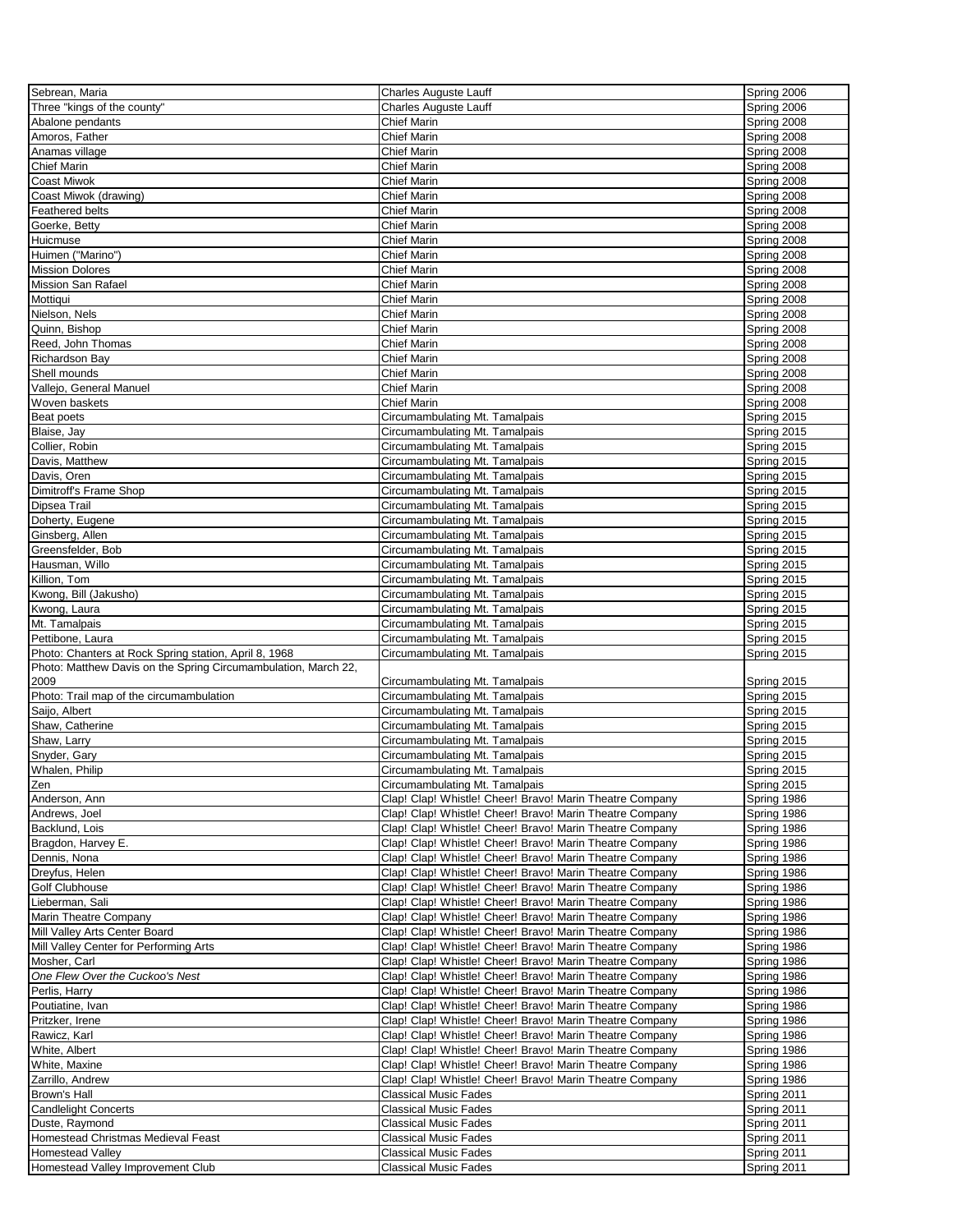| | | |
|---|---|---|
| Sebrean, Maria | Charles Auguste Lauff | Spring 2006 |
| Three "kings of the county" | Charles Auguste Lauff | Spring 2006 |
| Abalone pendants | Chief Marin | Spring 2008 |
| Amoros, Father | Chief Marin | Spring 2008 |
| Anamas village | Chief Marin | Spring 2008 |
| Chief Marin | Chief Marin | Spring 2008 |
| Coast Miwok | Chief Marin | Spring 2008 |
| Coast Miwok (drawing) | Chief Marin | Spring 2008 |
| Feathered belts | Chief Marin | Spring 2008 |
| Goerke, Betty | Chief Marin | Spring 2008 |
| Huicmuse | Chief Marin | Spring 2008 |
| Huimen ("Marino") | Chief Marin | Spring 2008 |
| Mission Dolores | Chief Marin | Spring 2008 |
| Mission San Rafael | Chief Marin | Spring 2008 |
| Mottiqui | Chief Marin | Spring 2008 |
| Nielson, Nels | Chief Marin | Spring 2008 |
| Quinn, Bishop | Chief Marin | Spring 2008 |
| Reed, John Thomas | Chief Marin | Spring 2008 |
| Richardson Bay | Chief Marin | Spring 2008 |
| Shell mounds | Chief Marin | Spring 2008 |
| Vallejo, General Manuel | Chief Marin | Spring 2008 |
| Woven baskets | Chief Marin | Spring 2008 |
| Beat poets | Circumambulating Mt. Tamalpais | Spring 2015 |
| Blaise, Jay | Circumambulating Mt. Tamalpais | Spring 2015 |
| Collier, Robin | Circumambulating Mt. Tamalpais | Spring 2015 |
| Davis, Matthew | Circumambulating Mt. Tamalpais | Spring 2015 |
| Davis, Oren | Circumambulating Mt. Tamalpais | Spring 2015 |
| Dimitroff's Frame Shop | Circumambulating Mt. Tamalpais | Spring 2015 |
| Dipsea Trail | Circumambulating Mt. Tamalpais | Spring 2015 |
| Doherty, Eugene | Circumambulating Mt. Tamalpais | Spring 2015 |
| Ginsberg, Allen | Circumambulating Mt. Tamalpais | Spring 2015 |
| Greensfelder, Bob | Circumambulating Mt. Tamalpais | Spring 2015 |
| Hausman, Willo | Circumambulating Mt. Tamalpais | Spring 2015 |
| Killion, Tom | Circumambulating Mt. Tamalpais | Spring 2015 |
| Kwong, Bill (Jakusho) | Circumambulating Mt. Tamalpais | Spring 2015 |
| Kwong, Laura | Circumambulating Mt. Tamalpais | Spring 2015 |
| Mt. Tamalpais | Circumambulating Mt. Tamalpais | Spring 2015 |
| Pettibone, Laura | Circumambulating Mt. Tamalpais | Spring 2015 |
| Photo: Chanters at Rock Spring station, April 8, 1968 | Circumambulating Mt. Tamalpais | Spring 2015 |
| Photo: Matthew Davis on the Spring Circumambulation, March 22, 2009 | Circumambulating Mt. Tamalpais | Spring 2015 |
| Photo: Trail map of the circumambulation | Circumambulating Mt. Tamalpais | Spring 2015 |
| Saijo, Albert | Circumambulating Mt. Tamalpais | Spring 2015 |
| Shaw, Catherine | Circumambulating Mt. Tamalpais | Spring 2015 |
| Shaw, Larry | Circumambulating Mt. Tamalpais | Spring 2015 |
| Snyder, Gary | Circumambulating Mt. Tamalpais | Spring 2015 |
| Whalen, Philip | Circumambulating Mt. Tamalpais | Spring 2015 |
| Zen | Circumambulating Mt. Tamalpais | Spring 2015 |
| Anderson, Ann | Clap! Clap! Whistle! Cheer! Bravo! Marin Theatre Company | Spring 1986 |
| Andrews, Joel | Clap! Clap! Whistle! Cheer! Bravo! Marin Theatre Company | Spring 1986 |
| Backlund, Lois | Clap! Clap! Whistle! Cheer! Bravo! Marin Theatre Company | Spring 1986 |
| Bragdon, Harvey E. | Clap! Clap! Whistle! Cheer! Bravo! Marin Theatre Company | Spring 1986 |
| Dennis, Nona | Clap! Clap! Whistle! Cheer! Bravo! Marin Theatre Company | Spring 1986 |
| Dreyfus, Helen | Clap! Clap! Whistle! Cheer! Bravo! Marin Theatre Company | Spring 1986 |
| Golf Clubhouse | Clap! Clap! Whistle! Cheer! Bravo! Marin Theatre Company | Spring 1986 |
| Lieberman, Sali | Clap! Clap! Whistle! Cheer! Bravo! Marin Theatre Company | Spring 1986 |
| Marin Theatre Company | Clap! Clap! Whistle! Cheer! Bravo! Marin Theatre Company | Spring 1986 |
| Mill Valley Arts Center Board | Clap! Clap! Whistle! Cheer! Bravo! Marin Theatre Company | Spring 1986 |
| Mill Valley Center for Performing Arts | Clap! Clap! Whistle! Cheer! Bravo! Marin Theatre Company | Spring 1986 |
| Mosher, Carl | Clap! Clap! Whistle! Cheer! Bravo! Marin Theatre Company | Spring 1986 |
| *One Flew Over the Cuckoo's Nest* | Clap! Clap! Whistle! Cheer! Bravo! Marin Theatre Company | Spring 1986 |
| Perlis, Harry | Clap! Clap! Whistle! Cheer! Bravo! Marin Theatre Company | Spring 1986 |
| Poutiatine, Ivan | Clap! Clap! Whistle! Cheer! Bravo! Marin Theatre Company | Spring 1986 |
| Pritzker, Irene | Clap! Clap! Whistle! Cheer! Bravo! Marin Theatre Company | Spring 1986 |
| Rawicz, Karl | Clap! Clap! Whistle! Cheer! Bravo! Marin Theatre Company | Spring 1986 |
| White, Albert | Clap! Clap! Whistle! Cheer! Bravo! Marin Theatre Company | Spring 1986 |
| White, Maxine | Clap! Clap! Whistle! Cheer! Bravo! Marin Theatre Company | Spring 1986 |
| Zarrillo, Andrew | Clap! Clap! Whistle! Cheer! Bravo! Marin Theatre Company | Spring 1986 |
| Brown's Hall | Classical Music Fades | Spring 2011 |
| Candlelight Concerts | Classical Music Fades | Spring 2011 |
| Duste, Raymond | Classical Music Fades | Spring 2011 |
| Homestead Christmas Medieval Feast | Classical Music Fades | Spring 2011 |
| Homestead Valley | Classical Music Fades | Spring 2011 |
| Homestead Valley Improvement Club | Classical Music Fades | Spring 2011 |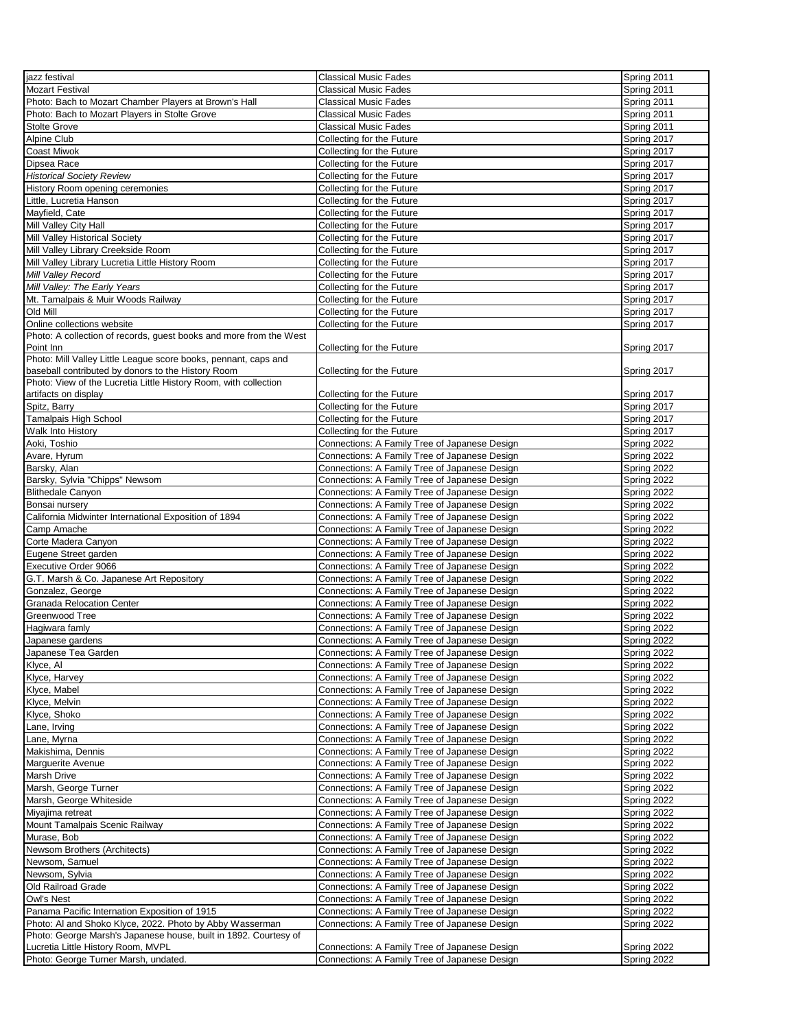| | | |
|---|---|---|
| jazz festival | Classical Music Fades | Spring 2011 |
| Mozart Festival | Classical Music Fades | Spring 2011 |
| Photo: Bach to Mozart Chamber Players at Brown's Hall | Classical Music Fades | Spring 2011 |
| Photo: Bach to Mozart Players in Stolte Grove | Classical Music Fades | Spring 2011 |
| Stolte Grove | Classical Music Fades | Spring 2011 |
| Alpine Club | Collecting for the Future | Spring 2017 |
| Coast Miwok | Collecting for the Future | Spring 2017 |
| Dipsea Race | Collecting for the Future | Spring 2017 |
| *Historical Society Review* | Collecting for the Future | Spring 2017 |
| History Room opening ceremonies | Collecting for the Future | Spring 2017 |
| Little, Lucretia Hanson | Collecting for the Future | Spring 2017 |
| Mayfield, Cate | Collecting for the Future | Spring 2017 |
| Mill Valley City Hall | Collecting for the Future | Spring 2017 |
| Mill Valley Historical Society | Collecting for the Future | Spring 2017 |
| Mill Valley Library Creekside Room | Collecting for the Future | Spring 2017 |
| Mill Valley Library Lucretia Little History Room | Collecting for the Future | Spring 2017 |
| *Mill Valley Record* | Collecting for the Future | Spring 2017 |
| *Mill Valley: The Early Years* | Collecting for the Future | Spring 2017 |
| Mt. Tamalpais & Muir Woods Railway | Collecting for the Future | Spring 2017 |
| Old Mill | Collecting for the Future | Spring 2017 |
| Online collections website | Collecting for the Future | Spring 2017 |
| Photo: A collection of records, guest books and more from the West Point Inn | Collecting for the Future | Spring 2017 |
| Photo: Mill Valley Little League score books, pennant, caps and baseball contributed by donors to the History Room | Collecting for the Future | Spring 2017 |
| Photo: View of the Lucretia Little History Room, with collection artifacts on display | Collecting for the Future | Spring 2017 |
| Spitz, Barry | Collecting for the Future | Spring 2017 |
| Tamalpais High School | Collecting for the Future | Spring 2017 |
| Walk Into History | Collecting for the Future | Spring 2017 |
| Aoki, Toshio | Connections: A Family Tree of Japanese Design | Spring 2022 |
| Avare, Hyrum | Connections: A Family Tree of Japanese Design | Spring 2022 |
| Barsky, Alan | Connections: A Family Tree of Japanese Design | Spring 2022 |
| Barsky, Sylvia "Chipps" Newsom | Connections: A Family Tree of Japanese Design | Spring 2022 |
| Blithedale Canyon | Connections: A Family Tree of Japanese Design | Spring 2022 |
| Bonsai nursery | Connections: A Family Tree of Japanese Design | Spring 2022 |
| California Midwinter International Exposition of 1894 | Connections: A Family Tree of Japanese Design | Spring 2022 |
| Camp Amache | Connections: A Family Tree of Japanese Design | Spring 2022 |
| Corte Madera Canyon | Connections: A Family Tree of Japanese Design | Spring 2022 |
| Eugene Street garden | Connections: A Family Tree of Japanese Design | Spring 2022 |
| Executive Order 9066 | Connections: A Family Tree of Japanese Design | Spring 2022 |
| G.T. Marsh & Co. Japanese Art Repository | Connections: A Family Tree of Japanese Design | Spring 2022 |
| Gonzalez, George | Connections: A Family Tree of Japanese Design | Spring 2022 |
| Granada Relocation Center | Connections: A Family Tree of Japanese Design | Spring 2022 |
| Greenwood Tree | Connections: A Family Tree of Japanese Design | Spring 2022 |
| Hagiwara famly | Connections: A Family Tree of Japanese Design | Spring 2022 |
| Japanese gardens | Connections: A Family Tree of Japanese Design | Spring 2022 |
| Japanese Tea Garden | Connections: A Family Tree of Japanese Design | Spring 2022 |
| Klyce, Al | Connections: A Family Tree of Japanese Design | Spring 2022 |
| Klyce, Harvey | Connections: A Family Tree of Japanese Design | Spring 2022 |
| Klyce, Mabel | Connections: A Family Tree of Japanese Design | Spring 2022 |
| Klyce, Melvin | Connections: A Family Tree of Japanese Design | Spring 2022 |
| Klyce, Shoko | Connections: A Family Tree of Japanese Design | Spring 2022 |
| Lane, Irving | Connections: A Family Tree of Japanese Design | Spring 2022 |
| Lane, Myrna | Connections: A Family Tree of Japanese Design | Spring 2022 |
| Makishima, Dennis | Connections: A Family Tree of Japanese Design | Spring 2022 |
| Marguerite Avenue | Connections: A Family Tree of Japanese Design | Spring 2022 |
| Marsh Drive | Connections: A Family Tree of Japanese Design | Spring 2022 |
| Marsh, George Turner | Connections: A Family Tree of Japanese Design | Spring 2022 |
| Marsh, George Whiteside | Connections: A Family Tree of Japanese Design | Spring 2022 |
| Miyajima retreat | Connections: A Family Tree of Japanese Design | Spring 2022 |
| Mount Tamalpais Scenic Railway | Connections: A Family Tree of Japanese Design | Spring 2022 |
| Murase, Bob | Connections: A Family Tree of Japanese Design | Spring 2022 |
| Newsom Brothers (Architects) | Connections: A Family Tree of Japanese Design | Spring 2022 |
| Newsom, Samuel | Connections: A Family Tree of Japanese Design | Spring 2022 |
| Newsom, Sylvia | Connections: A Family Tree of Japanese Design | Spring 2022 |
| Old Railroad Grade | Connections: A Family Tree of Japanese Design | Spring 2022 |
| Owl's Nest | Connections: A Family Tree of Japanese Design | Spring 2022 |
| Panama Pacific Internation Exposition of 1915 | Connections: A Family Tree of Japanese Design | Spring 2022 |
| Photo: Al and Shoko Klyce, 2022. Photo by Abby Wasserman | Connections: A Family Tree of Japanese Design | Spring 2022 |
| Photo: George Marsh's Japanese house, built in 1892. Courtesy of Lucretia Little History Room, MVPL | Connections: A Family Tree of Japanese Design | Spring 2022 |
| Photo: George Turner Marsh, undated. | Connections: A Family Tree of Japanese Design | Spring 2022 |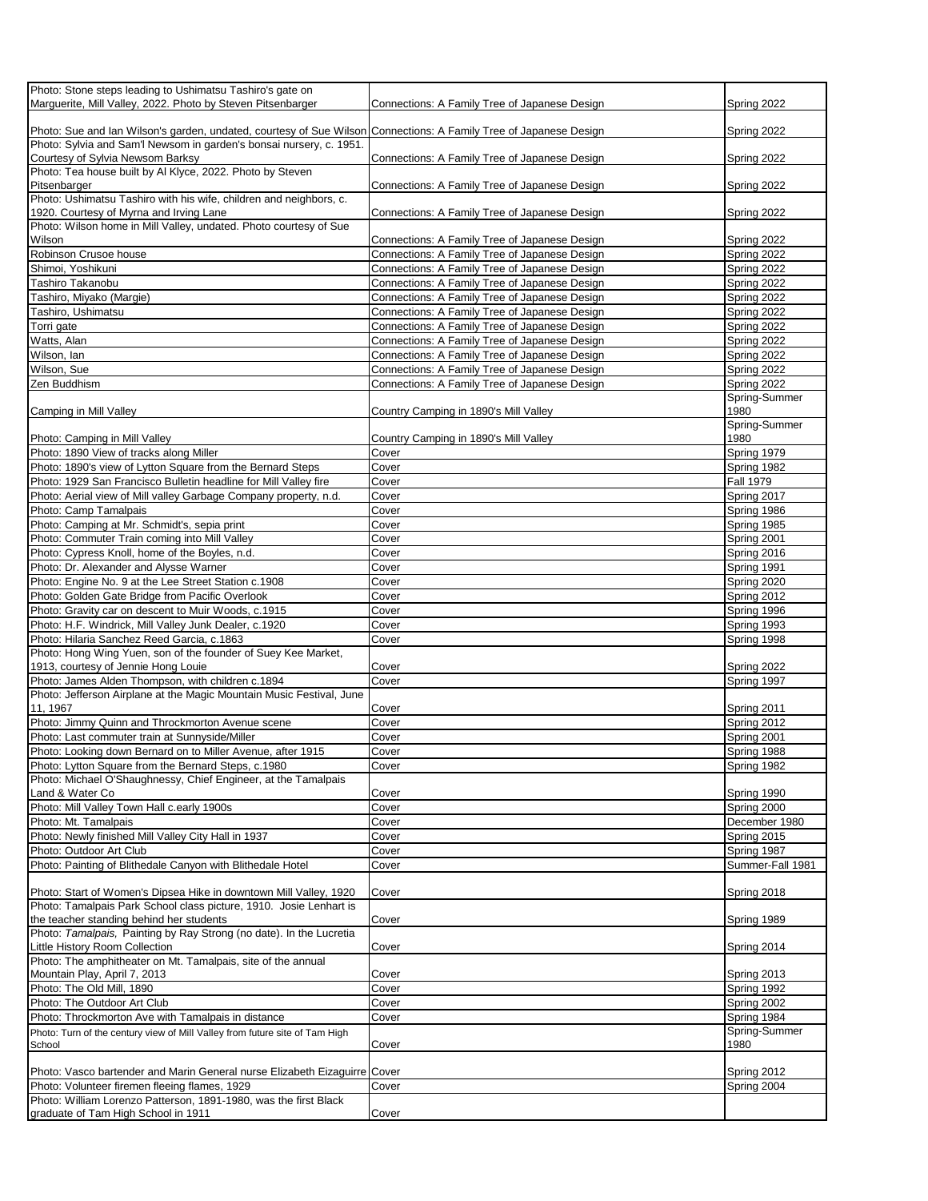| | | |
|---|---|---|
| Photo: Stone steps leading to Ushimatsu Tashiro's gate on Marguerite, Mill Valley, 2022. Photo by Steven Pitsenbarger | Connections: A Family Tree of Japanese Design | Spring 2022 |
| Photo: Sue and Ian Wilson's garden, undated, courtesy of Sue Wilson | Connections: A Family Tree of Japanese Design | Spring 2022 |
| Photo: Sylvia and Sam'l Newsom in garden's bonsai nursery, c. 1951. Courtesy of Sylvia Newsom Barksy | Connections: A Family Tree of Japanese Design | Spring 2022 |
| Photo: Tea house built by Al Klyce, 2022. Photo by Steven Pitsenbarger | Connections: A Family Tree of Japanese Design | Spring 2022 |
| Photo: Ushimatsu Tashiro with his wife, children and neighbors, c. 1920. Courtesy of Myrna and Irving Lane | Connections: A Family Tree of Japanese Design | Spring 2022 |
| Photo: Wilson home in Mill Valley, undated. Photo courtesy of Sue Wilson | Connections: A Family Tree of Japanese Design | Spring 2022 |
| Robinson Crusoe house | Connections: A Family Tree of Japanese Design | Spring 2022 |
| Shimoi, Yoshikuni | Connections: A Family Tree of Japanese Design | Spring 2022 |
| Tashiro Takanobu | Connections: A Family Tree of Japanese Design | Spring 2022 |
| Tashiro, Miyako (Margie) | Connections: A Family Tree of Japanese Design | Spring 2022 |
| Tashiro, Ushimatsu | Connections: A Family Tree of Japanese Design | Spring 2022 |
| Torri gate | Connections: A Family Tree of Japanese Design | Spring 2022 |
| Watts, Alan | Connections: A Family Tree of Japanese Design | Spring 2022 |
| Wilson, Ian | Connections: A Family Tree of Japanese Design | Spring 2022 |
| Wilson, Sue | Connections: A Family Tree of Japanese Design | Spring 2022 |
| Zen Buddhism | Connections: A Family Tree of Japanese Design | Spring 2022 |
| Camping in Mill Valley | Country Camping in 1890's Mill Valley | Spring-Summer 1980 |
| Photo: Camping in Mill Valley | Country Camping in 1890's Mill Valley | Spring-Summer 1980 |
| Photo: 1890 View of tracks along Miller | Cover | Spring 1979 |
| Photo: 1890's view of Lytton Square from the Bernard Steps | Cover | Spring 1982 |
| Photo: 1929 San Francisco Bulletin headline for Mill Valley fire | Cover | Fall 1979 |
| Photo: Aerial view of Mill valley Garbage Company property, n.d. | Cover | Spring 2017 |
| Photo: Camp Tamalpais | Cover | Spring 1986 |
| Photo: Camping at Mr. Schmidt's, sepia print | Cover | Spring 1985 |
| Photo: Commuter Train coming into Mill Valley | Cover | Spring 2001 |
| Photo: Cypress Knoll, home of the Boyles, n.d. | Cover | Spring 2016 |
| Photo: Dr. Alexander and Alysse Warner | Cover | Spring 1991 |
| Photo: Engine No. 9 at the Lee Street Station c.1908 | Cover | Spring 2020 |
| Photo: Golden Gate Bridge from Pacific Overlook | Cover | Spring 2012 |
| Photo: Gravity car on descent to Muir Woods, c.1915 | Cover | Spring 1996 |
| Photo: H.F. Windrick, Mill Valley Junk Dealer, c.1920 | Cover | Spring 1993 |
| Photo: Hilaria Sanchez Reed Garcia, c.1863 | Cover | Spring 1998 |
| Photo: Hong Wing Yuen, son of the founder of Suey Kee Market, 1913, courtesy of Jennie Hong Louie | Cover | Spring 2022 |
| Photo: James Alden Thompson, with children c.1894 | Cover | Spring 1997 |
| Photo: Jefferson Airplane at the Magic Mountain Music Festival, June 11, 1967 | Cover | Spring 2011 |
| Photo: Jimmy Quinn and Throckmorton Avenue scene | Cover | Spring 2012 |
| Photo: Last commuter train at Sunnyside/Miller | Cover | Spring 2001 |
| Photo: Looking down Bernard on to Miller Avenue, after 1915 | Cover | Spring 1988 |
| Photo: Lytton Square from the Bernard Steps, c.1980 | Cover | Spring 1982 |
| Photo: Michael O'Shaughnessy, Chief Engineer, at the Tamalpais Land & Water Co | Cover | Spring 1990 |
| Photo: Mill Valley Town Hall c.early 1900s | Cover | Spring 2000 |
| Photo: Mt. Tamalpais | Cover | December 1980 |
| Photo: Newly finished Mill Valley City Hall in 1937 | Cover | Spring 2015 |
| Photo: Outdoor Art Club | Cover | Spring 1987 |
| Photo: Painting of Blithedale Canyon with Blithedale Hotel | Cover | Summer-Fall 1981 |
| Photo: Start of Women's Dipsea Hike in downtown Mill Valley, 1920 | Cover | Spring 2018 |
| Photo: Tamalpais Park School class picture, 1910. Josie Lenhart is the teacher standing behind her students | Cover | Spring 1989 |
| Photo: *Tamalpais,* Painting by Ray Strong (no date). In the Lucretia Little History Room Collection | Cover | Spring 2014 |
| Photo: The amphitheater on Mt. Tamalpais, site of the annual Mountain Play, April 7, 2013 | Cover | Spring 2013 |
| Photo: The Old Mill, 1890 | Cover | Spring 1992 |
| Photo: The Outdoor Art Club | Cover | Spring 2002 |
| Photo: Throckmorton Ave with Tamalpais in distance | Cover | Spring 1984 |
| Photo: Turn of the century view of Mill Valley from future site of Tam High School | Cover | Spring-Summer 1980 |
| Photo: Vasco bartender and Marin General nurse Elizabeth Eizaguirre | Cover | Spring 2012 |
| Photo: Volunteer firemen fleeing flames, 1929 | Cover | Spring 2004 |
| Photo: William Lorenzo Patterson, 1891-1980, was the first Black graduate of Tam High School in 1911 | Cover | |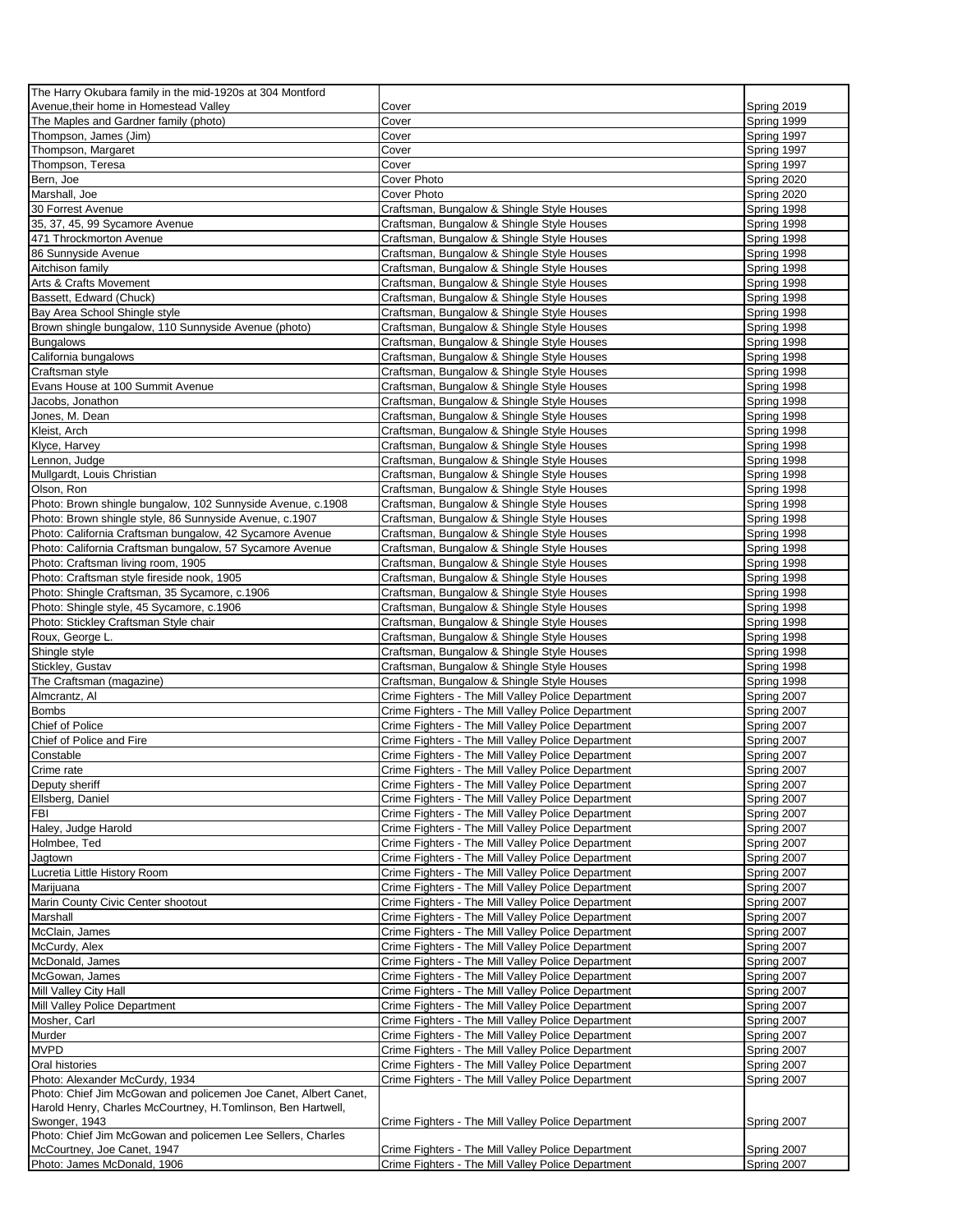| | | |
|---|---|---|
| The Harry Okubara family in the mid-1920s at 304 Montford Avenue,their home in Homestead Valley | Cover | Spring 2019 |
| The Maples and Gardner family (photo) | Cover | Spring 1999 |
| Thompson, James (Jim) | Cover | Spring 1997 |
| Thompson, Margaret | Cover | Spring 1997 |
| Thompson, Teresa | Cover | Spring 1997 |
| Bern, Joe | Cover Photo | Spring 2020 |
| Marshall, Joe | Cover Photo | Spring 2020 |
| 30 Forrest Avenue | Craftsman, Bungalow & Shingle Style Houses | Spring 1998 |
| 35, 37, 45, 99 Sycamore Avenue | Craftsman, Bungalow & Shingle Style Houses | Spring 1998 |
| 471 Throckmorton Avenue | Craftsman, Bungalow & Shingle Style Houses | Spring 1998 |
| 86 Sunnyside Avenue | Craftsman, Bungalow & Shingle Style Houses | Spring 1998 |
| Aitchison family | Craftsman, Bungalow & Shingle Style Houses | Spring 1998 |
| Arts & Crafts Movement | Craftsman, Bungalow & Shingle Style Houses | Spring 1998 |
| Bassett, Edward (Chuck) | Craftsman, Bungalow & Shingle Style Houses | Spring 1998 |
| Bay Area School Shingle style | Craftsman, Bungalow & Shingle Style Houses | Spring 1998 |
| Brown shingle bungalow, 110 Sunnyside Avenue (photo) | Craftsman, Bungalow & Shingle Style Houses | Spring 1998 |
| Bungalows | Craftsman, Bungalow & Shingle Style Houses | Spring 1998 |
| California bungalows | Craftsman, Bungalow & Shingle Style Houses | Spring 1998 |
| Craftsman style | Craftsman, Bungalow & Shingle Style Houses | Spring 1998 |
| Evans House at 100 Summit Avenue | Craftsman, Bungalow & Shingle Style Houses | Spring 1998 |
| Jacobs, Jonathon | Craftsman, Bungalow & Shingle Style Houses | Spring 1998 |
| Jones, M. Dean | Craftsman, Bungalow & Shingle Style Houses | Spring 1998 |
| Kleist, Arch | Craftsman, Bungalow & Shingle Style Houses | Spring 1998 |
| Klyce, Harvey | Craftsman, Bungalow & Shingle Style Houses | Spring 1998 |
| Lennon, Judge | Craftsman, Bungalow & Shingle Style Houses | Spring 1998 |
| Mullgardt, Louis Christian | Craftsman, Bungalow & Shingle Style Houses | Spring 1998 |
| Olson, Ron | Craftsman, Bungalow & Shingle Style Houses | Spring 1998 |
| Photo: Brown shingle bungalow, 102 Sunnyside Avenue, c.1908 | Craftsman, Bungalow & Shingle Style Houses | Spring 1998 |
| Photo: Brown shingle style, 86 Sunnyside Avenue, c.1907 | Craftsman, Bungalow & Shingle Style Houses | Spring 1998 |
| Photo: California Craftsman bungalow, 42 Sycamore Avenue | Craftsman, Bungalow & Shingle Style Houses | Spring 1998 |
| Photo: California Craftsman bungalow, 57 Sycamore Avenue | Craftsman, Bungalow & Shingle Style Houses | Spring 1998 |
| Photo: Craftsman living room, 1905 | Craftsman, Bungalow & Shingle Style Houses | Spring 1998 |
| Photo: Craftsman style fireside nook, 1905 | Craftsman, Bungalow & Shingle Style Houses | Spring 1998 |
| Photo: Shingle Craftsman, 35 Sycamore, c.1906 | Craftsman, Bungalow & Shingle Style Houses | Spring 1998 |
| Photo: Shingle style, 45 Sycamore, c.1906 | Craftsman, Bungalow & Shingle Style Houses | Spring 1998 |
| Photo: Stickley Craftsman Style chair | Craftsman, Bungalow & Shingle Style Houses | Spring 1998 |
| Roux, George L. | Craftsman, Bungalow & Shingle Style Houses | Spring 1998 |
| Shingle style | Craftsman, Bungalow & Shingle Style Houses | Spring 1998 |
| Stickley, Gustav | Craftsman, Bungalow & Shingle Style Houses | Spring 1998 |
| The Craftsman (magazine) | Craftsman, Bungalow & Shingle Style Houses | Spring 1998 |
| Almcrantz, Al | Crime Fighters - The Mill Valley Police Department | Spring 2007 |
| Bombs | Crime Fighters - The Mill Valley Police Department | Spring 2007 |
| Chief of Police | Crime Fighters - The Mill Valley Police Department | Spring 2007 |
| Chief of Police and Fire | Crime Fighters - The Mill Valley Police Department | Spring 2007 |
| Constable | Crime Fighters - The Mill Valley Police Department | Spring 2007 |
| Crime rate | Crime Fighters - The Mill Valley Police Department | Spring 2007 |
| Deputy sheriff | Crime Fighters - The Mill Valley Police Department | Spring 2007 |
| Ellsberg, Daniel | Crime Fighters - The Mill Valley Police Department | Spring 2007 |
| FBI | Crime Fighters - The Mill Valley Police Department | Spring 2007 |
| Haley, Judge Harold | Crime Fighters - The Mill Valley Police Department | Spring 2007 |
| Holmbee, Ted | Crime Fighters - The Mill Valley Police Department | Spring 2007 |
| Jagtown | Crime Fighters - The Mill Valley Police Department | Spring 2007 |
| Lucretia Little History Room | Crime Fighters - The Mill Valley Police Department | Spring 2007 |
| Marijuana | Crime Fighters - The Mill Valley Police Department | Spring 2007 |
| Marin County Civic Center shootout | Crime Fighters - The Mill Valley Police Department | Spring 2007 |
| Marshall | Crime Fighters - The Mill Valley Police Department | Spring 2007 |
| McClain, James | Crime Fighters - The Mill Valley Police Department | Spring 2007 |
| McCurdy, Alex | Crime Fighters - The Mill Valley Police Department | Spring 2007 |
| McDonald, James | Crime Fighters - The Mill Valley Police Department | Spring 2007 |
| McGowan, James | Crime Fighters - The Mill Valley Police Department | Spring 2007 |
| Mill Valley City Hall | Crime Fighters - The Mill Valley Police Department | Spring 2007 |
| Mill Valley Police Department | Crime Fighters - The Mill Valley Police Department | Spring 2007 |
| Mosher, Carl | Crime Fighters - The Mill Valley Police Department | Spring 2007 |
| Murder | Crime Fighters - The Mill Valley Police Department | Spring 2007 |
| MVPD | Crime Fighters - The Mill Valley Police Department | Spring 2007 |
| Oral histories | Crime Fighters - The Mill Valley Police Department | Spring 2007 |
| Photo: Alexander McCurdy, 1934 | Crime Fighters - The Mill Valley Police Department | Spring 2007 |
| Photo: Chief Jim McGowan and policemen Joe Canet, Albert Canet, Harold Henry, Charles McCourtney, H.Tomlinson, Ben Hartwell, Swonger, 1943 | Crime Fighters - The Mill Valley Police Department | Spring 2007 |
| Photo: Chief Jim McGowan and policemen Lee Sellers, Charles McCourtney, Joe Canet, 1947 | Crime Fighters - The Mill Valley Police Department | Spring 2007 |
| Photo: James McDonald, 1906 | Crime Fighters - The Mill Valley Police Department | Spring 2007 |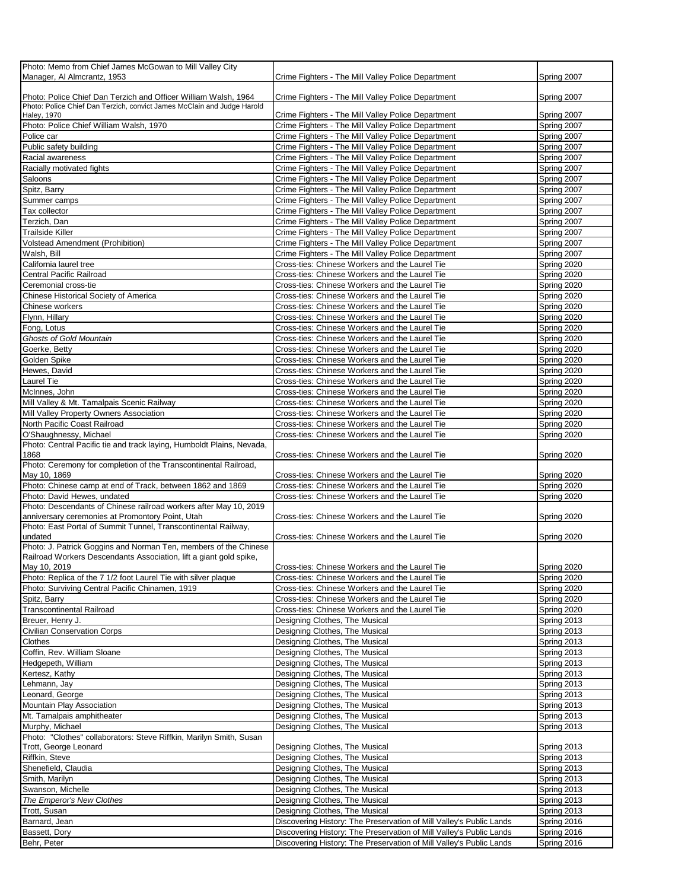| | | |
|---|---|---|
| Photo: Memo from Chief James McGowan to Mill Valley City Manager, Al Almcrantz, 1953 | Crime Fighters - The Mill Valley Police Department | Spring 2007 |
| Photo: Police Chief Dan Terzich and Officer William Walsh, 1964 | Crime Fighters - The Mill Valley Police Department | Spring 2007 |
| Photo: Police Chief Dan Terzich, convict James McClain and Judge Harold Haley, 1970 | Crime Fighters - The Mill Valley Police Department | Spring 2007 |
| Photo: Police Chief William Walsh, 1970 | Crime Fighters - The Mill Valley Police Department | Spring 2007 |
| Police car | Crime Fighters - The Mill Valley Police Department | Spring 2007 |
| Public safety building | Crime Fighters - The Mill Valley Police Department | Spring 2007 |
| Racial awareness | Crime Fighters - The Mill Valley Police Department | Spring 2007 |
| Racially motivated fights | Crime Fighters - The Mill Valley Police Department | Spring 2007 |
| Saloons | Crime Fighters - The Mill Valley Police Department | Spring 2007 |
| Spitz, Barry | Crime Fighters - The Mill Valley Police Department | Spring 2007 |
| Summer camps | Crime Fighters - The Mill Valley Police Department | Spring 2007 |
| Tax collector | Crime Fighters - The Mill Valley Police Department | Spring 2007 |
| Terzich, Dan | Crime Fighters - The Mill Valley Police Department | Spring 2007 |
| Trailside Killer | Crime Fighters - The Mill Valley Police Department | Spring 2007 |
| Volstead Amendment (Prohibition) | Crime Fighters - The Mill Valley Police Department | Spring 2007 |
| Walsh, Bill | Crime Fighters - The Mill Valley Police Department | Spring 2007 |
| California laurel tree | Cross-ties: Chinese Workers and the Laurel Tie | Spring 2020 |
| Central Pacific Railroad | Cross-ties: Chinese Workers and the Laurel Tie | Spring 2020 |
| Ceremonial cross-tie | Cross-ties: Chinese Workers and the Laurel Tie | Spring 2020 |
| Chinese Historical Society of America | Cross-ties: Chinese Workers and the Laurel Tie | Spring 2020 |
| Chinese workers | Cross-ties: Chinese Workers and the Laurel Tie | Spring 2020 |
| Flynn, Hillary | Cross-ties: Chinese Workers and the Laurel Tie | Spring 2020 |
| Fong, Lotus | Cross-ties: Chinese Workers and the Laurel Tie | Spring 2020 |
| *Ghosts of Gold Mountain* | Cross-ties: Chinese Workers and the Laurel Tie | Spring 2020 |
| Goerke, Betty | Cross-ties: Chinese Workers and the Laurel Tie | Spring 2020 |
| Golden Spike | Cross-ties: Chinese Workers and the Laurel Tie | Spring 2020 |
| Hewes, David | Cross-ties: Chinese Workers and the Laurel Tie | Spring 2020 |
| Laurel Tie | Cross-ties: Chinese Workers and the Laurel Tie | Spring 2020 |
| McInnes, John | Cross-ties: Chinese Workers and the Laurel Tie | Spring 2020 |
| Mill Valley & Mt. Tamalpais Scenic Railway | Cross-ties: Chinese Workers and the Laurel Tie | Spring 2020 |
| Mill Valley Property Owners Association | Cross-ties: Chinese Workers and the Laurel Tie | Spring 2020 |
| North Pacific Coast Railroad | Cross-ties: Chinese Workers and the Laurel Tie | Spring 2020 |
| O'Shaughnessy, Michael | Cross-ties: Chinese Workers and the Laurel Tie | Spring 2020 |
| Photo: Central Pacific tie and track laying, Humboldt Plains, Nevada, 1868 | Cross-ties: Chinese Workers and the Laurel Tie | Spring 2020 |
| Photo: Ceremony for completion of the Transcontinental Railroad, May 10, 1869 | Cross-ties: Chinese Workers and the Laurel Tie | Spring 2020 |
| Photo: Chinese camp at end of Track, between 1862 and 1869 | Cross-ties: Chinese Workers and the Laurel Tie | Spring 2020 |
| Photo: David Hewes, undated | Cross-ties: Chinese Workers and the Laurel Tie | Spring 2020 |
| Photo: Descendants of Chinese railroad workers after May 10, 2019 anniversary ceremonies at Promontory Point, Utah | Cross-ties: Chinese Workers and the Laurel Tie | Spring 2020 |
| Photo: East Portal of Summit Tunnel, Transcontinental Railway, undated | Cross-ties: Chinese Workers and the Laurel Tie | Spring 2020 |
| Photo: J. Patrick Goggins and Norman Ten, members of the Chinese Railroad Workers Descendants Association, lift a giant gold spike, May 10, 2019 | Cross-ties: Chinese Workers and the Laurel Tie | Spring 2020 |
| Photo: Replica of the 7 1/2 foot Laurel Tie with silver plaque | Cross-ties: Chinese Workers and the Laurel Tie | Spring 2020 |
| Photo: Surviving Central Pacific Chinamen, 1919 | Cross-ties: Chinese Workers and the Laurel Tie | Spring 2020 |
| Spitz, Barry | Cross-ties: Chinese Workers and the Laurel Tie | Spring 2020 |
| Transcontinental Railroad | Cross-ties: Chinese Workers and the Laurel Tie | Spring 2020 |
| Breuer, Henry J. | Designing Clothes, The Musical | Spring 2013 |
| Civilian Conservation Corps | Designing Clothes, The Musical | Spring 2013 |
| Clothes | Designing Clothes, The Musical | Spring 2013 |
| Coffin, Rev. William Sloane | Designing Clothes, The Musical | Spring 2013 |
| Hedgepeth, William | Designing Clothes, The Musical | Spring 2013 |
| Kertesz, Kathy | Designing Clothes, The Musical | Spring 2013 |
| Lehmann, Jay | Designing Clothes, The Musical | Spring 2013 |
| Leonard, George | Designing Clothes, The Musical | Spring 2013 |
| Mountain Play Association | Designing Clothes, The Musical | Spring 2013 |
| Mt. Tamalpais amphitheater | Designing Clothes, The Musical | Spring 2013 |
| Murphy, Michael | Designing Clothes, The Musical | Spring 2013 |
| Photo: "Clothes" collaborators: Steve Riffkin, Marilyn Smith, Susan Trott, George Leonard | Designing Clothes, The Musical | Spring 2013 |
| Riffkin, Steve | Designing Clothes, The Musical | Spring 2013 |
| Shenefield, Claudia | Designing Clothes, The Musical | Spring 2013 |
| Smith, Marilyn | Designing Clothes, The Musical | Spring 2013 |
| Swanson, Michelle | Designing Clothes, The Musical | Spring 2013 |
| *The Emperor's New Clothes* | Designing Clothes, The Musical | Spring 2013 |
| Trott, Susan | Designing Clothes, The Musical | Spring 2013 |
| Barnard, Jean | Discovering History: The Preservation of Mill Valley's Public Lands | Spring 2016 |
| Bassett, Dory | Discovering History: The Preservation of Mill Valley's Public Lands | Spring 2016 |
| Behr, Peter | Discovering History: The Preservation of Mill Valley's Public Lands | Spring 2016 |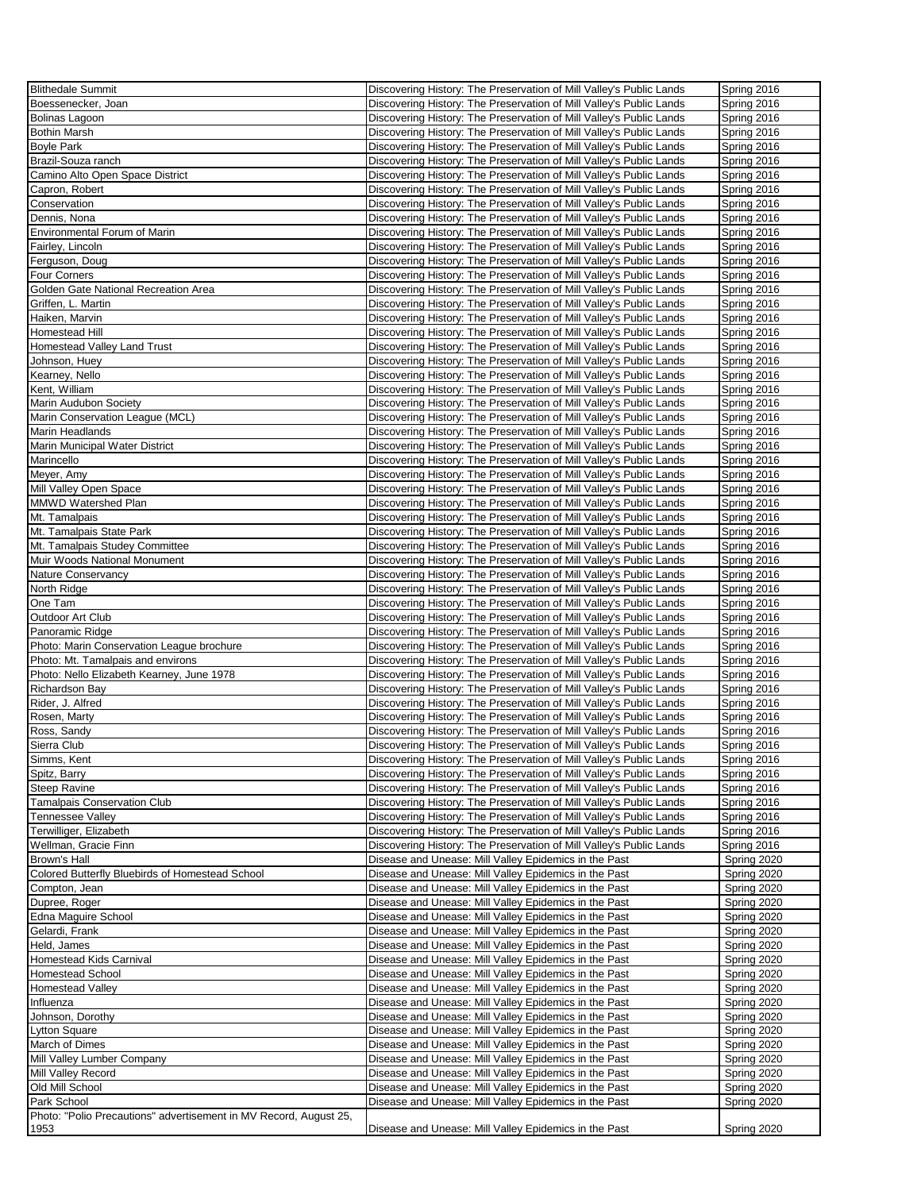| | | |
|---|---|---|
| Blithedale Summit | Discovering History: The Preservation of Mill Valley's Public Lands | Spring 2016 |
| Boessenecker, Joan | Discovering History: The Preservation of Mill Valley's Public Lands | Spring 2016 |
| Bolinas Lagoon | Discovering History: The Preservation of Mill Valley's Public Lands | Spring 2016 |
| Bothin Marsh | Discovering History: The Preservation of Mill Valley's Public Lands | Spring 2016 |
| Boyle Park | Discovering History: The Preservation of Mill Valley's Public Lands | Spring 2016 |
| Brazil-Souza ranch | Discovering History: The Preservation of Mill Valley's Public Lands | Spring 2016 |
| Camino Alto Open Space District | Discovering History: The Preservation of Mill Valley's Public Lands | Spring 2016 |
| Capron, Robert | Discovering History: The Preservation of Mill Valley's Public Lands | Spring 2016 |
| Conservation | Discovering History: The Preservation of Mill Valley's Public Lands | Spring 2016 |
| Dennis, Nona | Discovering History: The Preservation of Mill Valley's Public Lands | Spring 2016 |
| Environmental Forum of Marin | Discovering History: The Preservation of Mill Valley's Public Lands | Spring 2016 |
| Fairley, Lincoln | Discovering History: The Preservation of Mill Valley's Public Lands | Spring 2016 |
| Ferguson, Doug | Discovering History: The Preservation of Mill Valley's Public Lands | Spring 2016 |
| Four Corners | Discovering History: The Preservation of Mill Valley's Public Lands | Spring 2016 |
| Golden Gate National Recreation Area | Discovering History: The Preservation of Mill Valley's Public Lands | Spring 2016 |
| Griffen, L. Martin | Discovering History: The Preservation of Mill Valley's Public Lands | Spring 2016 |
| Haiken, Marvin | Discovering History: The Preservation of Mill Valley's Public Lands | Spring 2016 |
| Homestead Hill | Discovering History: The Preservation of Mill Valley's Public Lands | Spring 2016 |
| Homestead Valley Land Trust | Discovering History: The Preservation of Mill Valley's Public Lands | Spring 2016 |
| Johnson, Huey | Discovering History: The Preservation of Mill Valley's Public Lands | Spring 2016 |
| Kearney, Nello | Discovering History: The Preservation of Mill Valley's Public Lands | Spring 2016 |
| Kent, William | Discovering History: The Preservation of Mill Valley's Public Lands | Spring 2016 |
| Marin Audubon Society | Discovering History: The Preservation of Mill Valley's Public Lands | Spring 2016 |
| Marin Conservation League (MCL) | Discovering History: The Preservation of Mill Valley's Public Lands | Spring 2016 |
| Marin Headlands | Discovering History: The Preservation of Mill Valley's Public Lands | Spring 2016 |
| Marin Municipal Water District | Discovering History: The Preservation of Mill Valley's Public Lands | Spring 2016 |
| Marincello | Discovering History: The Preservation of Mill Valley's Public Lands | Spring 2016 |
| Meyer, Amy | Discovering History: The Preservation of Mill Valley's Public Lands | Spring 2016 |
| Mill Valley Open Space | Discovering History: The Preservation of Mill Valley's Public Lands | Spring 2016 |
| MMWD Watershed Plan | Discovering History: The Preservation of Mill Valley's Public Lands | Spring 2016 |
| Mt. Tamalpais | Discovering History: The Preservation of Mill Valley's Public Lands | Spring 2016 |
| Mt. Tamalpais State Park | Discovering History: The Preservation of Mill Valley's Public Lands | Spring 2016 |
| Mt. Tamalpais Studey Committee | Discovering History: The Preservation of Mill Valley's Public Lands | Spring 2016 |
| Muir Woods National Monument | Discovering History: The Preservation of Mill Valley's Public Lands | Spring 2016 |
| Nature Conservancy | Discovering History: The Preservation of Mill Valley's Public Lands | Spring 2016 |
| North Ridge | Discovering History: The Preservation of Mill Valley's Public Lands | Spring 2016 |
| One Tam | Discovering History: The Preservation of Mill Valley's Public Lands | Spring 2016 |
| Outdoor Art Club | Discovering History: The Preservation of Mill Valley's Public Lands | Spring 2016 |
| Panoramic Ridge | Discovering History: The Preservation of Mill Valley's Public Lands | Spring 2016 |
| Photo: Marin Conservation League brochure | Discovering History: The Preservation of Mill Valley's Public Lands | Spring 2016 |
| Photo: Mt. Tamalpais and environs | Discovering History: The Preservation of Mill Valley's Public Lands | Spring 2016 |
| Photo: Nello Elizabeth Kearney, June 1978 | Discovering History: The Preservation of Mill Valley's Public Lands | Spring 2016 |
| Richardson Bay | Discovering History: The Preservation of Mill Valley's Public Lands | Spring 2016 |
| Rider, J. Alfred | Discovering History: The Preservation of Mill Valley's Public Lands | Spring 2016 |
| Rosen, Marty | Discovering History: The Preservation of Mill Valley's Public Lands | Spring 2016 |
| Ross, Sandy | Discovering History: The Preservation of Mill Valley's Public Lands | Spring 2016 |
| Sierra Club | Discovering History: The Preservation of Mill Valley's Public Lands | Spring 2016 |
| Simms, Kent | Discovering History: The Preservation of Mill Valley's Public Lands | Spring 2016 |
| Spitz, Barry | Discovering History: The Preservation of Mill Valley's Public Lands | Spring 2016 |
| Steep Ravine | Discovering History: The Preservation of Mill Valley's Public Lands | Spring 2016 |
| Tamalpais Conservation Club | Discovering History: The Preservation of Mill Valley's Public Lands | Spring 2016 |
| Tennessee Valley | Discovering History: The Preservation of Mill Valley's Public Lands | Spring 2016 |
| Terwilliger, Elizabeth | Discovering History: The Preservation of Mill Valley's Public Lands | Spring 2016 |
| Wellman, Gracie Finn | Discovering History: The Preservation of Mill Valley's Public Lands | Spring 2016 |
| Brown's Hall | Disease and Unease: Mill Valley Epidemics in the Past | Spring 2020 |
| Colored Butterfly Bluebirds of Homestead School | Disease and Unease: Mill Valley Epidemics in the Past | Spring 2020 |
| Compton, Jean | Disease and Unease: Mill Valley Epidemics in the Past | Spring 2020 |
| Dupree, Roger | Disease and Unease: Mill Valley Epidemics in the Past | Spring 2020 |
| Edna Maguire School | Disease and Unease: Mill Valley Epidemics in the Past | Spring 2020 |
| Gelardi, Frank | Disease and Unease: Mill Valley Epidemics in the Past | Spring 2020 |
| Held, James | Disease and Unease: Mill Valley Epidemics in the Past | Spring 2020 |
| Homestead Kids Carnival | Disease and Unease: Mill Valley Epidemics in the Past | Spring 2020 |
| Homestead School | Disease and Unease: Mill Valley Epidemics in the Past | Spring 2020 |
| Homestead Valley | Disease and Unease: Mill Valley Epidemics in the Past | Spring 2020 |
| Influenza | Disease and Unease: Mill Valley Epidemics in the Past | Spring 2020 |
| Johnson, Dorothy | Disease and Unease: Mill Valley Epidemics in the Past | Spring 2020 |
| Lytton Square | Disease and Unease: Mill Valley Epidemics in the Past | Spring 2020 |
| March of Dimes | Disease and Unease: Mill Valley Epidemics in the Past | Spring 2020 |
| Mill Valley Lumber Company | Disease and Unease: Mill Valley Epidemics in the Past | Spring 2020 |
| Mill Valley Record | Disease and Unease: Mill Valley Epidemics in the Past | Spring 2020 |
| Old Mill School | Disease and Unease: Mill Valley Epidemics in the Past | Spring 2020 |
| Park School | Disease and Unease: Mill Valley Epidemics in the Past | Spring 2020 |
| Photo: "Polio Precautions" advertisement in MV Record, August 25, 1953 | Disease and Unease: Mill Valley Epidemics in the Past | Spring 2020 |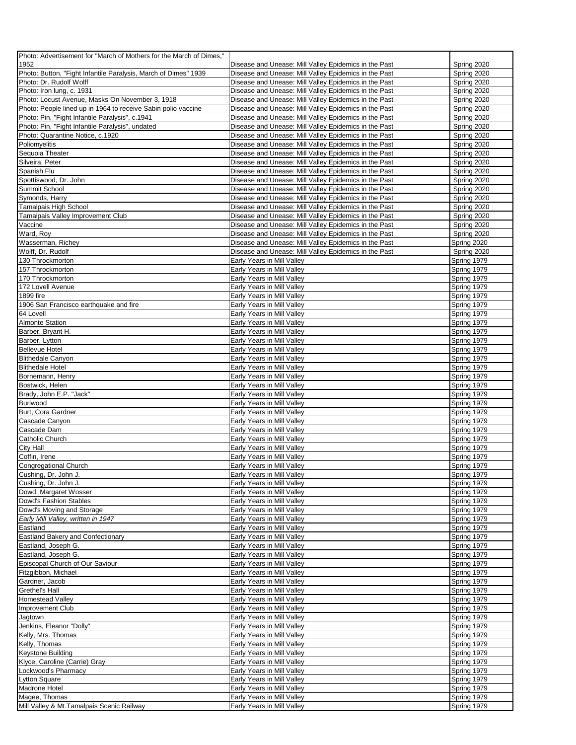| | | |
|---|---|---|
| Photo: Advertisement for "March of Mothers for the March of Dimes," 1952 | Disease and Unease: Mill Valley Epidemics in the Past | Spring 2020 |
| Photo: Button, "Fight Infantile Paralysis, March of Dimes" 1939 | Disease and Unease: Mill Valley Epidemics in the Past | Spring 2020 |
| Photo: Dr. Rudolf Wolff | Disease and Unease: Mill Valley Epidemics in the Past | Spring 2020 |
| Photo: Iron lung, c. 1931 | Disease and Unease: Mill Valley Epidemics in the Past | Spring 2020 |
| Photo: Locust Avenue, Masks On November 3, 1918 | Disease and Unease: Mill Valley Epidemics in the Past | Spring 2020 |
| Photo: People lined up in 1964 to receive Sabin polio vaccine | Disease and Unease: Mill Valley Epidemics in the Past | Spring 2020 |
| Photo: Pin, "Fight Infantile Paralysis", c.1941 | Disease and Unease: Mill Valley Epidemics in the Past | Spring 2020 |
| Photo: Pin, "Fight Infantile Paralysis", undated | Disease and Unease: Mill Valley Epidemics in the Past | Spring 2020 |
| Photo: Quarantine Notice, c.1920 | Disease and Unease: Mill Valley Epidemics in the Past | Spring 2020 |
| Poliomyelitis | Disease and Unease: Mill Valley Epidemics in the Past | Spring 2020 |
| Sequoia Theater | Disease and Unease: Mill Valley Epidemics in the Past | Spring 2020 |
| Silveira, Peter | Disease and Unease: Mill Valley Epidemics in the Past | Spring 2020 |
| Spanish Flu | Disease and Unease: Mill Valley Epidemics in the Past | Spring 2020 |
| Spottiswood, Dr. John | Disease and Unease: Mill Valley Epidemics in the Past | Spring 2020 |
| Summit School | Disease and Unease: Mill Valley Epidemics in the Past | Spring 2020 |
| Symonds, Harry | Disease and Unease: Mill Valley Epidemics in the Past | Spring 2020 |
| Tamalpais High School | Disease and Unease: Mill Valley Epidemics in the Past | Spring 2020 |
| Tamalpais Valley Improvement Club | Disease and Unease: Mill Valley Epidemics in the Past | Spring 2020 |
| Vaccine | Disease and Unease: Mill Valley Epidemics in the Past | Spring 2020 |
| Ward, Roy | Disease and Unease: Mill Valley Epidemics in the Past | Spring 2020 |
| Wasserman, Richey | Disease and Unease: Mill Valley Epidemics in the Past | Spring 2020 |
| Wolff, Dr. Rudolf | Disease and Unease: Mill Valley Epidemics in the Past | Spring 2020 |
| 130 Throckmorton | Early Years in Mill Valley | Spring 1979 |
| 157 Throckmorton | Early Years in Mill Valley | Spring 1979 |
| 170 Throckmorton | Early Years in Mill Valley | Spring 1979 |
| 172 Lovell Avenue | Early Years in Mill Valley | Spring 1979 |
| 1899 fire | Early Years in Mill Valley | Spring 1979 |
| 1906 San Francisco earthquake and fire | Early Years in Mill Valley | Spring 1979 |
| 64 Lovell | Early Years in Mill Valley | Spring 1979 |
| Almonte Station | Early Years in Mill Valley | Spring 1979 |
| Barber, Bryant H. | Early Years in Mill Valley | Spring 1979 |
| Barber, Lytton | Early Years in Mill Valley | Spring 1979 |
| Bellevue Hotel | Early Years in Mill Valley | Spring 1979 |
| Blithedale Canyon | Early Years in Mill Valley | Spring 1979 |
| Blithedale Hotel | Early Years in Mill Valley | Spring 1979 |
| Bornemann, Henry | Early Years in Mill Valley | Spring 1979 |
| Bostwick, Helen | Early Years in Mill Valley | Spring 1979 |
| Brady, John E.P. "Jack" | Early Years in Mill Valley | Spring 1979 |
| Burlwood | Early Years in Mill Valley | Spring 1979 |
| Burt, Cora Gardner | Early Years in Mill Valley | Spring 1979 |
| Cascade Canyon | Early Years in Mill Valley | Spring 1979 |
| Cascade Dam | Early Years in Mill Valley | Spring 1979 |
| Catholic Church | Early Years in Mill Valley | Spring 1979 |
| City Hall | Early Years in Mill Valley | Spring 1979 |
| Coffin, Irene | Early Years in Mill Valley | Spring 1979 |
| Congregational Church | Early Years in Mill Valley | Spring 1979 |
| Cushing, Dr. John J. | Early Years in Mill Valley | Spring 1979 |
| Cushing, Dr. John J. | Early Years in Mill Valley | Spring 1979 |
| Dowd, Margaret Wosser | Early Years in Mill Valley | Spring 1979 |
| Dowd's Fashion Stables | Early Years in Mill Valley | Spring 1979 |
| Dowd's Moving and Storage | Early Years in Mill Valley | Spring 1979 |
| *Early Mill Valley, written in 1947* | Early Years in Mill Valley | Spring 1979 |
| Eastland | Early Years in Mill Valley | Spring 1979 |
| Eastland Bakery and Confectionary | Early Years in Mill Valley | Spring 1979 |
| Eastland, Joseph G. | Early Years in Mill Valley | Spring 1979 |
| Eastland, Joseph G. | Early Years in Mill Valley | Spring 1979 |
| Episcopal Church of Our Saviour | Early Years in Mill Valley | Spring 1979 |
| Fitzgibbon, Michael | Early Years in Mill Valley | Spring 1979 |
| Gardner, Jacob | Early Years in Mill Valley | Spring 1979 |
| Grethel's Hall | Early Years in Mill Valley | Spring 1979 |
| Homestead Valley | Early Years in Mill Valley | Spring 1979 |
| Improvement Club | Early Years in Mill Valley | Spring 1979 |
| Jagtown | Early Years in Mill Valley | Spring 1979 |
| Jenkins, Eleanor "Dolly" | Early Years in Mill Valley | Spring 1979 |
| Kelly, Mrs. Thomas | Early Years in Mill Valley | Spring 1979 |
| Kelly, Thomas | Early Years in Mill Valley | Spring 1979 |
| Keystone Building | Early Years in Mill Valley | Spring 1979 |
| Klyce, Caroline (Carrie) Gray | Early Years in Mill Valley | Spring 1979 |
| Lockwood's Pharmacy | Early Years in Mill Valley | Spring 1979 |
| Lytton Square | Early Years in Mill Valley | Spring 1979 |
| Madrone Hotel | Early Years in Mill Valley | Spring 1979 |
| Magee, Thomas | Early Years in Mill Valley | Spring 1979 |
| Mill Valley & Mt.Tamalpais Scenic Railway | Early Years in Mill Valley | Spring 1979 |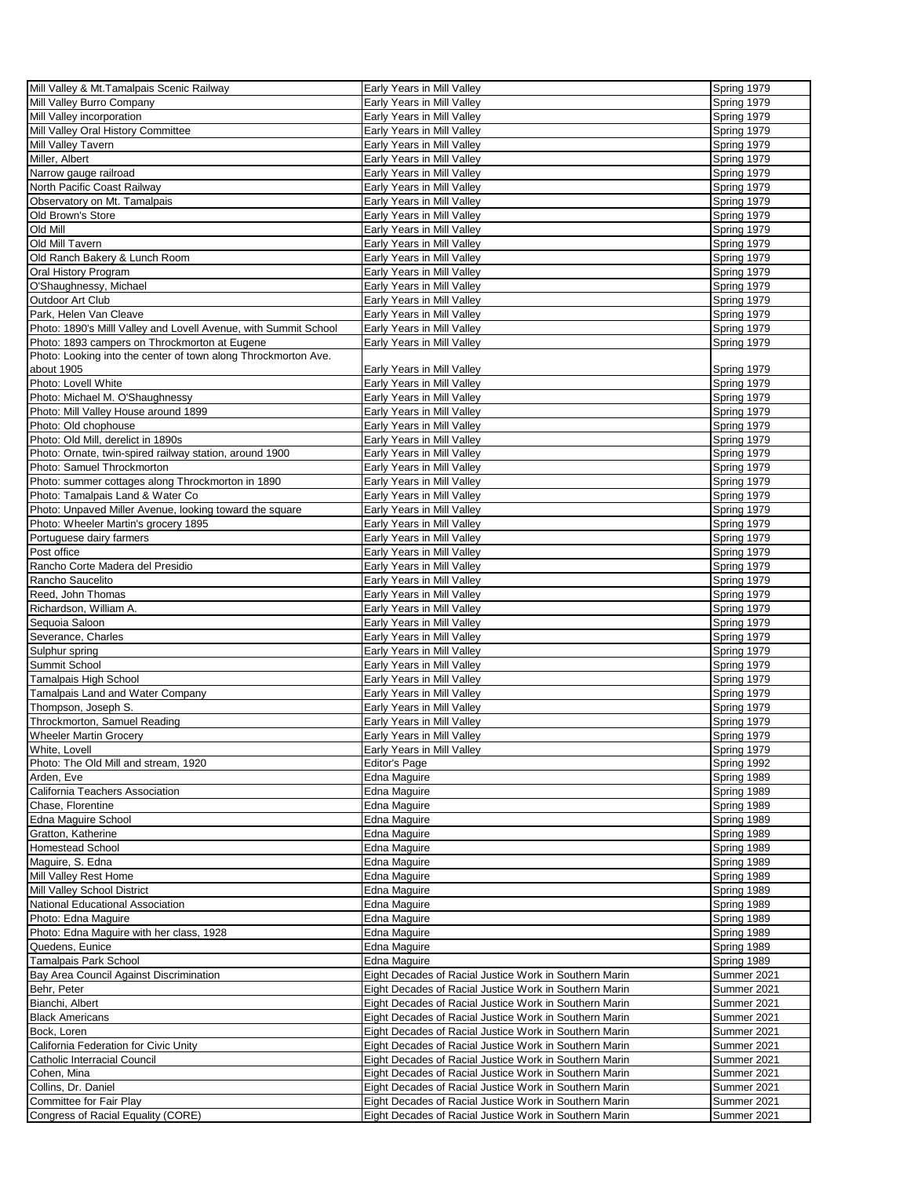| | | |
|---|---|---|
| Mill Valley & Mt.Tamalpais Scenic Railway | Early Years in Mill Valley | Spring 1979 |
| Mill Valley Burro Company | Early Years in Mill Valley | Spring 1979 |
| Mill Valley incorporation | Early Years in Mill Valley | Spring 1979 |
| Mill Valley Oral History Committee | Early Years in Mill Valley | Spring 1979 |
| Mill Valley Tavern | Early Years in Mill Valley | Spring 1979 |
| Miller, Albert | Early Years in Mill Valley | Spring 1979 |
| Narrow gauge railroad | Early Years in Mill Valley | Spring 1979 |
| North Pacific Coast Railway | Early Years in Mill Valley | Spring 1979 |
| Observatory on Mt. Tamalpais | Early Years in Mill Valley | Spring 1979 |
| Old Brown's Store | Early Years in Mill Valley | Spring 1979 |
| Old Mill | Early Years in Mill Valley | Spring 1979 |
| Old Mill Tavern | Early Years in Mill Valley | Spring 1979 |
| Old Ranch Bakery & Lunch Room | Early Years in Mill Valley | Spring 1979 |
| Oral History Program | Early Years in Mill Valley | Spring 1979 |
| O'Shaughnessy, Michael | Early Years in Mill Valley | Spring 1979 |
| Outdoor Art Club | Early Years in Mill Valley | Spring 1979 |
| Park, Helen Van Cleave | Early Years in Mill Valley | Spring 1979 |
| Photo: 1890's Milll Valley and Lovell Avenue, with Summit School | Early Years in Mill Valley | Spring 1979 |
| Photo: 1893 campers on Throckmorton at Eugene | Early Years in Mill Valley | Spring 1979 |
| Photo: Looking into the center of town along Throckmorton Ave. about 1905 | Early Years in Mill Valley | Spring 1979 |
| Photo: Lovell White | Early Years in Mill Valley | Spring 1979 |
| Photo: Michael M. O'Shaughnessy | Early Years in Mill Valley | Spring 1979 |
| Photo: Mill Valley House around 1899 | Early Years in Mill Valley | Spring 1979 |
| Photo: Old chophouse | Early Years in Mill Valley | Spring 1979 |
| Photo: Old Mill, derelict in 1890s | Early Years in Mill Valley | Spring 1979 |
| Photo: Ornate, twin-spired railway station, around 1900 | Early Years in Mill Valley | Spring 1979 |
| Photo: Samuel Throckmorton | Early Years in Mill Valley | Spring 1979 |
| Photo: summer cottages along Throckmorton in 1890 | Early Years in Mill Valley | Spring 1979 |
| Photo: Tamalpais Land & Water Co | Early Years in Mill Valley | Spring 1979 |
| Photo: Unpaved Miller Avenue, looking toward the square | Early Years in Mill Valley | Spring 1979 |
| Photo: Wheeler Martin's grocery 1895 | Early Years in Mill Valley | Spring 1979 |
| Portuguese dairy farmers | Early Years in Mill Valley | Spring 1979 |
| Post office | Early Years in Mill Valley | Spring 1979 |
| Rancho Corte Madera del Presidio | Early Years in Mill Valley | Spring 1979 |
| Rancho Saucelito | Early Years in Mill Valley | Spring 1979 |
| Reed, John Thomas | Early Years in Mill Valley | Spring 1979 |
| Richardson, William A. | Early Years in Mill Valley | Spring 1979 |
| Sequoia Saloon | Early Years in Mill Valley | Spring 1979 |
| Severance, Charles | Early Years in Mill Valley | Spring 1979 |
| Sulphur spring | Early Years in Mill Valley | Spring 1979 |
| Summit School | Early Years in Mill Valley | Spring 1979 |
| Tamalpais High School | Early Years in Mill Valley | Spring 1979 |
| Tamalpais Land and Water Company | Early Years in Mill Valley | Spring 1979 |
| Thompson, Joseph S. | Early Years in Mill Valley | Spring 1979 |
| Throckmorton, Samuel Reading | Early Years in Mill Valley | Spring 1979 |
| Wheeler Martin Grocery | Early Years in Mill Valley | Spring 1979 |
| White, Lovell | Early Years in Mill Valley | Spring 1979 |
| Photo: The Old Mill and stream, 1920 | Editor's Page | Spring 1992 |
| Arden, Eve | Edna Maguire | Spring 1989 |
| California Teachers Association | Edna Maguire | Spring 1989 |
| Chase, Florentine | Edna Maguire | Spring 1989 |
| Edna Maguire School | Edna Maguire | Spring 1989 |
| Gratton, Katherine | Edna Maguire | Spring 1989 |
| Homestead School | Edna Maguire | Spring 1989 |
| Maguire, S. Edna | Edna Maguire | Spring 1989 |
| Mill Valley Rest Home | Edna Maguire | Spring 1989 |
| Mill Valley School District | Edna Maguire | Spring 1989 |
| National Educational Association | Edna Maguire | Spring 1989 |
| Photo: Edna Maguire | Edna Maguire | Spring 1989 |
| Photo: Edna Maguire with her class, 1928 | Edna Maguire | Spring 1989 |
| Quedens, Eunice | Edna Maguire | Spring 1989 |
| Tamalpais Park School | Edna Maguire | Spring 1989 |
| Bay Area Council Against Discrimination | Eight Decades of Racial Justice Work in Southern Marin | Summer 2021 |
| Behr, Peter | Eight Decades of Racial Justice Work in Southern Marin | Summer 2021 |
| Bianchi, Albert | Eight Decades of Racial Justice Work in Southern Marin | Summer 2021 |
| Black Americans | Eight Decades of Racial Justice Work in Southern Marin | Summer 2021 |
| Bock, Loren | Eight Decades of Racial Justice Work in Southern Marin | Summer 2021 |
| California Federation for Civic Unity | Eight Decades of Racial Justice Work in Southern Marin | Summer 2021 |
| Catholic Interracial Council | Eight Decades of Racial Justice Work in Southern Marin | Summer 2021 |
| Cohen, Mina | Eight Decades of Racial Justice Work in Southern Marin | Summer 2021 |
| Collins, Dr. Daniel | Eight Decades of Racial Justice Work in Southern Marin | Summer 2021 |
| Committee for Fair Play | Eight Decades of Racial Justice Work in Southern Marin | Summer 2021 |
| Congress of Racial Equality (CORE) | Eight Decades of Racial Justice Work in Southern Marin | Summer 2021 |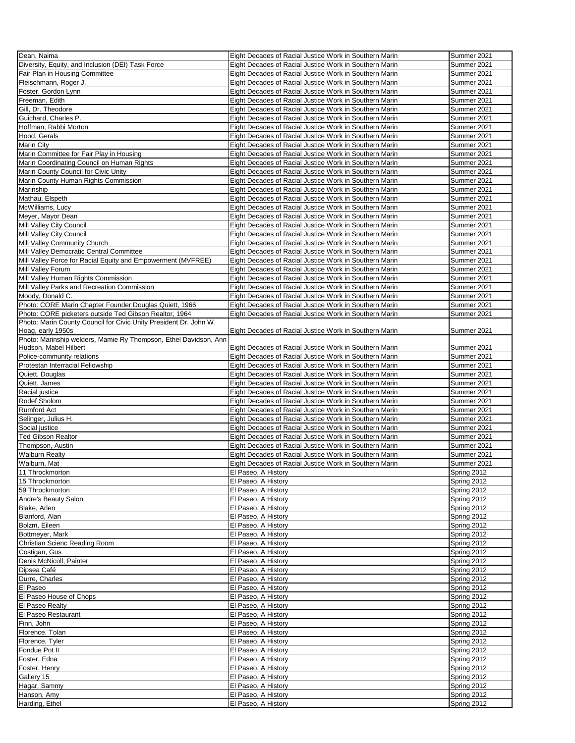| | | |
|---|---|---|
| Dean, Naima | Eight Decades of Racial Justice Work in Southern Marin | Summer 2021 |
| Diversity, Equity, and Inclusion (DEI) Task Force | Eight Decades of Racial Justice Work in Southern Marin | Summer 2021 |
| Fair Plan in Housing Committee | Eight Decades of Racial Justice Work in Southern Marin | Summer 2021 |
| Fleischmann, Roger J. | Eight Decades of Racial Justice Work in Southern Marin | Summer 2021 |
| Foster, Gordon Lynn | Eight Decades of Racial Justice Work in Southern Marin | Summer 2021 |
| Freeman, Edith | Eight Decades of Racial Justice Work in Southern Marin | Summer 2021 |
| Gill, Dr. Theodore | Eight Decades of Racial Justice Work in Southern Marin | Summer 2021 |
| Guichard, Charles P. | Eight Decades of Racial Justice Work in Southern Marin | Summer 2021 |
| Hoffman, Rabbi Morton | Eight Decades of Racial Justice Work in Southern Marin | Summer 2021 |
| Hood, Gerals | Eight Decades of Racial Justice Work in Southern Marin | Summer 2021 |
| Marin City | Eight Decades of Racial Justice Work in Southern Marin | Summer 2021 |
| Marin Committee for Fair Play in Housing | Eight Decades of Racial Justice Work in Southern Marin | Summer 2021 |
| Marin Coordinating Council on Human Rights | Eight Decades of Racial Justice Work in Southern Marin | Summer 2021 |
| Marin County Council for Civic Unity | Eight Decades of Racial Justice Work in Southern Marin | Summer 2021 |
| Marin County Human Rights Commission | Eight Decades of Racial Justice Work in Southern Marin | Summer 2021 |
| Marinship | Eight Decades of Racial Justice Work in Southern Marin | Summer 2021 |
| Mathau, Elspeth | Eight Decades of Racial Justice Work in Southern Marin | Summer 2021 |
| McWilliams, Lucy | Eight Decades of Racial Justice Work in Southern Marin | Summer 2021 |
| Meyer, Mayor Dean | Eight Decades of Racial Justice Work in Southern Marin | Summer 2021 |
| Mill Valley City Council | Eight Decades of Racial Justice Work in Southern Marin | Summer 2021 |
| Mill Valley City Council | Eight Decades of Racial Justice Work in Southern Marin | Summer 2021 |
| Mill Valley Community Church | Eight Decades of Racial Justice Work in Southern Marin | Summer 2021 |
| Mill Valley Democratic Central Committee | Eight Decades of Racial Justice Work in Southern Marin | Summer 2021 |
| Mill Valley Force for Racial Equity and Empowerment (MVFREE) | Eight Decades of Racial Justice Work in Southern Marin | Summer 2021 |
| Mill Valley Forum | Eight Decades of Racial Justice Work in Southern Marin | Summer 2021 |
| Mill Valley Human Rights Commission | Eight Decades of Racial Justice Work in Southern Marin | Summer 2021 |
| Mill Valley Parks and Recreation Commission | Eight Decades of Racial Justice Work in Southern Marin | Summer 2021 |
| Moody, Donald C. | Eight Decades of Racial Justice Work in Southern Marin | Summer 2021 |
| Photo: CORE Marin Chapter Founder Douglas Quiett, 1966 | Eight Decades of Racial Justice Work in Southern Marin | Summer 2021 |
| Photo: CORE picketers outside Ted Gibson Realtor, 1964 | Eight Decades of Racial Justice Work in Southern Marin | Summer 2021 |
| Photo: Marin County Council for Civic Unity President Dr. John W. Hoag, early 1950s | Eight Decades of Racial Justice Work in Southern Marin | Summer 2021 |
| Photo: Marinship welders, Mamie Ry Thompson, Ethel Davidson, Ann Hudson, Mabel Hilbert | Eight Decades of Racial Justice Work in Southern Marin | Summer 2021 |
| Police-community relations | Eight Decades of Racial Justice Work in Southern Marin | Summer 2021 |
| Protestan Interracial Fellowship | Eight Decades of Racial Justice Work in Southern Marin | Summer 2021 |
| Quiett, Douglas | Eight Decades of Racial Justice Work in Southern Marin | Summer 2021 |
| Quiett, James | Eight Decades of Racial Justice Work in Southern Marin | Summer 2021 |
| Racial justice | Eight Decades of Racial Justice Work in Southern Marin | Summer 2021 |
| Rodef Sholom | Eight Decades of Racial Justice Work in Southern Marin | Summer 2021 |
| Rumford Act | Eight Decades of Racial Justice Work in Southern Marin | Summer 2021 |
| Selinger, Julius H. | Eight Decades of Racial Justice Work in Southern Marin | Summer 2021 |
| Social justice | Eight Decades of Racial Justice Work in Southern Marin | Summer 2021 |
| Ted Gibson Realtor | Eight Decades of Racial Justice Work in Southern Marin | Summer 2021 |
| Thompson, Austin | Eight Decades of Racial Justice Work in Southern Marin | Summer 2021 |
| Walburn Realty | Eight Decades of Racial Justice Work in Southern Marin | Summer 2021 |
| Walburn, Mat | Eight Decades of Racial Justice Work in Southern Marin | Summer 2021 |
| 11 Throckmorton | El Paseo, A History | Spring 2012 |
| 15 Throckmorton | El Paseo, A History | Spring 2012 |
| 59 Throckmorton | El Paseo, A History | Spring 2012 |
| Andre's Beauty Salon | El Paseo, A History | Spring 2012 |
| Blake, Arlen | El Paseo, A History | Spring 2012 |
| Blanford, Alan | El Paseo, A History | Spring 2012 |
| Bolzm, Eileen | El Paseo, A History | Spring 2012 |
| Bottmeyer, Mark | El Paseo, A History | Spring 2012 |
| Christian Scienc Reading Room | El Paseo, A History | Spring 2012 |
| Costigan, Gus | El Paseo, A History | Spring 2012 |
| Denis McNicoll, Painter | El Paseo, A History | Spring 2012 |
| Dipsea Café | El Paseo, A History | Spring 2012 |
| Durre, Charles | El Paseo, A History | Spring 2012 |
| El Paseo | El Paseo, A History | Spring 2012 |
| El Paseo House of Chops | El Paseo, A History | Spring 2012 |
| El Paseo Realty | El Paseo, A History | Spring 2012 |
| El Paseo Restaurant | El Paseo, A History | Spring 2012 |
| Finn, John | El Paseo, A History | Spring 2012 |
| Florence, Tolan | El Paseo, A History | Spring 2012 |
| Florence, Tyler | El Paseo, A History | Spring 2012 |
| Fondue Pot II | El Paseo, A History | Spring 2012 |
| Foster, Edna | El Paseo, A History | Spring 2012 |
| Foster, Henry | El Paseo, A History | Spring 2012 |
| Gallery 15 | El Paseo, A History | Spring 2012 |
| Hagar, Sammy | El Paseo, A History | Spring 2012 |
| Hanson, Amy | El Paseo, A History | Spring 2012 |
| Harding, Ethel | El Paseo, A History | Spring 2012 |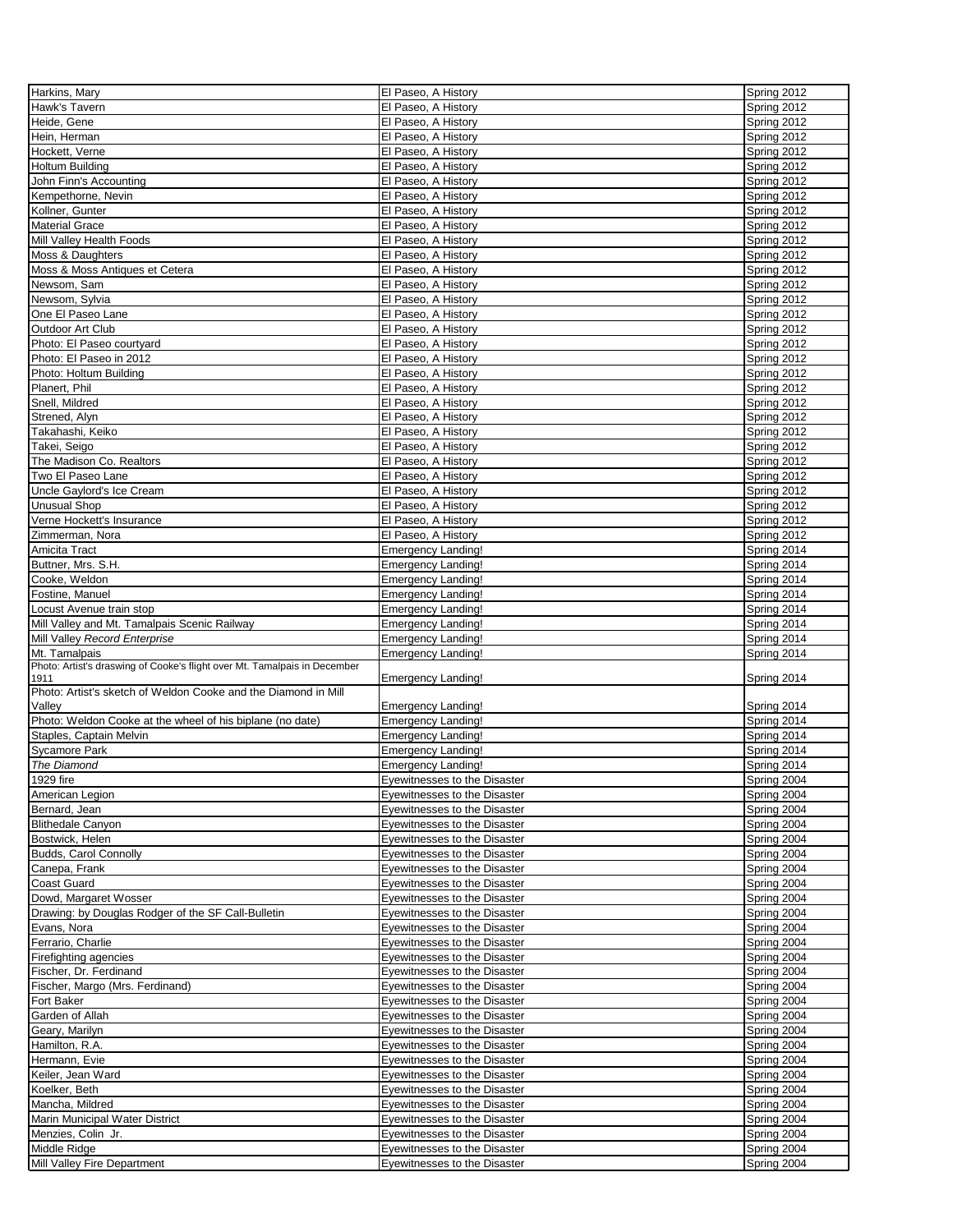| | | |
|---|---|---|
| Harkins, Mary | El Paseo, A History | Spring 2012 |
| Hawk's Tavern | El Paseo, A History | Spring 2012 |
| Heide, Gene | El Paseo, A History | Spring 2012 |
| Hein, Herman | El Paseo, A History | Spring 2012 |
| Hockett, Verne | El Paseo, A History | Spring 2012 |
| Holtum Building | El Paseo, A History | Spring 2012 |
| John Finn's Accounting | El Paseo, A History | Spring 2012 |
| Kempethorne, Nevin | El Paseo, A History | Spring 2012 |
| Kollner, Gunter | El Paseo, A History | Spring 2012 |
| Material Grace | El Paseo, A History | Spring 2012 |
| Mill Valley Health Foods | El Paseo, A History | Spring 2012 |
| Moss & Daughters | El Paseo, A History | Spring 2012 |
| Moss & Moss Antiques et Cetera | El Paseo, A History | Spring 2012 |
| Newsom, Sam | El Paseo, A History | Spring 2012 |
| Newsom, Sylvia | El Paseo, A History | Spring 2012 |
| One El Paseo Lane | El Paseo, A History | Spring 2012 |
| Outdoor Art Club | El Paseo, A History | Spring 2012 |
| Photo: El Paseo courtyard | El Paseo, A History | Spring 2012 |
| Photo: El Paseo in 2012 | El Paseo, A History | Spring 2012 |
| Photo: Holtum Building | El Paseo, A History | Spring 2012 |
| Planert, Phil | El Paseo, A History | Spring 2012 |
| Snell, Mildred | El Paseo, A History | Spring 2012 |
| Strened, Alyn | El Paseo, A History | Spring 2012 |
| Takahashi, Keiko | El Paseo, A History | Spring 2012 |
| Takei, Seigo | El Paseo, A History | Spring 2012 |
| The Madison Co. Realtors | El Paseo, A History | Spring 2012 |
| Two El Paseo Lane | El Paseo, A History | Spring 2012 |
| Uncle Gaylord's Ice Cream | El Paseo, A History | Spring 2012 |
| Unusual Shop | El Paseo, A History | Spring 2012 |
| Verne Hockett's Insurance | El Paseo, A History | Spring 2012 |
| Zimmerman, Nora | El Paseo, A History | Spring 2012 |
| Amicita Tract | Emergency Landing! | Spring 2014 |
| Buttner, Mrs. S.H. | Emergency Landing! | Spring 2014 |
| Cooke, Weldon | Emergency Landing! | Spring 2014 |
| Fostine, Manuel | Emergency Landing! | Spring 2014 |
| Locust Avenue train stop | Emergency Landing! | Spring 2014 |
| Mill Valley and Mt. Tamalpais Scenic Railway | Emergency Landing! | Spring 2014 |
| Mill Valley *Record Enterprise* | Emergency Landing! | Spring 2014 |
| Mt. Tamalpais | Emergency Landing! | Spring 2014 |
| Photo: Artist's draswing of Cooke's flight over Mt. Tamalpais in December 1911 | Emergency Landing! | Spring 2014 |
| Photo: Artist's sketch of Weldon Cooke and the Diamond in Mill Valley | Emergency Landing! | Spring 2014 |
| Photo: Weldon Cooke at the wheel of his biplane (no date) | Emergency Landing! | Spring 2014 |
| Staples, Captain Melvin | Emergency Landing! | Spring 2014 |
| Sycamore Park | Emergency Landing! | Spring 2014 |
| *The Diamond* | Emergency Landing! | Spring 2014 |
| 1929 fire | Eyewitnesses to the Disaster | Spring 2004 |
| American Legion | Eyewitnesses to the Disaster | Spring 2004 |
| Bernard, Jean | Eyewitnesses to the Disaster | Spring 2004 |
| Blithedale Canyon | Eyewitnesses to the Disaster | Spring 2004 |
| Bostwick, Helen | Eyewitnesses to the Disaster | Spring 2004 |
| Budds, Carol Connolly | Eyewitnesses to the Disaster | Spring 2004 |
| Canepa, Frank | Eyewitnesses to the Disaster | Spring 2004 |
| Coast Guard | Eyewitnesses to the Disaster | Spring 2004 |
| Dowd, Margaret Wosser | Eyewitnesses to the Disaster | Spring 2004 |
| Drawing: by Douglas Rodger of the SF Call-Bulletin | Eyewitnesses to the Disaster | Spring 2004 |
| Evans, Nora | Eyewitnesses to the Disaster | Spring 2004 |
| Ferrario, Charlie | Eyewitnesses to the Disaster | Spring 2004 |
| Firefighting agencies | Eyewitnesses to the Disaster | Spring 2004 |
| Fischer, Dr. Ferdinand | Eyewitnesses to the Disaster | Spring 2004 |
| Fischer, Margo (Mrs. Ferdinand) | Eyewitnesses to the Disaster | Spring 2004 |
| Fort Baker | Eyewitnesses to the Disaster | Spring 2004 |
| Garden of Allah | Eyewitnesses to the Disaster | Spring 2004 |
| Geary, Marilyn | Eyewitnesses to the Disaster | Spring 2004 |
| Hamilton, R.A. | Eyewitnesses to the Disaster | Spring 2004 |
| Hermann, Evie | Eyewitnesses to the Disaster | Spring 2004 |
| Keiler, Jean Ward | Eyewitnesses to the Disaster | Spring 2004 |
| Koelker, Beth | Eyewitnesses to the Disaster | Spring 2004 |
| Mancha, Mildred | Eyewitnesses to the Disaster | Spring 2004 |
| Marin Municipal Water District | Eyewitnesses to the Disaster | Spring 2004 |
| Menzies, Colin Jr. | Eyewitnesses to the Disaster | Spring 2004 |
| Middle Ridge | Eyewitnesses to the Disaster | Spring 2004 |
| Mill Valley Fire Department | Eyewitnesses to the Disaster | Spring 2004 |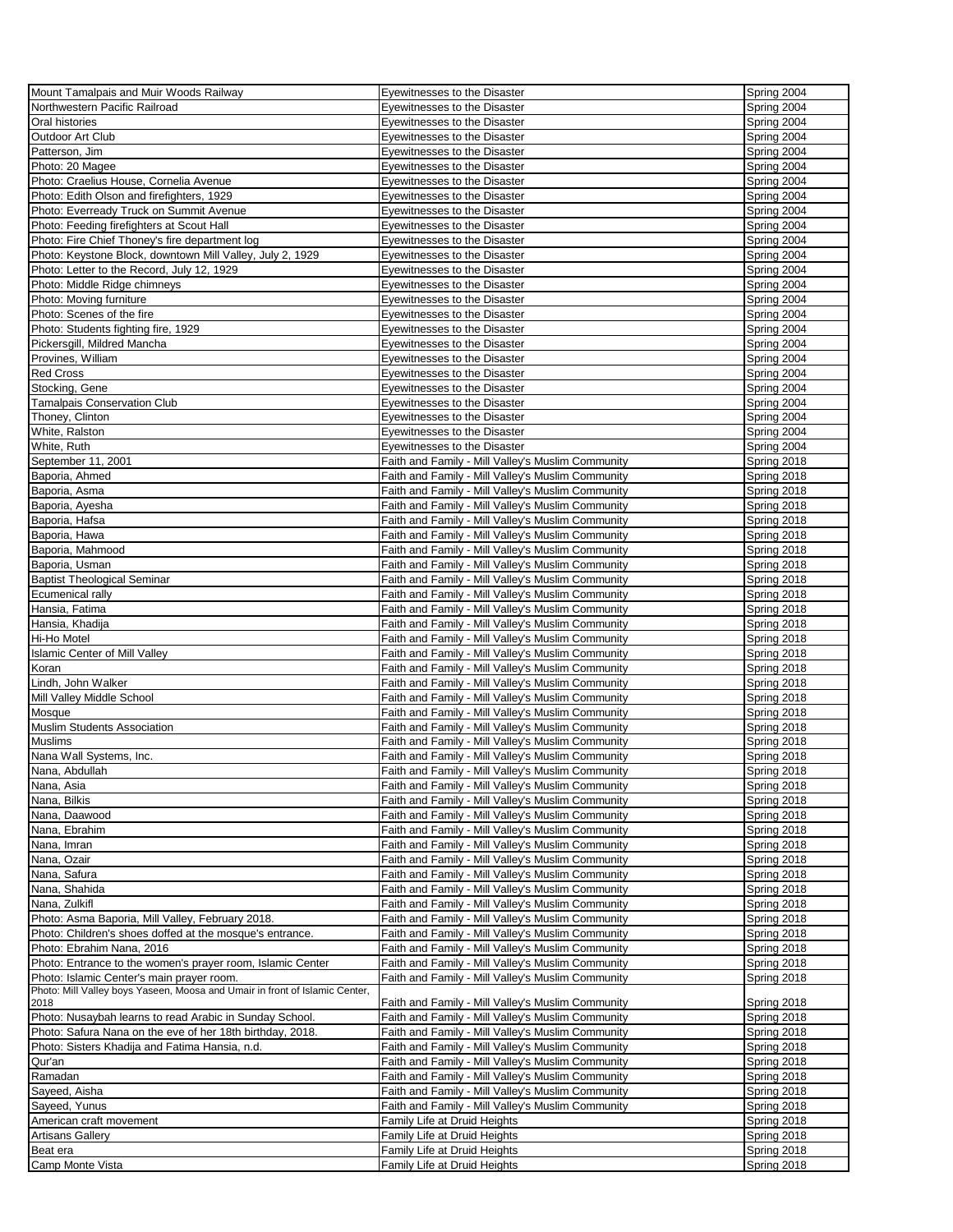| | | |
|---|---|---|
| Mount Tamalpais and Muir Woods Railway | Eyewitnesses to the Disaster | Spring 2004 |
| Northwestern Pacific Railroad | Eyewitnesses to the Disaster | Spring 2004 |
| Oral histories | Eyewitnesses to the Disaster | Spring 2004 |
| Outdoor Art Club | Eyewitnesses to the Disaster | Spring 2004 |
| Patterson, Jim | Eyewitnesses to the Disaster | Spring 2004 |
| Photo: 20 Magee | Eyewitnesses to the Disaster | Spring 2004 |
| Photo: Craelius House, Cornelia Avenue | Eyewitnesses to the Disaster | Spring 2004 |
| Photo: Edith Olson and firefighters, 1929 | Eyewitnesses to the Disaster | Spring 2004 |
| Photo: Everready Truck on Summit Avenue | Eyewitnesses to the Disaster | Spring 2004 |
| Photo: Feeding firefighters at Scout Hall | Eyewitnesses to the Disaster | Spring 2004 |
| Photo: Fire Chief Thoney's fire department log | Eyewitnesses to the Disaster | Spring 2004 |
| Photo: Keystone Block, downtown Mill Valley, July 2, 1929 | Eyewitnesses to the Disaster | Spring 2004 |
| Photo: Letter to the Record, July 12, 1929 | Eyewitnesses to the Disaster | Spring 2004 |
| Photo: Middle Ridge chimneys | Eyewitnesses to the Disaster | Spring 2004 |
| Photo: Moving furniture | Eyewitnesses to the Disaster | Spring 2004 |
| Photo: Scenes of the fire | Eyewitnesses to the Disaster | Spring 2004 |
| Photo: Students fighting fire, 1929 | Eyewitnesses to the Disaster | Spring 2004 |
| Pickersgill, Mildred Mancha | Eyewitnesses to the Disaster | Spring 2004 |
| Provines, William | Eyewitnesses to the Disaster | Spring 2004 |
| Red Cross | Eyewitnesses to the Disaster | Spring 2004 |
| Stocking, Gene | Eyewitnesses to the Disaster | Spring 2004 |
| Tamalpais Conservation Club | Eyewitnesses to the Disaster | Spring 2004 |
| Thoney, Clinton | Eyewitnesses to the Disaster | Spring 2004 |
| White, Ralston | Eyewitnesses to the Disaster | Spring 2004 |
| White, Ruth | Eyewitnesses to the Disaster | Spring 2004 |
| September 11, 2001 | Faith and Family - Mill Valley's Muslim Community | Spring 2018 |
| Baporia, Ahmed | Faith and Family - Mill Valley's Muslim Community | Spring 2018 |
| Baporia, Asma | Faith and Family - Mill Valley's Muslim Community | Spring 2018 |
| Baporia, Ayesha | Faith and Family - Mill Valley's Muslim Community | Spring 2018 |
| Baporia, Hafsa | Faith and Family - Mill Valley's Muslim Community | Spring 2018 |
| Baporia, Hawa | Faith and Family - Mill Valley's Muslim Community | Spring 2018 |
| Baporia, Mahmood | Faith and Family - Mill Valley's Muslim Community | Spring 2018 |
| Baporia, Usman | Faith and Family - Mill Valley's Muslim Community | Spring 2018 |
| Baptist Theological Seminar | Faith and Family - Mill Valley's Muslim Community | Spring 2018 |
| Ecumenical rally | Faith and Family - Mill Valley's Muslim Community | Spring 2018 |
| Hansia, Fatima | Faith and Family - Mill Valley's Muslim Community | Spring 2018 |
| Hansia, Khadija | Faith and Family - Mill Valley's Muslim Community | Spring 2018 |
| Hi-Ho Motel | Faith and Family - Mill Valley's Muslim Community | Spring 2018 |
| Islamic Center of Mill Valley | Faith and Family - Mill Valley's Muslim Community | Spring 2018 |
| Koran | Faith and Family - Mill Valley's Muslim Community | Spring 2018 |
| Lindh, John Walker | Faith and Family - Mill Valley's Muslim Community | Spring 2018 |
| Mill Valley Middle School | Faith and Family - Mill Valley's Muslim Community | Spring 2018 |
| Mosque | Faith and Family - Mill Valley's Muslim Community | Spring 2018 |
| Muslim Students Association | Faith and Family - Mill Valley's Muslim Community | Spring 2018 |
| Muslims | Faith and Family - Mill Valley's Muslim Community | Spring 2018 |
| Nana Wall Systems, Inc. | Faith and Family - Mill Valley's Muslim Community | Spring 2018 |
| Nana, Abdullah | Faith and Family - Mill Valley's Muslim Community | Spring 2018 |
| Nana, Asia | Faith and Family - Mill Valley's Muslim Community | Spring 2018 |
| Nana, Bilkis | Faith and Family - Mill Valley's Muslim Community | Spring 2018 |
| Nana, Daawood | Faith and Family - Mill Valley's Muslim Community | Spring 2018 |
| Nana, Ebrahim | Faith and Family - Mill Valley's Muslim Community | Spring 2018 |
| Nana, Imran | Faith and Family - Mill Valley's Muslim Community | Spring 2018 |
| Nana, Ozair | Faith and Family - Mill Valley's Muslim Community | Spring 2018 |
| Nana, Safura | Faith and Family - Mill Valley's Muslim Community | Spring 2018 |
| Nana, Shahida | Faith and Family - Mill Valley's Muslim Community | Spring 2018 |
| Nana, Zulkifl | Faith and Family - Mill Valley's Muslim Community | Spring 2018 |
| Photo: Asma Baporia, Mill Valley, February 2018. | Faith and Family - Mill Valley's Muslim Community | Spring 2018 |
| Photo: Children's shoes doffed at the mosque's entrance. | Faith and Family - Mill Valley's Muslim Community | Spring 2018 |
| Photo: Ebrahim Nana, 2016 | Faith and Family - Mill Valley's Muslim Community | Spring 2018 |
| Photo: Entrance to the women's prayer room, Islamic Center | Faith and Family - Mill Valley's Muslim Community | Spring 2018 |
| Photo: Islamic Center's main prayer room. | Faith and Family - Mill Valley's Muslim Community | Spring 2018 |
| Photo: Mill Valley boys Yaseen, Moosa and Umair in front of Islamic Center, 2018 | Faith and Family - Mill Valley's Muslim Community | Spring 2018 |
| Photo: Nusaybah learns to read Arabic in Sunday School. | Faith and Family - Mill Valley's Muslim Community | Spring 2018 |
| Photo: Safura Nana on the eve of her 18th birthday, 2018. | Faith and Family - Mill Valley's Muslim Community | Spring 2018 |
| Photo: Sisters Khadija and Fatima Hansia, n.d. | Faith and Family - Mill Valley's Muslim Community | Spring 2018 |
| Qur'an | Faith and Family - Mill Valley's Muslim Community | Spring 2018 |
| Ramadan | Faith and Family - Mill Valley's Muslim Community | Spring 2018 |
| Sayeed, Aisha | Faith and Family - Mill Valley's Muslim Community | Spring 2018 |
| Sayeed, Yunus | Faith and Family - Mill Valley's Muslim Community | Spring 2018 |
| American craft movement | Family Life at Druid Heights | Spring 2018 |
| Artisans Gallery | Family Life at Druid Heights | Spring 2018 |
| Beat era | Family Life at Druid Heights | Spring 2018 |
| Camp Monte Vista | Family Life at Druid Heights | Spring 2018 |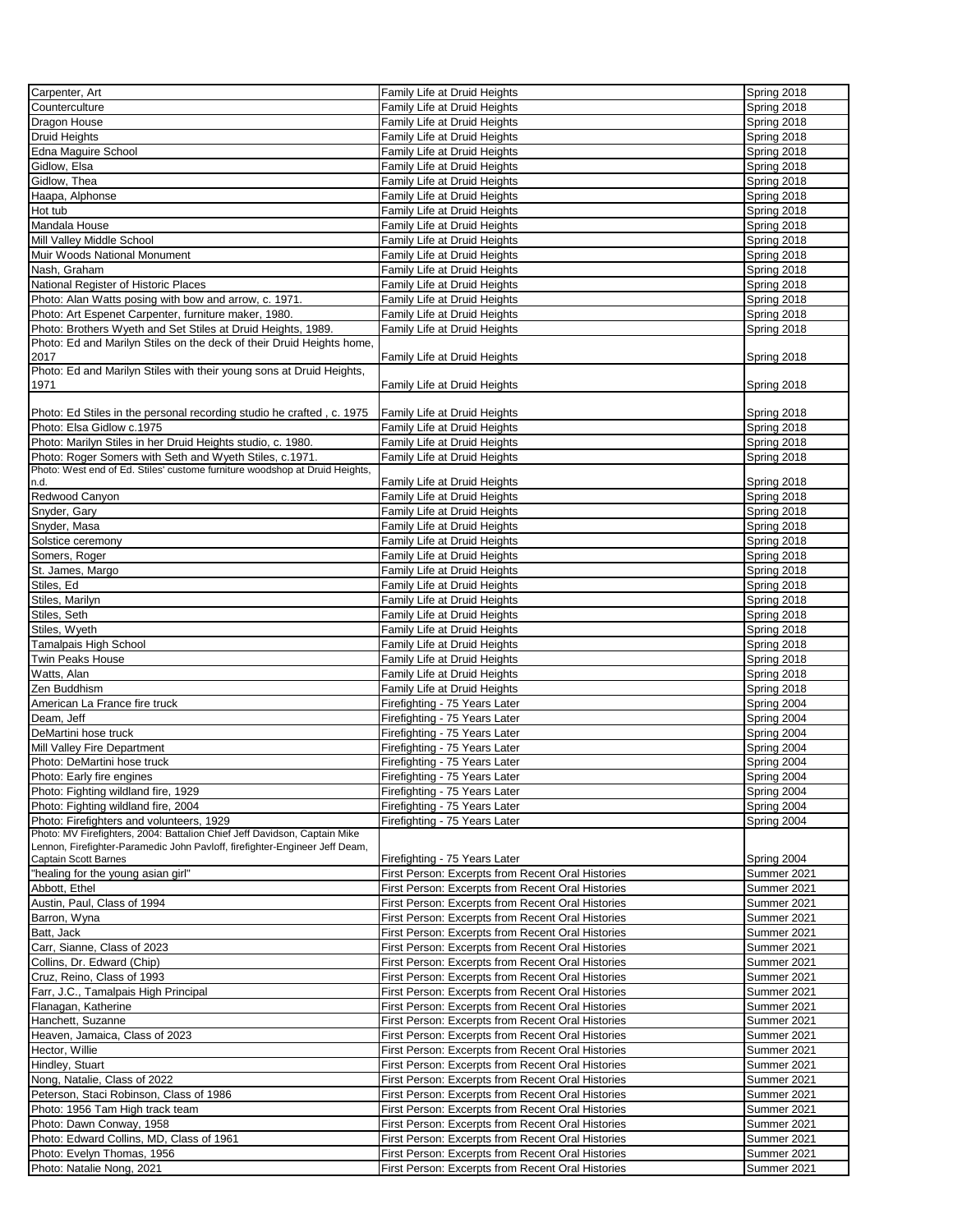| | | |
|---|---|---|
| Carpenter, Art | Family Life at Druid Heights | Spring 2018 |
| Counterculture | Family Life at Druid Heights | Spring 2018 |
| Dragon House | Family Life at Druid Heights | Spring 2018 |
| Druid Heights | Family Life at Druid Heights | Spring 2018 |
| Edna Maguire School | Family Life at Druid Heights | Spring 2018 |
| Gidlow, Elsa | Family Life at Druid Heights | Spring 2018 |
| Gidlow, Thea | Family Life at Druid Heights | Spring 2018 |
| Haapa, Alphonse | Family Life at Druid Heights | Spring 2018 |
| Hot tub | Family Life at Druid Heights | Spring 2018 |
| Mandala House | Family Life at Druid Heights | Spring 2018 |
| Mill Valley Middle School | Family Life at Druid Heights | Spring 2018 |
| Muir Woods National Monument | Family Life at Druid Heights | Spring 2018 |
| Nash, Graham | Family Life at Druid Heights | Spring 2018 |
| National Register of Historic Places | Family Life at Druid Heights | Spring 2018 |
| Photo: Alan Watts posing with bow and arrow, c. 1971. | Family Life at Druid Heights | Spring 2018 |
| Photo: Art Espenet Carpenter, furniture maker, 1980. | Family Life at Druid Heights | Spring 2018 |
| Photo: Brothers Wyeth and Set Stiles at Druid Heights, 1989. | Family Life at Druid Heights | Spring 2018 |
| Photo: Ed and Marilyn Stiles on the deck of their Druid Heights home, 2017 | Family Life at Druid Heights | Spring 2018 |
| Photo: Ed and Marilyn Stiles with their young sons at Druid Heights, 1971 | Family Life at Druid Heights | Spring 2018 |
| Photo: Ed Stiles in the personal recording studio he crafted , c. 1975 | Family Life at Druid Heights | Spring 2018 |
| Photo: Elsa Gidlow c.1975 | Family Life at Druid Heights | Spring 2018 |
| Photo: Marilyn Stiles in her Druid Heights studio, c. 1980. | Family Life at Druid Heights | Spring 2018 |
| Photo: Roger Somers with Seth and Wyeth Stiles, c.1971. | Family Life at Druid Heights | Spring 2018 |
| Photo: West end of Ed. Stiles' custome furniture woodshop at Druid Heights, n.d. | Family Life at Druid Heights | Spring 2018 |
| Redwood Canyon | Family Life at Druid Heights | Spring 2018 |
| Snyder, Gary | Family Life at Druid Heights | Spring 2018 |
| Snyder, Masa | Family Life at Druid Heights | Spring 2018 |
| Solstice ceremony | Family Life at Druid Heights | Spring 2018 |
| Somers, Roger | Family Life at Druid Heights | Spring 2018 |
| St. James, Margo | Family Life at Druid Heights | Spring 2018 |
| Stiles, Ed | Family Life at Druid Heights | Spring 2018 |
| Stiles, Marilyn | Family Life at Druid Heights | Spring 2018 |
| Stiles, Seth | Family Life at Druid Heights | Spring 2018 |
| Stiles, Wyeth | Family Life at Druid Heights | Spring 2018 |
| Tamalpais High School | Family Life at Druid Heights | Spring 2018 |
| Twin Peaks House | Family Life at Druid Heights | Spring 2018 |
| Watts, Alan | Family Life at Druid Heights | Spring 2018 |
| Zen Buddhism | Family Life at Druid Heights | Spring 2018 |
| American La France fire truck | Firefighting - 75 Years Later | Spring 2004 |
| Deam, Jeff | Firefighting - 75 Years Later | Spring 2004 |
| DeMartini hose truck | Firefighting - 75 Years Later | Spring 2004 |
| Mill Valley Fire Department | Firefighting - 75 Years Later | Spring 2004 |
| Photo: DeMartini hose truck | Firefighting - 75 Years Later | Spring 2004 |
| Photo: Early fire engines | Firefighting - 75 Years Later | Spring 2004 |
| Photo: Fighting wildland fire, 1929 | Firefighting - 75 Years Later | Spring 2004 |
| Photo: Fighting wildland fire, 2004 | Firefighting - 75 Years Later | Spring 2004 |
| Photo: Firefighters and volunteers, 1929 | Firefighting - 75 Years Later | Spring 2004 |
| Photo: MV Firefighters, 2004: Battalion Chief Jeff Davidson, Captain Mike Lennon, Firefighter-Paramedic John Pavloff, firefighter-Engineer Jeff Deam, Captain Scott Barnes | Firefighting - 75 Years Later | Spring 2004 |
| "healing for the young asian girl" | First Person: Excerpts from Recent Oral Histories | Summer 2021 |
| Abbott, Ethel | First Person: Excerpts from Recent Oral Histories | Summer 2021 |
| Austin, Paul, Class of 1994 | First Person: Excerpts from Recent Oral Histories | Summer 2021 |
| Barron, Wyna | First Person: Excerpts from Recent Oral Histories | Summer 2021 |
| Batt, Jack | First Person: Excerpts from Recent Oral Histories | Summer 2021 |
| Carr, Sianne, Class of 2023 | First Person: Excerpts from Recent Oral Histories | Summer 2021 |
| Collins, Dr. Edward (Chip) | First Person: Excerpts from Recent Oral Histories | Summer 2021 |
| Cruz, Reino, Class of 1993 | First Person: Excerpts from Recent Oral Histories | Summer 2021 |
| Farr, J.C., Tamalpais High Principal | First Person: Excerpts from Recent Oral Histories | Summer 2021 |
| Flanagan, Katherine | First Person: Excerpts from Recent Oral Histories | Summer 2021 |
| Hanchett, Suzanne | First Person: Excerpts from Recent Oral Histories | Summer 2021 |
| Heaven, Jamaica, Class of 2023 | First Person: Excerpts from Recent Oral Histories | Summer 2021 |
| Hector, Willie | First Person: Excerpts from Recent Oral Histories | Summer 2021 |
| Hindley, Stuart | First Person: Excerpts from Recent Oral Histories | Summer 2021 |
| Nong, Natalie, Class of 2022 | First Person: Excerpts from Recent Oral Histories | Summer 2021 |
| Peterson, Staci Robinson, Class of 1986 | First Person: Excerpts from Recent Oral Histories | Summer 2021 |
| Photo: 1956 Tam High track team | First Person: Excerpts from Recent Oral Histories | Summer 2021 |
| Photo: Dawn Conway, 1958 | First Person: Excerpts from Recent Oral Histories | Summer 2021 |
| Photo: Edward Collins, MD, Class of 1961 | First Person: Excerpts from Recent Oral Histories | Summer 2021 |
| Photo: Evelyn Thomas, 1956 | First Person: Excerpts from Recent Oral Histories | Summer 2021 |
| Photo: Natalie Nong, 2021 | First Person: Excerpts from Recent Oral Histories | Summer 2021 |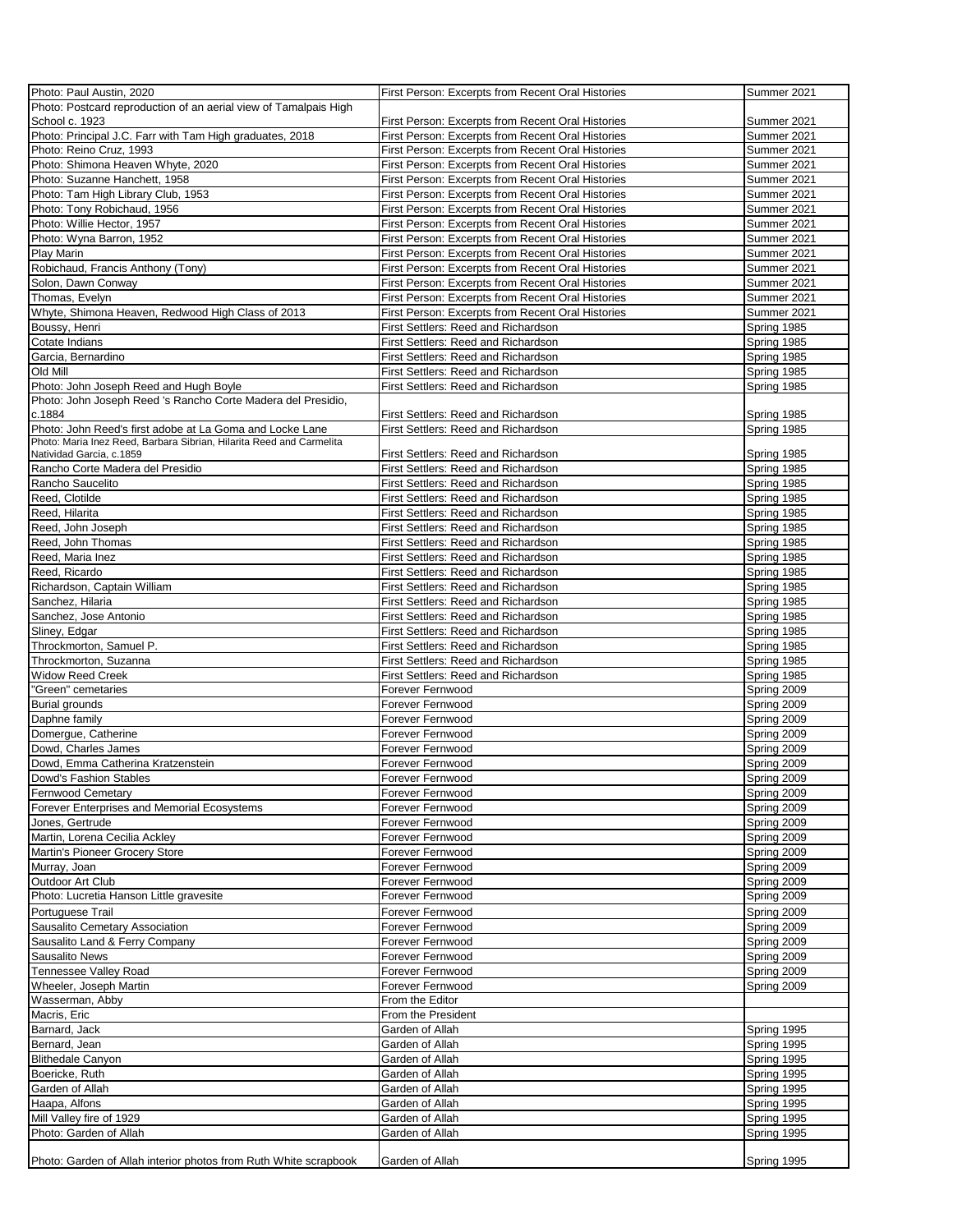| | | |
|---|---|---|
| Photo: Paul Austin, 2020 | First Person: Excerpts from Recent Oral Histories | Summer 2021 |
| Photo: Postcard reproduction of an aerial view of Tamalpais High School c. 1923 | First Person: Excerpts from Recent Oral Histories | Summer 2021 |
| Photo: Principal J.C. Farr with Tam High graduates, 2018 | First Person: Excerpts from Recent Oral Histories | Summer 2021 |
| Photo: Reino Cruz, 1993 | First Person: Excerpts from Recent Oral Histories | Summer 2021 |
| Photo: Shimona Heaven Whyte, 2020 | First Person: Excerpts from Recent Oral Histories | Summer 2021 |
| Photo: Suzanne Hanchett, 1958 | First Person: Excerpts from Recent Oral Histories | Summer 2021 |
| Photo: Tam High Library Club, 1953 | First Person: Excerpts from Recent Oral Histories | Summer 2021 |
| Photo: Tony Robichaud, 1956 | First Person: Excerpts from Recent Oral Histories | Summer 2021 |
| Photo: Willie Hector, 1957 | First Person: Excerpts from Recent Oral Histories | Summer 2021 |
| Photo: Wyna Barron, 1952 | First Person: Excerpts from Recent Oral Histories | Summer 2021 |
| Play Marin | First Person: Excerpts from Recent Oral Histories | Summer 2021 |
| Robichaud, Francis Anthony (Tony) | First Person: Excerpts from Recent Oral Histories | Summer 2021 |
| Solon, Dawn Conway | First Person: Excerpts from Recent Oral Histories | Summer 2021 |
| Thomas, Evelyn | First Person: Excerpts from Recent Oral Histories | Summer 2021 |
| Whyte, Shimona Heaven, Redwood High Class of 2013 | First Person: Excerpts from Recent Oral Histories | Summer 2021 |
| Boussy, Henri | First Settlers: Reed and Richardson | Spring 1985 |
| Cotate Indians | First Settlers: Reed and Richardson | Spring 1985 |
| Garcia, Bernardino | First Settlers: Reed and Richardson | Spring 1985 |
| Old Mill | First Settlers: Reed and Richardson | Spring 1985 |
| Photo: John Joseph Reed and Hugh Boyle | First Settlers: Reed and Richardson | Spring 1985 |
| Photo: John Joseph Reed 's Rancho Corte Madera del Presidio, c.1884 | First Settlers: Reed and Richardson | Spring 1985 |
| Photo: John Reed's first adobe at La Goma and Locke Lane | First Settlers: Reed and Richardson | Spring 1985 |
| Photo: Maria Inez Reed, Barbara Sibrian, Hilarita Reed and Carmelita Natividad Garcia, c.1859 | First Settlers: Reed and Richardson | Spring 1985 |
| Rancho Corte Madera del Presidio | First Settlers: Reed and Richardson | Spring 1985 |
| Rancho Saucelito | First Settlers: Reed and Richardson | Spring 1985 |
| Reed, Clotilde | First Settlers: Reed and Richardson | Spring 1985 |
| Reed, Hilarita | First Settlers: Reed and Richardson | Spring 1985 |
| Reed, John Joseph | First Settlers: Reed and Richardson | Spring 1985 |
| Reed, John Thomas | First Settlers: Reed and Richardson | Spring 1985 |
| Reed, Maria Inez | First Settlers: Reed and Richardson | Spring 1985 |
| Reed, Ricardo | First Settlers: Reed and Richardson | Spring 1985 |
| Richardson, Captain William | First Settlers: Reed and Richardson | Spring 1985 |
| Sanchez, Hilaria | First Settlers: Reed and Richardson | Spring 1985 |
| Sanchez, Jose Antonio | First Settlers: Reed and Richardson | Spring 1985 |
| Sliney, Edgar | First Settlers: Reed and Richardson | Spring 1985 |
| Throckmorton, Samuel P. | First Settlers: Reed and Richardson | Spring 1985 |
| Throckmorton, Suzanna | First Settlers: Reed and Richardson | Spring 1985 |
| Widow Reed Creek | First Settlers: Reed and Richardson | Spring 1985 |
| "Green" cemetaries | Forever Fernwood | Spring 2009 |
| Burial grounds | Forever Fernwood | Spring 2009 |
| Daphne family | Forever Fernwood | Spring 2009 |
| Domergue, Catherine | Forever Fernwood | Spring 2009 |
| Dowd, Charles James | Forever Fernwood | Spring 2009 |
| Dowd, Emma Catherina Kratzenstein | Forever Fernwood | Spring 2009 |
| Dowd's Fashion Stables | Forever Fernwood | Spring 2009 |
| Fernwood Cemetary | Forever Fernwood | Spring 2009 |
| Forever Enterprises and Memorial Ecosystems | Forever Fernwood | Spring 2009 |
| Jones, Gertrude | Forever Fernwood | Spring 2009 |
| Martin, Lorena Cecilia Ackley | Forever Fernwood | Spring 2009 |
| Martin's Pioneer Grocery Store | Forever Fernwood | Spring 2009 |
| Murray, Joan | Forever Fernwood | Spring 2009 |
| Outdoor Art Club | Forever Fernwood | Spring 2009 |
| Photo: Lucretia Hanson Little gravesite | Forever Fernwood | Spring 2009 |
| Portuguese Trail | Forever Fernwood | Spring 2009 |
| Sausalito Cemetary Association | Forever Fernwood | Spring 2009 |
| Sausalito Land & Ferry Company | Forever Fernwood | Spring 2009 |
| Sausalito News | Forever Fernwood | Spring 2009 |
| Tennessee Valley Road | Forever Fernwood | Spring 2009 |
| Wheeler, Joseph Martin | Forever Fernwood | Spring 2009 |
| Wasserman, Abby | From the Editor | |
| Macris, Eric | From the President | |
| Barnard, Jack | Garden of Allah | Spring 1995 |
| Bernard, Jean | Garden of Allah | Spring 1995 |
| Blithedale Canyon | Garden of Allah | Spring 1995 |
| Boericke, Ruth | Garden of Allah | Spring 1995 |
| Garden of Allah | Garden of Allah | Spring 1995 |
| Haapa, Alfons | Garden of Allah | Spring 1995 |
| Mill Valley fire of 1929 | Garden of Allah | Spring 1995 |
| Photo: Garden of Allah | Garden of Allah | Spring 1995 |
| Photo: Garden of Allah interior photos from Ruth White scrapbook | Garden of Allah | Spring 1995 |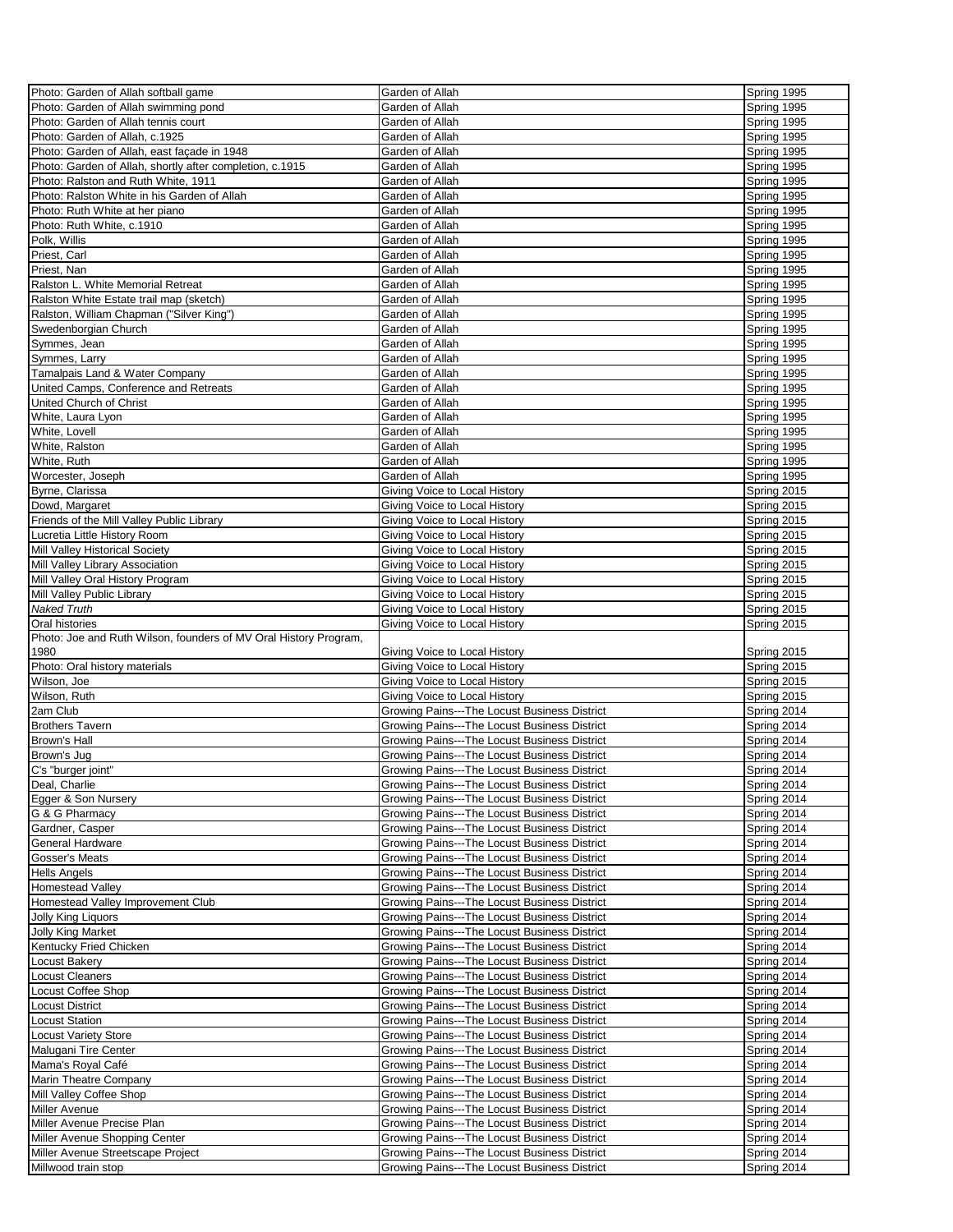| | | |
|---|---|---|
| Photo: Garden of Allah softball game | Garden of Allah | Spring 1995 |
| Photo: Garden of Allah swimming pond | Garden of Allah | Spring 1995 |
| Photo: Garden of Allah tennis court | Garden of Allah | Spring 1995 |
| Photo: Garden of Allah, c.1925 | Garden of Allah | Spring 1995 |
| Photo: Garden of Allah, east façade in 1948 | Garden of Allah | Spring 1995 |
| Photo: Garden of Allah, shortly after completion, c.1915 | Garden of Allah | Spring 1995 |
| Photo: Ralston and Ruth White, 1911 | Garden of Allah | Spring 1995 |
| Photo: Ralston White in his Garden of Allah | Garden of Allah | Spring 1995 |
| Photo: Ruth White at her piano | Garden of Allah | Spring 1995 |
| Photo: Ruth White, c.1910 | Garden of Allah | Spring 1995 |
| Polk, Willis | Garden of Allah | Spring 1995 |
| Priest, Carl | Garden of Allah | Spring 1995 |
| Priest, Nan | Garden of Allah | Spring 1995 |
| Ralston L. White Memorial Retreat | Garden of Allah | Spring 1995 |
| Ralston White Estate trail map (sketch) | Garden of Allah | Spring 1995 |
| Ralston, William Chapman ("Silver King") | Garden of Allah | Spring 1995 |
| Swedenborgian Church | Garden of Allah | Spring 1995 |
| Symmes, Jean | Garden of Allah | Spring 1995 |
| Symmes, Larry | Garden of Allah | Spring 1995 |
| Tamalpais Land & Water Company | Garden of Allah | Spring 1995 |
| United Camps, Conference and Retreats | Garden of Allah | Spring 1995 |
| United Church of Christ | Garden of Allah | Spring 1995 |
| White, Laura Lyon | Garden of Allah | Spring 1995 |
| White, Lovell | Garden of Allah | Spring 1995 |
| White, Ralston | Garden of Allah | Spring 1995 |
| White, Ruth | Garden of Allah | Spring 1995 |
| Worcester, Joseph | Garden of Allah | Spring 1995 |
| Byrne, Clarissa | Giving Voice to Local History | Spring 2015 |
| Dowd, Margaret | Giving Voice to Local History | Spring 2015 |
| Friends of the Mill Valley Public Library | Giving Voice to Local History | Spring 2015 |
| Lucretia Little History Room | Giving Voice to Local History | Spring 2015 |
| Mill Valley Historical Society | Giving Voice to Local History | Spring 2015 |
| Mill Valley Library Association | Giving Voice to Local History | Spring 2015 |
| Mill Valley Oral History Program | Giving Voice to Local History | Spring 2015 |
| Mill Valley Public Library | Giving Voice to Local History | Spring 2015 |
| *Naked Truth* | Giving Voice to Local History | Spring 2015 |
| Oral histories | Giving Voice to Local History | Spring 2015 |
| Photo: Joe and Ruth Wilson, founders of MV Oral History Program, 1980 | Giving Voice to Local History | Spring 2015 |
| Photo: Oral history materials | Giving Voice to Local History | Spring 2015 |
| Wilson, Joe | Giving Voice to Local History | Spring 2015 |
| Wilson, Ruth | Giving Voice to Local History | Spring 2015 |
| 2am Club | Growing Pains---The Locust Business District | Spring 2014 |
| Brothers Tavern | Growing Pains---The Locust Business District | Spring 2014 |
| Brown's Hall | Growing Pains---The Locust Business District | Spring 2014 |
| Brown's Jug | Growing Pains---The Locust Business District | Spring 2014 |
| C's "burger joint" | Growing Pains---The Locust Business District | Spring 2014 |
| Deal, Charlie | Growing Pains---The Locust Business District | Spring 2014 |
| Egger & Son Nursery | Growing Pains---The Locust Business District | Spring 2014 |
| G & G Pharmacy | Growing Pains---The Locust Business District | Spring 2014 |
| Gardner, Casper | Growing Pains---The Locust Business District | Spring 2014 |
| General Hardware | Growing Pains---The Locust Business District | Spring 2014 |
| Gosser's Meats | Growing Pains---The Locust Business District | Spring 2014 |
| Hells Angels | Growing Pains---The Locust Business District | Spring 2014 |
| Homestead Valley | Growing Pains---The Locust Business District | Spring 2014 |
| Homestead Valley Improvement Club | Growing Pains---The Locust Business District | Spring 2014 |
| Jolly King Liquors | Growing Pains---The Locust Business District | Spring 2014 |
| Jolly King Market | Growing Pains---The Locust Business District | Spring 2014 |
| Kentucky Fried Chicken | Growing Pains---The Locust Business District | Spring 2014 |
| Locust Bakery | Growing Pains---The Locust Business District | Spring 2014 |
| Locust Cleaners | Growing Pains---The Locust Business District | Spring 2014 |
| Locust Coffee Shop | Growing Pains---The Locust Business District | Spring 2014 |
| Locust District | Growing Pains---The Locust Business District | Spring 2014 |
| Locust Station | Growing Pains---The Locust Business District | Spring 2014 |
| Locust Variety Store | Growing Pains---The Locust Business District | Spring 2014 |
| Malugani Tire Center | Growing Pains---The Locust Business District | Spring 2014 |
| Mama's Royal Café | Growing Pains---The Locust Business District | Spring 2014 |
| Marin Theatre Company | Growing Pains---The Locust Business District | Spring 2014 |
| Mill Valley Coffee Shop | Growing Pains---The Locust Business District | Spring 2014 |
| Miller Avenue | Growing Pains---The Locust Business District | Spring 2014 |
| Miller Avenue Precise Plan | Growing Pains---The Locust Business District | Spring 2014 |
| Miller Avenue Shopping Center | Growing Pains---The Locust Business District | Spring 2014 |
| Miller Avenue Streetscape Project | Growing Pains---The Locust Business District | Spring 2014 |
| Millwood train stop | Growing Pains---The Locust Business District | Spring 2014 |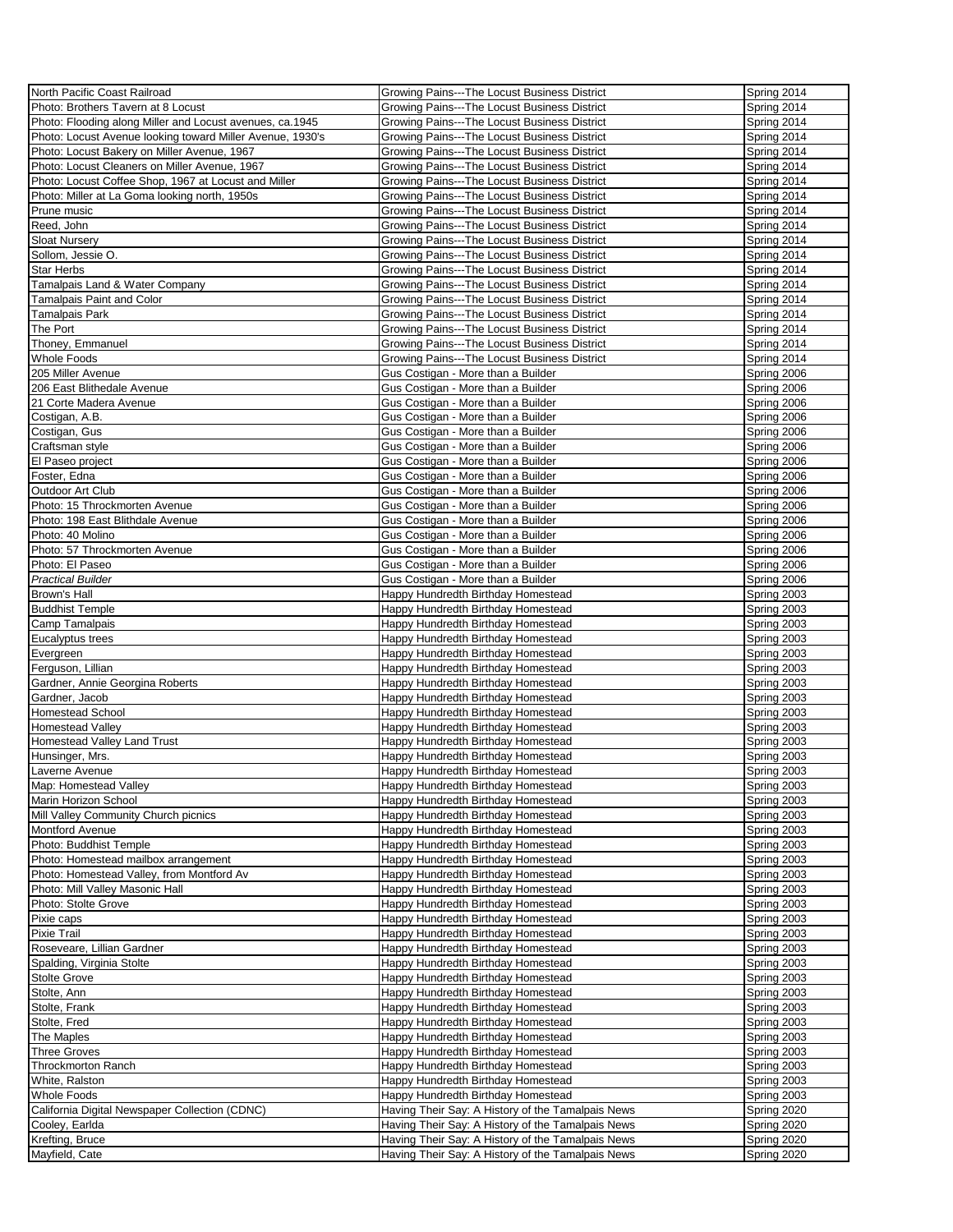| North Pacific Coast Railroad | Growing Pains---The Locust Business District | Spring 2014 |
|---|---|---|
| Photo: Brothers Tavern at 8 Locust | Growing Pains---The Locust Business District | Spring 2014 |
| Photo: Flooding along Miller and Locust avenues, ca.1945 | Growing Pains---The Locust Business District | Spring 2014 |
| Photo: Locust Avenue looking toward Miller Avenue, 1930's | Growing Pains---The Locust Business District | Spring 2014 |
| Photo: Locust Bakery on Miller Avenue, 1967 | Growing Pains---The Locust Business District | Spring 2014 |
| Photo: Locust Cleaners on Miller Avenue, 1967 | Growing Pains---The Locust Business District | Spring 2014 |
| Photo: Locust Coffee Shop, 1967 at Locust and Miller | Growing Pains---The Locust Business District | Spring 2014 |
| Photo: Miller at La Goma looking north, 1950s | Growing Pains---The Locust Business District | Spring 2014 |
| Prune music | Growing Pains---The Locust Business District | Spring 2014 |
| Reed, John | Growing Pains---The Locust Business District | Spring 2014 |
| Sloat Nursery | Growing Pains---The Locust Business District | Spring 2014 |
| Sollom, Jessie O. | Growing Pains---The Locust Business District | Spring 2014 |
| Star Herbs | Growing Pains---The Locust Business District | Spring 2014 |
| Tamalpais Land & Water Company | Growing Pains---The Locust Business District | Spring 2014 |
| Tamalpais Paint and Color | Growing Pains---The Locust Business District | Spring 2014 |
| Tamalpais Park | Growing Pains---The Locust Business District | Spring 2014 |
| The Port | Growing Pains---The Locust Business District | Spring 2014 |
| Thoney, Emmanuel | Growing Pains---The Locust Business District | Spring 2014 |
| Whole Foods | Growing Pains---The Locust Business District | Spring 2014 |
| 205 Miller Avenue | Gus Costigan - More than a Builder | Spring 2006 |
| 206 East Blithedale Avenue | Gus Costigan - More than a Builder | Spring 2006 |
| 21 Corte Madera Avenue | Gus Costigan - More than a Builder | Spring 2006 |
| Costigan, A.B. | Gus Costigan - More than a Builder | Spring 2006 |
| Costigan, Gus | Gus Costigan - More than a Builder | Spring 2006 |
| Craftsman style | Gus Costigan - More than a Builder | Spring 2006 |
| El Paseo project | Gus Costigan - More than a Builder | Spring 2006 |
| Foster, Edna | Gus Costigan - More than a Builder | Spring 2006 |
| Outdoor Art Club | Gus Costigan - More than a Builder | Spring 2006 |
| Photo: 15 Throckmorten Avenue | Gus Costigan - More than a Builder | Spring 2006 |
| Photo: 198 East Blithdale Avenue | Gus Costigan - More than a Builder | Spring 2006 |
| Photo: 40 Molino | Gus Costigan - More than a Builder | Spring 2006 |
| Photo: 57 Throckmorten Avenue | Gus Costigan - More than a Builder | Spring 2006 |
| Photo: El Paseo | Gus Costigan - More than a Builder | Spring 2006 |
| *Practical Builder* | Gus Costigan - More than a Builder | Spring 2006 |
| Brown's Hall | Happy Hundredth Birthday Homestead | Spring 2003 |
| Buddhist Temple | Happy Hundredth Birthday Homestead | Spring 2003 |
| Camp Tamalpais | Happy Hundredth Birthday Homestead | Spring 2003 |
| Eucalyptus trees | Happy Hundredth Birthday Homestead | Spring 2003 |
| Evergreen | Happy Hundredth Birthday Homestead | Spring 2003 |
| Ferguson, Lillian | Happy Hundredth Birthday Homestead | Spring 2003 |
| Gardner, Annie Georgina Roberts | Happy Hundredth Birthday Homestead | Spring 2003 |
| Gardner, Jacob | Happy Hundredth Birthday Homestead | Spring 2003 |
| Homestead School | Happy Hundredth Birthday Homestead | Spring 2003 |
| Homestead Valley | Happy Hundredth Birthday Homestead | Spring 2003 |
| Homestead Valley Land Trust | Happy Hundredth Birthday Homestead | Spring 2003 |
| Hunsinger, Mrs. | Happy Hundredth Birthday Homestead | Spring 2003 |
| Laverne Avenue | Happy Hundredth Birthday Homestead | Spring 2003 |
| Map: Homestead Valley | Happy Hundredth Birthday Homestead | Spring 2003 |
| Marin Horizon School | Happy Hundredth Birthday Homestead | Spring 2003 |
| Mill Valley Community Church picnics | Happy Hundredth Birthday Homestead | Spring 2003 |
| Montford Avenue | Happy Hundredth Birthday Homestead | Spring 2003 |
| Photo: Buddhist Temple | Happy Hundredth Birthday Homestead | Spring 2003 |
| Photo: Homestead mailbox arrangement | Happy Hundredth Birthday Homestead | Spring 2003 |
| Photo: Homestead Valley, from Montford Av | Happy Hundredth Birthday Homestead | Spring 2003 |
| Photo: Mill Valley Masonic Hall | Happy Hundredth Birthday Homestead | Spring 2003 |
| Photo: Stolte Grove | Happy Hundredth Birthday Homestead | Spring 2003 |
| Pixie caps | Happy Hundredth Birthday Homestead | Spring 2003 |
| Pixie Trail | Happy Hundredth Birthday Homestead | Spring 2003 |
| Roseveare, Lillian Gardner | Happy Hundredth Birthday Homestead | Spring 2003 |
| Spalding, Virginia Stolte | Happy Hundredth Birthday Homestead | Spring 2003 |
| Stolte Grove | Happy Hundredth Birthday Homestead | Spring 2003 |
| Stolte, Ann | Happy Hundredth Birthday Homestead | Spring 2003 |
| Stolte, Frank | Happy Hundredth Birthday Homestead | Spring 2003 |
| Stolte, Fred | Happy Hundredth Birthday Homestead | Spring 2003 |
| The Maples | Happy Hundredth Birthday Homestead | Spring 2003 |
| Three Groves | Happy Hundredth Birthday Homestead | Spring 2003 |
| Throckmorton Ranch | Happy Hundredth Birthday Homestead | Spring 2003 |
| White, Ralston | Happy Hundredth Birthday Homestead | Spring 2003 |
| Whole Foods | Happy Hundredth Birthday Homestead | Spring 2003 |
| California Digital Newspaper Collection (CDNC) | Having Their Say: A History of the Tamalpais News | Spring 2020 |
| Cooley, Earlda | Having Their Say: A History of the Tamalpais News | Spring 2020 |
| Krefting, Bruce | Having Their Say: A History of the Tamalpais News | Spring 2020 |
| Mayfield, Cate | Having Their Say: A History of the Tamalpais News | Spring 2020 |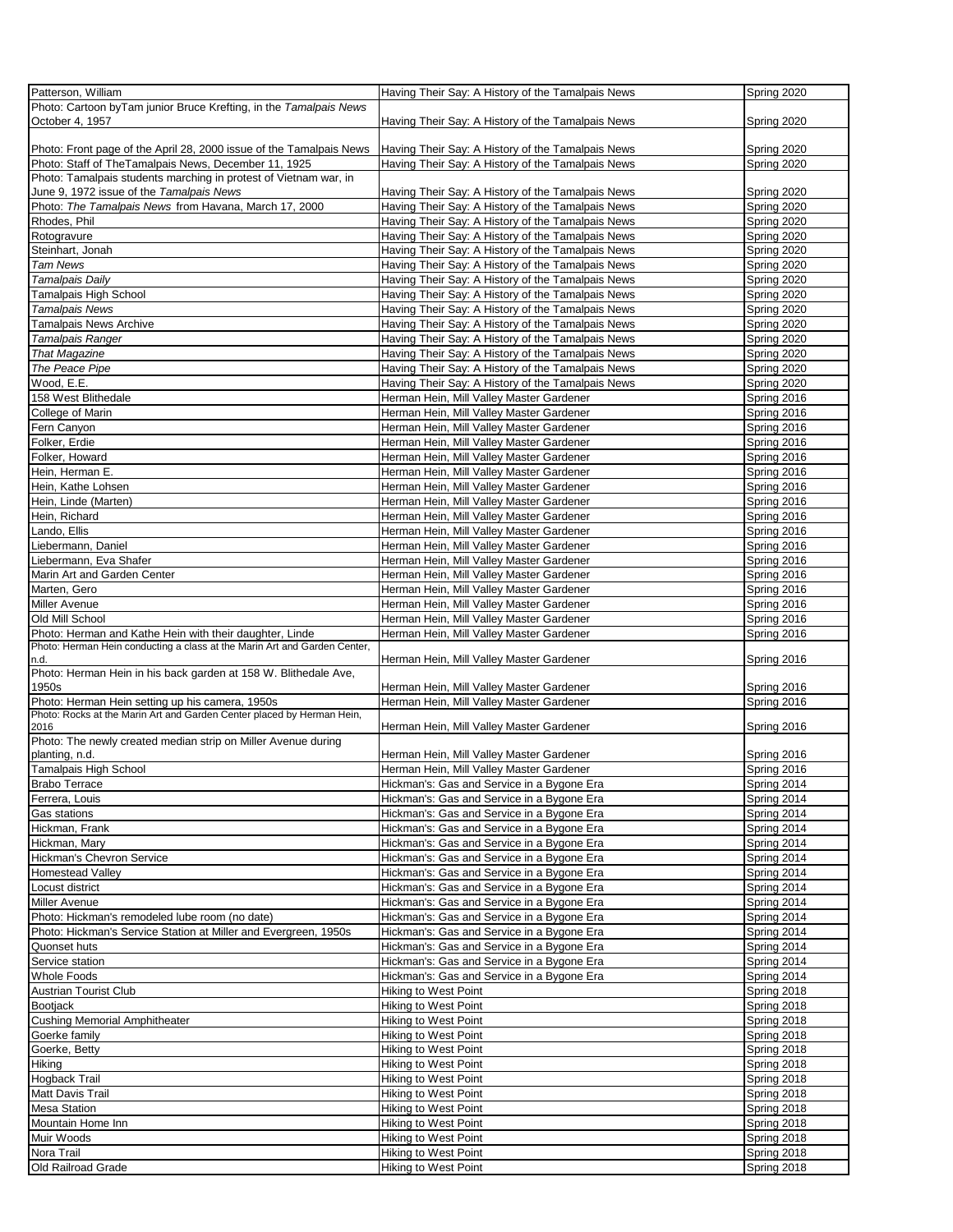| Patterson, William | Having Their Say: A History of the Tamalpais News | Spring 2020 |
|---|---|---|
| Photo: Cartoon byTam junior Bruce Krefting, in the *Tamalpais News* October 4, 1957 | Having Their Say: A History of the Tamalpais News | Spring 2020 |
| Photo: Front page of the April 28, 2000 issue of the Tamalpais News | Having Their Say: A History of the Tamalpais News | Spring 2020 |
| Photo: Staff of TheTamalpais News, December 11, 1925 | Having Their Say: A History of the Tamalpais News | Spring 2020 |
| Photo: Tamalpais students marching in protest of Vietnam war, in June 9, 1972 issue of the *Tamalpais News* | Having Their Say: A History of the Tamalpais News | Spring 2020 |
| Photo: *The Tamalpais News* from Havana, March 17, 2000 | Having Their Say: A History of the Tamalpais News | Spring 2020 |
| Rhodes, Phil | Having Their Say: A History of the Tamalpais News | Spring 2020 |
| Rotogravure | Having Their Say: A History of the Tamalpais News | Spring 2020 |
| Steinhart, Jonah | Having Their Say: A History of the Tamalpais News | Spring 2020 |
| *Tam News* | Having Their Say: A History of the Tamalpais News | Spring 2020 |
| *Tamalpais Daily* | Having Their Say: A History of the Tamalpais News | Spring 2020 |
| Tamalpais High School | Having Their Say: A History of the Tamalpais News | Spring 2020 |
| *Tamalpais News* | Having Their Say: A History of the Tamalpais News | Spring 2020 |
| Tamalpais News Archive | Having Their Say: A History of the Tamalpais News | Spring 2020 |
| *Tamalpais Ranger* | Having Their Say: A History of the Tamalpais News | Spring 2020 |
| *That Magazine* | Having Their Say: A History of the Tamalpais News | Spring 2020 |
| *The Peace Pipe* | Having Their Say: A History of the Tamalpais News | Spring 2020 |
| Wood, E.E. | Having Their Say: A History of the Tamalpais News | Spring 2020 |
| 158 West Blithedale | Herman Hein, Mill Valley Master Gardener | Spring 2016 |
| College of Marin | Herman Hein, Mill Valley Master Gardener | Spring 2016 |
| Fern Canyon | Herman Hein, Mill Valley Master Gardener | Spring 2016 |
| Folker, Erdie | Herman Hein, Mill Valley Master Gardener | Spring 2016 |
| Folker, Howard | Herman Hein, Mill Valley Master Gardener | Spring 2016 |
| Hein, Herman E. | Herman Hein, Mill Valley Master Gardener | Spring 2016 |
| Hein, Kathe Lohsen | Herman Hein, Mill Valley Master Gardener | Spring 2016 |
| Hein, Linde (Marten) | Herman Hein, Mill Valley Master Gardener | Spring 2016 |
| Hein, Richard | Herman Hein, Mill Valley Master Gardener | Spring 2016 |
| Lando, Ellis | Herman Hein, Mill Valley Master Gardener | Spring 2016 |
| Liebermann, Daniel | Herman Hein, Mill Valley Master Gardener | Spring 2016 |
| Liebermann, Eva Shafer | Herman Hein, Mill Valley Master Gardener | Spring 2016 |
| Marin Art and Garden Center | Herman Hein, Mill Valley Master Gardener | Spring 2016 |
| Marten, Gero | Herman Hein, Mill Valley Master Gardener | Spring 2016 |
| Miller Avenue | Herman Hein, Mill Valley Master Gardener | Spring 2016 |
| Old Mill School | Herman Hein, Mill Valley Master Gardener | Spring 2016 |
| Photo: Herman and Kathe Hein with their daughter, Linde | Herman Hein, Mill Valley Master Gardener | Spring 2016 |
| Photo: Herman Hein conducting a class at the Marin Art and Garden Center, n.d. | Herman Hein, Mill Valley Master Gardener | Spring 2016 |
| Photo: Herman Hein in his back garden at 158 W. Blithedale Ave, 1950s | Herman Hein, Mill Valley Master Gardener | Spring 2016 |
| Photo: Herman Hein setting up his camera, 1950s | Herman Hein, Mill Valley Master Gardener | Spring 2016 |
| Photo: Rocks at the Marin Art and Garden Center placed by Herman Hein, 2016 | Herman Hein, Mill Valley Master Gardener | Spring 2016 |
| Photo: The newly created median strip on Miller Avenue during planting, n.d. | Herman Hein, Mill Valley Master Gardener | Spring 2016 |
| Tamalpais High School | Herman Hein, Mill Valley Master Gardener | Spring 2016 |
| Brabo Terrace | Hickman's: Gas and Service in a Bygone Era | Spring 2014 |
| Ferrera, Louis | Hickman's: Gas and Service in a Bygone Era | Spring 2014 |
| Gas stations | Hickman's: Gas and Service in a Bygone Era | Spring 2014 |
| Hickman, Frank | Hickman's: Gas and Service in a Bygone Era | Spring 2014 |
| Hickman, Mary | Hickman's: Gas and Service in a Bygone Era | Spring 2014 |
| Hickman's Chevron Service | Hickman's: Gas and Service in a Bygone Era | Spring 2014 |
| Homestead Valley | Hickman's: Gas and Service in a Bygone Era | Spring 2014 |
| Locust district | Hickman's: Gas and Service in a Bygone Era | Spring 2014 |
| Miller Avenue | Hickman's: Gas and Service in a Bygone Era | Spring 2014 |
| Photo: Hickman's remodeled lube room (no date) | Hickman's: Gas and Service in a Bygone Era | Spring 2014 |
| Photo: Hickman's Service Station at Miller and Evergreen, 1950s | Hickman's: Gas and Service in a Bygone Era | Spring 2014 |
| Quonset huts | Hickman's: Gas and Service in a Bygone Era | Spring 2014 |
| Service station | Hickman's: Gas and Service in a Bygone Era | Spring 2014 |
| Whole Foods | Hickman's: Gas and Service in a Bygone Era | Spring 2014 |
| Austrian Tourist Club | Hiking to West Point | Spring 2018 |
| Bootjack | Hiking to West Point | Spring 2018 |
| Cushing Memorial Amphitheater | Hiking to West Point | Spring 2018 |
| Goerke family | Hiking to West Point | Spring 2018 |
| Goerke, Betty | Hiking to West Point | Spring 2018 |
| Hiking | Hiking to West Point | Spring 2018 |
| Hogback Trail | Hiking to West Point | Spring 2018 |
| Matt Davis Trail | Hiking to West Point | Spring 2018 |
| Mesa Station | Hiking to West Point | Spring 2018 |
| Mountain Home Inn | Hiking to West Point | Spring 2018 |
| Muir Woods | Hiking to West Point | Spring 2018 |
| Nora Trail | Hiking to West Point | Spring 2018 |
| Old Railroad Grade | Hiking to West Point | Spring 2018 |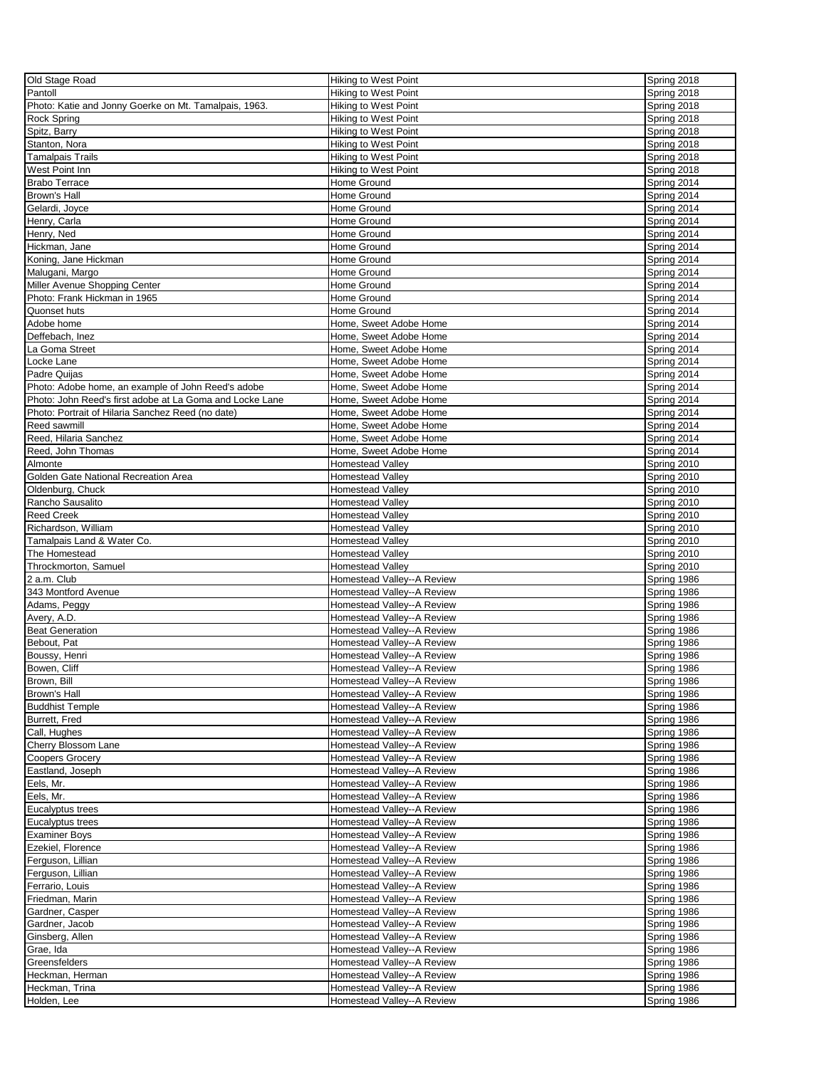| | | |
|---|---|---|
| Old Stage Road | Hiking to West Point | Spring 2018 |
| Pantoll | Hiking to West Point | Spring 2018 |
| Photo: Katie and Jonny Goerke on Mt. Tamalpais, 1963. | Hiking to West Point | Spring 2018 |
| Rock Spring | Hiking to West Point | Spring 2018 |
| Spitz, Barry | Hiking to West Point | Spring 2018 |
| Stanton, Nora | Hiking to West Point | Spring 2018 |
| Tamalpais Trails | Hiking to West Point | Spring 2018 |
| West Point Inn | Hiking to West Point | Spring 2018 |
| Brabo Terrace | Home Ground | Spring 2014 |
| Brown's Hall | Home Ground | Spring 2014 |
| Gelardi, Joyce | Home Ground | Spring 2014 |
| Henry, Carla | Home Ground | Spring 2014 |
| Henry, Ned | Home Ground | Spring 2014 |
| Hickman, Jane | Home Ground | Spring 2014 |
| Koning, Jane Hickman | Home Ground | Spring 2014 |
| Malugani, Margo | Home Ground | Spring 2014 |
| Miller Avenue Shopping Center | Home Ground | Spring 2014 |
| Photo: Frank Hickman in 1965 | Home Ground | Spring 2014 |
| Quonset huts | Home Ground | Spring 2014 |
| Adobe home | Home, Sweet Adobe Home | Spring 2014 |
| Deffebach, Inez | Home, Sweet Adobe Home | Spring 2014 |
| La Goma Street | Home, Sweet Adobe Home | Spring 2014 |
| Locke Lane | Home, Sweet Adobe Home | Spring 2014 |
| Padre Quijas | Home, Sweet Adobe Home | Spring 2014 |
| Photo: Adobe home, an example of John Reed's adobe | Home, Sweet Adobe Home | Spring 2014 |
| Photo: John Reed's first adobe at La Goma and Locke Lane | Home, Sweet Adobe Home | Spring 2014 |
| Photo: Portrait of Hilaria Sanchez Reed (no date) | Home, Sweet Adobe Home | Spring 2014 |
| Reed sawmill | Home, Sweet Adobe Home | Spring 2014 |
| Reed, Hilaria Sanchez | Home, Sweet Adobe Home | Spring 2014 |
| Reed, John Thomas | Home, Sweet Adobe Home | Spring 2014 |
| Almonte | Homestead Valley | Spring 2010 |
| Golden Gate National Recreation Area | Homestead Valley | Spring 2010 |
| Oldenburg, Chuck | Homestead Valley | Spring 2010 |
| Rancho Sausalito | Homestead Valley | Spring 2010 |
| Reed Creek | Homestead Valley | Spring 2010 |
| Richardson, William | Homestead Valley | Spring 2010 |
| Tamalpais Land & Water Co. | Homestead Valley | Spring 2010 |
| The Homestead | Homestead Valley | Spring 2010 |
| Throckmorton, Samuel | Homestead Valley | Spring 2010 |
| 2 a.m. Club | Homestead Valley--A Review | Spring 1986 |
| 343 Montford Avenue | Homestead Valley--A Review | Spring 1986 |
| Adams, Peggy | Homestead Valley--A Review | Spring 1986 |
| Avery, A.D. | Homestead Valley--A Review | Spring 1986 |
| Beat Generation | Homestead Valley--A Review | Spring 1986 |
| Bebout, Pat | Homestead Valley--A Review | Spring 1986 |
| Boussy, Henri | Homestead Valley--A Review | Spring 1986 |
| Bowen, Cliff | Homestead Valley--A Review | Spring 1986 |
| Brown, Bill | Homestead Valley--A Review | Spring 1986 |
| Brown's Hall | Homestead Valley--A Review | Spring 1986 |
| Buddhist Temple | Homestead Valley--A Review | Spring 1986 |
| Burrett, Fred | Homestead Valley--A Review | Spring 1986 |
| Call, Hughes | Homestead Valley--A Review | Spring 1986 |
| Cherry Blossom Lane | Homestead Valley--A Review | Spring 1986 |
| Coopers Grocery | Homestead Valley--A Review | Spring 1986 |
| Eastland, Joseph | Homestead Valley--A Review | Spring 1986 |
| Eels, Mr. | Homestead Valley--A Review | Spring 1986 |
| Eels, Mr. | Homestead Valley--A Review | Spring 1986 |
| Eucalyptus trees | Homestead Valley--A Review | Spring 1986 |
| Eucalyptus trees | Homestead Valley--A Review | Spring 1986 |
| Examiner Boys | Homestead Valley--A Review | Spring 1986 |
| Ezekiel, Florence | Homestead Valley--A Review | Spring 1986 |
| Ferguson, Lillian | Homestead Valley--A Review | Spring 1986 |
| Ferguson, Lillian | Homestead Valley--A Review | Spring 1986 |
| Ferrario, Louis | Homestead Valley--A Review | Spring 1986 |
| Friedman, Marin | Homestead Valley--A Review | Spring 1986 |
| Gardner, Casper | Homestead Valley--A Review | Spring 1986 |
| Gardner, Jacob | Homestead Valley--A Review | Spring 1986 |
| Ginsberg, Allen | Homestead Valley--A Review | Spring 1986 |
| Grae, Ida | Homestead Valley--A Review | Spring 1986 |
| Greensfelders | Homestead Valley--A Review | Spring 1986 |
| Heckman, Herman | Homestead Valley--A Review | Spring 1986 |
| Heckman, Trina | Homestead Valley--A Review | Spring 1986 |
| Holden, Lee | Homestead Valley--A Review | Spring 1986 |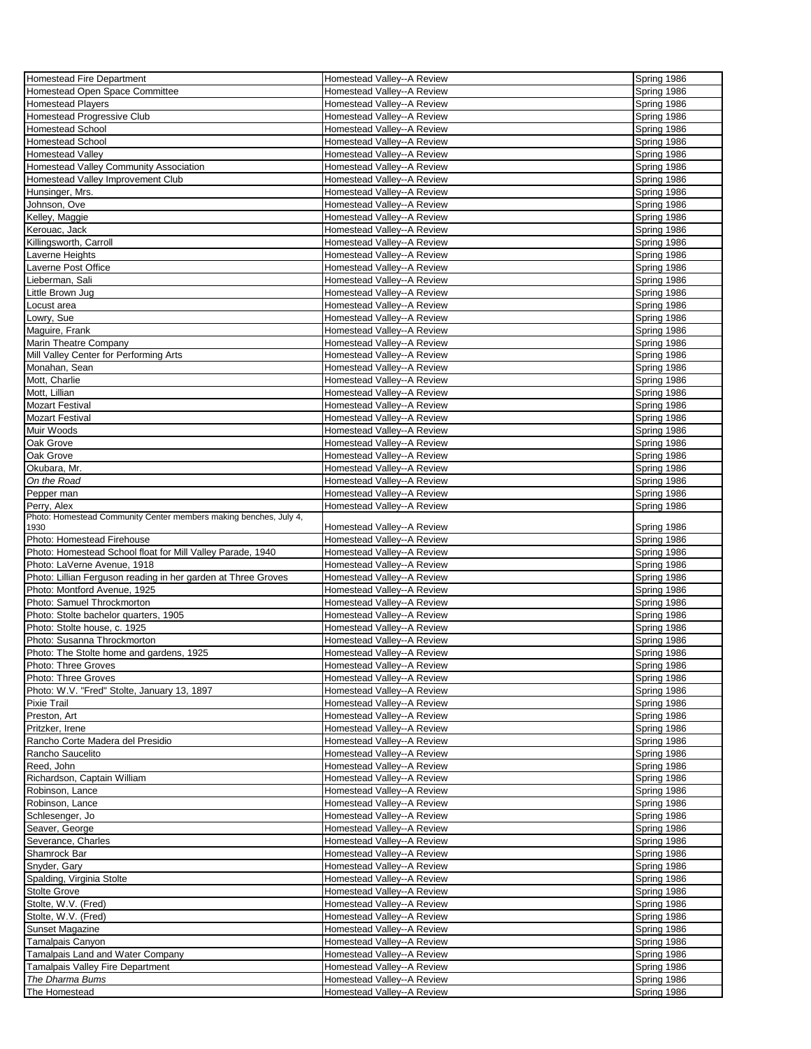| Homestead Fire Department | Homestead Valley--A Review | Spring 1986 |
|---|---|---|
| Homestead Open Space Committee | Homestead Valley--A Review | Spring 1986 |
| Homestead Players | Homestead Valley--A Review | Spring 1986 |
| Homestead Progressive Club | Homestead Valley--A Review | Spring 1986 |
| Homestead School | Homestead Valley--A Review | Spring 1986 |
| Homestead School | Homestead Valley--A Review | Spring 1986 |
| Homestead Valley | Homestead Valley--A Review | Spring 1986 |
| Homestead Valley Community Association | Homestead Valley--A Review | Spring 1986 |
| Homestead Valley Improvement Club | Homestead Valley--A Review | Spring 1986 |
| Hunsinger, Mrs. | Homestead Valley--A Review | Spring 1986 |
| Johnson, Ove | Homestead Valley--A Review | Spring 1986 |
| Kelley, Maggie | Homestead Valley--A Review | Spring 1986 |
| Kerouac, Jack | Homestead Valley--A Review | Spring 1986 |
| Killingsworth, Carroll | Homestead Valley--A Review | Spring 1986 |
| Laverne Heights | Homestead Valley--A Review | Spring 1986 |
| Laverne Post Office | Homestead Valley--A Review | Spring 1986 |
| Lieberman, Sali | Homestead Valley--A Review | Spring 1986 |
| Little Brown Jug | Homestead Valley--A Review | Spring 1986 |
| Locust area | Homestead Valley--A Review | Spring 1986 |
| Lowry, Sue | Homestead Valley--A Review | Spring 1986 |
| Maguire, Frank | Homestead Valley--A Review | Spring 1986 |
| Marin Theatre Company | Homestead Valley--A Review | Spring 1986 |
| Mill Valley Center for Performing Arts | Homestead Valley--A Review | Spring 1986 |
| Monahan, Sean | Homestead Valley--A Review | Spring 1986 |
| Mott, Charlie | Homestead Valley--A Review | Spring 1986 |
| Mott, Lillian | Homestead Valley--A Review | Spring 1986 |
| Mozart Festival | Homestead Valley--A Review | Spring 1986 |
| Mozart Festival | Homestead Valley--A Review | Spring 1986 |
| Muir Woods | Homestead Valley--A Review | Spring 1986 |
| Oak Grove | Homestead Valley--A Review | Spring 1986 |
| Oak Grove | Homestead Valley--A Review | Spring 1986 |
| Okubara, Mr. | Homestead Valley--A Review | Spring 1986 |
| *On the Road* | Homestead Valley--A Review | Spring 1986 |
| Pepper man | Homestead Valley--A Review | Spring 1986 |
| Perry, Alex | Homestead Valley--A Review | Spring 1986 |
| Photo: Homestead Community Center members making benches, July 4, 1930 | Homestead Valley--A Review | Spring 1986 |
| Photo: Homestead Firehouse | Homestead Valley--A Review | Spring 1986 |
| Photo: Homestead School float for Mill Valley Parade, 1940 | Homestead Valley--A Review | Spring 1986 |
| Photo: LaVerne Avenue, 1918 | Homestead Valley--A Review | Spring 1986 |
| Photo: Lillian Ferguson reading in her garden at Three Groves | Homestead Valley--A Review | Spring 1986 |
| Photo: Montford Avenue, 1925 | Homestead Valley--A Review | Spring 1986 |
| Photo: Samuel Throckmorton | Homestead Valley--A Review | Spring 1986 |
| Photo: Stolte bachelor quarters, 1905 | Homestead Valley--A Review | Spring 1986 |
| Photo: Stolte house, c. 1925 | Homestead Valley--A Review | Spring 1986 |
| Photo: Susanna Throckmorton | Homestead Valley--A Review | Spring 1986 |
| Photo: The Stolte home and gardens, 1925 | Homestead Valley--A Review | Spring 1986 |
| Photo: Three Groves | Homestead Valley--A Review | Spring 1986 |
| Photo: Three Groves | Homestead Valley--A Review | Spring 1986 |
| Photo: W.V. "Fred" Stolte, January 13, 1897 | Homestead Valley--A Review | Spring 1986 |
| Pixie Trail | Homestead Valley--A Review | Spring 1986 |
| Preston, Art | Homestead Valley--A Review | Spring 1986 |
| Pritzker, Irene | Homestead Valley--A Review | Spring 1986 |
| Rancho Corte Madera del Presidio | Homestead Valley--A Review | Spring 1986 |
| Rancho Saucelito | Homestead Valley--A Review | Spring 1986 |
| Reed, John | Homestead Valley--A Review | Spring 1986 |
| Richardson, Captain William | Homestead Valley--A Review | Spring 1986 |
| Robinson, Lance | Homestead Valley--A Review | Spring 1986 |
| Robinson, Lance | Homestead Valley--A Review | Spring 1986 |
| Schlesenger, Jo | Homestead Valley--A Review | Spring 1986 |
| Seaver, George | Homestead Valley--A Review | Spring 1986 |
| Severance, Charles | Homestead Valley--A Review | Spring 1986 |
| Shamrock Bar | Homestead Valley--A Review | Spring 1986 |
| Snyder, Gary | Homestead Valley--A Review | Spring 1986 |
| Spalding, Virginia Stolte | Homestead Valley--A Review | Spring 1986 |
| Stolte Grove | Homestead Valley--A Review | Spring 1986 |
| Stolte, W.V. (Fred) | Homestead Valley--A Review | Spring 1986 |
| Stolte, W.V. (Fred) | Homestead Valley--A Review | Spring 1986 |
| Sunset Magazine | Homestead Valley--A Review | Spring 1986 |
| Tamalpais Canyon | Homestead Valley--A Review | Spring 1986 |
| Tamalpais Land and Water Company | Homestead Valley--A Review | Spring 1986 |
| Tamalpais Valley Fire Department | Homestead Valley--A Review | Spring 1986 |
| *The Dharma Bums* | Homestead Valley--A Review | Spring 1986 |
| The Homestead | Homestead Valley--A Review | Spring 1986 |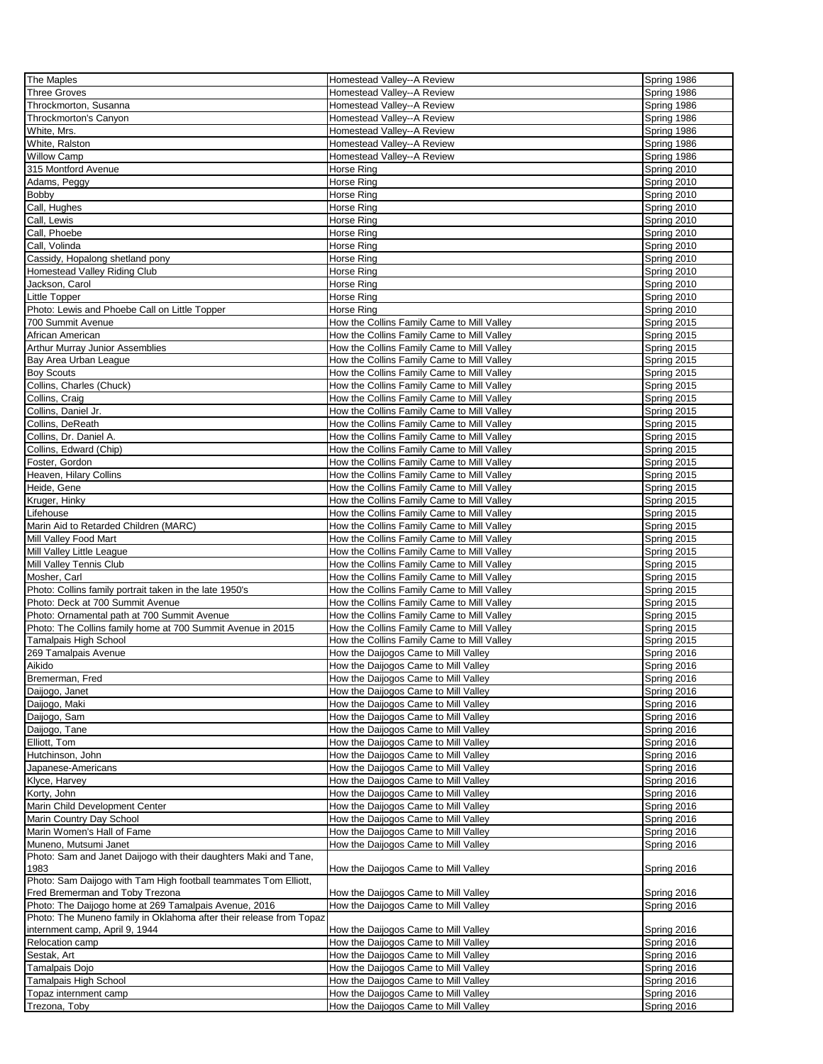| | | |
|---|---|---|
| The Maples | Homestead Valley--A Review | Spring 1986 |
| Three Groves | Homestead Valley--A Review | Spring 1986 |
| Throckmorton, Susanna | Homestead Valley--A Review | Spring 1986 |
| Throckmorton's Canyon | Homestead Valley--A Review | Spring 1986 |
| White, Mrs. | Homestead Valley--A Review | Spring 1986 |
| White, Ralston | Homestead Valley--A Review | Spring 1986 |
| Willow Camp | Homestead Valley--A Review | Spring 1986 |
| 315 Montford Avenue | Horse Ring | Spring 2010 |
| Adams, Peggy | Horse Ring | Spring 2010 |
| Bobby | Horse Ring | Spring 2010 |
| Call, Hughes | Horse Ring | Spring 2010 |
| Call, Lewis | Horse Ring | Spring 2010 |
| Call, Phoebe | Horse Ring | Spring 2010 |
| Call, Volinda | Horse Ring | Spring 2010 |
| Cassidy, Hopalong shetland pony | Horse Ring | Spring 2010 |
| Homestead Valley Riding Club | Horse Ring | Spring 2010 |
| Jackson, Carol | Horse Ring | Spring 2010 |
| Little Topper | Horse Ring | Spring 2010 |
| Photo: Lewis and Phoebe Call on Little Topper | Horse Ring | Spring 2010 |
| 700 Summit Avenue | How the Collins Family Came to Mill Valley | Spring 2015 |
| African American | How the Collins Family Came to Mill Valley | Spring 2015 |
| Arthur Murray Junior Assemblies | How the Collins Family Came to Mill Valley | Spring 2015 |
| Bay Area Urban League | How the Collins Family Came to Mill Valley | Spring 2015 |
| Boy Scouts | How the Collins Family Came to Mill Valley | Spring 2015 |
| Collins, Charles (Chuck) | How the Collins Family Came to Mill Valley | Spring 2015 |
| Collins, Craig | How the Collins Family Came to Mill Valley | Spring 2015 |
| Collins, Daniel Jr. | How the Collins Family Came to Mill Valley | Spring 2015 |
| Collins, DeReath | How the Collins Family Came to Mill Valley | Spring 2015 |
| Collins, Dr. Daniel A. | How the Collins Family Came to Mill Valley | Spring 2015 |
| Collins, Edward (Chip) | How the Collins Family Came to Mill Valley | Spring 2015 |
| Foster, Gordon | How the Collins Family Came to Mill Valley | Spring 2015 |
| Heaven, Hilary Collins | How the Collins Family Came to Mill Valley | Spring 2015 |
| Heide, Gene | How the Collins Family Came to Mill Valley | Spring 2015 |
| Kruger, Hinky | How the Collins Family Came to Mill Valley | Spring 2015 |
| Lifehouse | How the Collins Family Came to Mill Valley | Spring 2015 |
| Marin Aid to Retarded Children (MARC) | How the Collins Family Came to Mill Valley | Spring 2015 |
| Mill Valley Food Mart | How the Collins Family Came to Mill Valley | Spring 2015 |
| Mill Valley Little League | How the Collins Family Came to Mill Valley | Spring 2015 |
| Mill Valley Tennis Club | How the Collins Family Came to Mill Valley | Spring 2015 |
| Mosher, Carl | How the Collins Family Came to Mill Valley | Spring 2015 |
| Photo: Collins family portrait taken in the late 1950's | How the Collins Family Came to Mill Valley | Spring 2015 |
| Photo: Deck at 700 Summit Avenue | How the Collins Family Came to Mill Valley | Spring 2015 |
| Photo: Ornamental path at 700 Summit Avenue | How the Collins Family Came to Mill Valley | Spring 2015 |
| Photo: The Collins family home at 700 Summit Avenue in 2015 | How the Collins Family Came to Mill Valley | Spring 2015 |
| Tamalpais High School | How the Collins Family Came to Mill Valley | Spring 2015 |
| 269 Tamalpais Avenue | How the Daijogos Came to Mill Valley | Spring 2016 |
| Aikido | How the Daijogos Came to Mill Valley | Spring 2016 |
| Bremerman, Fred | How the Daijogos Came to Mill Valley | Spring 2016 |
| Daijogo, Janet | How the Daijogos Came to Mill Valley | Spring 2016 |
| Daijogo, Maki | How the Daijogos Came to Mill Valley | Spring 2016 |
| Daijogo, Sam | How the Daijogos Came to Mill Valley | Spring 2016 |
| Daijogo, Tane | How the Daijogos Came to Mill Valley | Spring 2016 |
| Elliott, Tom | How the Daijogos Came to Mill Valley | Spring 2016 |
| Hutchinson, John | How the Daijogos Came to Mill Valley | Spring 2016 |
| Japanese-Americans | How the Daijogos Came to Mill Valley | Spring 2016 |
| Klyce, Harvey | How the Daijogos Came to Mill Valley | Spring 2016 |
| Korty, John | How the Daijogos Came to Mill Valley | Spring 2016 |
| Marin Child Development Center | How the Daijogos Came to Mill Valley | Spring 2016 |
| Marin Country Day School | How the Daijogos Came to Mill Valley | Spring 2016 |
| Marin Women's Hall of Fame | How the Daijogos Came to Mill Valley | Spring 2016 |
| Muneno, Mutsumi Janet | How the Daijogos Came to Mill Valley | Spring 2016 |
| Photo: Sam and Janet Daijogo with their daughters Maki and Tane, 1983 | How the Daijogos Came to Mill Valley | Spring 2016 |
| Photo: Sam Daijogo with Tam High football teammates Tom Elliott, Fred Bremerman and Toby Trezona | How the Daijogos Came to Mill Valley | Spring 2016 |
| Photo: The Daijogo home at 269 Tamalpais Avenue, 2016 | How the Daijogos Came to Mill Valley | Spring 2016 |
| Photo: The Muneno family in Oklahoma after their release from Topaz internment camp, April 9, 1944 | How the Daijogos Came to Mill Valley | Spring 2016 |
| Relocation camp | How the Daijogos Came to Mill Valley | Spring 2016 |
| Sestak, Art | How the Daijogos Came to Mill Valley | Spring 2016 |
| Tamalpais Dojo | How the Daijogos Came to Mill Valley | Spring 2016 |
| Tamalpais High School | How the Daijogos Came to Mill Valley | Spring 2016 |
| Topaz internment camp | How the Daijogos Came to Mill Valley | Spring 2016 |
| Trezona, Toby | How the Daijogos Came to Mill Valley | Spring 2016 |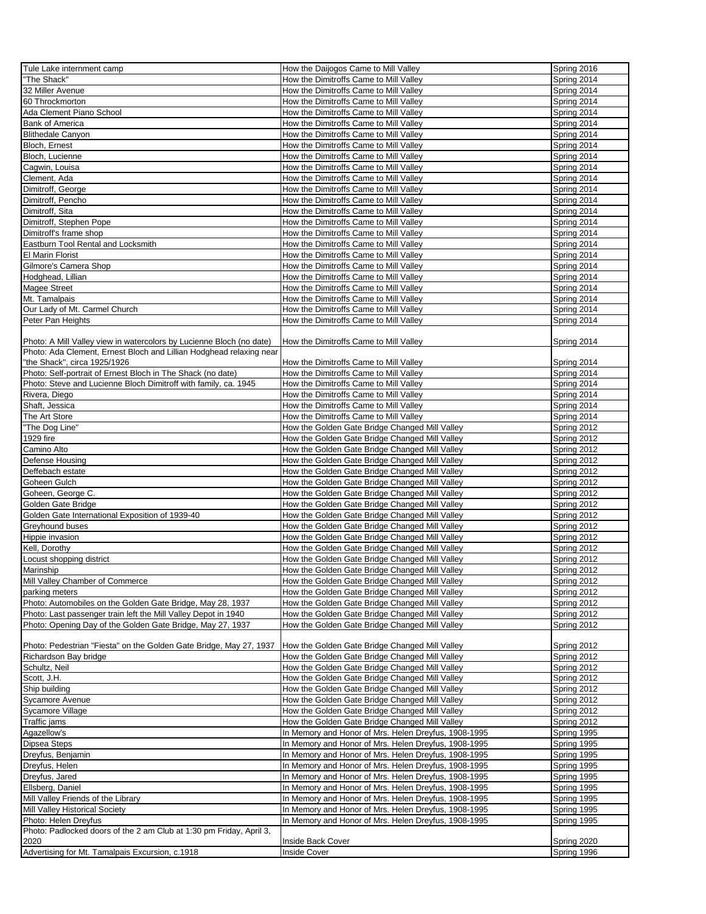| | | |
|---|---|---|
| Tule Lake internment camp | How the Daijogos Came to Mill Valley | Spring 2016 |
| "The Shack" | How the Dimitroffs Came to Mill Valley | Spring 2014 |
| 32 Miller Avenue | How the Dimitroffs Came to Mill Valley | Spring 2014 |
| 60 Throckmorton | How the Dimitroffs Came to Mill Valley | Spring 2014 |
| Ada Clement Piano School | How the Dimitroffs Came to Mill Valley | Spring 2014 |
| Bank of America | How the Dimitroffs Came to Mill Valley | Spring 2014 |
| Blithedale Canyon | How the Dimitroffs Came to Mill Valley | Spring 2014 |
| Bloch, Ernest | How the Dimitroffs Came to Mill Valley | Spring 2014 |
| Bloch, Lucienne | How the Dimitroffs Came to Mill Valley | Spring 2014 |
| Cagwin, Louisa | How the Dimitroffs Came to Mill Valley | Spring 2014 |
| Clement, Ada | How the Dimitroffs Came to Mill Valley | Spring 2014 |
| Dimitroff, George | How the Dimitroffs Came to Mill Valley | Spring 2014 |
| Dimitroff, Pencho | How the Dimitroffs Came to Mill Valley | Spring 2014 |
| Dimitroff, Sita | How the Dimitroffs Came to Mill Valley | Spring 2014 |
| Dimitroff, Stephen Pope | How the Dimitroffs Came to Mill Valley | Spring 2014 |
| Dimitroff's frame shop | How the Dimitroffs Came to Mill Valley | Spring 2014 |
| Eastburn Tool Rental and Locksmith | How the Dimitroffs Came to Mill Valley | Spring 2014 |
| El Marin Florist | How the Dimitroffs Came to Mill Valley | Spring 2014 |
| Gilmore's Camera Shop | How the Dimitroffs Came to Mill Valley | Spring 2014 |
| Hodghead, Lillian | How the Dimitroffs Came to Mill Valley | Spring 2014 |
| Magee Street | How the Dimitroffs Came to Mill Valley | Spring 2014 |
| Mt. Tamalpais | How the Dimitroffs Came to Mill Valley | Spring 2014 |
| Our Lady of Mt. Carmel Church | How the Dimitroffs Came to Mill Valley | Spring 2014 |
| Peter Pan Heights | How the Dimitroffs Came to Mill Valley | Spring 2014 |
| Photo: A Mill Valley view in watercolors by Lucienne Bloch (no date) | How the Dimitroffs Came to Mill Valley | Spring 2014 |
| Photo: Ada Clement, Ernest Bloch and Lillian Hodghead relaxing near "the Shack", circa 1925/1926 | How the Dimitroffs Came to Mill Valley | Spring 2014 |
| Photo: Self-portrait of Ernest Bloch in The Shack (no date) | How the Dimitroffs Came to Mill Valley | Spring 2014 |
| Photo: Steve and Lucienne Bloch Dimitroff with family, ca. 1945 | How the Dimitroffs Came to Mill Valley | Spring 2014 |
| Rivera, Diego | How the Dimitroffs Came to Mill Valley | Spring 2014 |
| Shaft, Jessica | How the Dimitroffs Came to Mill Valley | Spring 2014 |
| The Art Store | How the Dimitroffs Came to Mill Valley | Spring 2014 |
| "The Dog Line" | How the Golden Gate Bridge Changed Mill Valley | Spring 2012 |
| 1929 fire | How the Golden Gate Bridge Changed Mill Valley | Spring 2012 |
| Camino Alto | How the Golden Gate Bridge Changed Mill Valley | Spring 2012 |
| Defense Housing | How the Golden Gate Bridge Changed Mill Valley | Spring 2012 |
| Deffebach estate | How the Golden Gate Bridge Changed Mill Valley | Spring 2012 |
| Goheen Gulch | How the Golden Gate Bridge Changed Mill Valley | Spring 2012 |
| Goheen, George C. | How the Golden Gate Bridge Changed Mill Valley | Spring 2012 |
| Golden Gate Bridge | How the Golden Gate Bridge Changed Mill Valley | Spring 2012 |
| Golden Gate International Exposition of 1939-40 | How the Golden Gate Bridge Changed Mill Valley | Spring 2012 |
| Greyhound buses | How the Golden Gate Bridge Changed Mill Valley | Spring 2012 |
| Hippie invasion | How the Golden Gate Bridge Changed Mill Valley | Spring 2012 |
| Kell, Dorothy | How the Golden Gate Bridge Changed Mill Valley | Spring 2012 |
| Locust shopping district | How the Golden Gate Bridge Changed Mill Valley | Spring 2012 |
| Marinship | How the Golden Gate Bridge Changed Mill Valley | Spring 2012 |
| Mill Valley Chamber of Commerce | How the Golden Gate Bridge Changed Mill Valley | Spring 2012 |
| parking meters | How the Golden Gate Bridge Changed Mill Valley | Spring 2012 |
| Photo: Automobiles on the Golden Gate Bridge, May 28, 1937 | How the Golden Gate Bridge Changed Mill Valley | Spring 2012 |
| Photo: Last passenger train left the Mill Valley Depot in 1940 | How the Golden Gate Bridge Changed Mill Valley | Spring 2012 |
| Photo: Opening Day of the Golden Gate Bridge, May 27, 1937 | How the Golden Gate Bridge Changed Mill Valley | Spring 2012 |
| Photo: Pedestrian "Fiesta" on the Golden Gate Bridge, May 27, 1937 | How the Golden Gate Bridge Changed Mill Valley | Spring 2012 |
| Richardson Bay bridge | How the Golden Gate Bridge Changed Mill Valley | Spring 2012 |
| Schultz, Neil | How the Golden Gate Bridge Changed Mill Valley | Spring 2012 |
| Scott, J.H. | How the Golden Gate Bridge Changed Mill Valley | Spring 2012 |
| Ship building | How the Golden Gate Bridge Changed Mill Valley | Spring 2012 |
| Sycamore Avenue | How the Golden Gate Bridge Changed Mill Valley | Spring 2012 |
| Sycamore Village | How the Golden Gate Bridge Changed Mill Valley | Spring 2012 |
| Traffic jams | How the Golden Gate Bridge Changed Mill Valley | Spring 2012 |
| Agazellow's | In Memory and Honor of Mrs. Helen Dreyfus, 1908-1995 | Spring 1995 |
| Dipsea Steps | In Memory and Honor of Mrs. Helen Dreyfus, 1908-1995 | Spring 1995 |
| Dreyfus, Benjamin | In Memory and Honor of Mrs. Helen Dreyfus, 1908-1995 | Spring 1995 |
| Dreyfus, Helen | In Memory and Honor of Mrs. Helen Dreyfus, 1908-1995 | Spring 1995 |
| Dreyfus, Jared | In Memory and Honor of Mrs. Helen Dreyfus, 1908-1995 | Spring 1995 |
| Ellsberg, Daniel | In Memory and Honor of Mrs. Helen Dreyfus, 1908-1995 | Spring 1995 |
| Mill Valley Friends of the Library | In Memory and Honor of Mrs. Helen Dreyfus, 1908-1995 | Spring 1995 |
| Mill Valley Historical Society | In Memory and Honor of Mrs. Helen Dreyfus, 1908-1995 | Spring 1995 |
| Photo: Helen Dreyfus | In Memory and Honor of Mrs. Helen Dreyfus, 1908-1995 | Spring 1995 |
| Photo: Padlocked doors of the 2 am Club at 1:30 pm Friday, April 3, 2020 | Inside Back Cover | Spring 2020 |
| Advertising for Mt. Tamalpais Excursion, c.1918 | Inside Cover | Spring 1996 |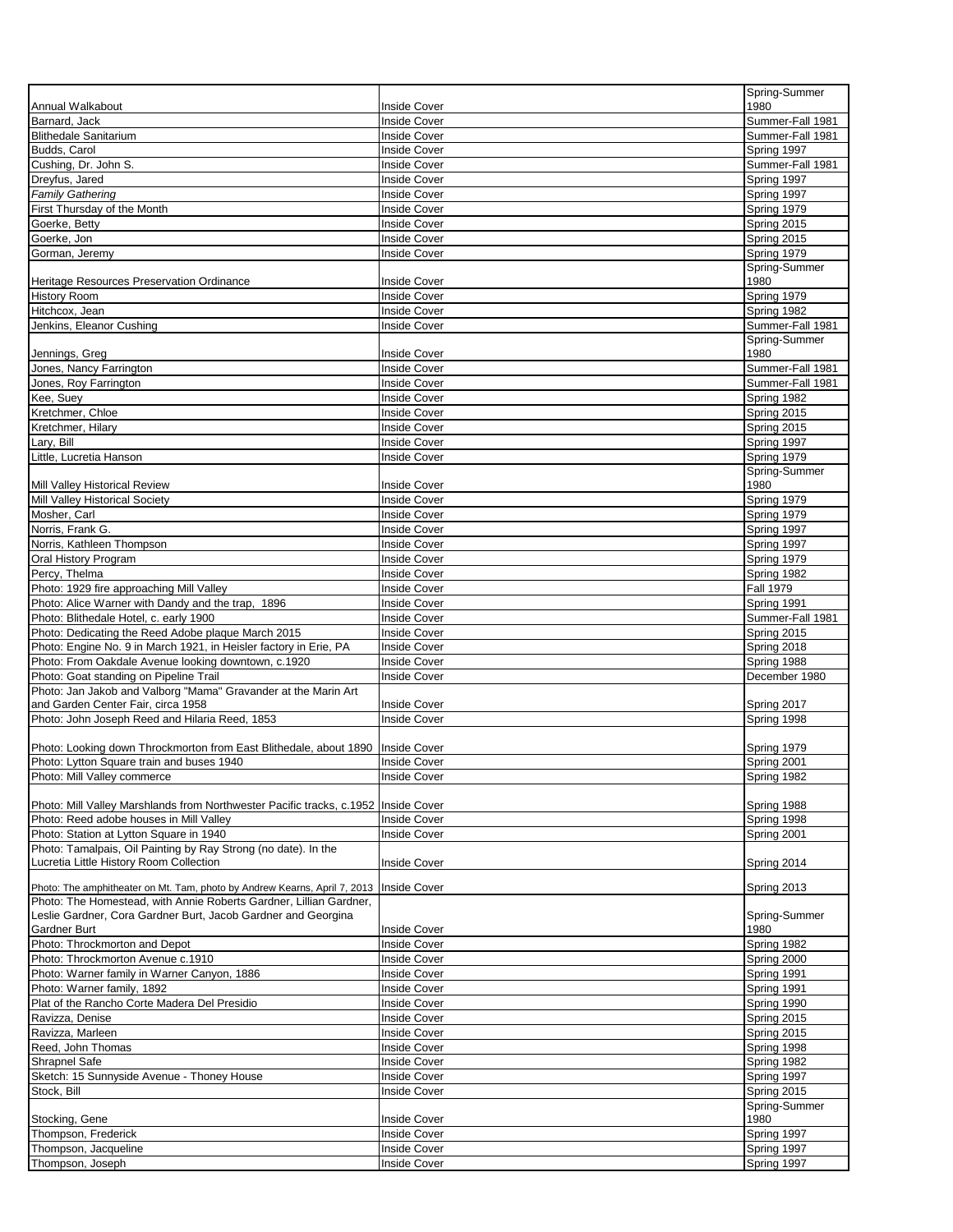| | | |
|---|---|---|
| Annual Walkabout | Inside Cover | Spring-Summer 1980 |
| Barnard, Jack | Inside Cover | Summer-Fall 1981 |
| Blithedale Sanitarium | Inside Cover | Summer-Fall 1981 |
| Budds, Carol | Inside Cover | Spring 1997 |
| Cushing, Dr. John S. | Inside Cover | Summer-Fall 1981 |
| Dreyfus, Jared | Inside Cover | Spring 1997 |
| *Family Gathering* | Inside Cover | Spring 1997 |
| First Thursday of the Month | Inside Cover | Spring 1979 |
| Goerke, Betty | Inside Cover | Spring 2015 |
| Goerke, Jon | Inside Cover | Spring 2015 |
| Gorman, Jeremy | Inside Cover | Spring 1979 |
| Heritage Resources Preservation Ordinance | Inside Cover | Spring-Summer 1980 |
| History Room | Inside Cover | Spring 1979 |
| Hitchcox, Jean | Inside Cover | Spring 1982 |
| Jenkins, Eleanor Cushing | Inside Cover | Summer-Fall 1981 |
| Jennings, Greg | Inside Cover | Spring-Summer 1980 |
| Jones, Nancy Farrington | Inside Cover | Summer-Fall 1981 |
| Jones, Roy Farrington | Inside Cover | Summer-Fall 1981 |
| Kee, Suey | Inside Cover | Spring 1982 |
| Kretchmer, Chloe | Inside Cover | Spring 2015 |
| Kretchmer, Hilary | Inside Cover | Spring 2015 |
| Lary, Bill | Inside Cover | Spring 1997 |
| Little, Lucretia Hanson | Inside Cover | Spring 1979 |
| Mill Valley Historical Review | Inside Cover | Spring-Summer 1980 |
| Mill Valley Historical Society | Inside Cover | Spring 1979 |
| Mosher, Carl | Inside Cover | Spring 1979 |
| Norris, Frank G. | Inside Cover | Spring 1997 |
| Norris, Kathleen Thompson | Inside Cover | Spring 1997 |
| Oral History Program | Inside Cover | Spring 1979 |
| Percy, Thelma | Inside Cover | Spring 1982 |
| Photo: 1929 fire approaching Mill Valley | Inside Cover | Fall 1979 |
| Photo: Alice Warner with Dandy and the trap, 1896 | Inside Cover | Spring 1991 |
| Photo: Blithedale Hotel, c. early 1900 | Inside Cover | Summer-Fall 1981 |
| Photo: Dedicating the Reed Adobe plaque March 2015 | Inside Cover | Spring 2015 |
| Photo: Engine No. 9 in March 1921, in Heisler factory in Erie, PA | Inside Cover | Spring 2018 |
| Photo: From Oakdale Avenue looking downtown, c.1920 | Inside Cover | Spring 1988 |
| Photo: Goat standing on Pipeline Trail | Inside Cover | December 1980 |
| Photo: Jan Jakob and Valborg "Mama" Gravander at the Marin Art and Garden Center Fair, circa 1958 | Inside Cover | Spring 2017 |
| Photo: John Joseph Reed and Hilaria Reed, 1853 | Inside Cover | Spring 1998 |
| Photo: Looking down Throckmorton from East Blithedale, about 1890 | Inside Cover | Spring 1979 |
| Photo: Lytton Square train and buses 1940 | Inside Cover | Spring 2001 |
| Photo: Mill Valley commerce | Inside Cover | Spring 1982 |
| Photo: Mill Valley Marshlands from Northwester Pacific tracks, c.1952 | Inside Cover | Spring 1988 |
| Photo: Reed adobe houses in Mill Valley | Inside Cover | Spring 1998 |
| Photo: Station at Lytton Square in 1940 | Inside Cover | Spring 2001 |
| Photo: Tamalpais, Oil Painting by Ray Strong (no date). In the Lucretia Little History Room Collection | Inside Cover | Spring 2014 |
| Photo: The amphitheater on Mt. Tam, photo by Andrew Kearns, April 7, 2013 | Inside Cover | Spring 2013 |
| Photo: The Homestead, with Annie Roberts Gardner, Lillian Gardner, Leslie Gardner, Cora Gardner Burt, Jacob Gardner and Georgina Gardner Burt | Inside Cover | Spring-Summer 1980 |
| Photo: Throckmorton and Depot | Inside Cover | Spring 1982 |
| Photo: Throckmorton Avenue c.1910 | Inside Cover | Spring 2000 |
| Photo: Warner family in Warner Canyon, 1886 | Inside Cover | Spring 1991 |
| Photo: Warner family, 1892 | Inside Cover | Spring 1991 |
| Plat of the Rancho Corte Madera Del Presidio | Inside Cover | Spring 1990 |
| Ravizza, Denise | Inside Cover | Spring 2015 |
| Ravizza, Marleen | Inside Cover | Spring 2015 |
| Reed, John Thomas | Inside Cover | Spring 1998 |
| Shrapnel Safe | Inside Cover | Spring 1982 |
| Sketch: 15 Sunnyside Avenue - Thoney House | Inside Cover | Spring 1997 |
| Stock, Bill | Inside Cover | Spring 2015 |
| Stocking, Gene | Inside Cover | Spring-Summer 1980 |
| Thompson, Frederick | Inside Cover | Spring 1997 |
| Thompson, Jacqueline | Inside Cover | Spring 1997 |
| Thompson, Joseph | Inside Cover | Spring 1997 |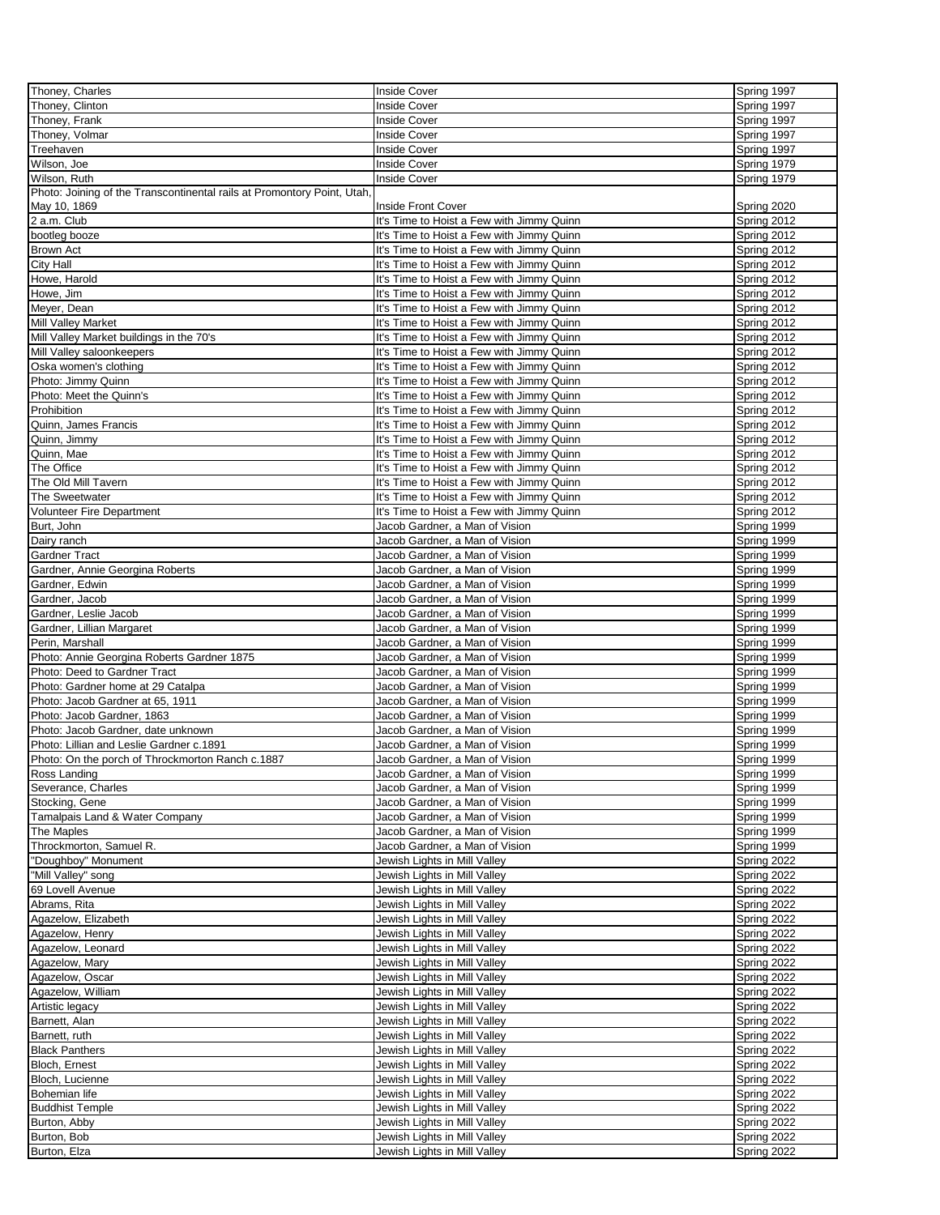| | | |
|---|---|---|
| Thoney, Charles | Inside Cover | Spring 1997 |
| Thoney, Clinton | Inside Cover | Spring 1997 |
| Thoney, Frank | Inside Cover | Spring 1997 |
| Thoney, Volmar | Inside Cover | Spring 1997 |
| Treehaven | Inside Cover | Spring 1997 |
| Wilson, Joe | Inside Cover | Spring 1979 |
| Wilson, Ruth | Inside Cover | Spring 1979 |
| Photo: Joining of the Transcontinental rails at Promontory Point, Utah, May 10, 1869 | Inside Front Cover | Spring 2020 |
| 2 a.m. Club | It's Time to Hoist a Few with Jimmy Quinn | Spring 2012 |
| bootleg booze | It's Time to Hoist a Few with Jimmy Quinn | Spring 2012 |
| Brown Act | It's Time to Hoist a Few with Jimmy Quinn | Spring 2012 |
| City Hall | It's Time to Hoist a Few with Jimmy Quinn | Spring 2012 |
| Howe, Harold | It's Time to Hoist a Few with Jimmy Quinn | Spring 2012 |
| Howe, Jim | It's Time to Hoist a Few with Jimmy Quinn | Spring 2012 |
| Meyer, Dean | It's Time to Hoist a Few with Jimmy Quinn | Spring 2012 |
| Mill Valley Market | It's Time to Hoist a Few with Jimmy Quinn | Spring 2012 |
| Mill Valley Market buildings in the 70's | It's Time to Hoist a Few with Jimmy Quinn | Spring 2012 |
| Mill Valley saloonkeepers | It's Time to Hoist a Few with Jimmy Quinn | Spring 2012 |
| Oska women's clothing | It's Time to Hoist a Few with Jimmy Quinn | Spring 2012 |
| Photo: Jimmy Quinn | It's Time to Hoist a Few with Jimmy Quinn | Spring 2012 |
| Photo: Meet the Quinn's | It's Time to Hoist a Few with Jimmy Quinn | Spring 2012 |
| Prohibition | It's Time to Hoist a Few with Jimmy Quinn | Spring 2012 |
| Quinn, James Francis | It's Time to Hoist a Few with Jimmy Quinn | Spring 2012 |
| Quinn, Jimmy | It's Time to Hoist a Few with Jimmy Quinn | Spring 2012 |
| Quinn, Mae | It's Time to Hoist a Few with Jimmy Quinn | Spring 2012 |
| The Office | It's Time to Hoist a Few with Jimmy Quinn | Spring 2012 |
| The Old Mill Tavern | It's Time to Hoist a Few with Jimmy Quinn | Spring 2012 |
| The Sweetwater | It's Time to Hoist a Few with Jimmy Quinn | Spring 2012 |
| Volunteer Fire Department | It's Time to Hoist a Few with Jimmy Quinn | Spring 2012 |
| Burt, John | Jacob Gardner, a Man of Vision | Spring 1999 |
| Dairy ranch | Jacob Gardner, a Man of Vision | Spring 1999 |
| Gardner Tract | Jacob Gardner, a Man of Vision | Spring 1999 |
| Gardner, Annie Georgina Roberts | Jacob Gardner, a Man of Vision | Spring 1999 |
| Gardner, Edwin | Jacob Gardner, a Man of Vision | Spring 1999 |
| Gardner, Jacob | Jacob Gardner, a Man of Vision | Spring 1999 |
| Gardner, Leslie Jacob | Jacob Gardner, a Man of Vision | Spring 1999 |
| Gardner, Lillian Margaret | Jacob Gardner, a Man of Vision | Spring 1999 |
| Perin, Marshall | Jacob Gardner, a Man of Vision | Spring 1999 |
| Photo: Annie Georgina Roberts Gardner 1875 | Jacob Gardner, a Man of Vision | Spring 1999 |
| Photo: Deed to Gardner Tract | Jacob Gardner, a Man of Vision | Spring 1999 |
| Photo: Gardner home at 29 Catalpa | Jacob Gardner, a Man of Vision | Spring 1999 |
| Photo: Jacob Gardner at 65, 1911 | Jacob Gardner, a Man of Vision | Spring 1999 |
| Photo: Jacob Gardner, 1863 | Jacob Gardner, a Man of Vision | Spring 1999 |
| Photo: Jacob Gardner, date unknown | Jacob Gardner, a Man of Vision | Spring 1999 |
| Photo: Lillian and Leslie Gardner c.1891 | Jacob Gardner, a Man of Vision | Spring 1999 |
| Photo: On the porch of Throckmorton Ranch c.1887 | Jacob Gardner, a Man of Vision | Spring 1999 |
| Ross Landing | Jacob Gardner, a Man of Vision | Spring 1999 |
| Severance, Charles | Jacob Gardner, a Man of Vision | Spring 1999 |
| Stocking, Gene | Jacob Gardner, a Man of Vision | Spring 1999 |
| Tamalpais Land & Water Company | Jacob Gardner, a Man of Vision | Spring 1999 |
| The Maples | Jacob Gardner, a Man of Vision | Spring 1999 |
| Throckmorton, Samuel R. | Jacob Gardner, a Man of Vision | Spring 1999 |
| "Doughboy" Monument | Jewish Lights in Mill Valley | Spring 2022 |
| "Mill Valley" song | Jewish Lights in Mill Valley | Spring 2022 |
| 69 Lovell Avenue | Jewish Lights in Mill Valley | Spring 2022 |
| Abrams, Rita | Jewish Lights in Mill Valley | Spring 2022 |
| Agazelow, Elizabeth | Jewish Lights in Mill Valley | Spring 2022 |
| Agazelow, Henry | Jewish Lights in Mill Valley | Spring 2022 |
| Agazelow, Leonard | Jewish Lights in Mill Valley | Spring 2022 |
| Agazelow, Mary | Jewish Lights in Mill Valley | Spring 2022 |
| Agazelow, Oscar | Jewish Lights in Mill Valley | Spring 2022 |
| Agazelow, William | Jewish Lights in Mill Valley | Spring 2022 |
| Artistic legacy | Jewish Lights in Mill Valley | Spring 2022 |
| Barnett, Alan | Jewish Lights in Mill Valley | Spring 2022 |
| Barnett, ruth | Jewish Lights in Mill Valley | Spring 2022 |
| Black Panthers | Jewish Lights in Mill Valley | Spring 2022 |
| Bloch, Ernest | Jewish Lights in Mill Valley | Spring 2022 |
| Bloch, Lucienne | Jewish Lights in Mill Valley | Spring 2022 |
| Bohemian life | Jewish Lights in Mill Valley | Spring 2022 |
| Buddhist Temple | Jewish Lights in Mill Valley | Spring 2022 |
| Burton, Abby | Jewish Lights in Mill Valley | Spring 2022 |
| Burton, Bob | Jewish Lights in Mill Valley | Spring 2022 |
| Burton, Elza | Jewish Lights in Mill Valley | Spring 2022 |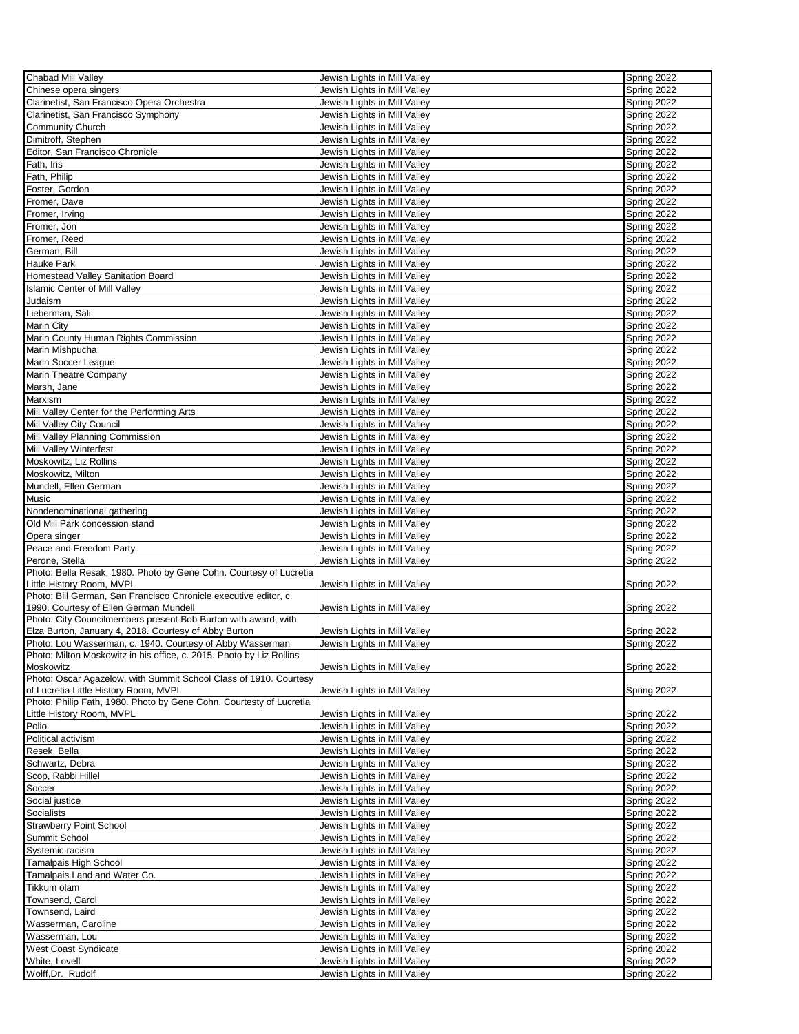| | | |
|---|---|---|
| Chabad Mill Valley | Jewish Lights in Mill Valley | Spring 2022 |
| Chinese opera singers | Jewish Lights in Mill Valley | Spring 2022 |
| Clarinetist, San Francisco Opera Orchestra | Jewish Lights in Mill Valley | Spring 2022 |
| Clarinetist, San Francisco Symphony | Jewish Lights in Mill Valley | Spring 2022 |
| Community Church | Jewish Lights in Mill Valley | Spring 2022 |
| Dimitroff, Stephen | Jewish Lights in Mill Valley | Spring 2022 |
| Editor, San Francisco Chronicle | Jewish Lights in Mill Valley | Spring 2022 |
| Fath, Iris | Jewish Lights in Mill Valley | Spring 2022 |
| Fath, Philip | Jewish Lights in Mill Valley | Spring 2022 |
| Foster, Gordon | Jewish Lights in Mill Valley | Spring 2022 |
| Fromer, Dave | Jewish Lights in Mill Valley | Spring 2022 |
| Fromer, Irving | Jewish Lights in Mill Valley | Spring 2022 |
| Fromer, Jon | Jewish Lights in Mill Valley | Spring 2022 |
| Fromer, Reed | Jewish Lights in Mill Valley | Spring 2022 |
| German, Bill | Jewish Lights in Mill Valley | Spring 2022 |
| Hauke Park | Jewish Lights in Mill Valley | Spring 2022 |
| Homestead Valley Sanitation Board | Jewish Lights in Mill Valley | Spring 2022 |
| Islamic Center of Mill Valley | Jewish Lights in Mill Valley | Spring 2022 |
| Judaism | Jewish Lights in Mill Valley | Spring 2022 |
| Lieberman, Sali | Jewish Lights in Mill Valley | Spring 2022 |
| Marin City | Jewish Lights in Mill Valley | Spring 2022 |
| Marin County Human Rights Commission | Jewish Lights in Mill Valley | Spring 2022 |
| Marin Mishpucha | Jewish Lights in Mill Valley | Spring 2022 |
| Marin Soccer League | Jewish Lights in Mill Valley | Spring 2022 |
| Marin Theatre Company | Jewish Lights in Mill Valley | Spring 2022 |
| Marsh, Jane | Jewish Lights in Mill Valley | Spring 2022 |
| Marxism | Jewish Lights in Mill Valley | Spring 2022 |
| Mill Valley Center for the Performing Arts | Jewish Lights in Mill Valley | Spring 2022 |
| Mill Valley City Council | Jewish Lights in Mill Valley | Spring 2022 |
| Mill Valley Planning Commission | Jewish Lights in Mill Valley | Spring 2022 |
| Mill Valley Winterfest | Jewish Lights in Mill Valley | Spring 2022 |
| Moskowitz, Liz Rollins | Jewish Lights in Mill Valley | Spring 2022 |
| Moskowitz, Milton | Jewish Lights in Mill Valley | Spring 2022 |
| Mundell, Ellen German | Jewish Lights in Mill Valley | Spring 2022 |
| Music | Jewish Lights in Mill Valley | Spring 2022 |
| Nondenominational gathering | Jewish Lights in Mill Valley | Spring 2022 |
| Old Mill Park concession stand | Jewish Lights in Mill Valley | Spring 2022 |
| Opera singer | Jewish Lights in Mill Valley | Spring 2022 |
| Peace and Freedom Party | Jewish Lights in Mill Valley | Spring 2022 |
| Perone, Stella | Jewish Lights in Mill Valley | Spring 2022 |
| Photo: Bella Resak, 1980. Photo by Gene Cohn. Courtesy of Lucretia Little History Room, MVPL | Jewish Lights in Mill Valley | Spring 2022 |
| Photo: Bill German, San Francisco Chronicle executive editor, c. 1990. Courtesy of Ellen German Mundell | Jewish Lights in Mill Valley | Spring 2022 |
| Photo: City Councilmembers present Bob Burton with award, with Elza Burton, January 4, 2018. Courtesy of Abby Burton | Jewish Lights in Mill Valley | Spring 2022 |
| Photo: Lou Wasserman, c. 1940. Courtesy of Abby Wasserman | Jewish Lights in Mill Valley | Spring 2022 |
| Photo: Milton Moskowitz in his office, c. 2015. Photo by Liz Rollins Moskowitz | Jewish Lights in Mill Valley | Spring 2022 |
| Photo: Oscar Agazelow, with Summit School Class of 1910. Courtesy of Lucretia Little History Room, MVPL | Jewish Lights in Mill Valley | Spring 2022 |
| Photo: Philip Fath, 1980. Photo by Gene Cohn. Courtesy of Lucretia Little History Room, MVPL | Jewish Lights in Mill Valley | Spring 2022 |
| Polio | Jewish Lights in Mill Valley | Spring 2022 |
| Political activism | Jewish Lights in Mill Valley | Spring 2022 |
| Resek, Bella | Jewish Lights in Mill Valley | Spring 2022 |
| Schwartz, Debra | Jewish Lights in Mill Valley | Spring 2022 |
| Scop, Rabbi Hillel | Jewish Lights in Mill Valley | Spring 2022 |
| Soccer | Jewish Lights in Mill Valley | Spring 2022 |
| Social justice | Jewish Lights in Mill Valley | Spring 2022 |
| Socialists | Jewish Lights in Mill Valley | Spring 2022 |
| Strawberry Point School | Jewish Lights in Mill Valley | Spring 2022 |
| Summit School | Jewish Lights in Mill Valley | Spring 2022 |
| Systemic racism | Jewish Lights in Mill Valley | Spring 2022 |
| Tamalpais High School | Jewish Lights in Mill Valley | Spring 2022 |
| Tamalpais Land and Water Co. | Jewish Lights in Mill Valley | Spring 2022 |
| Tikkum olam | Jewish Lights in Mill Valley | Spring 2022 |
| Townsend, Carol | Jewish Lights in Mill Valley | Spring 2022 |
| Townsend, Laird | Jewish Lights in Mill Valley | Spring 2022 |
| Wasserman, Caroline | Jewish Lights in Mill Valley | Spring 2022 |
| Wasserman, Lou | Jewish Lights in Mill Valley | Spring 2022 |
| West Coast Syndicate | Jewish Lights in Mill Valley | Spring 2022 |
| White, Lovell | Jewish Lights in Mill Valley | Spring 2022 |
| Wolff,Dr. Rudolf | Jewish Lights in Mill Valley | Spring 2022 |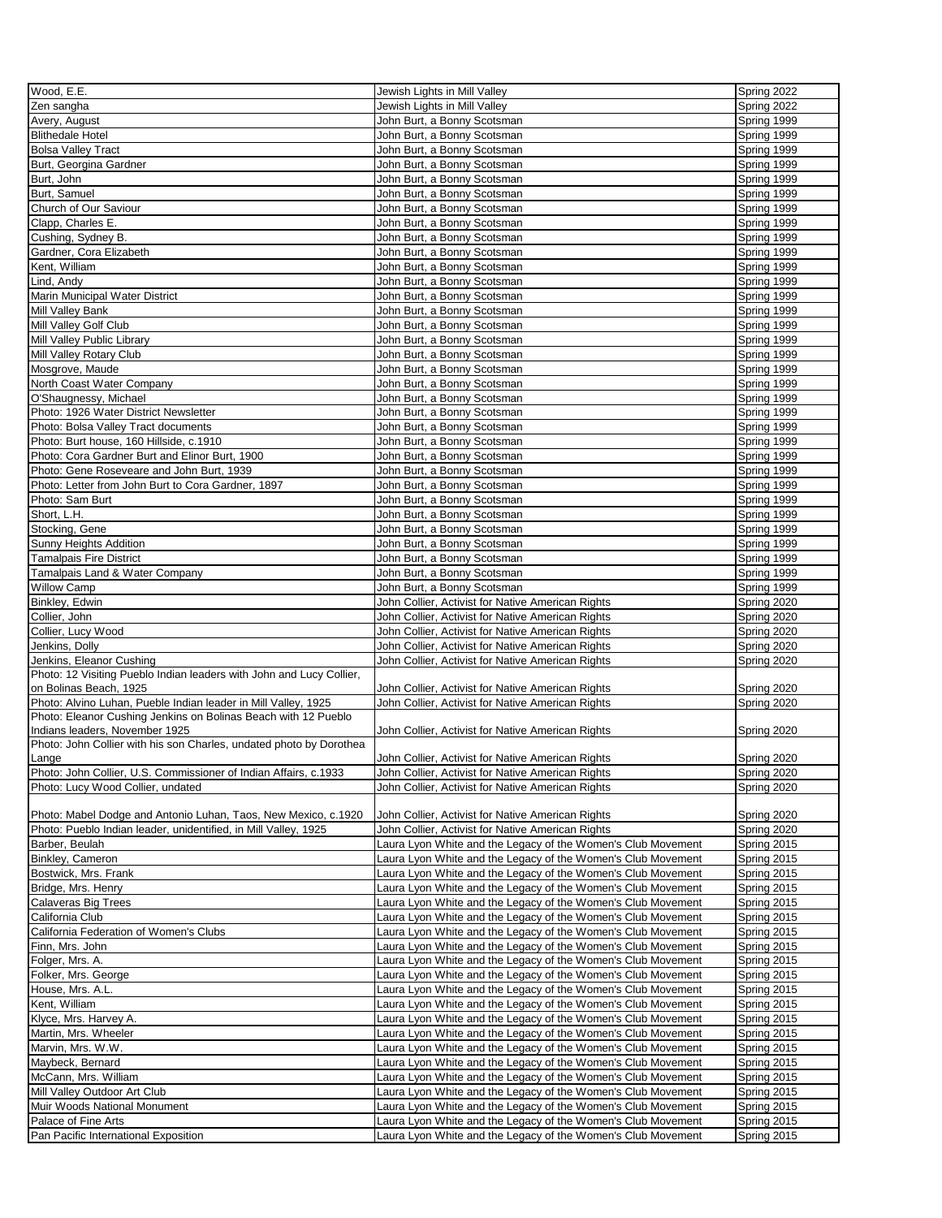| | | |
|---|---|---|
| Wood, E.E. | Jewish Lights in Mill Valley | Spring 2022 |
| Zen sangha | Jewish Lights in Mill Valley | Spring 2022 |
| Avery, August | John Burt, a Bonny Scotsman | Spring 1999 |
| Blithedale Hotel | John Burt, a Bonny Scotsman | Spring 1999 |
| Bolsa Valley Tract | John Burt, a Bonny Scotsman | Spring 1999 |
| Burt, Georgina Gardner | John Burt, a Bonny Scotsman | Spring 1999 |
| Burt, John | John Burt, a Bonny Scotsman | Spring 1999 |
| Burt, Samuel | John Burt, a Bonny Scotsman | Spring 1999 |
| Church of Our Saviour | John Burt, a Bonny Scotsman | Spring 1999 |
| Clapp, Charles E. | John Burt, a Bonny Scotsman | Spring 1999 |
| Cushing, Sydney B. | John Burt, a Bonny Scotsman | Spring 1999 |
| Gardner, Cora Elizabeth | John Burt, a Bonny Scotsman | Spring 1999 |
| Kent, William | John Burt, a Bonny Scotsman | Spring 1999 |
| Lind, Andy | John Burt, a Bonny Scotsman | Spring 1999 |
| Marin Municipal Water District | John Burt, a Bonny Scotsman | Spring 1999 |
| Mill Valley Bank | John Burt, a Bonny Scotsman | Spring 1999 |
| Mill Valley Golf Club | John Burt, a Bonny Scotsman | Spring 1999 |
| Mill Valley Public Library | John Burt, a Bonny Scotsman | Spring 1999 |
| Mill Valley Rotary Club | John Burt, a Bonny Scotsman | Spring 1999 |
| Mosgrove, Maude | John Burt, a Bonny Scotsman | Spring 1999 |
| North Coast Water Company | John Burt, a Bonny Scotsman | Spring 1999 |
| O'Shaugnessy, Michael | John Burt, a Bonny Scotsman | Spring 1999 |
| Photo: 1926 Water District Newsletter | John Burt, a Bonny Scotsman | Spring 1999 |
| Photo: Bolsa Valley Tract documents | John Burt, a Bonny Scotsman | Spring 1999 |
| Photo: Burt house, 160 Hillside, c.1910 | John Burt, a Bonny Scotsman | Spring 1999 |
| Photo: Cora Gardner Burt and Elinor Burt, 1900 | John Burt, a Bonny Scotsman | Spring 1999 |
| Photo: Gene Roseveare and John Burt, 1939 | John Burt, a Bonny Scotsman | Spring 1999 |
| Photo: Letter from John Burt to Cora Gardner, 1897 | John Burt, a Bonny Scotsman | Spring 1999 |
| Photo: Sam Burt | John Burt, a Bonny Scotsman | Spring 1999 |
| Short, L.H. | John Burt, a Bonny Scotsman | Spring 1999 |
| Stocking, Gene | John Burt, a Bonny Scotsman | Spring 1999 |
| Sunny Heights Addition | John Burt, a Bonny Scotsman | Spring 1999 |
| Tamalpais Fire District | John Burt, a Bonny Scotsman | Spring 1999 |
| Tamalpais Land & Water Company | John Burt, a Bonny Scotsman | Spring 1999 |
| Willow Camp | John Burt, a Bonny Scotsman | Spring 1999 |
| Binkley, Edwin | John Collier, Activist for Native American Rights | Spring 2020 |
| Collier, John | John Collier, Activist for Native American Rights | Spring 2020 |
| Collier, Lucy Wood | John Collier, Activist for Native American Rights | Spring 2020 |
| Jenkins, Dolly | John Collier, Activist for Native American Rights | Spring 2020 |
| Jenkins, Eleanor Cushing | John Collier, Activist for Native American Rights | Spring 2020 |
| Photo: 12 Visiting Pueblo Indian leaders with John and Lucy Collier, on Bolinas Beach, 1925 | John Collier, Activist for Native American Rights | Spring 2020 |
| Photo: Alvino Luhan, Pueble Indian leader in Mill Valley, 1925 | John Collier, Activist for Native American Rights | Spring 2020 |
| Photo: Eleanor Cushing Jenkins on Bolinas Beach with 12 Pueblo Indians leaders, November 1925 | John Collier, Activist for Native American Rights | Spring 2020 |
| Photo: John Collier with his son Charles, undated photo by Dorothea Lange | John Collier, Activist for Native American Rights | Spring 2020 |
| Photo: John Collier, U.S. Commissioner of Indian Affairs, c.1933 | John Collier, Activist for Native American Rights | Spring 2020 |
| Photo: Lucy Wood Collier, undated | John Collier, Activist for Native American Rights | Spring 2020 |
| Photo: Mabel Dodge and Antonio Luhan, Taos, New Mexico, c.1920 | John Collier, Activist for Native American Rights | Spring 2020 |
| Photo: Pueblo Indian leader, unidentified, in Mill Valley, 1925 | John Collier, Activist for Native American Rights | Spring 2020 |
| Barber, Beulah | Laura Lyon White and the Legacy of the Women's Club Movement | Spring 2015 |
| Binkley, Cameron | Laura Lyon White and the Legacy of the Women's Club Movement | Spring 2015 |
| Bostwick, Mrs. Frank | Laura Lyon White and the Legacy of the Women's Club Movement | Spring 2015 |
| Bridge, Mrs. Henry | Laura Lyon White and the Legacy of the Women's Club Movement | Spring 2015 |
| Calaveras Big Trees | Laura Lyon White and the Legacy of the Women's Club Movement | Spring 2015 |
| California Club | Laura Lyon White and the Legacy of the Women's Club Movement | Spring 2015 |
| California Federation of Women's Clubs | Laura Lyon White and the Legacy of the Women's Club Movement | Spring 2015 |
| Finn, Mrs. John | Laura Lyon White and the Legacy of the Women's Club Movement | Spring 2015 |
| Folger, Mrs. A. | Laura Lyon White and the Legacy of the Women's Club Movement | Spring 2015 |
| Folker, Mrs. George | Laura Lyon White and the Legacy of the Women's Club Movement | Spring 2015 |
| House, Mrs. A.L. | Laura Lyon White and the Legacy of the Women's Club Movement | Spring 2015 |
| Kent, William | Laura Lyon White and the Legacy of the Women's Club Movement | Spring 2015 |
| Klyce, Mrs. Harvey A. | Laura Lyon White and the Legacy of the Women's Club Movement | Spring 2015 |
| Martin, Mrs. Wheeler | Laura Lyon White and the Legacy of the Women's Club Movement | Spring 2015 |
| Marvin, Mrs. W.W. | Laura Lyon White and the Legacy of the Women's Club Movement | Spring 2015 |
| Maybeck, Bernard | Laura Lyon White and the Legacy of the Women's Club Movement | Spring 2015 |
| McCann, Mrs. William | Laura Lyon White and the Legacy of the Women's Club Movement | Spring 2015 |
| Mill Valley Outdoor Art Club | Laura Lyon White and the Legacy of the Women's Club Movement | Spring 2015 |
| Muir Woods National Monument | Laura Lyon White and the Legacy of the Women's Club Movement | Spring 2015 |
| Palace of Fine Arts | Laura Lyon White and the Legacy of the Women's Club Movement | Spring 2015 |
| Pan Pacific International Exposition | Laura Lyon White and the Legacy of the Women's Club Movement | Spring 2015 |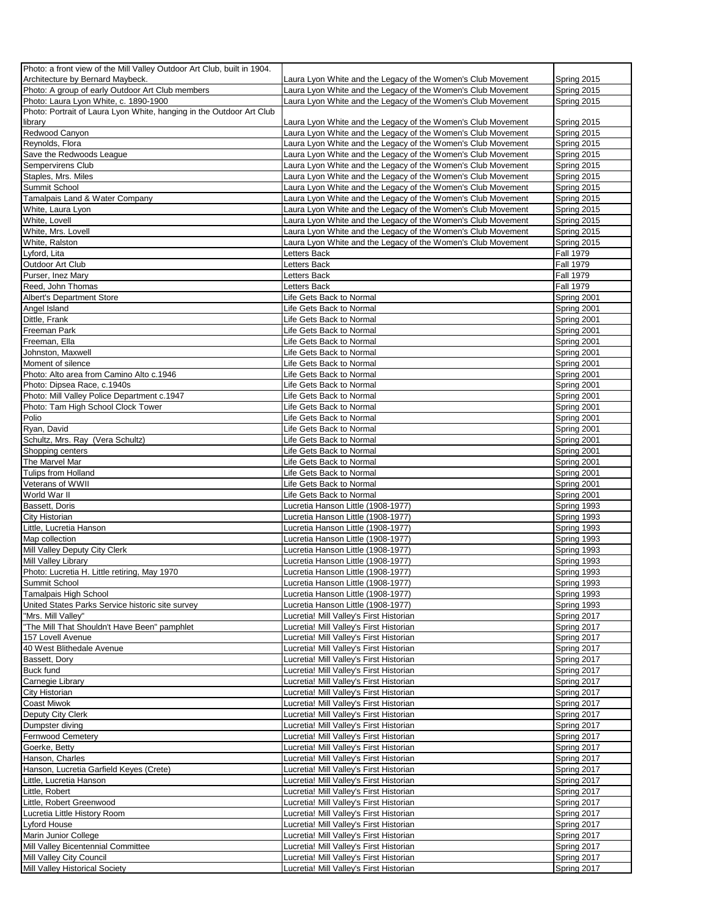| | | |
|---|---|---|
| Photo: a front view of the Mill Valley Outdoor Art Club, built in 1904. Architecture by Bernard Maybeck. | Laura Lyon White and the Legacy of the Women's Club Movement | Spring 2015 |
| Photo: A group of early Outdoor Art Club members | Laura Lyon White and the Legacy of the Women's Club Movement | Spring 2015 |
| Photo: Laura Lyon White, c. 1890-1900 | Laura Lyon White and the Legacy of the Women's Club Movement | Spring 2015 |
| Photo: Portrait of Laura Lyon White, hanging in the Outdoor Art Club library | Laura Lyon White and the Legacy of the Women's Club Movement | Spring 2015 |
| Redwood Canyon | Laura Lyon White and the Legacy of the Women's Club Movement | Spring 2015 |
| Reynolds, Flora | Laura Lyon White and the Legacy of the Women's Club Movement | Spring 2015 |
| Save the Redwoods League | Laura Lyon White and the Legacy of the Women's Club Movement | Spring 2015 |
| Sempervirens Club | Laura Lyon White and the Legacy of the Women's Club Movement | Spring 2015 |
| Staples, Mrs. Miles | Laura Lyon White and the Legacy of the Women's Club Movement | Spring 2015 |
| Summit School | Laura Lyon White and the Legacy of the Women's Club Movement | Spring 2015 |
| Tamalpais Land & Water Company | Laura Lyon White and the Legacy of the Women's Club Movement | Spring 2015 |
| White, Laura Lyon | Laura Lyon White and the Legacy of the Women's Club Movement | Spring 2015 |
| White, Lovell | Laura Lyon White and the Legacy of the Women's Club Movement | Spring 2015 |
| White, Mrs. Lovell | Laura Lyon White and the Legacy of the Women's Club Movement | Spring 2015 |
| White, Ralston | Laura Lyon White and the Legacy of the Women's Club Movement | Spring 2015 |
| Lyford, Lita | Letters Back | Fall 1979 |
| Outdoor Art Club | Letters Back | Fall 1979 |
| Purser, Inez Mary | Letters Back | Fall 1979 |
| Reed, John Thomas | Letters Back | Fall 1979 |
| Albert's Department Store | Life Gets Back to Normal | Spring 2001 |
| Angel Island | Life Gets Back to Normal | Spring 2001 |
| Dittle, Frank | Life Gets Back to Normal | Spring 2001 |
| Freeman Park | Life Gets Back to Normal | Spring 2001 |
| Freeman, Ella | Life Gets Back to Normal | Spring 2001 |
| Johnston, Maxwell | Life Gets Back to Normal | Spring 2001 |
| Moment of silence | Life Gets Back to Normal | Spring 2001 |
| Photo: Alto area from Camino Alto c.1946 | Life Gets Back to Normal | Spring 2001 |
| Photo: Dipsea Race, c.1940s | Life Gets Back to Normal | Spring 2001 |
| Photo: Mill Valley Police Department c.1947 | Life Gets Back to Normal | Spring 2001 |
| Photo: Tam High School Clock Tower | Life Gets Back to Normal | Spring 2001 |
| Polio | Life Gets Back to Normal | Spring 2001 |
| Ryan, David | Life Gets Back to Normal | Spring 2001 |
| Schultz, Mrs. Ray (Vera Schultz) | Life Gets Back to Normal | Spring 2001 |
| Shopping centers | Life Gets Back to Normal | Spring 2001 |
| The Marvel Mar | Life Gets Back to Normal | Spring 2001 |
| Tulips from Holland | Life Gets Back to Normal | Spring 2001 |
| Veterans of WWII | Life Gets Back to Normal | Spring 2001 |
| World War II | Life Gets Back to Normal | Spring 2001 |
| Bassett, Doris | Lucretia Hanson Little (1908-1977) | Spring 1993 |
| City Historian | Lucretia Hanson Little (1908-1977) | Spring 1993 |
| Little, Lucretia Hanson | Lucretia Hanson Little (1908-1977) | Spring 1993 |
| Map collection | Lucretia Hanson Little (1908-1977) | Spring 1993 |
| Mill Valley Deputy City Clerk | Lucretia Hanson Little (1908-1977) | Spring 1993 |
| Mill Valley Library | Lucretia Hanson Little (1908-1977) | Spring 1993 |
| Photo: Lucretia H. Little retiring, May 1970 | Lucretia Hanson Little (1908-1977) | Spring 1993 |
| Summit School | Lucretia Hanson Little (1908-1977) | Spring 1993 |
| Tamalpais High School | Lucretia Hanson Little (1908-1977) | Spring 1993 |
| United States Parks Service historic site survey | Lucretia Hanson Little (1908-1977) | Spring 1993 |
| "Mrs. Mill Valley" | Lucretia! Mill Valley's First Historian | Spring 2017 |
| "The Mill That Shouldn't Have Been" pamphlet | Lucretia! Mill Valley's First Historian | Spring 2017 |
| 157 Lovell Avenue | Lucretia! Mill Valley's First Historian | Spring 2017 |
| 40 West Blithedale Avenue | Lucretia! Mill Valley's First Historian | Spring 2017 |
| Bassett, Dory | Lucretia! Mill Valley's First Historian | Spring 2017 |
| Buck fund | Lucretia! Mill Valley's First Historian | Spring 2017 |
| Carnegie Library | Lucretia! Mill Valley's First Historian | Spring 2017 |
| City Historian | Lucretia! Mill Valley's First Historian | Spring 2017 |
| Coast Miwok | Lucretia! Mill Valley's First Historian | Spring 2017 |
| Deputy City Clerk | Lucretia! Mill Valley's First Historian | Spring 2017 |
| Dumpster diving | Lucretia! Mill Valley's First Historian | Spring 2017 |
| Fernwood Cemetery | Lucretia! Mill Valley's First Historian | Spring 2017 |
| Goerke, Betty | Lucretia! Mill Valley's First Historian | Spring 2017 |
| Hanson, Charles | Lucretia! Mill Valley's First Historian | Spring 2017 |
| Hanson, Lucretia Garfield Keyes (Crete) | Lucretia! Mill Valley's First Historian | Spring 2017 |
| Little, Lucretia Hanson | Lucretia! Mill Valley's First Historian | Spring 2017 |
| Little, Robert | Lucretia! Mill Valley's First Historian | Spring 2017 |
| Little, Robert Greenwood | Lucretia! Mill Valley's First Historian | Spring 2017 |
| Lucretia Little History Room | Lucretia! Mill Valley's First Historian | Spring 2017 |
| Lyford House | Lucretia! Mill Valley's First Historian | Spring 2017 |
| Marin Junior College | Lucretia! Mill Valley's First Historian | Spring 2017 |
| Mill Valley Bicentennial Committee | Lucretia! Mill Valley's First Historian | Spring 2017 |
| Mill Valley City Council | Lucretia! Mill Valley's First Historian | Spring 2017 |
| Mill Valley Historical Society | Lucretia! Mill Valley's First Historian | Spring 2017 |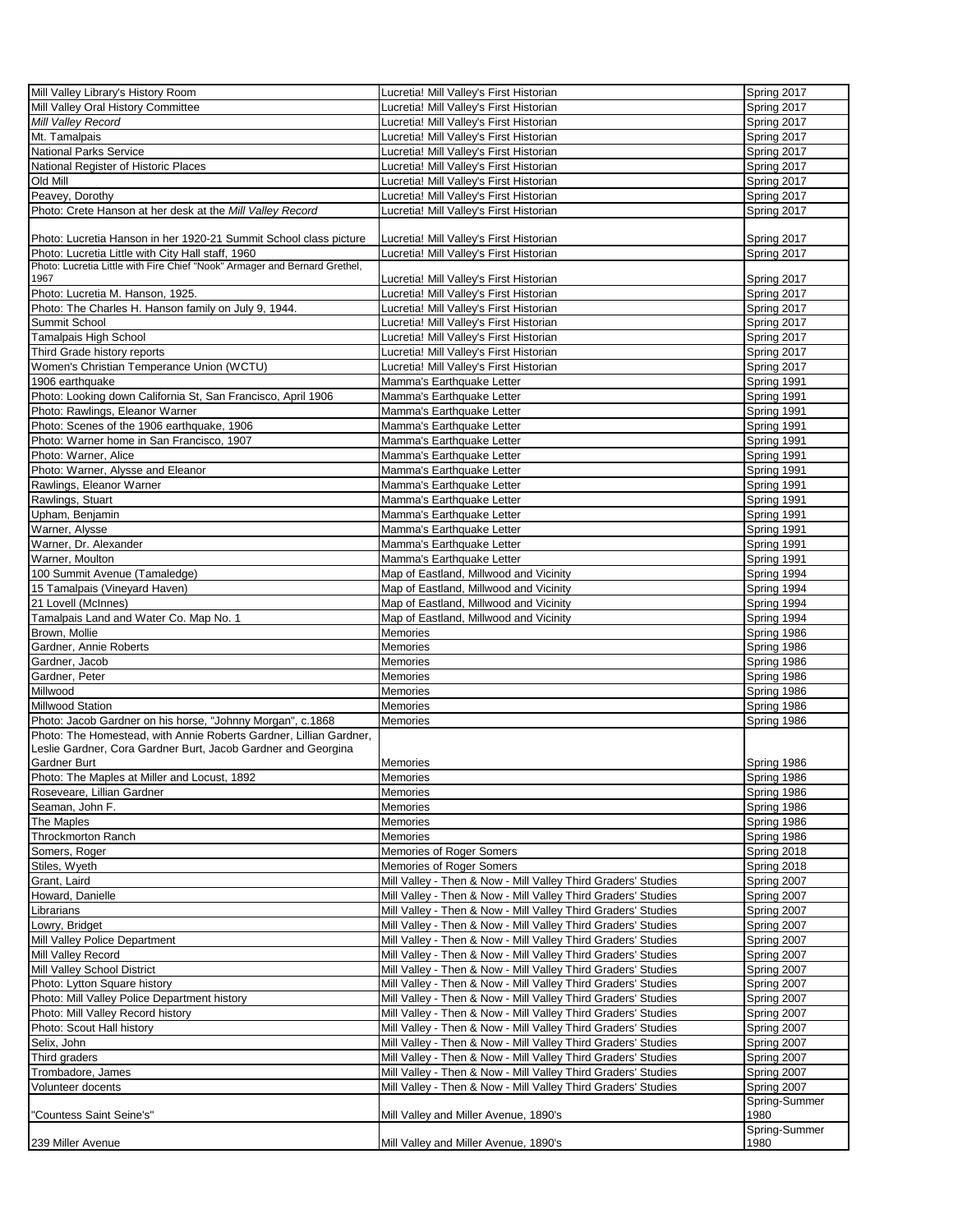| | | |
|---|---|---|
| Mill Valley Library's History Room | Lucretia! Mill Valley's First Historian | Spring 2017 |
| Mill Valley Oral History Committee | Lucretia! Mill Valley's First Historian | Spring 2017 |
| *Mill Valley Record* | Lucretia! Mill Valley's First Historian | Spring 2017 |
| Mt. Tamalpais | Lucretia! Mill Valley's First Historian | Spring 2017 |
| National Parks Service | Lucretia! Mill Valley's First Historian | Spring 2017 |
| National Register of Historic Places | Lucretia! Mill Valley's First Historian | Spring 2017 |
| Old Mill | Lucretia! Mill Valley's First Historian | Spring 2017 |
| Peavey, Dorothy | Lucretia! Mill Valley's First Historian | Spring 2017 |
| Photo: Crete Hanson at her desk at the *Mill Valley Record* | Lucretia! Mill Valley's First Historian | Spring 2017 |
| Photo: Lucretia Hanson in her 1920-21 Summit School class picture | Lucretia! Mill Valley's First Historian | Spring 2017 |
| Photo: Lucretia Little with City Hall staff, 1960 | Lucretia! Mill Valley's First Historian | Spring 2017 |
| Photo: Lucretia Little with Fire Chief "Nook" Armager and Bernard Grethel, 1967 | Lucretia! Mill Valley's First Historian | Spring 2017 |
| Photo: Lucretia M. Hanson, 1925. | Lucretia! Mill Valley's First Historian | Spring 2017 |
| Photo: The Charles H. Hanson family on July 9, 1944. | Lucretia! Mill Valley's First Historian | Spring 2017 |
| Summit School | Lucretia! Mill Valley's First Historian | Spring 2017 |
| Tamalpais High School | Lucretia! Mill Valley's First Historian | Spring 2017 |
| Third Grade history reports | Lucretia! Mill Valley's First Historian | Spring 2017 |
| Women's Christian Temperance Union (WCTU) | Lucretia! Mill Valley's First Historian | Spring 2017 |
| 1906 earthquake | Mamma's Earthquake Letter | Spring 1991 |
| Photo: Looking down California St, San Francisco, April 1906 | Mamma's Earthquake Letter | Spring 1991 |
| Photo: Rawlings, Eleanor Warner | Mamma's Earthquake Letter | Spring 1991 |
| Photo: Scenes of the 1906 earthquake, 1906 | Mamma's Earthquake Letter | Spring 1991 |
| Photo: Warner home in San Francisco, 1907 | Mamma's Earthquake Letter | Spring 1991 |
| Photo: Warner, Alice | Mamma's Earthquake Letter | Spring 1991 |
| Photo: Warner, Alysse and Eleanor | Mamma's Earthquake Letter | Spring 1991 |
| Rawlings, Eleanor Warner | Mamma's Earthquake Letter | Spring 1991 |
| Rawlings, Stuart | Mamma's Earthquake Letter | Spring 1991 |
| Upham, Benjamin | Mamma's Earthquake Letter | Spring 1991 |
| Warner, Alysse | Mamma's Earthquake Letter | Spring 1991 |
| Warner, Dr. Alexander | Mamma's Earthquake Letter | Spring 1991 |
| Warner, Moulton | Mamma's Earthquake Letter | Spring 1991 |
| 100 Summit Avenue (Tamaledge) | Map of Eastland, Millwood and Vicinity | Spring 1994 |
| 15 Tamalpais (Vineyard Haven) | Map of Eastland, Millwood and Vicinity | Spring 1994 |
| 21 Lovell (McInnes) | Map of Eastland, Millwood and Vicinity | Spring 1994 |
| Tamalpais Land and Water Co. Map No. 1 | Map of Eastland, Millwood and Vicinity | Spring 1994 |
| Brown, Mollie | Memories | Spring 1986 |
| Gardner, Annie Roberts | Memories | Spring 1986 |
| Gardner, Jacob | Memories | Spring 1986 |
| Gardner, Peter | Memories | Spring 1986 |
| Millwood | Memories | Spring 1986 |
| Millwood Station | Memories | Spring 1986 |
| Photo: Jacob Gardner on his horse, "Johnny Morgan", c.1868 | Memories | Spring 1986 |
| Photo: The Homestead, with Annie Roberts Gardner, Lillian Gardner, Leslie Gardner, Cora Gardner Burt, Jacob Gardner and Georgina Gardner Burt | Memories | Spring 1986 |
| Photo: The Maples at Miller and Locust, 1892 | Memories | Spring 1986 |
| Roseveare, Lillian Gardner | Memories | Spring 1986 |
| Seaman, John F. | Memories | Spring 1986 |
| The Maples | Memories | Spring 1986 |
| Throckmorton Ranch | Memories | Spring 1986 |
| Somers, Roger | Memories of Roger Somers | Spring 2018 |
| Stiles, Wyeth | Memories of Roger Somers | Spring 2018 |
| Grant, Laird | Mill Valley - Then & Now - Mill Valley Third Graders' Studies | Spring 2007 |
| Howard, Danielle | Mill Valley - Then & Now - Mill Valley Third Graders' Studies | Spring 2007 |
| Librarians | Mill Valley - Then & Now - Mill Valley Third Graders' Studies | Spring 2007 |
| Lowry, Bridget | Mill Valley - Then & Now - Mill Valley Third Graders' Studies | Spring 2007 |
| Mill Valley Police Department | Mill Valley - Then & Now - Mill Valley Third Graders' Studies | Spring 2007 |
| Mill Valley Record | Mill Valley - Then & Now - Mill Valley Third Graders' Studies | Spring 2007 |
| Mill Valley School District | Mill Valley - Then & Now - Mill Valley Third Graders' Studies | Spring 2007 |
| Photo: Lytton Square history | Mill Valley - Then & Now - Mill Valley Third Graders' Studies | Spring 2007 |
| Photo: Mill Valley Police Department history | Mill Valley - Then & Now - Mill Valley Third Graders' Studies | Spring 2007 |
| Photo: Mill Valley Record history | Mill Valley - Then & Now - Mill Valley Third Graders' Studies | Spring 2007 |
| Photo: Scout Hall history | Mill Valley - Then & Now - Mill Valley Third Graders' Studies | Spring 2007 |
| Selix, John | Mill Valley - Then & Now - Mill Valley Third Graders' Studies | Spring 2007 |
| Third graders | Mill Valley - Then & Now - Mill Valley Third Graders' Studies | Spring 2007 |
| Trombadore, James | Mill Valley - Then & Now - Mill Valley Third Graders' Studies | Spring 2007 |
| Volunteer docents | Mill Valley - Then & Now - Mill Valley Third Graders' Studies | Spring 2007 |
| "Countess Saint Seine's" | Mill Valley and Miller Avenue, 1890's | Spring-Summer 1980 |
| 239 Miller Avenue | Mill Valley and Miller Avenue, 1890's | Spring-Summer 1980 |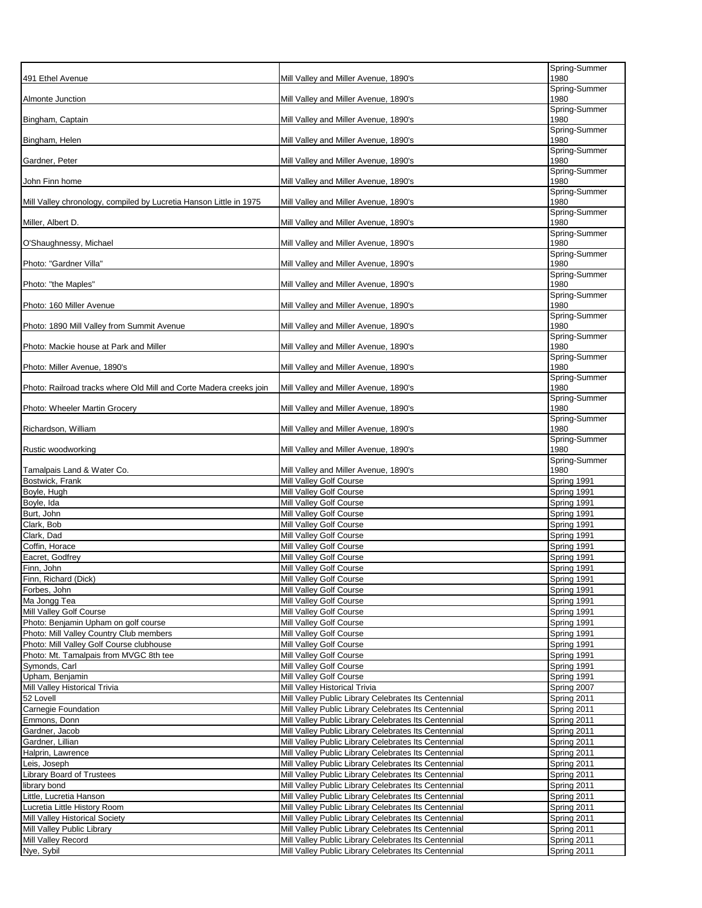| | | |
|---|---|---|
| 491 Ethel Avenue | Mill Valley and Miller Avenue, 1890's | Spring-Summer 1980 |
| Almonte Junction | Mill Valley and Miller Avenue, 1890's | Spring-Summer 1980 |
| Bingham, Captain | Mill Valley and Miller Avenue, 1890's | Spring-Summer 1980 |
| Bingham, Helen | Mill Valley and Miller Avenue, 1890's | Spring-Summer 1980 |
| Gardner, Peter | Mill Valley and Miller Avenue, 1890's | Spring-Summer 1980 |
| John Finn home | Mill Valley and Miller Avenue, 1890's | Spring-Summer 1980 |
| Mill Valley chronology, compiled by Lucretia Hanson Little in 1975 | Mill Valley and Miller Avenue, 1890's | Spring-Summer 1980 |
| Miller, Albert D. | Mill Valley and Miller Avenue, 1890's | Spring-Summer 1980 |
| O'Shaughnessy, Michael | Mill Valley and Miller Avenue, 1890's | Spring-Summer 1980 |
| Photo: "Gardner Villa" | Mill Valley and Miller Avenue, 1890's | Spring-Summer 1980 |
| Photo: "the Maples" | Mill Valley and Miller Avenue, 1890's | Spring-Summer 1980 |
| Photo: 160 Miller Avenue | Mill Valley and Miller Avenue, 1890's | Spring-Summer 1980 |
| Photo: 1890 Mill Valley from Summit Avenue | Mill Valley and Miller Avenue, 1890's | Spring-Summer 1980 |
| Photo: Mackie house at Park and Miller | Mill Valley and Miller Avenue, 1890's | Spring-Summer 1980 |
| Photo: Miller Avenue, 1890's | Mill Valley and Miller Avenue, 1890's | Spring-Summer 1980 |
| Photo: Railroad tracks where Old Mill and Corte Madera creeks join | Mill Valley and Miller Avenue, 1890's | Spring-Summer 1980 |
| Photo: Wheeler Martin Grocery | Mill Valley and Miller Avenue, 1890's | Spring-Summer 1980 |
| Richardson, William | Mill Valley and Miller Avenue, 1890's | Spring-Summer 1980 |
| Rustic woodworking | Mill Valley and Miller Avenue, 1890's | Spring-Summer 1980 |
| Tamalpais Land & Water Co. | Mill Valley and Miller Avenue, 1890's | Spring-Summer 1980 |
| Bostwick, Frank | Mill Valley Golf Course | Spring 1991 |
| Boyle, Hugh | Mill Valley Golf Course | Spring 1991 |
| Boyle, Ida | Mill Valley Golf Course | Spring 1991 |
| Burt, John | Mill Valley Golf Course | Spring 1991 |
| Clark, Bob | Mill Valley Golf Course | Spring 1991 |
| Clark, Dad | Mill Valley Golf Course | Spring 1991 |
| Coffin, Horace | Mill Valley Golf Course | Spring 1991 |
| Eacret, Godfrey | Mill Valley Golf Course | Spring 1991 |
| Finn, John | Mill Valley Golf Course | Spring 1991 |
| Finn, Richard (Dick) | Mill Valley Golf Course | Spring 1991 |
| Forbes, John | Mill Valley Golf Course | Spring 1991 |
| Ma Jongg Tea | Mill Valley Golf Course | Spring 1991 |
| Mill Valley Golf Course | Mill Valley Golf Course | Spring 1991 |
| Photo: Benjamin Upham on golf course | Mill Valley Golf Course | Spring 1991 |
| Photo: Mill Valley Country Club members | Mill Valley Golf Course | Spring 1991 |
| Photo: Mill Valley Golf Course clubhouse | Mill Valley Golf Course | Spring 1991 |
| Photo: Mt. Tamalpais from MVGC 8th tee | Mill Valley Golf Course | Spring 1991 |
| Symonds, Carl | Mill Valley Golf Course | Spring 1991 |
| Upham, Benjamin | Mill Valley Golf Course | Spring 1991 |
| Mill Valley Historical Trivia | Mill Valley Historical Trivia | Spring 2007 |
| 52 Lovell | Mill Valley Public Library Celebrates Its Centennial | Spring 2011 |
| Carnegie Foundation | Mill Valley Public Library Celebrates Its Centennial | Spring 2011 |
| Emmons, Donn | Mill Valley Public Library Celebrates Its Centennial | Spring 2011 |
| Gardner, Jacob | Mill Valley Public Library Celebrates Its Centennial | Spring 2011 |
| Gardner, Lillian | Mill Valley Public Library Celebrates Its Centennial | Spring 2011 |
| Halprin, Lawrence | Mill Valley Public Library Celebrates Its Centennial | Spring 2011 |
| Leis, Joseph | Mill Valley Public Library Celebrates Its Centennial | Spring 2011 |
| Library Board of Trustees | Mill Valley Public Library Celebrates Its Centennial | Spring 2011 |
| library bond | Mill Valley Public Library Celebrates Its Centennial | Spring 2011 |
| Little, Lucretia Hanson | Mill Valley Public Library Celebrates Its Centennial | Spring 2011 |
| Lucretia Little History Room | Mill Valley Public Library Celebrates Its Centennial | Spring 2011 |
| Mill Valley Historical Society | Mill Valley Public Library Celebrates Its Centennial | Spring 2011 |
| Mill Valley Public Library | Mill Valley Public Library Celebrates Its Centennial | Spring 2011 |
| Mill Valley Record | Mill Valley Public Library Celebrates Its Centennial | Spring 2011 |
| Nye, Sybil | Mill Valley Public Library Celebrates Its Centennial | Spring 2011 |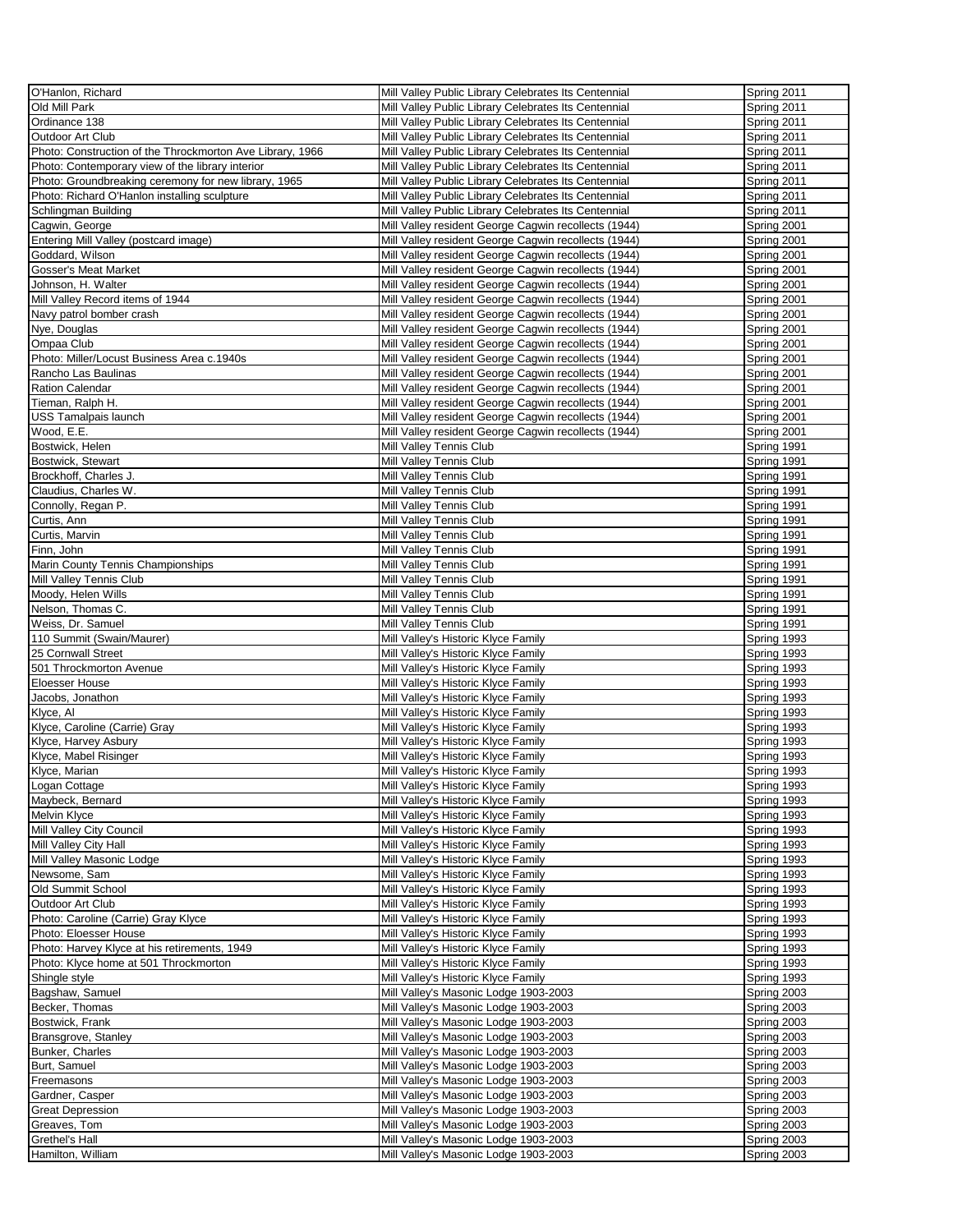| | | |
|---|---|---|
| O'Hanlon, Richard | Mill Valley Public Library Celebrates Its Centennial | Spring 2011 |
| Old Mill Park | Mill Valley Public Library Celebrates Its Centennial | Spring 2011 |
| Ordinance 138 | Mill Valley Public Library Celebrates Its Centennial | Spring 2011 |
| Outdoor Art Club | Mill Valley Public Library Celebrates Its Centennial | Spring 2011 |
| Photo: Construction of the Throckmorton Ave Library, 1966 | Mill Valley Public Library Celebrates Its Centennial | Spring 2011 |
| Photo: Contemporary view of the library interior | Mill Valley Public Library Celebrates Its Centennial | Spring 2011 |
| Photo: Groundbreaking ceremony for new library, 1965 | Mill Valley Public Library Celebrates Its Centennial | Spring 2011 |
| Photo: Richard O'Hanlon installing sculpture | Mill Valley Public Library Celebrates Its Centennial | Spring 2011 |
| Schlingman Building | Mill Valley Public Library Celebrates Its Centennial | Spring 2011 |
| Cagwin, George | Mill Valley resident George Cagwin recollects (1944) | Spring 2001 |
| Entering Mill Valley (postcard image) | Mill Valley resident George Cagwin recollects (1944) | Spring 2001 |
| Goddard, Wilson | Mill Valley resident George Cagwin recollects (1944) | Spring 2001 |
| Gosser's Meat Market | Mill Valley resident George Cagwin recollects (1944) | Spring 2001 |
| Johnson, H. Walter | Mill Valley resident George Cagwin recollects (1944) | Spring 2001 |
| Mill Valley Record items of 1944 | Mill Valley resident George Cagwin recollects (1944) | Spring 2001 |
| Navy patrol bomber crash | Mill Valley resident George Cagwin recollects (1944) | Spring 2001 |
| Nye, Douglas | Mill Valley resident George Cagwin recollects (1944) | Spring 2001 |
| Ompaa Club | Mill Valley resident George Cagwin recollects (1944) | Spring 2001 |
| Photo: Miller/Locust Business Area c.1940s | Mill Valley resident George Cagwin recollects (1944) | Spring 2001 |
| Rancho Las Baulinas | Mill Valley resident George Cagwin recollects (1944) | Spring 2001 |
| Ration Calendar | Mill Valley resident George Cagwin recollects (1944) | Spring 2001 |
| Tieman, Ralph H. | Mill Valley resident George Cagwin recollects (1944) | Spring 2001 |
| USS Tamalpais launch | Mill Valley resident George Cagwin recollects (1944) | Spring 2001 |
| Wood, E.E. | Mill Valley resident George Cagwin recollects (1944) | Spring 2001 |
| Bostwick, Helen | Mill Valley Tennis Club | Spring 1991 |
| Bostwick, Stewart | Mill Valley Tennis Club | Spring 1991 |
| Brockhoff, Charles J. | Mill Valley Tennis Club | Spring 1991 |
| Claudius, Charles W. | Mill Valley Tennis Club | Spring 1991 |
| Connolly, Regan P. | Mill Valley Tennis Club | Spring 1991 |
| Curtis, Ann | Mill Valley Tennis Club | Spring 1991 |
| Curtis, Marvin | Mill Valley Tennis Club | Spring 1991 |
| Finn, John | Mill Valley Tennis Club | Spring 1991 |
| Marin County Tennis Championships | Mill Valley Tennis Club | Spring 1991 |
| Mill Valley Tennis Club | Mill Valley Tennis Club | Spring 1991 |
| Moody, Helen Wills | Mill Valley Tennis Club | Spring 1991 |
| Nelson, Thomas C. | Mill Valley Tennis Club | Spring 1991 |
| Weiss, Dr. Samuel | Mill Valley Tennis Club | Spring 1991 |
| 110 Summit (Swain/Maurer) | Mill Valley's Historic Klyce Family | Spring 1993 |
| 25 Cornwall Street | Mill Valley's Historic Klyce Family | Spring 1993 |
| 501 Throckmorton Avenue | Mill Valley's Historic Klyce Family | Spring 1993 |
| Eloesser House | Mill Valley's Historic Klyce Family | Spring 1993 |
| Jacobs, Jonathon | Mill Valley's Historic Klyce Family | Spring 1993 |
| Klyce, Al | Mill Valley's Historic Klyce Family | Spring 1993 |
| Klyce, Caroline (Carrie) Gray | Mill Valley's Historic Klyce Family | Spring 1993 |
| Klyce, Harvey Asbury | Mill Valley's Historic Klyce Family | Spring 1993 |
| Klyce, Mabel Risinger | Mill Valley's Historic Klyce Family | Spring 1993 |
| Klyce, Marian | Mill Valley's Historic Klyce Family | Spring 1993 |
| Logan Cottage | Mill Valley's Historic Klyce Family | Spring 1993 |
| Maybeck, Bernard | Mill Valley's Historic Klyce Family | Spring 1993 |
| Melvin Klyce | Mill Valley's Historic Klyce Family | Spring 1993 |
| Mill Valley City Council | Mill Valley's Historic Klyce Family | Spring 1993 |
| Mill Valley City Hall | Mill Valley's Historic Klyce Family | Spring 1993 |
| Mill Valley Masonic Lodge | Mill Valley's Historic Klyce Family | Spring 1993 |
| Newsome, Sam | Mill Valley's Historic Klyce Family | Spring 1993 |
| Old Summit School | Mill Valley's Historic Klyce Family | Spring 1993 |
| Outdoor Art Club | Mill Valley's Historic Klyce Family | Spring 1993 |
| Photo: Caroline (Carrie) Gray Klyce | Mill Valley's Historic Klyce Family | Spring 1993 |
| Photo: Eloesser House | Mill Valley's Historic Klyce Family | Spring 1993 |
| Photo: Harvey Klyce at his retirements, 1949 | Mill Valley's Historic Klyce Family | Spring 1993 |
| Photo: Klyce home at 501 Throckmorton | Mill Valley's Historic Klyce Family | Spring 1993 |
| Shingle style | Mill Valley's Historic Klyce Family | Spring 1993 |
| Bagshaw, Samuel | Mill Valley's Masonic Lodge 1903-2003 | Spring 2003 |
| Becker, Thomas | Mill Valley's Masonic Lodge 1903-2003 | Spring 2003 |
| Bostwick, Frank | Mill Valley's Masonic Lodge 1903-2003 | Spring 2003 |
| Bransgrove, Stanley | Mill Valley's Masonic Lodge 1903-2003 | Spring 2003 |
| Bunker, Charles | Mill Valley's Masonic Lodge 1903-2003 | Spring 2003 |
| Burt, Samuel | Mill Valley's Masonic Lodge 1903-2003 | Spring 2003 |
| Freemasons | Mill Valley's Masonic Lodge 1903-2003 | Spring 2003 |
| Gardner, Casper | Mill Valley's Masonic Lodge 1903-2003 | Spring 2003 |
| Great Depression | Mill Valley's Masonic Lodge 1903-2003 | Spring 2003 |
| Greaves, Tom | Mill Valley's Masonic Lodge 1903-2003 | Spring 2003 |
| Grethel's Hall | Mill Valley's Masonic Lodge 1903-2003 | Spring 2003 |
| Hamilton, William | Mill Valley's Masonic Lodge 1903-2003 | Spring 2003 |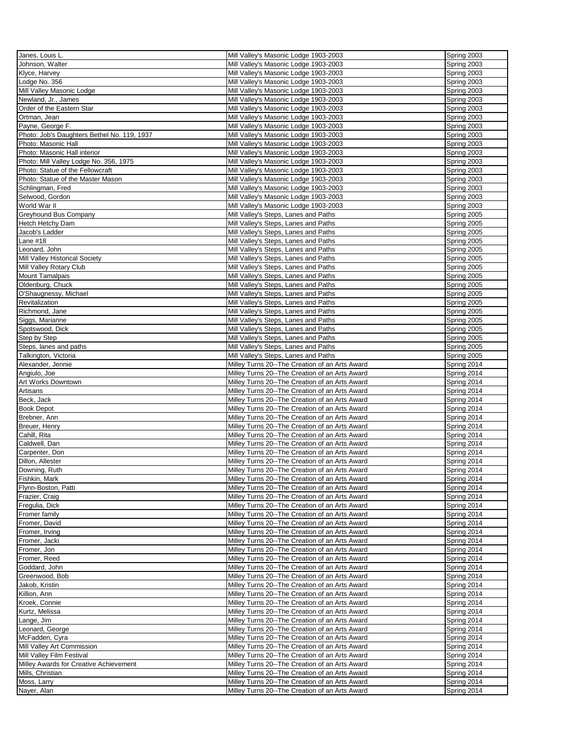| | | |
|---|---|---|
| Janes, Louis L. | Mill Valley's Masonic Lodge 1903-2003 | Spring 2003 |
| Johnson, Walter | Mill Valley's Masonic Lodge 1903-2003 | Spring 2003 |
| Klyce, Harvey | Mill Valley's Masonic Lodge 1903-2003 | Spring 2003 |
| Lodge No. 356 | Mill Valley's Masonic Lodge 1903-2003 | Spring 2003 |
| Mill Valley Masonic Lodge | Mill Valley's Masonic Lodge 1903-2003 | Spring 2003 |
| Newland, Jr., James | Mill Valley's Masonic Lodge 1903-2003 | Spring 2003 |
| Order of the Eastern Star | Mill Valley's Masonic Lodge 1903-2003 | Spring 2003 |
| Ortman, Jean | Mill Valley's Masonic Lodge 1903-2003 | Spring 2003 |
| Payne, George F. | Mill Valley's Masonic Lodge 1903-2003 | Spring 2003 |
| Photo: Job's Daughters Bethel No. 119, 1937 | Mill Valley's Masonic Lodge 1903-2003 | Spring 2003 |
| Photo: Masonic Hall | Mill Valley's Masonic Lodge 1903-2003 | Spring 2003 |
| Photo: Masonic Hall interior | Mill Valley's Masonic Lodge 1903-2003 | Spring 2003 |
| Photo: Mill Valley Lodge No. 356, 1975 | Mill Valley's Masonic Lodge 1903-2003 | Spring 2003 |
| Photo: Statue of the Fellowcraft | Mill Valley's Masonic Lodge 1903-2003 | Spring 2003 |
| Photo: Statue of the Master Mason | Mill Valley's Masonic Lodge 1903-2003 | Spring 2003 |
| Schlingman, Fred | Mill Valley's Masonic Lodge 1903-2003 | Spring 2003 |
| Selwood, Gordon | Mill Valley's Masonic Lodge 1903-2003 | Spring 2003 |
| World War II | Mill Valley's Masonic Lodge 1903-2003 | Spring 2003 |
| Greyhound Bus Company | Mill Valley's Steps, Lanes and Paths | Spring 2005 |
| Hetch Hetchy Dam | Mill Valley's Steps, Lanes and Paths | Spring 2005 |
| Jacob's Ladder | Mill Valley's Steps, Lanes and Paths | Spring 2005 |
| Lane #18 | Mill Valley's Steps, Lanes and Paths | Spring 2005 |
| Leonard, John | Mill Valley's Steps, Lanes and Paths | Spring 2005 |
| Mill Valley Historical Society | Mill Valley's Steps, Lanes and Paths | Spring 2005 |
| Mill Valley Rotary Club | Mill Valley's Steps, Lanes and Paths | Spring 2005 |
| Mount Tamalpais | Mill Valley's Steps, Lanes and Paths | Spring 2005 |
| Oldenburg, Chuck | Mill Valley's Steps, Lanes and Paths | Spring 2005 |
| O'Shaugnessy, Michael | Mill Valley's Steps, Lanes and Paths | Spring 2005 |
| Revitalization | Mill Valley's Steps, Lanes and Paths | Spring 2005 |
| Richmond, Jane | Mill Valley's Steps, Lanes and Paths | Spring 2005 |
| Siggs, Marianne | Mill Valley's Steps, Lanes and Paths | Spring 2005 |
| Spotswood, Dick | Mill Valley's Steps, Lanes and Paths | Spring 2005 |
| Step by Step | Mill Valley's Steps, Lanes and Paths | Spring 2005 |
| Steps, lanes and paths | Mill Valley's Steps, Lanes and Paths | Spring 2005 |
| Talkington, Victoria | Mill Valley's Steps, Lanes and Paths | Spring 2005 |
| Alexander, Jennie | Milley Turns 20--The Creation of an Arts Award | Spring 2014 |
| Angiulo, Joe | Milley Turns 20--The Creation of an Arts Award | Spring 2014 |
| Art Works Downtown | Milley Turns 20--The Creation of an Arts Award | Spring 2014 |
| Artisans | Milley Turns 20--The Creation of an Arts Award | Spring 2014 |
| Beck, Jack | Milley Turns 20--The Creation of an Arts Award | Spring 2014 |
| Book Depot | Milley Turns 20--The Creation of an Arts Award | Spring 2014 |
| Brebner, Ann | Milley Turns 20--The Creation of an Arts Award | Spring 2014 |
| Breuer, Henry | Milley Turns 20--The Creation of an Arts Award | Spring 2014 |
| Cahill, Rita | Milley Turns 20--The Creation of an Arts Award | Spring 2014 |
| Caldwell, Dan | Milley Turns 20--The Creation of an Arts Award | Spring 2014 |
| Carpenter, Don | Milley Turns 20--The Creation of an Arts Award | Spring 2014 |
| Dillon, Allester | Milley Turns 20--The Creation of an Arts Award | Spring 2014 |
| Downing, Ruth | Milley Turns 20--The Creation of an Arts Award | Spring 2014 |
| Fishkin, Mark | Milley Turns 20--The Creation of an Arts Award | Spring 2014 |
| Flynn-Boston, Patti | Milley Turns 20--The Creation of an Arts Award | Spring 2014 |
| Frazier, Craig | Milley Turns 20--The Creation of an Arts Award | Spring 2014 |
| Fregulia, Dick | Milley Turns 20--The Creation of an Arts Award | Spring 2014 |
| Fromer family | Milley Turns 20--The Creation of an Arts Award | Spring 2014 |
| Fromer, David | Milley Turns 20--The Creation of an Arts Award | Spring 2014 |
| Fromer, Irving | Milley Turns 20--The Creation of an Arts Award | Spring 2014 |
| Fromer, Jacki | Milley Turns 20--The Creation of an Arts Award | Spring 2014 |
| Fromer, Jon | Milley Turns 20--The Creation of an Arts Award | Spring 2014 |
| Fromer, Reed | Milley Turns 20--The Creation of an Arts Award | Spring 2014 |
| Goddard, John | Milley Turns 20--The Creation of an Arts Award | Spring 2014 |
| Greenwood, Bob | Milley Turns 20--The Creation of an Arts Award | Spring 2014 |
| Jakob, Kristin | Milley Turns 20--The Creation of an Arts Award | Spring 2014 |
| Killion, Ann | Milley Turns 20--The Creation of an Arts Award | Spring 2014 |
| Kroek, Connie | Milley Turns 20--The Creation of an Arts Award | Spring 2014 |
| Kurtz, Melissa | Milley Turns 20--The Creation of an Arts Award | Spring 2014 |
| Lange, Jim | Milley Turns 20--The Creation of an Arts Award | Spring 2014 |
| Leonard, George | Milley Turns 20--The Creation of an Arts Award | Spring 2014 |
| McFadden, Cyra | Milley Turns 20--The Creation of an Arts Award | Spring 2014 |
| Mill Valley Art Commission | Milley Turns 20--The Creation of an Arts Award | Spring 2014 |
| Mill Valley Film Festival | Milley Turns 20--The Creation of an Arts Award | Spring 2014 |
| Milley Awards for Creative Achievement | Milley Turns 20--The Creation of an Arts Award | Spring 2014 |
| Mills, Christian | Milley Turns 20--The Creation of an Arts Award | Spring 2014 |
| Moss, Larry | Milley Turns 20--The Creation of an Arts Award | Spring 2014 |
| Nayer, Alan | Milley Turns 20--The Creation of an Arts Award | Spring 2014 |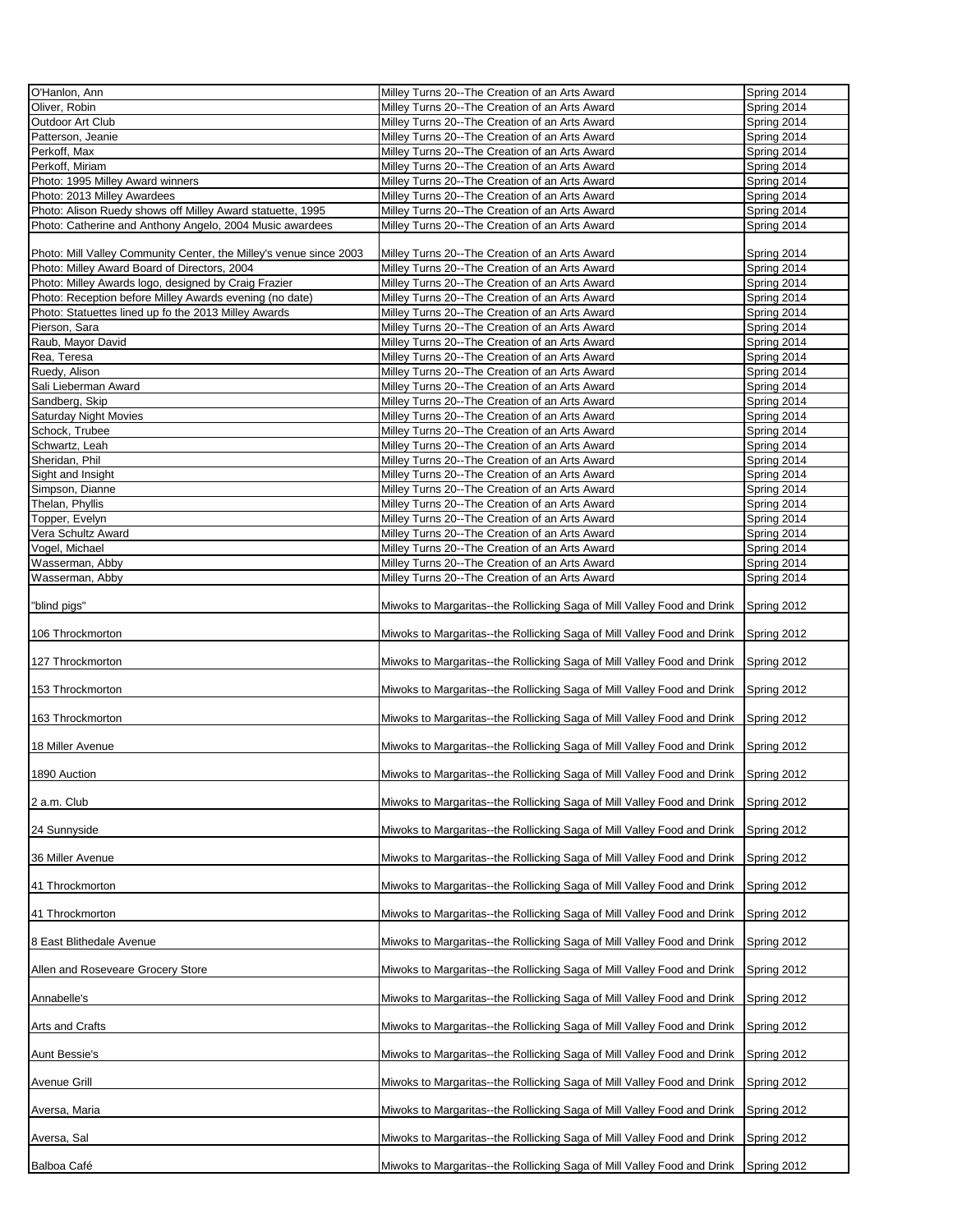| | | |
|---|---|---|
| O'Hanlon, Ann | Milley Turns 20--The Creation of an Arts Award | Spring 2014 |
| Oliver, Robin | Milley Turns 20--The Creation of an Arts Award | Spring 2014 |
| Outdoor Art Club | Milley Turns 20--The Creation of an Arts Award | Spring 2014 |
| Patterson, Jeanie | Milley Turns 20--The Creation of an Arts Award | Spring 2014 |
| Perkoff, Max | Milley Turns 20--The Creation of an Arts Award | Spring 2014 |
| Perkoff, Miriam | Milley Turns 20--The Creation of an Arts Award | Spring 2014 |
| Photo: 1995 Milley Award winners | Milley Turns 20--The Creation of an Arts Award | Spring 2014 |
| Photo: 2013 Milley Awardees | Milley Turns 20--The Creation of an Arts Award | Spring 2014 |
| Photo: Alison Ruedy shows off Milley Award statuette, 1995 | Milley Turns 20--The Creation of an Arts Award | Spring 2014 |
| Photo: Catherine and Anthony Angelo, 2004 Music awardees | Milley Turns 20--The Creation of an Arts Award | Spring 2014 |
| Photo: Mill Valley Community Center, the Milley's venue since 2003 | Milley Turns 20--The Creation of an Arts Award | Spring 2014 |
| Photo: Milley Award Board of Directors, 2004 | Milley Turns 20--The Creation of an Arts Award | Spring 2014 |
| Photo: Milley Awards logo, designed by Craig Frazier | Milley Turns 20--The Creation of an Arts Award | Spring 2014 |
| Photo: Reception before Milley Awards evening (no date) | Milley Turns 20--The Creation of an Arts Award | Spring 2014 |
| Photo: Statuettes lined up fo the 2013 Milley Awards | Milley Turns 20--The Creation of an Arts Award | Spring 2014 |
| Pierson, Sara | Milley Turns 20--The Creation of an Arts Award | Spring 2014 |
| Raub, Mayor David | Milley Turns 20--The Creation of an Arts Award | Spring 2014 |
| Rea, Teresa | Milley Turns 20--The Creation of an Arts Award | Spring 2014 |
| Ruedy, Alison | Milley Turns 20--The Creation of an Arts Award | Spring 2014 |
| Sali Lieberman Award | Milley Turns 20--The Creation of an Arts Award | Spring 2014 |
| Sandberg, Skip | Milley Turns 20--The Creation of an Arts Award | Spring 2014 |
| Saturday Night Movies | Milley Turns 20--The Creation of an Arts Award | Spring 2014 |
| Schock, Trubee | Milley Turns 20--The Creation of an Arts Award | Spring 2014 |
| Schwartz, Leah | Milley Turns 20--The Creation of an Arts Award | Spring 2014 |
| Sheridan, Phil | Milley Turns 20--The Creation of an Arts Award | Spring 2014 |
| Sight and Insight | Milley Turns 20--The Creation of an Arts Award | Spring 2014 |
| Simpson, Dianne | Milley Turns 20--The Creation of an Arts Award | Spring 2014 |
| Thelan, Phyllis | Milley Turns 20--The Creation of an Arts Award | Spring 2014 |
| Topper, Evelyn | Milley Turns 20--The Creation of an Arts Award | Spring 2014 |
| Vera Schultz Award | Milley Turns 20--The Creation of an Arts Award | Spring 2014 |
| Vogel, Michael | Milley Turns 20--The Creation of an Arts Award | Spring 2014 |
| Wasserman, Abby | Milley Turns 20--The Creation of an Arts Award | Spring 2014 |
| Wasserman, Abby | Milley Turns 20--The Creation of an Arts Award | Spring 2014 |
| "blind pigs" | Miwoks to Margaritas--the Rollicking Saga of Mill Valley Food and Drink | Spring 2012 |
| 106 Throckmorton | Miwoks to Margaritas--the Rollicking Saga of Mill Valley Food and Drink | Spring 2012 |
| 127 Throckmorton | Miwoks to Margaritas--the Rollicking Saga of Mill Valley Food and Drink | Spring 2012 |
| 153 Throckmorton | Miwoks to Margaritas--the Rollicking Saga of Mill Valley Food and Drink | Spring 2012 |
| 163 Throckmorton | Miwoks to Margaritas--the Rollicking Saga of Mill Valley Food and Drink | Spring 2012 |
| 18 Miller Avenue | Miwoks to Margaritas--the Rollicking Saga of Mill Valley Food and Drink | Spring 2012 |
| 1890 Auction | Miwoks to Margaritas--the Rollicking Saga of Mill Valley Food and Drink | Spring 2012 |
| 2 a.m. Club | Miwoks to Margaritas--the Rollicking Saga of Mill Valley Food and Drink | Spring 2012 |
| 24 Sunnyside | Miwoks to Margaritas--the Rollicking Saga of Mill Valley Food and Drink | Spring 2012 |
| 36 Miller Avenue | Miwoks to Margaritas--the Rollicking Saga of Mill Valley Food and Drink | Spring 2012 |
| 41 Throckmorton | Miwoks to Margaritas--the Rollicking Saga of Mill Valley Food and Drink | Spring 2012 |
| 41 Throckmorton | Miwoks to Margaritas--the Rollicking Saga of Mill Valley Food and Drink | Spring 2012 |
| 8 East Blithedale Avenue | Miwoks to Margaritas--the Rollicking Saga of Mill Valley Food and Drink | Spring 2012 |
| Allen and Roseveare Grocery Store | Miwoks to Margaritas--the Rollicking Saga of Mill Valley Food and Drink | Spring 2012 |
| Annabelle's | Miwoks to Margaritas--the Rollicking Saga of Mill Valley Food and Drink | Spring 2012 |
| Arts and Crafts | Miwoks to Margaritas--the Rollicking Saga of Mill Valley Food and Drink | Spring 2012 |
| Aunt Bessie's | Miwoks to Margaritas--the Rollicking Saga of Mill Valley Food and Drink | Spring 2012 |
| Avenue Grill | Miwoks to Margaritas--the Rollicking Saga of Mill Valley Food and Drink | Spring 2012 |
| Aversa, Maria | Miwoks to Margaritas--the Rollicking Saga of Mill Valley Food and Drink | Spring 2012 |
| Aversa, Sal | Miwoks to Margaritas--the Rollicking Saga of Mill Valley Food and Drink | Spring 2012 |
| Balboa Café | Miwoks to Margaritas--the Rollicking Saga of Mill Valley Food and Drink | Spring 2012 |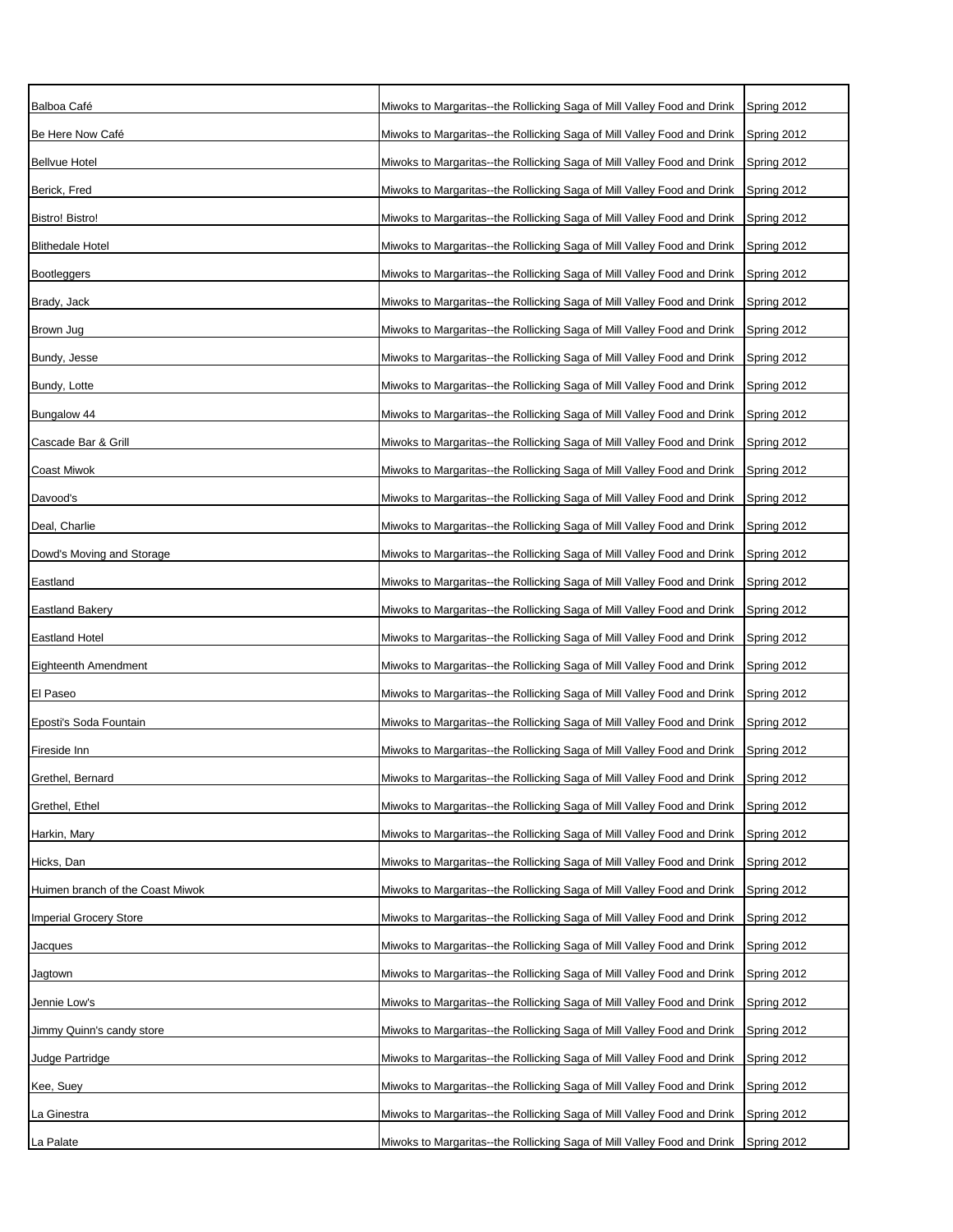| | | |
|---|---|---|
| Balboa Café | Miwoks to Margaritas--the Rollicking Saga of Mill Valley Food and Drink | Spring 2012 |
| Be Here Now Café | Miwoks to Margaritas--the Rollicking Saga of Mill Valley Food and Drink | Spring 2012 |
| Bellvue Hotel | Miwoks to Margaritas--the Rollicking Saga of Mill Valley Food and Drink | Spring 2012 |
| Berick, Fred | Miwoks to Margaritas--the Rollicking Saga of Mill Valley Food and Drink | Spring 2012 |
| Bistro! Bistro! | Miwoks to Margaritas--the Rollicking Saga of Mill Valley Food and Drink | Spring 2012 |
| Blithedale Hotel | Miwoks to Margaritas--the Rollicking Saga of Mill Valley Food and Drink | Spring 2012 |
| Bootleggers | Miwoks to Margaritas--the Rollicking Saga of Mill Valley Food and Drink | Spring 2012 |
| Brady, Jack | Miwoks to Margaritas--the Rollicking Saga of Mill Valley Food and Drink | Spring 2012 |
| Brown Jug | Miwoks to Margaritas--the Rollicking Saga of Mill Valley Food and Drink | Spring 2012 |
| Bundy, Jesse | Miwoks to Margaritas--the Rollicking Saga of Mill Valley Food and Drink | Spring 2012 |
| Bundy, Lotte | Miwoks to Margaritas--the Rollicking Saga of Mill Valley Food and Drink | Spring 2012 |
| Bungalow 44 | Miwoks to Margaritas--the Rollicking Saga of Mill Valley Food and Drink | Spring 2012 |
| Cascade Bar & Grill | Miwoks to Margaritas--the Rollicking Saga of Mill Valley Food and Drink | Spring 2012 |
| Coast Miwok | Miwoks to Margaritas--the Rollicking Saga of Mill Valley Food and Drink | Spring 2012 |
| Davood's | Miwoks to Margaritas--the Rollicking Saga of Mill Valley Food and Drink | Spring 2012 |
| Deal, Charlie | Miwoks to Margaritas--the Rollicking Saga of Mill Valley Food and Drink | Spring 2012 |
| Dowd's Moving and Storage | Miwoks to Margaritas--the Rollicking Saga of Mill Valley Food and Drink | Spring 2012 |
| Eastland | Miwoks to Margaritas--the Rollicking Saga of Mill Valley Food and Drink | Spring 2012 |
| Eastland Bakery | Miwoks to Margaritas--the Rollicking Saga of Mill Valley Food and Drink | Spring 2012 |
| Eastland Hotel | Miwoks to Margaritas--the Rollicking Saga of Mill Valley Food and Drink | Spring 2012 |
| Eighteenth Amendment | Miwoks to Margaritas--the Rollicking Saga of Mill Valley Food and Drink | Spring 2012 |
| El Paseo | Miwoks to Margaritas--the Rollicking Saga of Mill Valley Food and Drink | Spring 2012 |
| Eposti's Soda Fountain | Miwoks to Margaritas--the Rollicking Saga of Mill Valley Food and Drink | Spring 2012 |
| Fireside Inn | Miwoks to Margaritas--the Rollicking Saga of Mill Valley Food and Drink | Spring 2012 |
| Grethel, Bernard | Miwoks to Margaritas--the Rollicking Saga of Mill Valley Food and Drink | Spring 2012 |
| Grethel, Ethel | Miwoks to Margaritas--the Rollicking Saga of Mill Valley Food and Drink | Spring 2012 |
| Harkin, Mary | Miwoks to Margaritas--the Rollicking Saga of Mill Valley Food and Drink | Spring 2012 |
| Hicks, Dan | Miwoks to Margaritas--the Rollicking Saga of Mill Valley Food and Drink | Spring 2012 |
| Huimen branch of the Coast Miwok | Miwoks to Margaritas--the Rollicking Saga of Mill Valley Food and Drink | Spring 2012 |
| Imperial Grocery Store | Miwoks to Margaritas--the Rollicking Saga of Mill Valley Food and Drink | Spring 2012 |
| Jacques | Miwoks to Margaritas--the Rollicking Saga of Mill Valley Food and Drink | Spring 2012 |
| Jagtown | Miwoks to Margaritas--the Rollicking Saga of Mill Valley Food and Drink | Spring 2012 |
| Jennie Low's | Miwoks to Margaritas--the Rollicking Saga of Mill Valley Food and Drink | Spring 2012 |
| Jimmy Quinn's candy store | Miwoks to Margaritas--the Rollicking Saga of Mill Valley Food and Drink | Spring 2012 |
| Judge Partridge | Miwoks to Margaritas--the Rollicking Saga of Mill Valley Food and Drink | Spring 2012 |
| Kee, Suey | Miwoks to Margaritas--the Rollicking Saga of Mill Valley Food and Drink | Spring 2012 |
| La Ginestra | Miwoks to Margaritas--the Rollicking Saga of Mill Valley Food and Drink | Spring 2012 |
| La Palate | Miwoks to Margaritas--the Rollicking Saga of Mill Valley Food and Drink | Spring 2012 |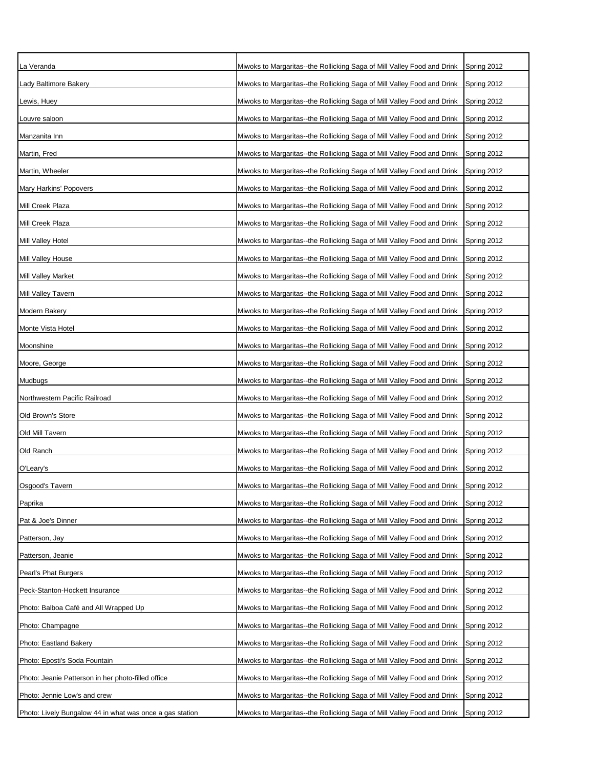| | | |
|---|---|---|
| La Veranda | Miwoks to Margaritas--the Rollicking Saga of Mill Valley Food and Drink | Spring 2012 |
| Lady Baltimore Bakery | Miwoks to Margaritas--the Rollicking Saga of Mill Valley Food and Drink | Spring 2012 |
| Lewis, Huey | Miwoks to Margaritas--the Rollicking Saga of Mill Valley Food and Drink | Spring 2012 |
| Louvre saloon | Miwoks to Margaritas--the Rollicking Saga of Mill Valley Food and Drink | Spring 2012 |
| Manzanita Inn | Miwoks to Margaritas--the Rollicking Saga of Mill Valley Food and Drink | Spring 2012 |
| Martin, Fred | Miwoks to Margaritas--the Rollicking Saga of Mill Valley Food and Drink | Spring 2012 |
| Martin, Wheeler | Miwoks to Margaritas--the Rollicking Saga of Mill Valley Food and Drink | Spring 2012 |
| Mary Harkins' Popovers | Miwoks to Margaritas--the Rollicking Saga of Mill Valley Food and Drink | Spring 2012 |
| Mill Creek Plaza | Miwoks to Margaritas--the Rollicking Saga of Mill Valley Food and Drink | Spring 2012 |
| Mill Creek Plaza | Miwoks to Margaritas--the Rollicking Saga of Mill Valley Food and Drink | Spring 2012 |
| Mill Valley Hotel | Miwoks to Margaritas--the Rollicking Saga of Mill Valley Food and Drink | Spring 2012 |
| Mill Valley House | Miwoks to Margaritas--the Rollicking Saga of Mill Valley Food and Drink | Spring 2012 |
| Mill Valley Market | Miwoks to Margaritas--the Rollicking Saga of Mill Valley Food and Drink | Spring 2012 |
| Mill Valley Tavern | Miwoks to Margaritas--the Rollicking Saga of Mill Valley Food and Drink | Spring 2012 |
| Modern Bakery | Miwoks to Margaritas--the Rollicking Saga of Mill Valley Food and Drink | Spring 2012 |
| Monte Vista Hotel | Miwoks to Margaritas--the Rollicking Saga of Mill Valley Food and Drink | Spring 2012 |
| Moonshine | Miwoks to Margaritas--the Rollicking Saga of Mill Valley Food and Drink | Spring 2012 |
| Moore, George | Miwoks to Margaritas--the Rollicking Saga of Mill Valley Food and Drink | Spring 2012 |
| Mudbugs | Miwoks to Margaritas--the Rollicking Saga of Mill Valley Food and Drink | Spring 2012 |
| Northwestern Pacific Railroad | Miwoks to Margaritas--the Rollicking Saga of Mill Valley Food and Drink | Spring 2012 |
| Old Brown's Store | Miwoks to Margaritas--the Rollicking Saga of Mill Valley Food and Drink | Spring 2012 |
| Old Mill Tavern | Miwoks to Margaritas--the Rollicking Saga of Mill Valley Food and Drink | Spring 2012 |
| Old Ranch | Miwoks to Margaritas--the Rollicking Saga of Mill Valley Food and Drink | Spring 2012 |
| O'Leary's | Miwoks to Margaritas--the Rollicking Saga of Mill Valley Food and Drink | Spring 2012 |
| Osgood's Tavern | Miwoks to Margaritas--the Rollicking Saga of Mill Valley Food and Drink | Spring 2012 |
| Paprika | Miwoks to Margaritas--the Rollicking Saga of Mill Valley Food and Drink | Spring 2012 |
| Pat & Joe's Dinner | Miwoks to Margaritas--the Rollicking Saga of Mill Valley Food and Drink | Spring 2012 |
| Patterson, Jay | Miwoks to Margaritas--the Rollicking Saga of Mill Valley Food and Drink | Spring 2012 |
| Patterson, Jeanie | Miwoks to Margaritas--the Rollicking Saga of Mill Valley Food and Drink | Spring 2012 |
| Pearl's Phat Burgers | Miwoks to Margaritas--the Rollicking Saga of Mill Valley Food and Drink | Spring 2012 |
| Peck-Stanton-Hockett Insurance | Miwoks to Margaritas--the Rollicking Saga of Mill Valley Food and Drink | Spring 2012 |
| Photo: Balboa Café and All Wrapped Up | Miwoks to Margaritas--the Rollicking Saga of Mill Valley Food and Drink | Spring 2012 |
| Photo: Champagne | Miwoks to Margaritas--the Rollicking Saga of Mill Valley Food and Drink | Spring 2012 |
| Photo: Eastland Bakery | Miwoks to Margaritas--the Rollicking Saga of Mill Valley Food and Drink | Spring 2012 |
| Photo: Eposti's Soda Fountain | Miwoks to Margaritas--the Rollicking Saga of Mill Valley Food and Drink | Spring 2012 |
| Photo: Jeanie Patterson in her photo-filled office | Miwoks to Margaritas--the Rollicking Saga of Mill Valley Food and Drink | Spring 2012 |
| Photo: Jennie Low's and crew | Miwoks to Margaritas--the Rollicking Saga of Mill Valley Food and Drink | Spring 2012 |
| Photo: Lively Bungalow 44 in what was once a gas station | Miwoks to Margaritas--the Rollicking Saga of Mill Valley Food and Drink | Spring 2012 |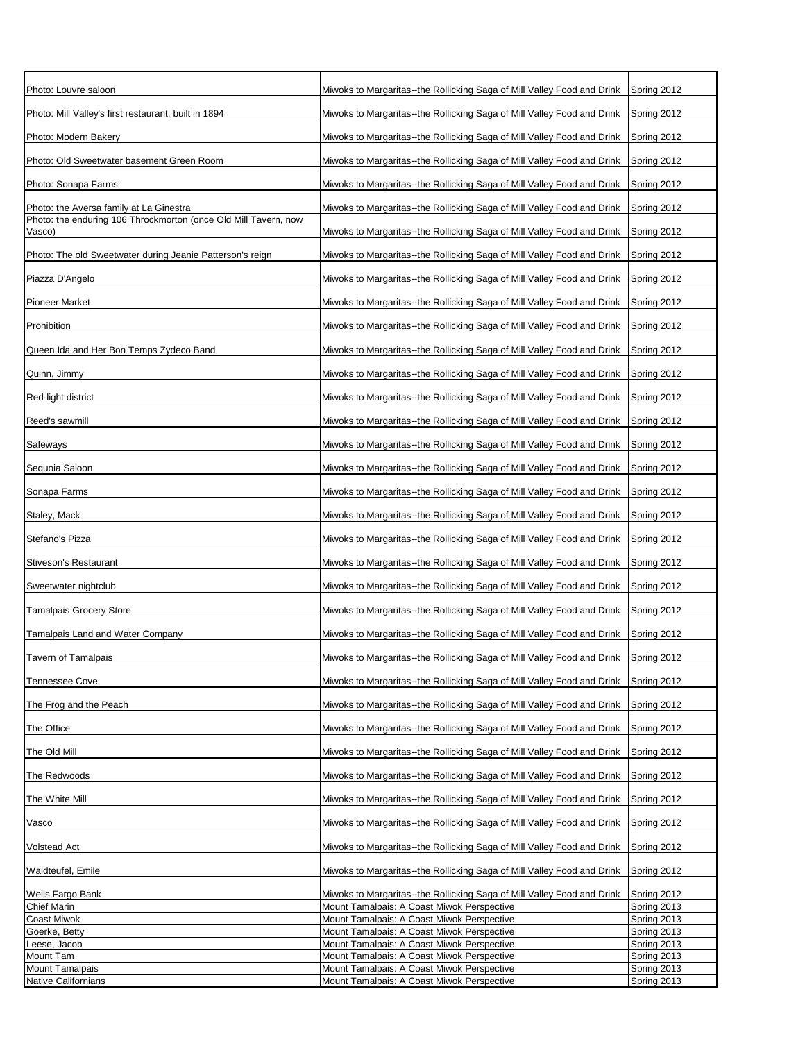| | | |
|---|---|---|
| Photo: Louvre saloon | Miwoks to Margaritas--the Rollicking Saga of Mill Valley Food and Drink | Spring 2012 |
| Photo: Mill Valley's first restaurant, built in 1894 | Miwoks to Margaritas--the Rollicking Saga of Mill Valley Food and Drink | Spring 2012 |
| Photo: Modern Bakery | Miwoks to Margaritas--the Rollicking Saga of Mill Valley Food and Drink | Spring 2012 |
| Photo: Old Sweetwater basement Green Room | Miwoks to Margaritas--the Rollicking Saga of Mill Valley Food and Drink | Spring 2012 |
| Photo: Sonapa Farms | Miwoks to Margaritas--the Rollicking Saga of Mill Valley Food and Drink | Spring 2012 |
| Photo: the Aversa family at La Ginestra | Miwoks to Margaritas--the Rollicking Saga of Mill Valley Food and Drink | Spring 2012 |
| Photo: the enduring 106 Throckmorton (once Old Mill Tavern, now Vasco) | Miwoks to Margaritas--the Rollicking Saga of Mill Valley Food and Drink | Spring 2012 |
| Photo: The old Sweetwater during Jeanie Patterson's reign | Miwoks to Margaritas--the Rollicking Saga of Mill Valley Food and Drink | Spring 2012 |
| Piazza D'Angelo | Miwoks to Margaritas--the Rollicking Saga of Mill Valley Food and Drink | Spring 2012 |
| Pioneer Market | Miwoks to Margaritas--the Rollicking Saga of Mill Valley Food and Drink | Spring 2012 |
| Prohibition | Miwoks to Margaritas--the Rollicking Saga of Mill Valley Food and Drink | Spring 2012 |
| Queen Ida and Her Bon Temps Zydeco Band | Miwoks to Margaritas--the Rollicking Saga of Mill Valley Food and Drink | Spring 2012 |
| Quinn, Jimmy | Miwoks to Margaritas--the Rollicking Saga of Mill Valley Food and Drink | Spring 2012 |
| Red-light district | Miwoks to Margaritas--the Rollicking Saga of Mill Valley Food and Drink | Spring 2012 |
| Reed's sawmill | Miwoks to Margaritas--the Rollicking Saga of Mill Valley Food and Drink | Spring 2012 |
| Safeways | Miwoks to Margaritas--the Rollicking Saga of Mill Valley Food and Drink | Spring 2012 |
| Sequoia Saloon | Miwoks to Margaritas--the Rollicking Saga of Mill Valley Food and Drink | Spring 2012 |
| Sonapa Farms | Miwoks to Margaritas--the Rollicking Saga of Mill Valley Food and Drink | Spring 2012 |
| Staley, Mack | Miwoks to Margaritas--the Rollicking Saga of Mill Valley Food and Drink | Spring 2012 |
| Stefano's Pizza | Miwoks to Margaritas--the Rollicking Saga of Mill Valley Food and Drink | Spring 2012 |
| Stiveson's Restaurant | Miwoks to Margaritas--the Rollicking Saga of Mill Valley Food and Drink | Spring 2012 |
| Sweetwater nightclub | Miwoks to Margaritas--the Rollicking Saga of Mill Valley Food and Drink | Spring 2012 |
| Tamalpais Grocery Store | Miwoks to Margaritas--the Rollicking Saga of Mill Valley Food and Drink | Spring 2012 |
| Tamalpais Land and Water Company | Miwoks to Margaritas--the Rollicking Saga of Mill Valley Food and Drink | Spring 2012 |
| Tavern of Tamalpais | Miwoks to Margaritas--the Rollicking Saga of Mill Valley Food and Drink | Spring 2012 |
| Tennessee Cove | Miwoks to Margaritas--the Rollicking Saga of Mill Valley Food and Drink | Spring 2012 |
| The Frog and the Peach | Miwoks to Margaritas--the Rollicking Saga of Mill Valley Food and Drink | Spring 2012 |
| The Office | Miwoks to Margaritas--the Rollicking Saga of Mill Valley Food and Drink | Spring 2012 |
| The Old Mill | Miwoks to Margaritas--the Rollicking Saga of Mill Valley Food and Drink | Spring 2012 |
| The Redwoods | Miwoks to Margaritas--the Rollicking Saga of Mill Valley Food and Drink | Spring 2012 |
| The White Mill | Miwoks to Margaritas--the Rollicking Saga of Mill Valley Food and Drink | Spring 2012 |
| Vasco | Miwoks to Margaritas--the Rollicking Saga of Mill Valley Food and Drink | Spring 2012 |
| Volstead Act | Miwoks to Margaritas--the Rollicking Saga of Mill Valley Food and Drink | Spring 2012 |
| Waldteufel, Emile | Miwoks to Margaritas--the Rollicking Saga of Mill Valley Food and Drink | Spring 2012 |
| Wells Fargo Bank | Miwoks to Margaritas--the Rollicking Saga of Mill Valley Food and Drink | Spring 2012 |
| Chief Marin | Mount Tamalpais: A Coast Miwok Perspective | Spring 2013 |
| Coast Miwok | Mount Tamalpais: A Coast Miwok Perspective | Spring 2013 |
| Goerke, Betty | Mount Tamalpais: A Coast Miwok Perspective | Spring 2013 |
| Leese, Jacob | Mount Tamalpais: A Coast Miwok Perspective | Spring 2013 |
| Mount Tam | Mount Tamalpais: A Coast Miwok Perspective | Spring 2013 |
| Mount Tamalpais | Mount Tamalpais: A Coast Miwok Perspective | Spring 2013 |
| Native Californians | Mount Tamalpais: A Coast Miwok Perspective | Spring 2013 |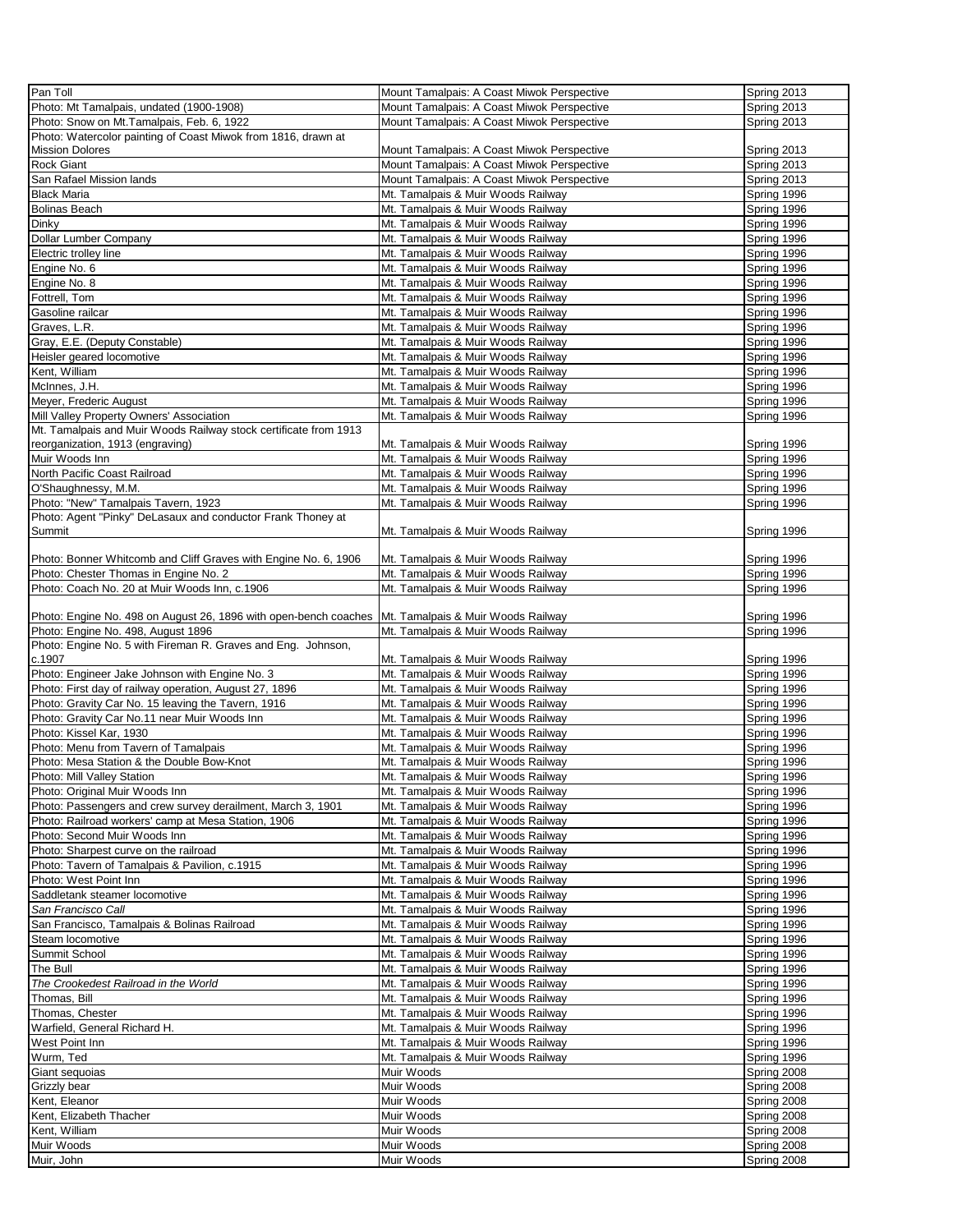| | | |
|---|---|---|
| Pan Toll | Mount Tamalpais: A Coast Miwok Perspective | Spring 2013 |
| Photo: Mt Tamalpais, undated (1900-1908) | Mount Tamalpais: A Coast Miwok Perspective | Spring 2013 |
| Photo: Snow on Mt.Tamalpais, Feb. 6, 1922 | Mount Tamalpais: A Coast Miwok Perspective | Spring 2013 |
| Photo: Watercolor painting of Coast Miwok from 1816, drawn at Mission Dolores | Mount Tamalpais: A Coast Miwok Perspective | Spring 2013 |
| Rock Giant | Mount Tamalpais: A Coast Miwok Perspective | Spring 2013 |
| San Rafael Mission lands | Mount Tamalpais: A Coast Miwok Perspective | Spring 2013 |
| Black Maria | Mt. Tamalpais & Muir Woods Railway | Spring 1996 |
| Bolinas Beach | Mt. Tamalpais & Muir Woods Railway | Spring 1996 |
| Dinky | Mt. Tamalpais & Muir Woods Railway | Spring 1996 |
| Dollar Lumber Company | Mt. Tamalpais & Muir Woods Railway | Spring 1996 |
| Electric trolley line | Mt. Tamalpais & Muir Woods Railway | Spring 1996 |
| Engine No. 6 | Mt. Tamalpais & Muir Woods Railway | Spring 1996 |
| Engine No. 8 | Mt. Tamalpais & Muir Woods Railway | Spring 1996 |
| Fottrell, Tom | Mt. Tamalpais & Muir Woods Railway | Spring 1996 |
| Gasoline railcar | Mt. Tamalpais & Muir Woods Railway | Spring 1996 |
| Graves, L.R. | Mt. Tamalpais & Muir Woods Railway | Spring 1996 |
| Gray, E.E. (Deputy Constable) | Mt. Tamalpais & Muir Woods Railway | Spring 1996 |
| Heisler geared locomotive | Mt. Tamalpais & Muir Woods Railway | Spring 1996 |
| Kent, William | Mt. Tamalpais & Muir Woods Railway | Spring 1996 |
| McInnes, J.H. | Mt. Tamalpais & Muir Woods Railway | Spring 1996 |
| Meyer, Frederic August | Mt. Tamalpais & Muir Woods Railway | Spring 1996 |
| Mill Valley Property Owners' Association | Mt. Tamalpais & Muir Woods Railway | Spring 1996 |
| Mt. Tamalpais and Muir Woods Railway stock certificate from 1913 reorganization, 1913 (engraving) | Mt. Tamalpais & Muir Woods Railway | Spring 1996 |
| Muir Woods Inn | Mt. Tamalpais & Muir Woods Railway | Spring 1996 |
| North Pacific Coast Railroad | Mt. Tamalpais & Muir Woods Railway | Spring 1996 |
| O'Shaughnessy, M.M. | Mt. Tamalpais & Muir Woods Railway | Spring 1996 |
| Photo: "New" Tamalpais Tavern, 1923 | Mt. Tamalpais & Muir Woods Railway | Spring 1996 |
| Photo: Agent "Pinky" DeLasaux and conductor Frank Thoney at Summit | Mt. Tamalpais & Muir Woods Railway | Spring 1996 |
| Photo: Bonner Whitcomb and Cliff Graves with Engine No. 6, 1906 | Mt. Tamalpais & Muir Woods Railway | Spring 1996 |
| Photo: Chester Thomas in Engine No. 2 | Mt. Tamalpais & Muir Woods Railway | Spring 1996 |
| Photo: Coach No. 20 at Muir Woods Inn, c.1906 | Mt. Tamalpais & Muir Woods Railway | Spring 1996 |
| Photo: Engine No. 498 on August 26, 1896 with open-bench coaches | Mt. Tamalpais & Muir Woods Railway | Spring 1996 |
| Photo: Engine No. 498, August 1896 | Mt. Tamalpais & Muir Woods Railway | Spring 1996 |
| Photo: Engine No. 5 with Fireman R. Graves and Eng. Johnson, c.1907 | Mt. Tamalpais & Muir Woods Railway | Spring 1996 |
| Photo: Engineer Jake Johnson with Engine No. 3 | Mt. Tamalpais & Muir Woods Railway | Spring 1996 |
| Photo: First day of railway operation, August 27, 1896 | Mt. Tamalpais & Muir Woods Railway | Spring 1996 |
| Photo: Gravity Car No. 15 leaving the Tavern, 1916 | Mt. Tamalpais & Muir Woods Railway | Spring 1996 |
| Photo: Gravity Car No.11 near Muir Woods Inn | Mt. Tamalpais & Muir Woods Railway | Spring 1996 |
| Photo: Kissel Kar, 1930 | Mt. Tamalpais & Muir Woods Railway | Spring 1996 |
| Photo: Menu from Tavern of Tamalpais | Mt. Tamalpais & Muir Woods Railway | Spring 1996 |
| Photo: Mesa Station & the Double Bow-Knot | Mt. Tamalpais & Muir Woods Railway | Spring 1996 |
| Photo: Mill Valley Station | Mt. Tamalpais & Muir Woods Railway | Spring 1996 |
| Photo: Original Muir Woods Inn | Mt. Tamalpais & Muir Woods Railway | Spring 1996 |
| Photo: Passengers and crew survey derailment, March 3, 1901 | Mt. Tamalpais & Muir Woods Railway | Spring 1996 |
| Photo: Railroad workers' camp at Mesa Station, 1906 | Mt. Tamalpais & Muir Woods Railway | Spring 1996 |
| Photo: Second Muir Woods Inn | Mt. Tamalpais & Muir Woods Railway | Spring 1996 |
| Photo: Sharpest curve on the railroad | Mt. Tamalpais & Muir Woods Railway | Spring 1996 |
| Photo: Tavern of Tamalpais & Pavilion, c.1915 | Mt. Tamalpais & Muir Woods Railway | Spring 1996 |
| Photo: West Point Inn | Mt. Tamalpais & Muir Woods Railway | Spring 1996 |
| Saddletank steamer locomotive | Mt. Tamalpais & Muir Woods Railway | Spring 1996 |
| *San Francisco Call* | Mt. Tamalpais & Muir Woods Railway | Spring 1996 |
| San Francisco, Tamalpais & Bolinas Railroad | Mt. Tamalpais & Muir Woods Railway | Spring 1996 |
| Steam locomotive | Mt. Tamalpais & Muir Woods Railway | Spring 1996 |
| Summit School | Mt. Tamalpais & Muir Woods Railway | Spring 1996 |
| The Bull | Mt. Tamalpais & Muir Woods Railway | Spring 1996 |
| *The Crookedest Railroad in the World* | Mt. Tamalpais & Muir Woods Railway | Spring 1996 |
| Thomas, Bill | Mt. Tamalpais & Muir Woods Railway | Spring 1996 |
| Thomas, Chester | Mt. Tamalpais & Muir Woods Railway | Spring 1996 |
| Warfield, General Richard H. | Mt. Tamalpais & Muir Woods Railway | Spring 1996 |
| West Point Inn | Mt. Tamalpais & Muir Woods Railway | Spring 1996 |
| Wurm, Ted | Mt. Tamalpais & Muir Woods Railway | Spring 1996 |
| Giant sequoias | Muir Woods | Spring 2008 |
| Grizzly bear | Muir Woods | Spring 2008 |
| Kent, Eleanor | Muir Woods | Spring 2008 |
| Kent, Elizabeth Thacher | Muir Woods | Spring 2008 |
| Kent, William | Muir Woods | Spring 2008 |
| Muir Woods | Muir Woods | Spring 2008 |
| Muir, John | Muir Woods | Spring 2008 |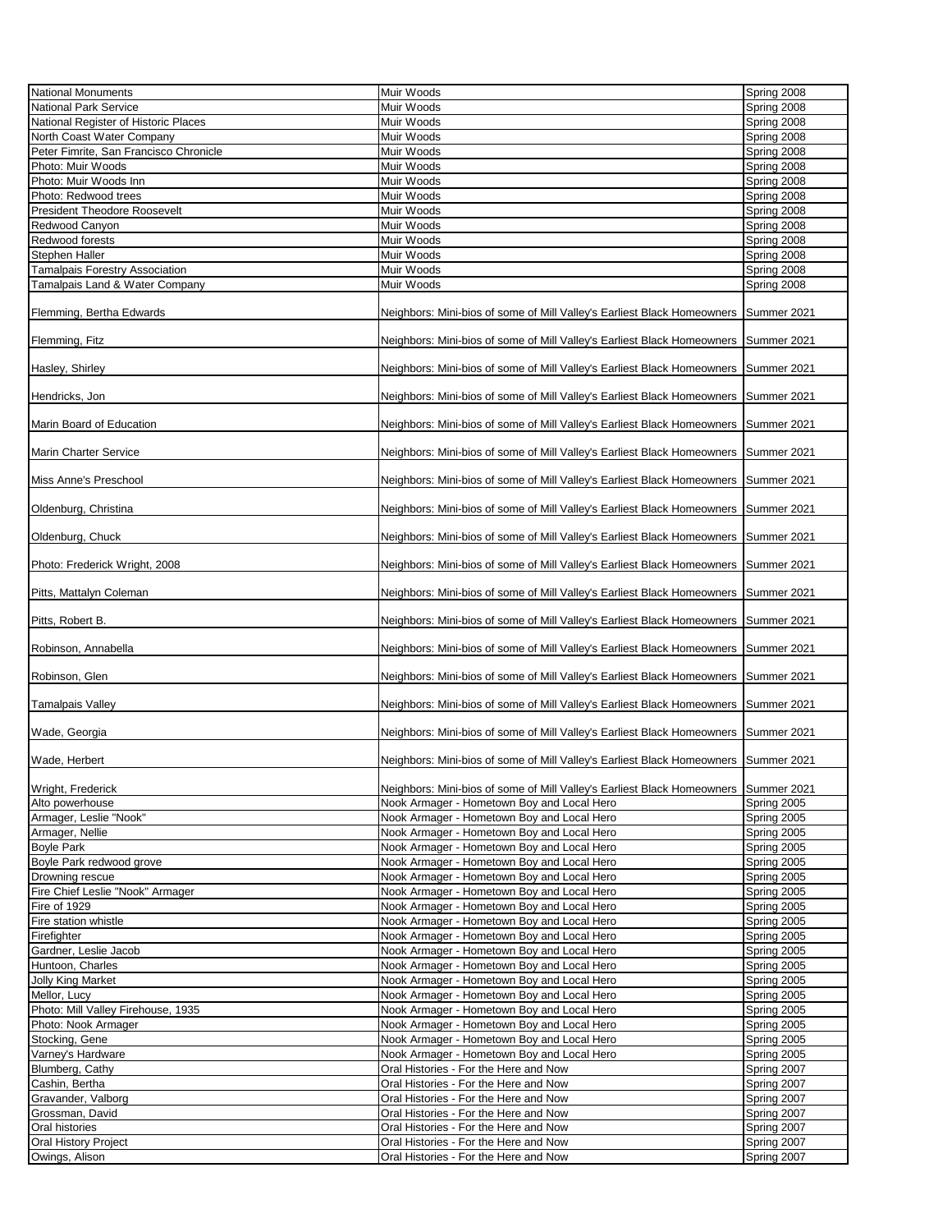| | | |
|---|---|---|
| National Monuments | Muir Woods | Spring 2008 |
| National Park Service | Muir Woods | Spring 2008 |
| National Register of Historic Places | Muir Woods | Spring 2008 |
| North Coast Water Company | Muir Woods | Spring 2008 |
| Peter Fimrite, San Francisco Chronicle | Muir Woods | Spring 2008 |
| Photo: Muir Woods | Muir Woods | Spring 2008 |
| Photo: Muir Woods Inn | Muir Woods | Spring 2008 |
| Photo: Redwood trees | Muir Woods | Spring 2008 |
| President Theodore Roosevelt | Muir Woods | Spring 2008 |
| Redwood Canyon | Muir Woods | Spring 2008 |
| Redwood forests | Muir Woods | Spring 2008 |
| Stephen Haller | Muir Woods | Spring 2008 |
| Tamalpais Forestry Association | Muir Woods | Spring 2008 |
| Tamalpais Land & Water Company | Muir Woods | Spring 2008 |
| Flemming, Bertha Edwards | Neighbors: Mini-bios of some of Mill Valley's Earliest Black Homeowners | Summer 2021 |
| Flemming, Fitz | Neighbors: Mini-bios of some of Mill Valley's Earliest Black Homeowners | Summer 2021 |
| Hasley, Shirley | Neighbors: Mini-bios of some of Mill Valley's Earliest Black Homeowners | Summer 2021 |
| Hendricks, Jon | Neighbors: Mini-bios of some of Mill Valley's Earliest Black Homeowners | Summer 2021 |
| Marin Board of Education | Neighbors: Mini-bios of some of Mill Valley's Earliest Black Homeowners | Summer 2021 |
| Marin Charter Service | Neighbors: Mini-bios of some of Mill Valley's Earliest Black Homeowners | Summer 2021 |
| Miss Anne's Preschool | Neighbors: Mini-bios of some of Mill Valley's Earliest Black Homeowners | Summer 2021 |
| Oldenburg, Christina | Neighbors: Mini-bios of some of Mill Valley's Earliest Black Homeowners | Summer 2021 |
| Oldenburg, Chuck | Neighbors: Mini-bios of some of Mill Valley's Earliest Black Homeowners | Summer 2021 |
| Photo: Frederick Wright, 2008 | Neighbors: Mini-bios of some of Mill Valley's Earliest Black Homeowners | Summer 2021 |
| Pitts, Mattalyn Coleman | Neighbors: Mini-bios of some of Mill Valley's Earliest Black Homeowners | Summer 2021 |
| Pitts, Robert B. | Neighbors: Mini-bios of some of Mill Valley's Earliest Black Homeowners | Summer 2021 |
| Robinson, Annabella | Neighbors: Mini-bios of some of Mill Valley's Earliest Black Homeowners | Summer 2021 |
| Robinson, Glen | Neighbors: Mini-bios of some of Mill Valley's Earliest Black Homeowners | Summer 2021 |
| Tamalpais Valley | Neighbors: Mini-bios of some of Mill Valley's Earliest Black Homeowners | Summer 2021 |
| Wade, Georgia | Neighbors: Mini-bios of some of Mill Valley's Earliest Black Homeowners | Summer 2021 |
| Wade, Herbert | Neighbors: Mini-bios of some of Mill Valley's Earliest Black Homeowners | Summer 2021 |
| Wright, Frederick | Neighbors: Mini-bios of some of Mill Valley's Earliest Black Homeowners | Summer 2021 |
| Alto powerhouse | Nook Armager - Hometown Boy and Local Hero | Spring 2005 |
| Armager, Leslie "Nook" | Nook Armager - Hometown Boy and Local Hero | Spring 2005 |
| Armager, Nellie | Nook Armager - Hometown Boy and Local Hero | Spring 2005 |
| Boyle Park | Nook Armager - Hometown Boy and Local Hero | Spring 2005 |
| Boyle Park redwood grove | Nook Armager - Hometown Boy and Local Hero | Spring 2005 |
| Drowning rescue | Nook Armager - Hometown Boy and Local Hero | Spring 2005 |
| Fire Chief Leslie "Nook" Armager | Nook Armager - Hometown Boy and Local Hero | Spring 2005 |
| Fire of 1929 | Nook Armager - Hometown Boy and Local Hero | Spring 2005 |
| Fire station whistle | Nook Armager - Hometown Boy and Local Hero | Spring 2005 |
| Firefighter | Nook Armager - Hometown Boy and Local Hero | Spring 2005 |
| Gardner, Leslie Jacob | Nook Armager - Hometown Boy and Local Hero | Spring 2005 |
| Huntoon, Charles | Nook Armager - Hometown Boy and Local Hero | Spring 2005 |
| Jolly King Market | Nook Armager - Hometown Boy and Local Hero | Spring 2005 |
| Mellor, Lucy | Nook Armager - Hometown Boy and Local Hero | Spring 2005 |
| Photo: Mill Valley Firehouse, 1935 | Nook Armager - Hometown Boy and Local Hero | Spring 2005 |
| Photo: Nook Armager | Nook Armager - Hometown Boy and Local Hero | Spring 2005 |
| Stocking, Gene | Nook Armager - Hometown Boy and Local Hero | Spring 2005 |
| Varney's Hardware | Nook Armager - Hometown Boy and Local Hero | Spring 2005 |
| Blumberg, Cathy | Oral Histories - For the Here and Now | Spring 2007 |
| Cashin, Bertha | Oral Histories - For the Here and Now | Spring 2007 |
| Gravander, Valborg | Oral Histories - For the Here and Now | Spring 2007 |
| Grossman, David | Oral Histories - For the Here and Now | Spring 2007 |
| Oral histories | Oral Histories - For the Here and Now | Spring 2007 |
| Oral History Project | Oral Histories - For the Here and Now | Spring 2007 |
| Owings, Alison | Oral Histories - For the Here and Now | Spring 2007 |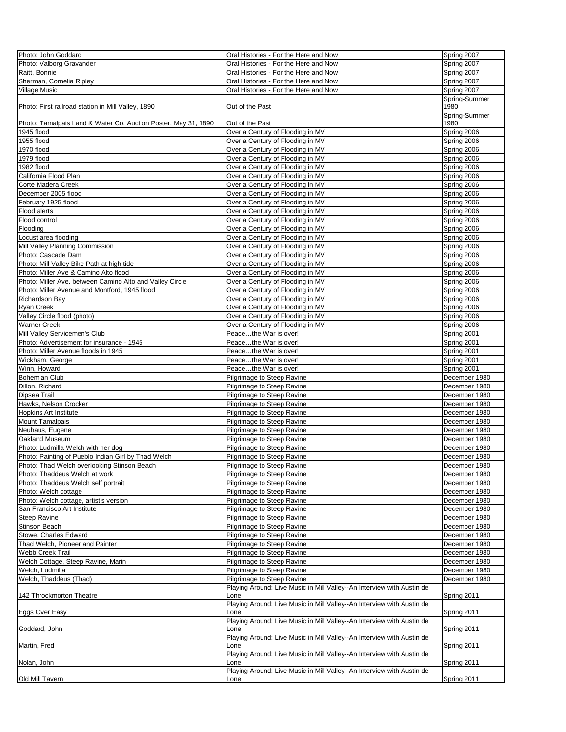| Photo: John Goddard | Oral Histories - For the Here and Now | Spring 2007 |
|---|---|---|
| Photo: Valborg Gravander | Oral Histories - For the Here and Now | Spring 2007 |
| Raitt, Bonnie | Oral Histories - For the Here and Now | Spring 2007 |
| Sherman, Cornelia Ripley | Oral Histories - For the Here and Now | Spring 2007 |
| Village Music | Oral Histories - For the Here and Now | Spring 2007 |
| Photo: First railroad station in Mill Valley, 1890 | Out of the Past | Spring-Summer 1980 |
| Photo: Tamalpais Land & Water Co. Auction Poster, May 31, 1890 | Out of the Past | Spring-Summer 1980 |
| 1945 flood | Over a Century of Flooding in MV | Spring 2006 |
| 1955 flood | Over a Century of Flooding in MV | Spring 2006 |
| 1970 flood | Over a Century of Flooding in MV | Spring 2006 |
| 1979 flood | Over a Century of Flooding in MV | Spring 2006 |
| 1982 flood | Over a Century of Flooding in MV | Spring 2006 |
| California Flood Plan | Over a Century of Flooding in MV | Spring 2006 |
| Corte Madera Creek | Over a Century of Flooding in MV | Spring 2006 |
| December 2005 flood | Over a Century of Flooding in MV | Spring 2006 |
| February 1925 flood | Over a Century of Flooding in MV | Spring 2006 |
| Flood alerts | Over a Century of Flooding in MV | Spring 2006 |
| Flood control | Over a Century of Flooding in MV | Spring 2006 |
| Flooding | Over a Century of Flooding in MV | Spring 2006 |
| Locust area flooding | Over a Century of Flooding in MV | Spring 2006 |
| Mill Valley Planning Commission | Over a Century of Flooding in MV | Spring 2006 |
| Photo: Cascade Dam | Over a Century of Flooding in MV | Spring 2006 |
| Photo: Mill Valley Bike Path at high tide | Over a Century of Flooding in MV | Spring 2006 |
| Photo: Miller Ave & Camino Alto flood | Over a Century of Flooding in MV | Spring 2006 |
| Photo: Miller Ave. between Camino Alto and Valley Circle | Over a Century of Flooding in MV | Spring 2006 |
| Photo: Miller Avenue and Montford, 1945 flood | Over a Century of Flooding in MV | Spring 2006 |
| Richardson Bay | Over a Century of Flooding in MV | Spring 2006 |
| Ryan Creek | Over a Century of Flooding in MV | Spring 2006 |
| Valley Circle flood (photo) | Over a Century of Flooding in MV | Spring 2006 |
| Warner Creek | Over a Century of Flooding in MV | Spring 2006 |
| Mill Valley Servicemen's Club | Peace…the War is over! | Spring 2001 |
| Photo: Advertisement for insurance - 1945 | Peace…the War is over! | Spring 2001 |
| Photo: Miller Avenue floods in 1945 | Peace…the War is over! | Spring 2001 |
| Wickham, George | Peace…the War is over! | Spring 2001 |
| Winn, Howard | Peace…the War is over! | Spring 2001 |
| Bohemian Club | Pilgrimage to Steep Ravine | December 1980 |
| Dillon, Richard | Pilgrimage to Steep Ravine | December 1980 |
| Dipsea Trail | Pilgrimage to Steep Ravine | December 1980 |
| Hawks, Nelson Crocker | Pilgrimage to Steep Ravine | December 1980 |
| Hopkins Art Institute | Pilgrimage to Steep Ravine | December 1980 |
| Mount Tamalpais | Pilgrimage to Steep Ravine | December 1980 |
| Neuhaus, Eugene | Pilgrimage to Steep Ravine | December 1980 |
| Oakland Museum | Pilgrimage to Steep Ravine | December 1980 |
| Photo: Ludmilla Welch with her dog | Pilgrimage to Steep Ravine | December 1980 |
| Photo: Painting of Pueblo Indian Girl by Thad Welch | Pilgrimage to Steep Ravine | December 1980 |
| Photo: Thad Welch overlooking Stinson Beach | Pilgrimage to Steep Ravine | December 1980 |
| Photo: Thaddeus Welch at work | Pilgrimage to Steep Ravine | December 1980 |
| Photo: Thaddeus Welch self portrait | Pilgrimage to Steep Ravine | December 1980 |
| Photo: Welch cottage | Pilgrimage to Steep Ravine | December 1980 |
| Photo: Welch cottage, artist's version | Pilgrimage to Steep Ravine | December 1980 |
| San Francisco Art Institute | Pilgrimage to Steep Ravine | December 1980 |
| Steep Ravine | Pilgrimage to Steep Ravine | December 1980 |
| Stinson Beach | Pilgrimage to Steep Ravine | December 1980 |
| Stowe, Charles Edward | Pilgrimage to Steep Ravine | December 1980 |
| Thad Welch, Pioneer and Painter | Pilgrimage to Steep Ravine | December 1980 |
| Webb Creek Trail | Pilgrimage to Steep Ravine | December 1980 |
| Welch Cottage, Steep Ravine, Marin | Pilgrimage to Steep Ravine | December 1980 |
| Welch, Ludmilla | Pilgrimage to Steep Ravine | December 1980 |
| Welch, Thaddeus (Thad) | Pilgrimage to Steep Ravine | December 1980 |
| 142 Throckmorton Theatre | Playing Around: Live Music in Mill Valley--An Interview with Austin de Lone | Spring 2011 |
| Eggs Over Easy | Playing Around: Live Music in Mill Valley--An Interview with Austin de Lone | Spring 2011 |
| Goddard, John | Playing Around: Live Music in Mill Valley--An Interview with Austin de Lone | Spring 2011 |
| Martin, Fred | Playing Around: Live Music in Mill Valley--An Interview with Austin de Lone | Spring 2011 |
| Nolan, John | Playing Around: Live Music in Mill Valley--An Interview with Austin de Lone | Spring 2011 |
| Old Mill Tavern | Playing Around: Live Music in Mill Valley--An Interview with Austin de Lone | Spring 2011 |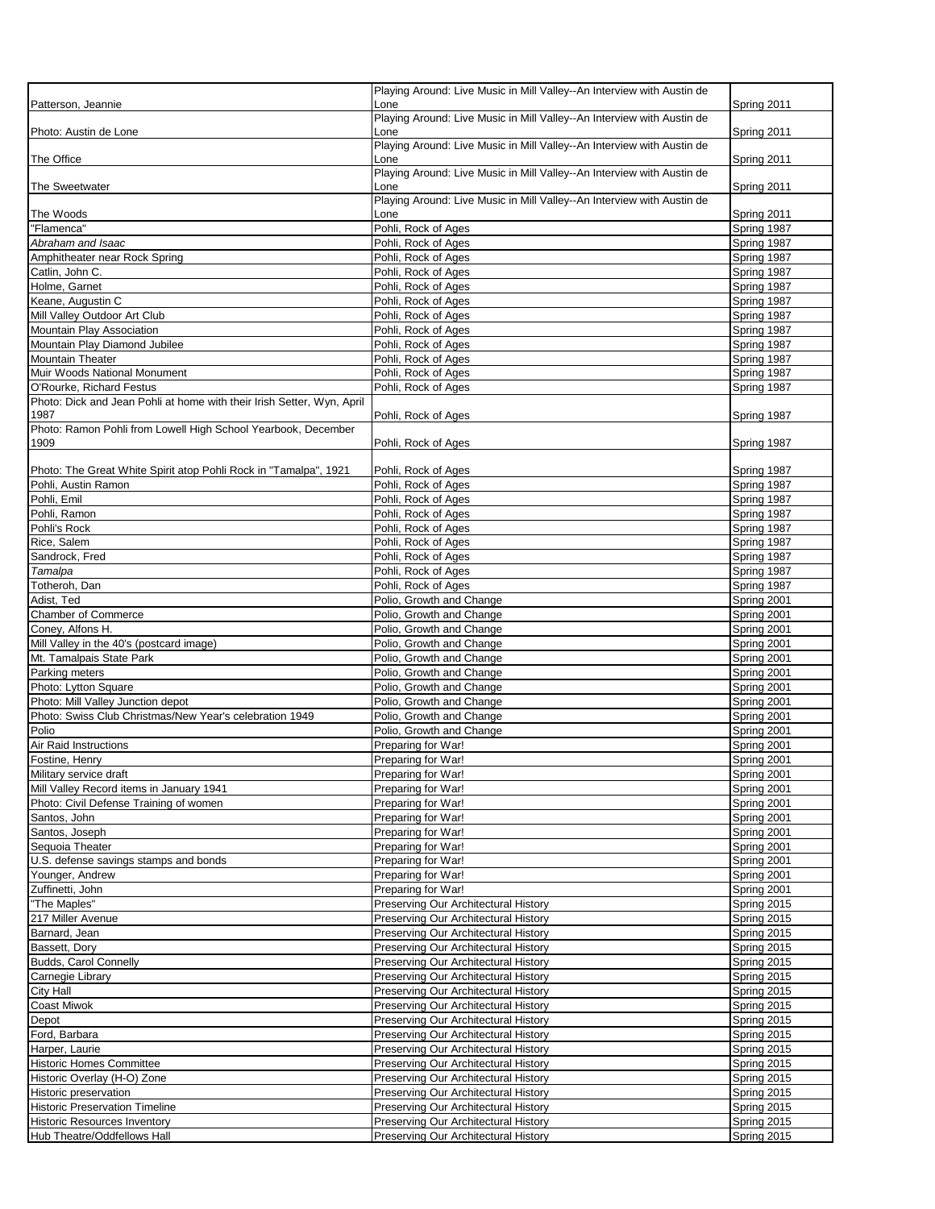| | | |
|---|---|---|
| Patterson, Jeannie | Playing Around: Live Music in Mill Valley--An Interview with Austin de Lone | Spring 2011 |
| Photo: Austin de Lone | Playing Around: Live Music in Mill Valley--An Interview with Austin de Lone | Spring 2011 |
| The Office | Playing Around: Live Music in Mill Valley--An Interview with Austin de Lone | Spring 2011 |
| The Sweetwater | Playing Around: Live Music in Mill Valley--An Interview with Austin de Lone | Spring 2011 |
| The Woods | Playing Around: Live Music in Mill Valley--An Interview with Austin de Lone | Spring 2011 |
| "Flamenca" | Pohli, Rock of Ages | Spring 1987 |
| *Abraham and Isaac* | Pohli, Rock of Ages | Spring 1987 |
| Amphitheater near Rock Spring | Pohli, Rock of Ages | Spring 1987 |
| Catlin, John C. | Pohli, Rock of Ages | Spring 1987 |
| Holme, Garnet | Pohli, Rock of Ages | Spring 1987 |
| Keane, Augustin C | Pohli, Rock of Ages | Spring 1987 |
| Mill Valley Outdoor Art Club | Pohli, Rock of Ages | Spring 1987 |
| Mountain Play Association | Pohli, Rock of Ages | Spring 1987 |
| Mountain Play Diamond Jubilee | Pohli, Rock of Ages | Spring 1987 |
| Mountain Theater | Pohli, Rock of Ages | Spring 1987 |
| Muir Woods National Monument | Pohli, Rock of Ages | Spring 1987 |
| O'Rourke, Richard Festus | Pohli, Rock of Ages | Spring 1987 |
| Photo: Dick and Jean Pohli at home with their Irish Setter, Wyn, April 1987 | Pohli, Rock of Ages | Spring 1987 |
| Photo: Ramon Pohli from Lowell High School Yearbook, December 1909 | Pohli, Rock of Ages | Spring 1987 |
| Photo: The Great White Spirit atop Pohli Rock in "Tamalpa", 1921 | Pohli, Rock of Ages | Spring 1987 |
| Pohli, Austin Ramon | Pohli, Rock of Ages | Spring 1987 |
| Pohli, Emil | Pohli, Rock of Ages | Spring 1987 |
| Pohli, Ramon | Pohli, Rock of Ages | Spring 1987 |
| Pohli's Rock | Pohli, Rock of Ages | Spring 1987 |
| Rice, Salem | Pohli, Rock of Ages | Spring 1987 |
| Sandrock, Fred | Pohli, Rock of Ages | Spring 1987 |
| *Tamalpa* | Pohli, Rock of Ages | Spring 1987 |
| Totheroh, Dan | Pohli, Rock of Ages | Spring 1987 |
| Adist, Ted | Polio, Growth and Change | Spring 2001 |
| Chamber of Commerce | Polio, Growth and Change | Spring 2001 |
| Coney, Alfons H. | Polio, Growth and Change | Spring 2001 |
| Mill Valley in the 40's (postcard image) | Polio, Growth and Change | Spring 2001 |
| Mt. Tamalpais State Park | Polio, Growth and Change | Spring 2001 |
| Parking meters | Polio, Growth and Change | Spring 2001 |
| Photo: Lytton Square | Polio, Growth and Change | Spring 2001 |
| Photo: Mill Valley Junction depot | Polio, Growth and Change | Spring 2001 |
| Photo: Swiss Club Christmas/New Year's celebration 1949 | Polio, Growth and Change | Spring 2001 |
| Polio | Polio, Growth and Change | Spring 2001 |
| Air Raid Instructions | Preparing for War! | Spring 2001 |
| Fostine, Henry | Preparing for War! | Spring 2001 |
| Military service draft | Preparing for War! | Spring 2001 |
| Mill Valley Record items in January 1941 | Preparing for War! | Spring 2001 |
| Photo: Civil Defense Training of women | Preparing for War! | Spring 2001 |
| Santos, John | Preparing for War! | Spring 2001 |
| Santos, Joseph | Preparing for War! | Spring 2001 |
| Sequoia Theater | Preparing for War! | Spring 2001 |
| U.S. defense savings stamps and bonds | Preparing for War! | Spring 2001 |
| Younger, Andrew | Preparing for War! | Spring 2001 |
| Zuffinetti, John | Preparing for War! | Spring 2001 |
| "The Maples" | Preserving Our Architectural History | Spring 2015 |
| 217 Miller Avenue | Preserving Our Architectural History | Spring 2015 |
| Barnard, Jean | Preserving Our Architectural History | Spring 2015 |
| Bassett, Dory | Preserving Our Architectural History | Spring 2015 |
| Budds, Carol Connelly | Preserving Our Architectural History | Spring 2015 |
| Carnegie Library | Preserving Our Architectural History | Spring 2015 |
| City Hall | Preserving Our Architectural History | Spring 2015 |
| Coast Miwok | Preserving Our Architectural History | Spring 2015 |
| Depot | Preserving Our Architectural History | Spring 2015 |
| Ford, Barbara | Preserving Our Architectural History | Spring 2015 |
| Harper, Laurie | Preserving Our Architectural History | Spring 2015 |
| Historic Homes Committee | Preserving Our Architectural History | Spring 2015 |
| Historic Overlay (H-O) Zone | Preserving Our Architectural History | Spring 2015 |
| Historic preservation | Preserving Our Architectural History | Spring 2015 |
| Historic Preservation Timeline | Preserving Our Architectural History | Spring 2015 |
| Historic Resources Inventory | Preserving Our Architectural History | Spring 2015 |
| Hub Theatre/Oddfellows Hall | Preserving Our Architectural History | Spring 2015 |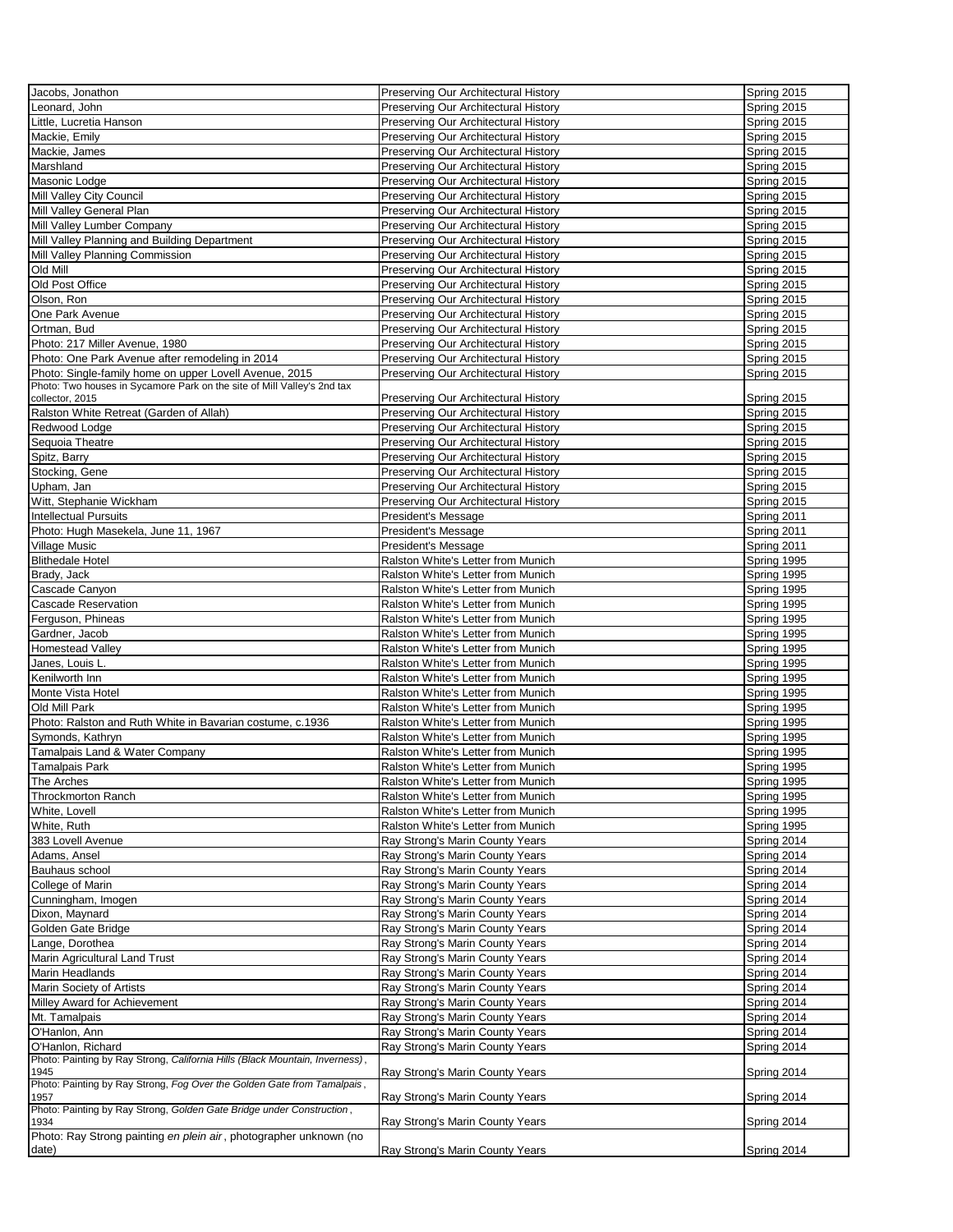| | | |
|---|---|---|
| Jacobs, Jonathon | Preserving Our Architectural History | Spring 2015 |
| Leonard, John | Preserving Our Architectural History | Spring 2015 |
| Little, Lucretia Hanson | Preserving Our Architectural History | Spring 2015 |
| Mackie, Emily | Preserving Our Architectural History | Spring 2015 |
| Mackie, James | Preserving Our Architectural History | Spring 2015 |
| Marshland | Preserving Our Architectural History | Spring 2015 |
| Masonic Lodge | Preserving Our Architectural History | Spring 2015 |
| Mill Valley City Council | Preserving Our Architectural History | Spring 2015 |
| Mill Valley General Plan | Preserving Our Architectural History | Spring 2015 |
| Mill Valley Lumber Company | Preserving Our Architectural History | Spring 2015 |
| Mill Valley Planning and Building Department | Preserving Our Architectural History | Spring 2015 |
| Mill Valley Planning Commission | Preserving Our Architectural History | Spring 2015 |
| Old Mill | Preserving Our Architectural History | Spring 2015 |
| Old Post Office | Preserving Our Architectural History | Spring 2015 |
| Olson, Ron | Preserving Our Architectural History | Spring 2015 |
| One Park Avenue | Preserving Our Architectural History | Spring 2015 |
| Ortman, Bud | Preserving Our Architectural History | Spring 2015 |
| Photo: 217 Miller Avenue, 1980 | Preserving Our Architectural History | Spring 2015 |
| Photo: One Park Avenue after remodeling in 2014 | Preserving Our Architectural History | Spring 2015 |
| Photo: Single-family home on upper Lovell Avenue, 2015 | Preserving Our Architectural History | Spring 2015 |
| Photo: Two houses in Sycamore Park on the site of Mill Valley's 2nd tax collector, 2015 | Preserving Our Architectural History | Spring 2015 |
| Ralston White Retreat (Garden of Allah) | Preserving Our Architectural History | Spring 2015 |
| Redwood Lodge | Preserving Our Architectural History | Spring 2015 |
| Sequoia Theatre | Preserving Our Architectural History | Spring 2015 |
| Spitz, Barry | Preserving Our Architectural History | Spring 2015 |
| Stocking, Gene | Preserving Our Architectural History | Spring 2015 |
| Upham, Jan | Preserving Our Architectural History | Spring 2015 |
| Witt, Stephanie Wickham | Preserving Our Architectural History | Spring 2015 |
| Intellectual Pursuits | President's Message | Spring 2011 |
| Photo: Hugh Masekela, June 11, 1967 | President's Message | Spring 2011 |
| Village Music | President's Message | Spring 2011 |
| Blithedale Hotel | Ralston White's Letter from Munich | Spring 1995 |
| Brady, Jack | Ralston White's Letter from Munich | Spring 1995 |
| Cascade Canyon | Ralston White's Letter from Munich | Spring 1995 |
| Cascade Reservation | Ralston White's Letter from Munich | Spring 1995 |
| Ferguson, Phineas | Ralston White's Letter from Munich | Spring 1995 |
| Gardner, Jacob | Ralston White's Letter from Munich | Spring 1995 |
| Homestead Valley | Ralston White's Letter from Munich | Spring 1995 |
| Janes, Louis L. | Ralston White's Letter from Munich | Spring 1995 |
| Kenilworth Inn | Ralston White's Letter from Munich | Spring 1995 |
| Monte Vista Hotel | Ralston White's Letter from Munich | Spring 1995 |
| Old Mill Park | Ralston White's Letter from Munich | Spring 1995 |
| Photo: Ralston and Ruth White in Bavarian costume, c.1936 | Ralston White's Letter from Munich | Spring 1995 |
| Symonds, Kathryn | Ralston White's Letter from Munich | Spring 1995 |
| Tamalpais Land & Water Company | Ralston White's Letter from Munich | Spring 1995 |
| Tamalpais Park | Ralston White's Letter from Munich | Spring 1995 |
| The Arches | Ralston White's Letter from Munich | Spring 1995 |
| Throckmorton Ranch | Ralston White's Letter from Munich | Spring 1995 |
| White, Lovell | Ralston White's Letter from Munich | Spring 1995 |
| White, Ruth | Ralston White's Letter from Munich | Spring 1995 |
| 383 Lovell Avenue | Ray Strong's Marin County Years | Spring 2014 |
| Adams, Ansel | Ray Strong's Marin County Years | Spring 2014 |
| Bauhaus school | Ray Strong's Marin County Years | Spring 2014 |
| College of Marin | Ray Strong's Marin County Years | Spring 2014 |
| Cunningham, Imogen | Ray Strong's Marin County Years | Spring 2014 |
| Dixon, Maynard | Ray Strong's Marin County Years | Spring 2014 |
| Golden Gate Bridge | Ray Strong's Marin County Years | Spring 2014 |
| Lange, Dorothea | Ray Strong's Marin County Years | Spring 2014 |
| Marin Agricultural Land Trust | Ray Strong's Marin County Years | Spring 2014 |
| Marin Headlands | Ray Strong's Marin County Years | Spring 2014 |
| Marin Society of Artists | Ray Strong's Marin County Years | Spring 2014 |
| Milley Award for Achievement | Ray Strong's Marin County Years | Spring 2014 |
| Mt. Tamalpais | Ray Strong's Marin County Years | Spring 2014 |
| O'Hanlon, Ann | Ray Strong's Marin County Years | Spring 2014 |
| O'Hanlon, Richard | Ray Strong's Marin County Years | Spring 2014 |
| Photo: Painting by Ray Strong, *California Hills (Black Mountain, Inverness)*, 1945 | Ray Strong's Marin County Years | Spring 2014 |
| Photo: Painting by Ray Strong, *Fog Over the Golden Gate from Tamalpais*, 1957 | Ray Strong's Marin County Years | Spring 2014 |
| Photo: Painting by Ray Strong, *Golden Gate Bridge under Construction*, 1934 | Ray Strong's Marin County Years | Spring 2014 |
| Photo: Ray Strong painting *en plein air*, photographer unknown (no date) | Ray Strong's Marin County Years | Spring 2014 |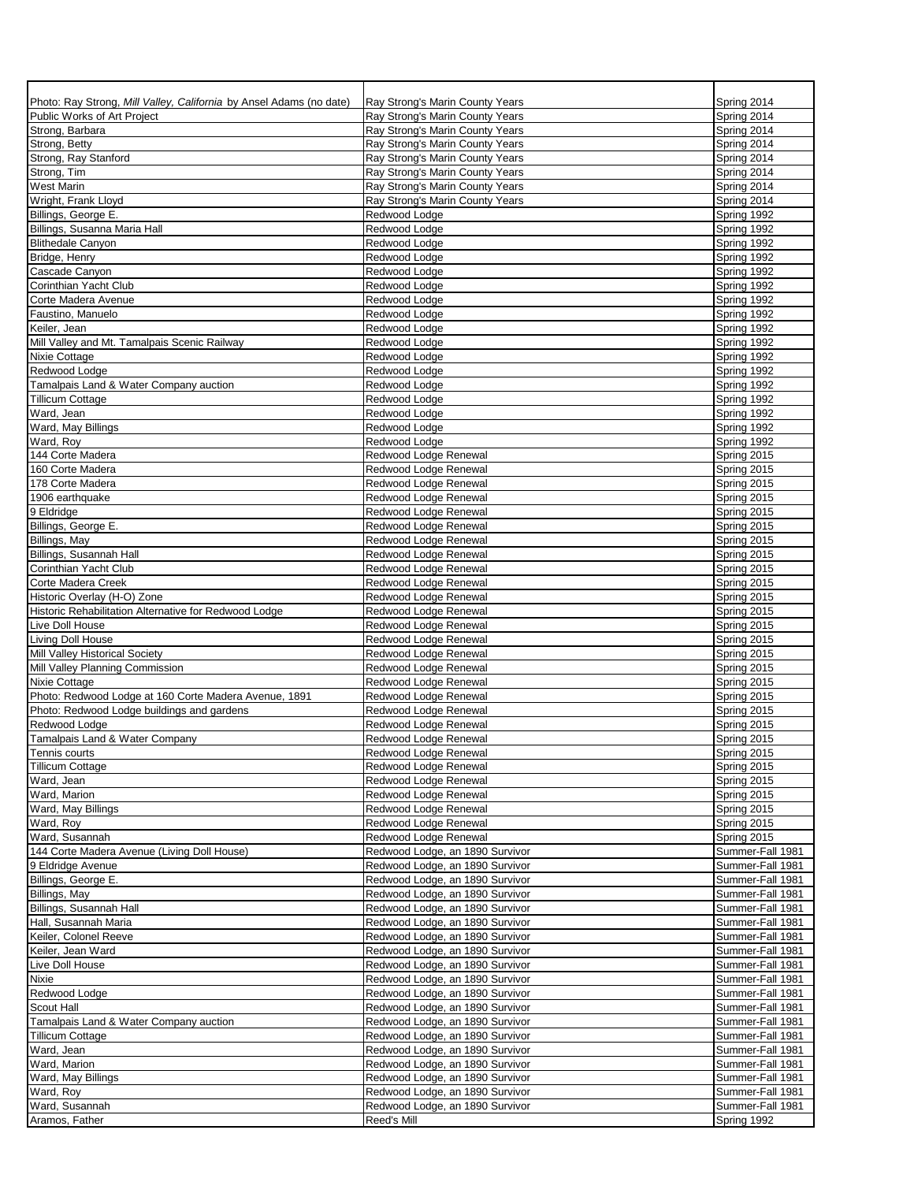| | | |
|---|---|---|
| Photo: Ray Strong, *Mill Valley, California* by Ansel Adams (no date) | Ray Strong's Marin County Years | Spring 2014 |
| Public Works of Art Project | Ray Strong's Marin County Years | Spring 2014 |
| Strong, Barbara | Ray Strong's Marin County Years | Spring 2014 |
| Strong, Betty | Ray Strong's Marin County Years | Spring 2014 |
| Strong, Ray Stanford | Ray Strong's Marin County Years | Spring 2014 |
| Strong, Tim | Ray Strong's Marin County Years | Spring 2014 |
| West Marin | Ray Strong's Marin County Years | Spring 2014 |
| Wright, Frank Lloyd | Ray Strong's Marin County Years | Spring 2014 |
| Billings, George E. | Redwood Lodge | Spring 1992 |
| Billings, Susanna Maria Hall | Redwood Lodge | Spring 1992 |
| Blithedale Canyon | Redwood Lodge | Spring 1992 |
| Bridge, Henry | Redwood Lodge | Spring 1992 |
| Cascade Canyon | Redwood Lodge | Spring 1992 |
| Corinthian Yacht Club | Redwood Lodge | Spring 1992 |
| Corte Madera Avenue | Redwood Lodge | Spring 1992 |
| Faustino, Manuelo | Redwood Lodge | Spring 1992 |
| Keiler, Jean | Redwood Lodge | Spring 1992 |
| Mill Valley and Mt. Tamalpais Scenic Railway | Redwood Lodge | Spring 1992 |
| Nixie Cottage | Redwood Lodge | Spring 1992 |
| Redwood Lodge | Redwood Lodge | Spring 1992 |
| Tamalpais Land & Water Company auction | Redwood Lodge | Spring 1992 |
| Tillicum Cottage | Redwood Lodge | Spring 1992 |
| Ward, Jean | Redwood Lodge | Spring 1992 |
| Ward, May Billings | Redwood Lodge | Spring 1992 |
| Ward, Roy | Redwood Lodge | Spring 1992 |
| 144 Corte Madera | Redwood Lodge Renewal | Spring 2015 |
| 160 Corte Madera | Redwood Lodge Renewal | Spring 2015 |
| 178 Corte Madera | Redwood Lodge Renewal | Spring 2015 |
| 1906 earthquake | Redwood Lodge Renewal | Spring 2015 |
| 9 Eldridge | Redwood Lodge Renewal | Spring 2015 |
| Billings, George E. | Redwood Lodge Renewal | Spring 2015 |
| Billings, May | Redwood Lodge Renewal | Spring 2015 |
| Billings, Susannah Hall | Redwood Lodge Renewal | Spring 2015 |
| Corinthian Yacht Club | Redwood Lodge Renewal | Spring 2015 |
| Corte Madera Creek | Redwood Lodge Renewal | Spring 2015 |
| Historic Overlay (H-O) Zone | Redwood Lodge Renewal | Spring 2015 |
| Historic Rehabilitation Alternative for Redwood Lodge | Redwood Lodge Renewal | Spring 2015 |
| Live Doll House | Redwood Lodge Renewal | Spring 2015 |
| Living Doll House | Redwood Lodge Renewal | Spring 2015 |
| Mill Valley Historical Society | Redwood Lodge Renewal | Spring 2015 |
| Mill Valley Planning Commission | Redwood Lodge Renewal | Spring 2015 |
| Nixie Cottage | Redwood Lodge Renewal | Spring 2015 |
| Photo: Redwood Lodge at 160 Corte Madera Avenue, 1891 | Redwood Lodge Renewal | Spring 2015 |
| Photo: Redwood Lodge buildings and gardens | Redwood Lodge Renewal | Spring 2015 |
| Redwood Lodge | Redwood Lodge Renewal | Spring 2015 |
| Tamalpais Land & Water Company | Redwood Lodge Renewal | Spring 2015 |
| Tennis courts | Redwood Lodge Renewal | Spring 2015 |
| Tillicum Cottage | Redwood Lodge Renewal | Spring 2015 |
| Ward, Jean | Redwood Lodge Renewal | Spring 2015 |
| Ward, Marion | Redwood Lodge Renewal | Spring 2015 |
| Ward, May Billings | Redwood Lodge Renewal | Spring 2015 |
| Ward, Roy | Redwood Lodge Renewal | Spring 2015 |
| Ward, Susannah | Redwood Lodge Renewal | Spring 2015 |
| 144 Corte Madera Avenue (Living Doll House) | Redwood Lodge, an 1890 Survivor | Summer-Fall 1981 |
| 9 Eldridge Avenue | Redwood Lodge, an 1890 Survivor | Summer-Fall 1981 |
| Billings, George E. | Redwood Lodge, an 1890 Survivor | Summer-Fall 1981 |
| Billings, May | Redwood Lodge, an 1890 Survivor | Summer-Fall 1981 |
| Billings, Susannah Hall | Redwood Lodge, an 1890 Survivor | Summer-Fall 1981 |
| Hall, Susannah Maria | Redwood Lodge, an 1890 Survivor | Summer-Fall 1981 |
| Keiler, Colonel Reeve | Redwood Lodge, an 1890 Survivor | Summer-Fall 1981 |
| Keiler, Jean Ward | Redwood Lodge, an 1890 Survivor | Summer-Fall 1981 |
| Live Doll House | Redwood Lodge, an 1890 Survivor | Summer-Fall 1981 |
| Nixie | Redwood Lodge, an 1890 Survivor | Summer-Fall 1981 |
| Redwood Lodge | Redwood Lodge, an 1890 Survivor | Summer-Fall 1981 |
| Scout Hall | Redwood Lodge, an 1890 Survivor | Summer-Fall 1981 |
| Tamalpais Land & Water Company auction | Redwood Lodge, an 1890 Survivor | Summer-Fall 1981 |
| Tillicum Cottage | Redwood Lodge, an 1890 Survivor | Summer-Fall 1981 |
| Ward, Jean | Redwood Lodge, an 1890 Survivor | Summer-Fall 1981 |
| Ward, Marion | Redwood Lodge, an 1890 Survivor | Summer-Fall 1981 |
| Ward, May Billings | Redwood Lodge, an 1890 Survivor | Summer-Fall 1981 |
| Ward, Roy | Redwood Lodge, an 1890 Survivor | Summer-Fall 1981 |
| Ward, Susannah | Redwood Lodge, an 1890 Survivor | Summer-Fall 1981 |
| Aramos, Father | Reed's Mill | Spring 1992 |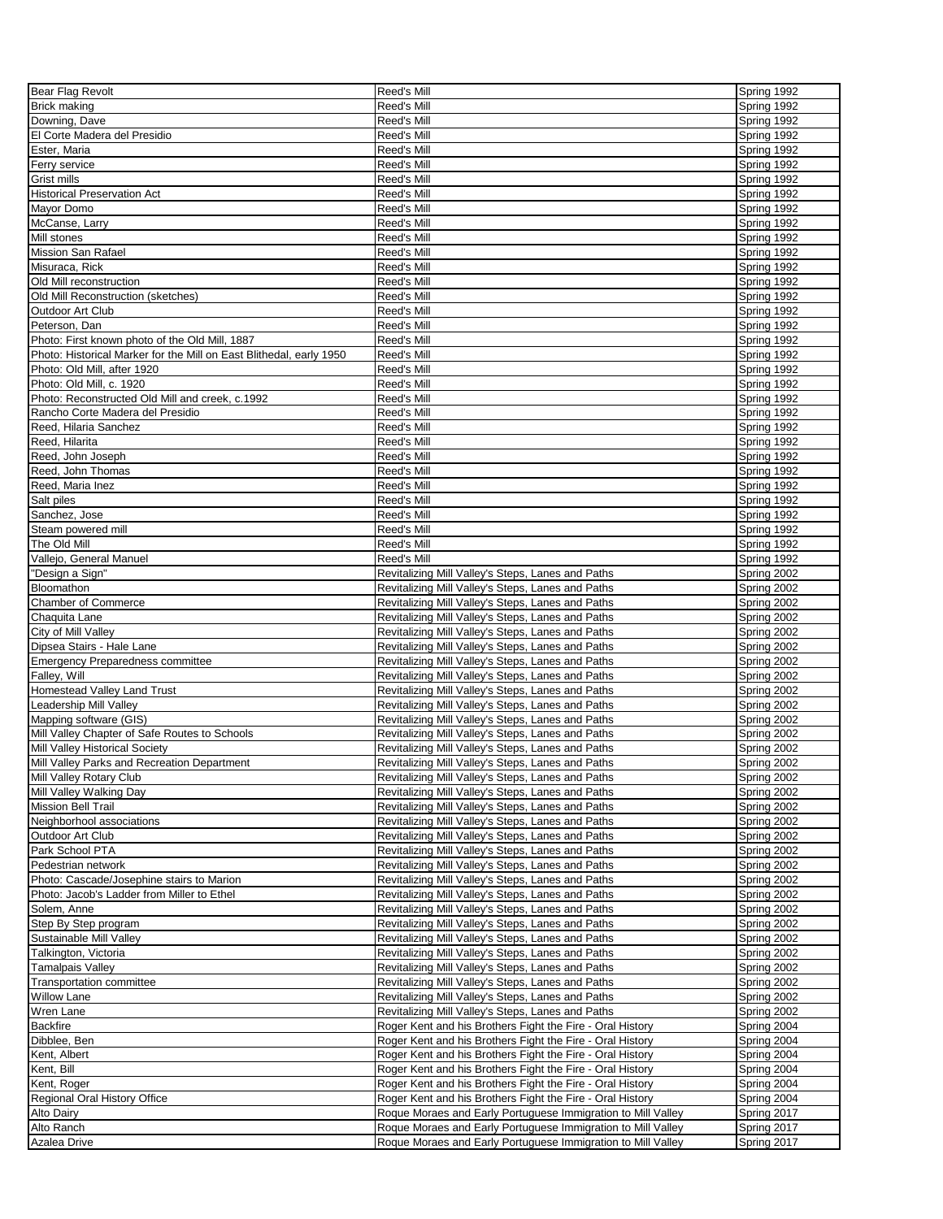| Bear Flag Revolt | Reed's Mill | Spring 1992 |
|---|---|---|
| Brick making | Reed's Mill | Spring 1992 |
| Downing, Dave | Reed's Mill | Spring 1992 |
| El Corte Madera del Presidio | Reed's Mill | Spring 1992 |
| Ester, Maria | Reed's Mill | Spring 1992 |
| Ferry service | Reed's Mill | Spring 1992 |
| Grist mills | Reed's Mill | Spring 1992 |
| Historical Preservation Act | Reed's Mill | Spring 1992 |
| Mayor Domo | Reed's Mill | Spring 1992 |
| McCanse, Larry | Reed's Mill | Spring 1992 |
| Mill stones | Reed's Mill | Spring 1992 |
| Mission San Rafael | Reed's Mill | Spring 1992 |
| Misuraca, Rick | Reed's Mill | Spring 1992 |
| Old Mill reconstruction | Reed's Mill | Spring 1992 |
| Old Mill Reconstruction (sketches) | Reed's Mill | Spring 1992 |
| Outdoor Art Club | Reed's Mill | Spring 1992 |
| Peterson, Dan | Reed's Mill | Spring 1992 |
| Photo: First known photo of the Old Mill, 1887 | Reed's Mill | Spring 1992 |
| Photo: Historical Marker for the Mill on East Blithedal, early 1950 | Reed's Mill | Spring 1992 |
| Photo: Old Mill, after 1920 | Reed's Mill | Spring 1992 |
| Photo: Old Mill, c. 1920 | Reed's Mill | Spring 1992 |
| Photo: Reconstructed Old Mill and creek, c.1992 | Reed's Mill | Spring 1992 |
| Rancho Corte Madera del Presidio | Reed's Mill | Spring 1992 |
| Reed, Hilaria Sanchez | Reed's Mill | Spring 1992 |
| Reed, Hilarita | Reed's Mill | Spring 1992 |
| Reed, John Joseph | Reed's Mill | Spring 1992 |
| Reed, John Thomas | Reed's Mill | Spring 1992 |
| Reed, Maria Inez | Reed's Mill | Spring 1992 |
| Salt piles | Reed's Mill | Spring 1992 |
| Sanchez, Jose | Reed's Mill | Spring 1992 |
| Steam powered mill | Reed's Mill | Spring 1992 |
| The Old Mill | Reed's Mill | Spring 1992 |
| Vallejo, General Manuel | Reed's Mill | Spring 1992 |
| "Design a Sign" | Revitalizing Mill Valley's Steps, Lanes and Paths | Spring 2002 |
| Bloomathon | Revitalizing Mill Valley's Steps, Lanes and Paths | Spring 2002 |
| Chamber of Commerce | Revitalizing Mill Valley's Steps, Lanes and Paths | Spring 2002 |
| Chaquita Lane | Revitalizing Mill Valley's Steps, Lanes and Paths | Spring 2002 |
| City of Mill Valley | Revitalizing Mill Valley's Steps, Lanes and Paths | Spring 2002 |
| Dipsea Stairs - Hale Lane | Revitalizing Mill Valley's Steps, Lanes and Paths | Spring 2002 |
| Emergency Preparedness committee | Revitalizing Mill Valley's Steps, Lanes and Paths | Spring 2002 |
| Falley, Will | Revitalizing Mill Valley's Steps, Lanes and Paths | Spring 2002 |
| Homestead Valley Land Trust | Revitalizing Mill Valley's Steps, Lanes and Paths | Spring 2002 |
| Leadership Mill Valley | Revitalizing Mill Valley's Steps, Lanes and Paths | Spring 2002 |
| Mapping software (GIS) | Revitalizing Mill Valley's Steps, Lanes and Paths | Spring 2002 |
| Mill Valley Chapter of Safe Routes to Schools | Revitalizing Mill Valley's Steps, Lanes and Paths | Spring 2002 |
| Mill Valley Historical Society | Revitalizing Mill Valley's Steps, Lanes and Paths | Spring 2002 |
| Mill Valley Parks and Recreation Department | Revitalizing Mill Valley's Steps, Lanes and Paths | Spring 2002 |
| Mill Valley Rotary Club | Revitalizing Mill Valley's Steps, Lanes and Paths | Spring 2002 |
| Mill Valley Walking Day | Revitalizing Mill Valley's Steps, Lanes and Paths | Spring 2002 |
| Mission Bell Trail | Revitalizing Mill Valley's Steps, Lanes and Paths | Spring 2002 |
| Neighborhood associations | Revitalizing Mill Valley's Steps, Lanes and Paths | Spring 2002 |
| Outdoor Art Club | Revitalizing Mill Valley's Steps, Lanes and Paths | Spring 2002 |
| Park School PTA | Revitalizing Mill Valley's Steps, Lanes and Paths | Spring 2002 |
| Pedestrian network | Revitalizing Mill Valley's Steps, Lanes and Paths | Spring 2002 |
| Photo: Cascade/Josephine stairs to Marion | Revitalizing Mill Valley's Steps, Lanes and Paths | Spring 2002 |
| Photo: Jacob's Ladder from Miller to Ethel | Revitalizing Mill Valley's Steps, Lanes and Paths | Spring 2002 |
| Solem, Anne | Revitalizing Mill Valley's Steps, Lanes and Paths | Spring 2002 |
| Step By Step program | Revitalizing Mill Valley's Steps, Lanes and Paths | Spring 2002 |
| Sustainable Mill Valley | Revitalizing Mill Valley's Steps, Lanes and Paths | Spring 2002 |
| Talkington, Victoria | Revitalizing Mill Valley's Steps, Lanes and Paths | Spring 2002 |
| Tamalpais Valley | Revitalizing Mill Valley's Steps, Lanes and Paths | Spring 2002 |
| Transportation committee | Revitalizing Mill Valley's Steps, Lanes and Paths | Spring 2002 |
| Willow Lane | Revitalizing Mill Valley's Steps, Lanes and Paths | Spring 2002 |
| Wren Lane | Revitalizing Mill Valley's Steps, Lanes and Paths | Spring 2002 |
| Backfire | Roger Kent and his Brothers Fight the Fire - Oral History | Spring 2004 |
| Dibblee, Ben | Roger Kent and his Brothers Fight the Fire - Oral History | Spring 2004 |
| Kent, Albert | Roger Kent and his Brothers Fight the Fire - Oral History | Spring 2004 |
| Kent, Bill | Roger Kent and his Brothers Fight the Fire - Oral History | Spring 2004 |
| Kent, Roger | Roger Kent and his Brothers Fight the Fire - Oral History | Spring 2004 |
| Regional Oral History Office | Roger Kent and his Brothers Fight the Fire - Oral History | Spring 2004 |
| Alto Dairy | Roque Moraes and Early Portuguese Immigration to Mill Valley | Spring 2017 |
| Alto Ranch | Roque Moraes and Early Portuguese Immigration to Mill Valley | Spring 2017 |
| Azalea Drive | Roque Moraes and Early Portuguese Immigration to Mill Valley | Spring 2017 |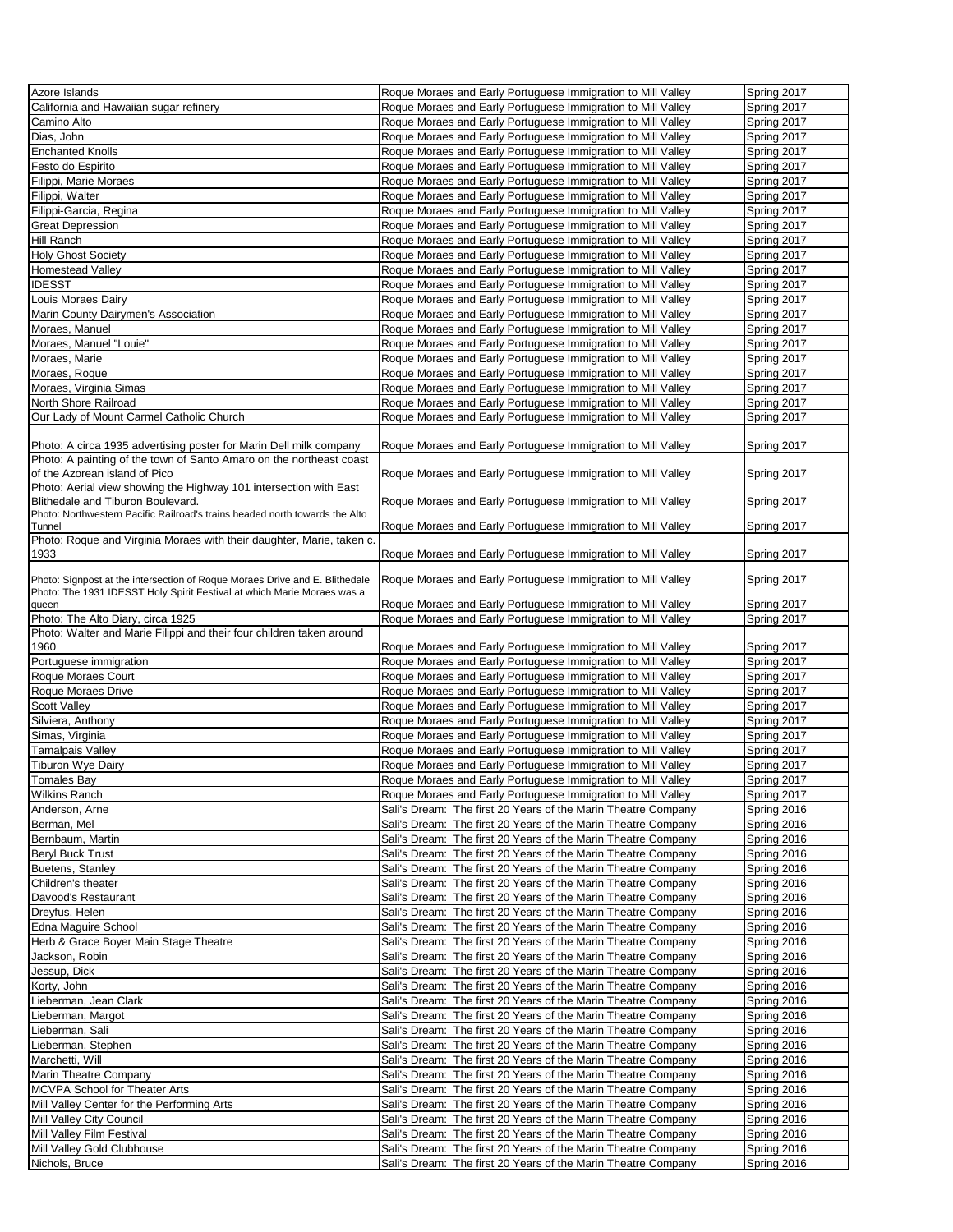| | | |
|---|---|---|
| Azore Islands | Roque Moraes and Early Portuguese Immigration to Mill Valley | Spring 2017 |
| California and Hawaiian sugar refinery | Roque Moraes and Early Portuguese Immigration to Mill Valley | Spring 2017 |
| Camino Alto | Roque Moraes and Early Portuguese Immigration to Mill Valley | Spring 2017 |
| Dias, John | Roque Moraes and Early Portuguese Immigration to Mill Valley | Spring 2017 |
| Enchanted Knolls | Roque Moraes and Early Portuguese Immigration to Mill Valley | Spring 2017 |
| Festo do Espirito | Roque Moraes and Early Portuguese Immigration to Mill Valley | Spring 2017 |
| Filippi, Marie Moraes | Roque Moraes and Early Portuguese Immigration to Mill Valley | Spring 2017 |
| Filippi, Walter | Roque Moraes and Early Portuguese Immigration to Mill Valley | Spring 2017 |
| Filippi-Garcia, Regina | Roque Moraes and Early Portuguese Immigration to Mill Valley | Spring 2017 |
| Great Depression | Roque Moraes and Early Portuguese Immigration to Mill Valley | Spring 2017 |
| Hill Ranch | Roque Moraes and Early Portuguese Immigration to Mill Valley | Spring 2017 |
| Holy Ghost Society | Roque Moraes and Early Portuguese Immigration to Mill Valley | Spring 2017 |
| Homestead Valley | Roque Moraes and Early Portuguese Immigration to Mill Valley | Spring 2017 |
| IDESST | Roque Moraes and Early Portuguese Immigration to Mill Valley | Spring 2017 |
| Louis Moraes Dairy | Roque Moraes and Early Portuguese Immigration to Mill Valley | Spring 2017 |
| Marin County Dairymen's Association | Roque Moraes and Early Portuguese Immigration to Mill Valley | Spring 2017 |
| Moraes, Manuel | Roque Moraes and Early Portuguese Immigration to Mill Valley | Spring 2017 |
| Moraes, Manuel "Louie" | Roque Moraes and Early Portuguese Immigration to Mill Valley | Spring 2017 |
| Moraes, Marie | Roque Moraes and Early Portuguese Immigration to Mill Valley | Spring 2017 |
| Moraes, Roque | Roque Moraes and Early Portuguese Immigration to Mill Valley | Spring 2017 |
| Moraes, Virginia Simas | Roque Moraes and Early Portuguese Immigration to Mill Valley | Spring 2017 |
| North Shore Railroad | Roque Moraes and Early Portuguese Immigration to Mill Valley | Spring 2017 |
| Our Lady of Mount Carmel Catholic Church | Roque Moraes and Early Portuguese Immigration to Mill Valley | Spring 2017 |
| Photo: A circa 1935 advertising poster for Marin Dell milk company | Roque Moraes and Early Portuguese Immigration to Mill Valley | Spring 2017 |
| Photo: A painting of the town of Santo Amaro on the northeast coast of the Azorean island of Pico | Roque Moraes and Early Portuguese Immigration to Mill Valley | Spring 2017 |
| Photo: Aerial view showing the Highway 101 intersection with East Blithedale and Tiburon Boulevard. | Roque Moraes and Early Portuguese Immigration to Mill Valley | Spring 2017 |
| Photo: Northwestern Pacific Railroad's trains headed north towards the Alto Tunnel | Roque Moraes and Early Portuguese Immigration to Mill Valley | Spring 2017 |
| Photo: Roque and Virginia Moraes with their daughter, Marie, taken c. 1933 | Roque Moraes and Early Portuguese Immigration to Mill Valley | Spring 2017 |
| Photo: Signpost at the intersection of Roque Moraes Drive and E. Blithedale | Roque Moraes and Early Portuguese Immigration to Mill Valley | Spring 2017 |
| Photo: The 1931 IDESST Holy Spirit Festival at which Marie Moraes was a queen | Roque Moraes and Early Portuguese Immigration to Mill Valley | Spring 2017 |
| Photo: The Alto Diary, circa 1925 | Roque Moraes and Early Portuguese Immigration to Mill Valley | Spring 2017 |
| Photo: Walter and Marie Filippi and their four children taken around 1960 | Roque Moraes and Early Portuguese Immigration to Mill Valley | Spring 2017 |
| Portuguese immigration | Roque Moraes and Early Portuguese Immigration to Mill Valley | Spring 2017 |
| Roque Moraes Court | Roque Moraes and Early Portuguese Immigration to Mill Valley | Spring 2017 |
| Roque Moraes Drive | Roque Moraes and Early Portuguese Immigration to Mill Valley | Spring 2017 |
| Scott Valley | Roque Moraes and Early Portuguese Immigration to Mill Valley | Spring 2017 |
| Silviera, Anthony | Roque Moraes and Early Portuguese Immigration to Mill Valley | Spring 2017 |
| Simas, Virginia | Roque Moraes and Early Portuguese Immigration to Mill Valley | Spring 2017 |
| Tamalpais Valley | Roque Moraes and Early Portuguese Immigration to Mill Valley | Spring 2017 |
| Tiburon Wye Dairy | Roque Moraes and Early Portuguese Immigration to Mill Valley | Spring 2017 |
| Tomales Bay | Roque Moraes and Early Portuguese Immigration to Mill Valley | Spring 2017 |
| Wilkins Ranch | Roque Moraes and Early Portuguese Immigration to Mill Valley | Spring 2017 |
| Anderson, Arne | Sali's Dream: The first 20 Years of the Marin Theatre Company | Spring 2016 |
| Berman, Mel | Sali's Dream: The first 20 Years of the Marin Theatre Company | Spring 2016 |
| Bernbaum, Martin | Sali's Dream: The first 20 Years of the Marin Theatre Company | Spring 2016 |
| Beryl Buck Trust | Sali's Dream: The first 20 Years of the Marin Theatre Company | Spring 2016 |
| Buetens, Stanley | Sali's Dream: The first 20 Years of the Marin Theatre Company | Spring 2016 |
| Children's theater | Sali's Dream: The first 20 Years of the Marin Theatre Company | Spring 2016 |
| Davood's Restaurant | Sali's Dream: The first 20 Years of the Marin Theatre Company | Spring 2016 |
| Dreyfus, Helen | Sali's Dream: The first 20 Years of the Marin Theatre Company | Spring 2016 |
| Edna Maguire School | Sali's Dream: The first 20 Years of the Marin Theatre Company | Spring 2016 |
| Herb & Grace Boyer Main Stage Theatre | Sali's Dream: The first 20 Years of the Marin Theatre Company | Spring 2016 |
| Jackson, Robin | Sali's Dream: The first 20 Years of the Marin Theatre Company | Spring 2016 |
| Jessup, Dick | Sali's Dream: The first 20 Years of the Marin Theatre Company | Spring 2016 |
| Korty, John | Sali's Dream: The first 20 Years of the Marin Theatre Company | Spring 2016 |
| Lieberman, Jean Clark | Sali's Dream: The first 20 Years of the Marin Theatre Company | Spring 2016 |
| Lieberman, Margot | Sali's Dream: The first 20 Years of the Marin Theatre Company | Spring 2016 |
| Lieberman, Sali | Sali's Dream: The first 20 Years of the Marin Theatre Company | Spring 2016 |
| Lieberman, Stephen | Sali's Dream: The first 20 Years of the Marin Theatre Company | Spring 2016 |
| Marchetti, Will | Sali's Dream: The first 20 Years of the Marin Theatre Company | Spring 2016 |
| Marin Theatre Company | Sali's Dream: The first 20 Years of the Marin Theatre Company | Spring 2016 |
| MCVPA School for Theater Arts | Sali's Dream: The first 20 Years of the Marin Theatre Company | Spring 2016 |
| Mill Valley Center for the Performing Arts | Sali's Dream: The first 20 Years of the Marin Theatre Company | Spring 2016 |
| Mill Valley City Council | Sali's Dream: The first 20 Years of the Marin Theatre Company | Spring 2016 |
| Mill Valley Film Festival | Sali's Dream: The first 20 Years of the Marin Theatre Company | Spring 2016 |
| Mill Valley Gold Clubhouse | Sali's Dream: The first 20 Years of the Marin Theatre Company | Spring 2016 |
| Nichols, Bruce | Sali's Dream: The first 20 Years of the Marin Theatre Company | Spring 2016 |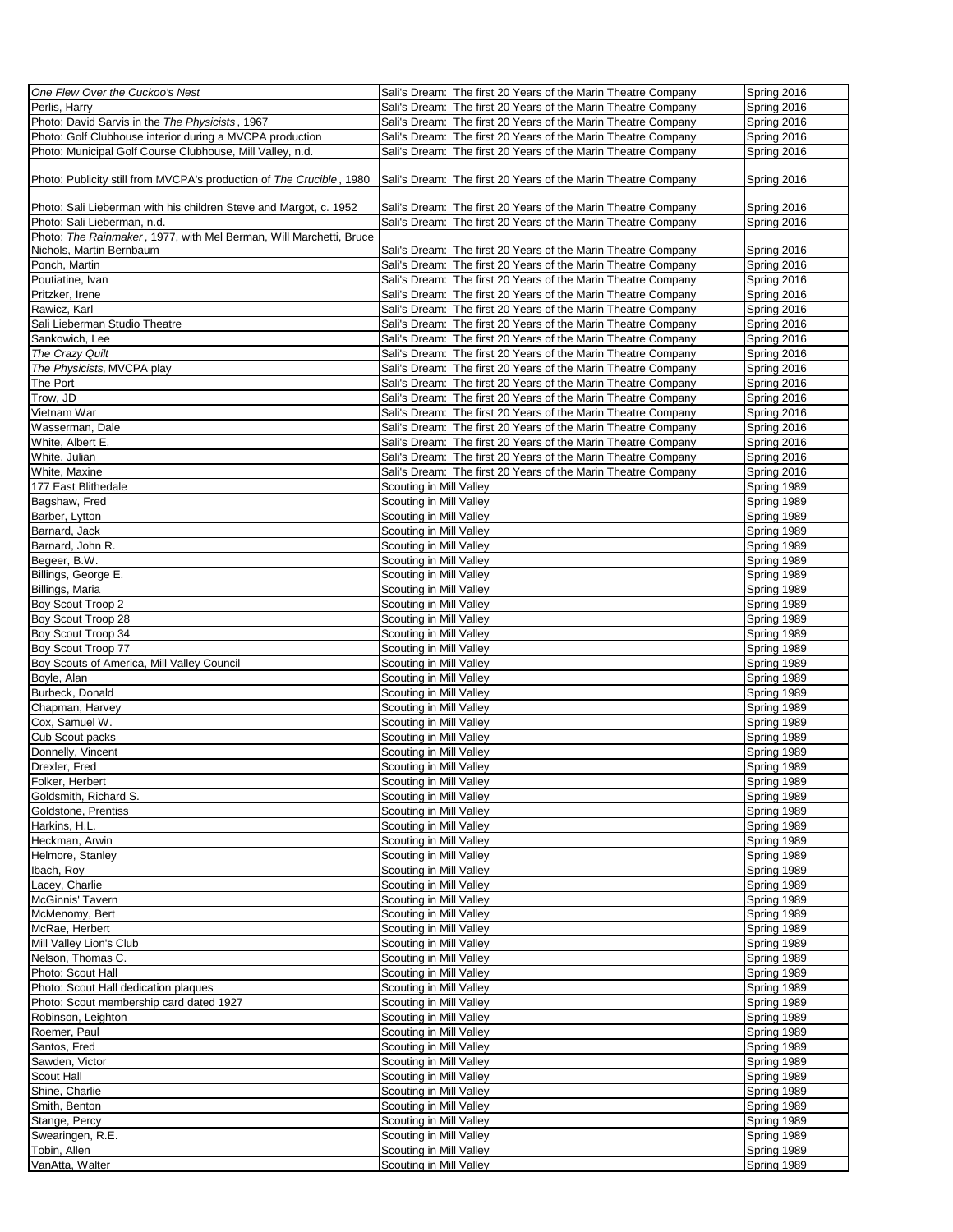| | | |
|---|---|---|
| *One Flew Over the Cuckoo's Nest* | Sali's Dream: The first 20 Years of the Marin Theatre Company | Spring 2016 |
| Perlis, Harry | Sali's Dream: The first 20 Years of the Marin Theatre Company | Spring 2016 |
| Photo: David Sarvis in the *The Physicists*, 1967 | Sali's Dream: The first 20 Years of the Marin Theatre Company | Spring 2016 |
| Photo: Golf Clubhouse interior during a MVCPA production | Sali's Dream: The first 20 Years of the Marin Theatre Company | Spring 2016 |
| Photo: Municipal Golf Course Clubhouse, Mill Valley, n.d. | Sali's Dream: The first 20 Years of the Marin Theatre Company | Spring 2016 |
| Photo: Publicity still from MVCPA's production of *The Crucible*, 1980 | Sali's Dream: The first 20 Years of the Marin Theatre Company | Spring 2016 |
| Photo: Sali Lieberman with his children Steve and Margot, c. 1952 | Sali's Dream: The first 20 Years of the Marin Theatre Company | Spring 2016 |
| Photo: Sali Lieberman, n.d. | Sali's Dream: The first 20 Years of the Marin Theatre Company | Spring 2016 |
| Photo: *The Rainmaker*, 1977, with Mel Berman, Will Marchetti, Bruce Nichols, Martin Bernbaum | Sali's Dream: The first 20 Years of the Marin Theatre Company | Spring 2016 |
| Ponch, Martin | Sali's Dream: The first 20 Years of the Marin Theatre Company | Spring 2016 |
| Poutiatine, Ivan | Sali's Dream: The first 20 Years of the Marin Theatre Company | Spring 2016 |
| Pritzker, Irene | Sali's Dream: The first 20 Years of the Marin Theatre Company | Spring 2016 |
| Rawicz, Karl | Sali's Dream: The first 20 Years of the Marin Theatre Company | Spring 2016 |
| Sali Lieberman Studio Theatre | Sali's Dream: The first 20 Years of the Marin Theatre Company | Spring 2016 |
| Sankowich, Lee | Sali's Dream: The first 20 Years of the Marin Theatre Company | Spring 2016 |
| *The Crazy Quilt* | Sali's Dream: The first 20 Years of the Marin Theatre Company | Spring 2016 |
| *The Physicists*, MVCPA play | Sali's Dream: The first 20 Years of the Marin Theatre Company | Spring 2016 |
| The Port | Sali's Dream: The first 20 Years of the Marin Theatre Company | Spring 2016 |
| Trow, JD | Sali's Dream: The first 20 Years of the Marin Theatre Company | Spring 2016 |
| Vietnam War | Sali's Dream: The first 20 Years of the Marin Theatre Company | Spring 2016 |
| Wasserman, Dale | Sali's Dream: The first 20 Years of the Marin Theatre Company | Spring 2016 |
| White, Albert E. | Sali's Dream: The first 20 Years of the Marin Theatre Company | Spring 2016 |
| White, Julian | Sali's Dream: The first 20 Years of the Marin Theatre Company | Spring 2016 |
| White, Maxine | Sali's Dream: The first 20 Years of the Marin Theatre Company | Spring 2016 |
| 177 East Blithedale | Scouting in Mill Valley | Spring 1989 |
| Bagshaw, Fred | Scouting in Mill Valley | Spring 1989 |
| Barber, Lytton | Scouting in Mill Valley | Spring 1989 |
| Barnard, Jack | Scouting in Mill Valley | Spring 1989 |
| Barnard, John R. | Scouting in Mill Valley | Spring 1989 |
| Begeer, B.W. | Scouting in Mill Valley | Spring 1989 |
| Billings, George E. | Scouting in Mill Valley | Spring 1989 |
| Billings, Maria | Scouting in Mill Valley | Spring 1989 |
| Boy Scout Troop 2 | Scouting in Mill Valley | Spring 1989 |
| Boy Scout Troop 28 | Scouting in Mill Valley | Spring 1989 |
| Boy Scout Troop 34 | Scouting in Mill Valley | Spring 1989 |
| Boy Scout Troop 77 | Scouting in Mill Valley | Spring 1989 |
| Boy Scouts of America, Mill Valley Council | Scouting in Mill Valley | Spring 1989 |
| Boyle, Alan | Scouting in Mill Valley | Spring 1989 |
| Burbeck, Donald | Scouting in Mill Valley | Spring 1989 |
| Chapman, Harvey | Scouting in Mill Valley | Spring 1989 |
| Cox, Samuel W. | Scouting in Mill Valley | Spring 1989 |
| Cub Scout packs | Scouting in Mill Valley | Spring 1989 |
| Donnelly, Vincent | Scouting in Mill Valley | Spring 1989 |
| Drexler, Fred | Scouting in Mill Valley | Spring 1989 |
| Folker, Herbert | Scouting in Mill Valley | Spring 1989 |
| Goldsmith, Richard S. | Scouting in Mill Valley | Spring 1989 |
| Goldstone, Prentiss | Scouting in Mill Valley | Spring 1989 |
| Harkins, H.L. | Scouting in Mill Valley | Spring 1989 |
| Heckman, Arwin | Scouting in Mill Valley | Spring 1989 |
| Helmore, Stanley | Scouting in Mill Valley | Spring 1989 |
| Ibach, Roy | Scouting in Mill Valley | Spring 1989 |
| Lacey, Charlie | Scouting in Mill Valley | Spring 1989 |
| McGinnis' Tavern | Scouting in Mill Valley | Spring 1989 |
| McMenomy, Bert | Scouting in Mill Valley | Spring 1989 |
| McRae, Herbert | Scouting in Mill Valley | Spring 1989 |
| Mill Valley Lion's Club | Scouting in Mill Valley | Spring 1989 |
| Nelson, Thomas C. | Scouting in Mill Valley | Spring 1989 |
| Photo: Scout Hall | Scouting in Mill Valley | Spring 1989 |
| Photo: Scout Hall dedication plaques | Scouting in Mill Valley | Spring 1989 |
| Photo: Scout membership card dated 1927 | Scouting in Mill Valley | Spring 1989 |
| Robinson, Leighton | Scouting in Mill Valley | Spring 1989 |
| Roemer, Paul | Scouting in Mill Valley | Spring 1989 |
| Santos, Fred | Scouting in Mill Valley | Spring 1989 |
| Sawden, Victor | Scouting in Mill Valley | Spring 1989 |
| Scout Hall | Scouting in Mill Valley | Spring 1989 |
| Shine, Charlie | Scouting in Mill Valley | Spring 1989 |
| Smith, Benton | Scouting in Mill Valley | Spring 1989 |
| Stange, Percy | Scouting in Mill Valley | Spring 1989 |
| Swearingen, R.E. | Scouting in Mill Valley | Spring 1989 |
| Tobin, Allen | Scouting in Mill Valley | Spring 1989 |
| VanAtta, Walter | Scouting in Mill Valley | Spring 1989 |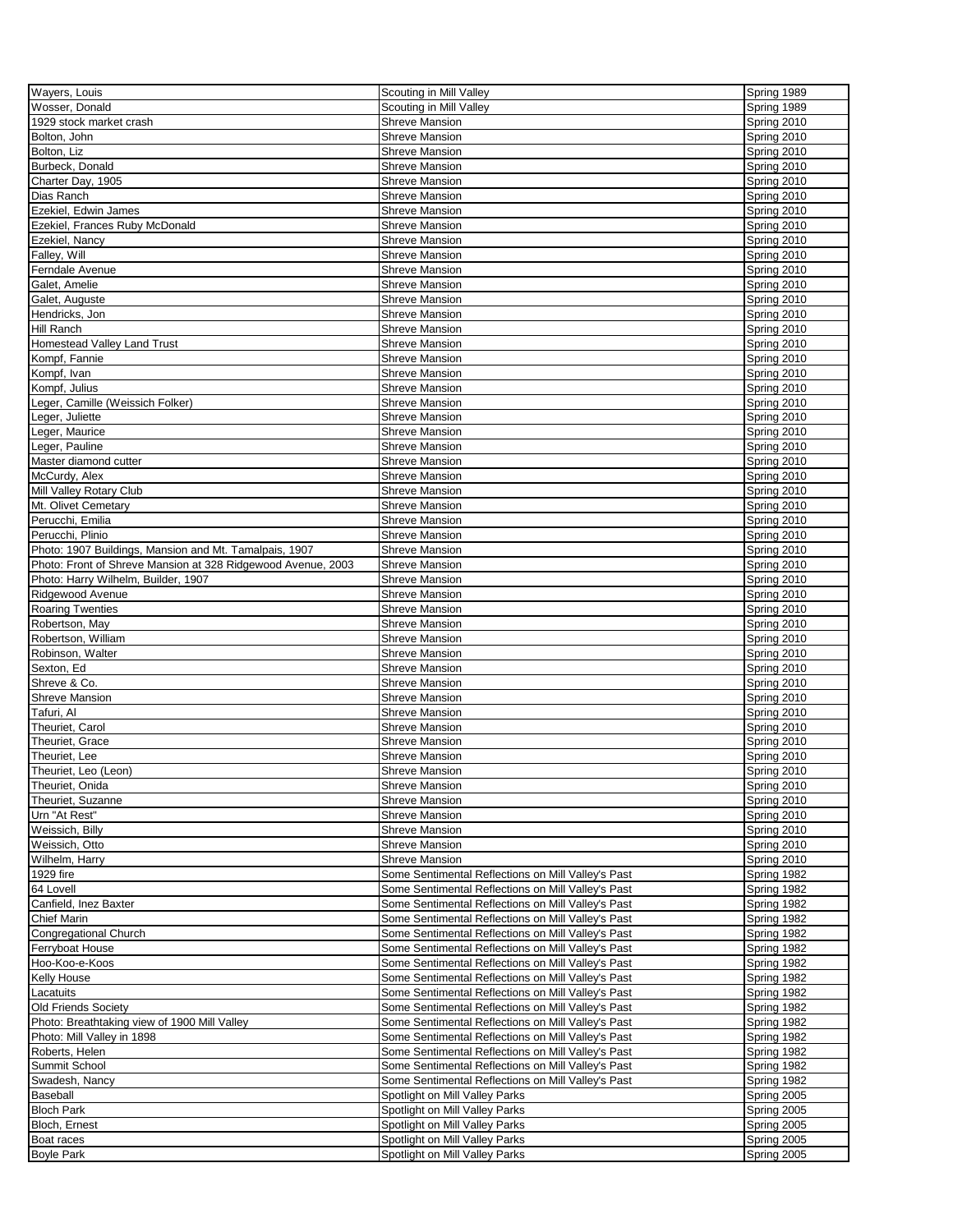| | | |
|---|---|---|
| Wayers, Louis | Scouting in Mill Valley | Spring 1989 |
| Wosser, Donald | Scouting in Mill Valley | Spring 1989 |
| 1929 stock market crash | Shreve Mansion | Spring 2010 |
| Bolton, John | Shreve Mansion | Spring 2010 |
| Bolton, Liz | Shreve Mansion | Spring 2010 |
| Burbeck, Donald | Shreve Mansion | Spring 2010 |
| Charter Day, 1905 | Shreve Mansion | Spring 2010 |
| Dias Ranch | Shreve Mansion | Spring 2010 |
| Ezekiel, Edwin James | Shreve Mansion | Spring 2010 |
| Ezekiel, Frances Ruby McDonald | Shreve Mansion | Spring 2010 |
| Ezekiel, Nancy | Shreve Mansion | Spring 2010 |
| Falley, Will | Shreve Mansion | Spring 2010 |
| Ferndale Avenue | Shreve Mansion | Spring 2010 |
| Galet, Amelie | Shreve Mansion | Spring 2010 |
| Galet, Auguste | Shreve Mansion | Spring 2010 |
| Hendricks, Jon | Shreve Mansion | Spring 2010 |
| Hill Ranch | Shreve Mansion | Spring 2010 |
| Homestead Valley Land Trust | Shreve Mansion | Spring 2010 |
| Kompf, Fannie | Shreve Mansion | Spring 2010 |
| Kompf, Ivan | Shreve Mansion | Spring 2010 |
| Kompf, Julius | Shreve Mansion | Spring 2010 |
| Leger, Camille (Weissich Folker) | Shreve Mansion | Spring 2010 |
| Leger, Juliette | Shreve Mansion | Spring 2010 |
| Leger, Maurice | Shreve Mansion | Spring 2010 |
| Leger, Pauline | Shreve Mansion | Spring 2010 |
| Master diamond cutter | Shreve Mansion | Spring 2010 |
| McCurdy, Alex | Shreve Mansion | Spring 2010 |
| Mill Valley Rotary Club | Shreve Mansion | Spring 2010 |
| Mt. Olivet Cemetary | Shreve Mansion | Spring 2010 |
| Perucchi, Emilia | Shreve Mansion | Spring 2010 |
| Perucchi, Plinio | Shreve Mansion | Spring 2010 |
| Photo: 1907 Buildings, Mansion and Mt. Tamalpais, 1907 | Shreve Mansion | Spring 2010 |
| Photo: Front of Shreve Mansion at 328 Ridgewood Avenue, 2003 | Shreve Mansion | Spring 2010 |
| Photo: Harry Wilhelm, Builder, 1907 | Shreve Mansion | Spring 2010 |
| Ridgewood Avenue | Shreve Mansion | Spring 2010 |
| Roaring Twenties | Shreve Mansion | Spring 2010 |
| Robertson, May | Shreve Mansion | Spring 2010 |
| Robertson, William | Shreve Mansion | Spring 2010 |
| Robinson, Walter | Shreve Mansion | Spring 2010 |
| Sexton, Ed | Shreve Mansion | Spring 2010 |
| Shreve & Co. | Shreve Mansion | Spring 2010 |
| Shreve Mansion | Shreve Mansion | Spring 2010 |
| Tafuri, Al | Shreve Mansion | Spring 2010 |
| Theuriet, Carol | Shreve Mansion | Spring 2010 |
| Theuriet, Grace | Shreve Mansion | Spring 2010 |
| Theuriet, Lee | Shreve Mansion | Spring 2010 |
| Theuriet, Leo (Leon) | Shreve Mansion | Spring 2010 |
| Theuriet, Onida | Shreve Mansion | Spring 2010 |
| Theuriet, Suzanne | Shreve Mansion | Spring 2010 |
| Urn "At Rest" | Shreve Mansion | Spring 2010 |
| Weissich, Billy | Shreve Mansion | Spring 2010 |
| Weissich, Otto | Shreve Mansion | Spring 2010 |
| Wilhelm, Harry | Shreve Mansion | Spring 2010 |
| 1929 fire | Some Sentimental Reflections on Mill Valley's Past | Spring 1982 |
| 64 Lovell | Some Sentimental Reflections on Mill Valley's Past | Spring 1982 |
| Canfield, Inez Baxter | Some Sentimental Reflections on Mill Valley's Past | Spring 1982 |
| Chief Marin | Some Sentimental Reflections on Mill Valley's Past | Spring 1982 |
| Congregational Church | Some Sentimental Reflections on Mill Valley's Past | Spring 1982 |
| Ferryboat House | Some Sentimental Reflections on Mill Valley's Past | Spring 1982 |
| Hoo-Koo-e-Koos | Some Sentimental Reflections on Mill Valley's Past | Spring 1982 |
| Kelly House | Some Sentimental Reflections on Mill Valley's Past | Spring 1982 |
| Lacatuits | Some Sentimental Reflections on Mill Valley's Past | Spring 1982 |
| Old Friends Society | Some Sentimental Reflections on Mill Valley's Past | Spring 1982 |
| Photo: Breathtaking view of 1900 Mill Valley | Some Sentimental Reflections on Mill Valley's Past | Spring 1982 |
| Photo: Mill Valley in 1898 | Some Sentimental Reflections on Mill Valley's Past | Spring 1982 |
| Roberts, Helen | Some Sentimental Reflections on Mill Valley's Past | Spring 1982 |
| Summit School | Some Sentimental Reflections on Mill Valley's Past | Spring 1982 |
| Swadesh, Nancy | Some Sentimental Reflections on Mill Valley's Past | Spring 1982 |
| Baseball | Spotlight on Mill Valley Parks | Spring 2005 |
| Bloch Park | Spotlight on Mill Valley Parks | Spring 2005 |
| Bloch, Ernest | Spotlight on Mill Valley Parks | Spring 2005 |
| Boat races | Spotlight on Mill Valley Parks | Spring 2005 |
| Boyle Park | Spotlight on Mill Valley Parks | Spring 2005 |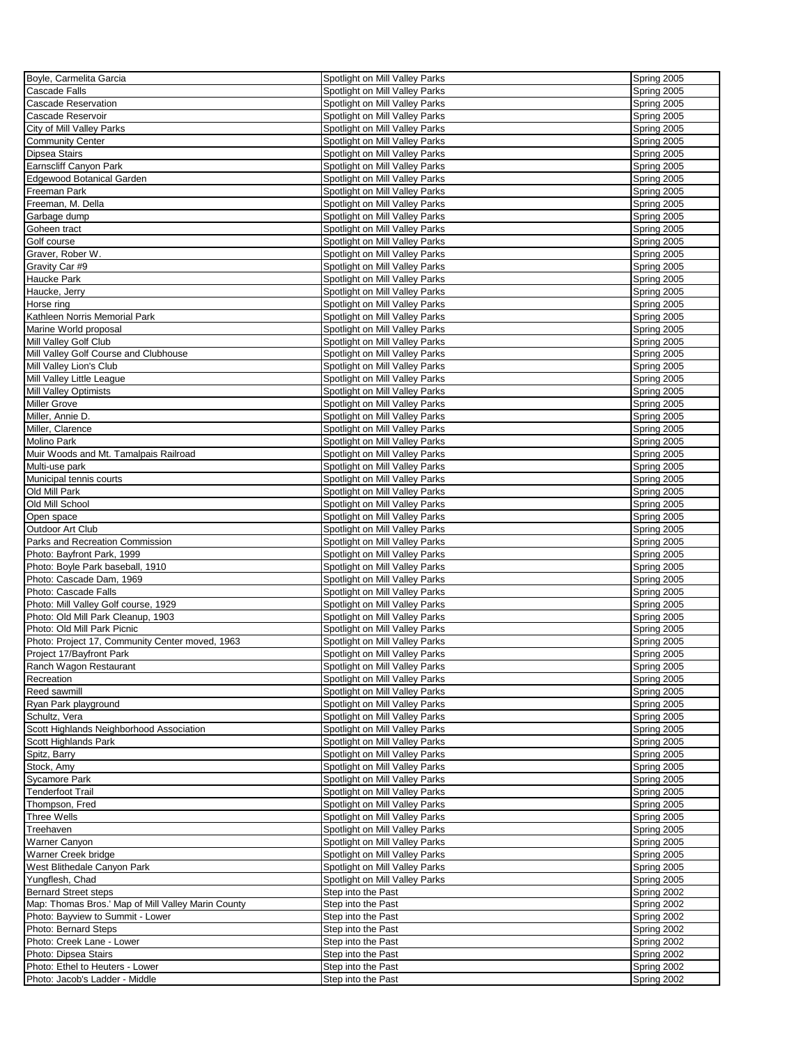| Boyle, Carmelita Garcia | Spotlight on Mill Valley Parks | Spring 2005 |
|---|---|---|
| Cascade Falls | Spotlight on Mill Valley Parks | Spring 2005 |
| Cascade Reservation | Spotlight on Mill Valley Parks | Spring 2005 |
| Cascade Reservoir | Spotlight on Mill Valley Parks | Spring 2005 |
| City of Mill Valley Parks | Spotlight on Mill Valley Parks | Spring 2005 |
| Community Center | Spotlight on Mill Valley Parks | Spring 2005 |
| Dipsea Stairs | Spotlight on Mill Valley Parks | Spring 2005 |
| Earnscliff Canyon Park | Spotlight on Mill Valley Parks | Spring 2005 |
| Edgewood Botanical Garden | Spotlight on Mill Valley Parks | Spring 2005 |
| Freeman Park | Spotlight on Mill Valley Parks | Spring 2005 |
| Freeman, M. Della | Spotlight on Mill Valley Parks | Spring 2005 |
| Garbage dump | Spotlight on Mill Valley Parks | Spring 2005 |
| Goheen tract | Spotlight on Mill Valley Parks | Spring 2005 |
| Golf course | Spotlight on Mill Valley Parks | Spring 2005 |
| Graver, Rober W. | Spotlight on Mill Valley Parks | Spring 2005 |
| Gravity Car #9 | Spotlight on Mill Valley Parks | Spring 2005 |
| Haucke Park | Spotlight on Mill Valley Parks | Spring 2005 |
| Haucke, Jerry | Spotlight on Mill Valley Parks | Spring 2005 |
| Horse ring | Spotlight on Mill Valley Parks | Spring 2005 |
| Kathleen Norris Memorial Park | Spotlight on Mill Valley Parks | Spring 2005 |
| Marine World proposal | Spotlight on Mill Valley Parks | Spring 2005 |
| Mill Valley Golf Club | Spotlight on Mill Valley Parks | Spring 2005 |
| Mill Valley Golf Course and Clubhouse | Spotlight on Mill Valley Parks | Spring 2005 |
| Mill Valley Lion's Club | Spotlight on Mill Valley Parks | Spring 2005 |
| Mill Valley Little League | Spotlight on Mill Valley Parks | Spring 2005 |
| Mill Valley Optimists | Spotlight on Mill Valley Parks | Spring 2005 |
| Miller Grove | Spotlight on Mill Valley Parks | Spring 2005 |
| Miller, Annie D. | Spotlight on Mill Valley Parks | Spring 2005 |
| Miller, Clarence | Spotlight on Mill Valley Parks | Spring 2005 |
| Molino Park | Spotlight on Mill Valley Parks | Spring 2005 |
| Muir Woods and Mt. Tamalpais Railroad | Spotlight on Mill Valley Parks | Spring 2005 |
| Multi-use park | Spotlight on Mill Valley Parks | Spring 2005 |
| Municipal tennis courts | Spotlight on Mill Valley Parks | Spring 2005 |
| Old Mill Park | Spotlight on Mill Valley Parks | Spring 2005 |
| Old Mill School | Spotlight on Mill Valley Parks | Spring 2005 |
| Open space | Spotlight on Mill Valley Parks | Spring 2005 |
| Outdoor Art Club | Spotlight on Mill Valley Parks | Spring 2005 |
| Parks and Recreation Commission | Spotlight on Mill Valley Parks | Spring 2005 |
| Photo: Bayfront Park, 1999 | Spotlight on Mill Valley Parks | Spring 2005 |
| Photo: Boyle Park baseball, 1910 | Spotlight on Mill Valley Parks | Spring 2005 |
| Photo: Cascade Dam, 1969 | Spotlight on Mill Valley Parks | Spring 2005 |
| Photo: Cascade Falls | Spotlight on Mill Valley Parks | Spring 2005 |
| Photo: Mill Valley Golf course, 1929 | Spotlight on Mill Valley Parks | Spring 2005 |
| Photo: Old Mill Park Cleanup, 1903 | Spotlight on Mill Valley Parks | Spring 2005 |
| Photo: Old Mill Park Picnic | Spotlight on Mill Valley Parks | Spring 2005 |
| Photo: Project 17, Community Center moved, 1963 | Spotlight on Mill Valley Parks | Spring 2005 |
| Project 17/Bayfront Park | Spotlight on Mill Valley Parks | Spring 2005 |
| Ranch Wagon Restaurant | Spotlight on Mill Valley Parks | Spring 2005 |
| Recreation | Spotlight on Mill Valley Parks | Spring 2005 |
| Reed sawmill | Spotlight on Mill Valley Parks | Spring 2005 |
| Ryan Park playground | Spotlight on Mill Valley Parks | Spring 2005 |
| Schultz, Vera | Spotlight on Mill Valley Parks | Spring 2005 |
| Scott Highlands Neighborhood Association | Spotlight on Mill Valley Parks | Spring 2005 |
| Scott Highlands Park | Spotlight on Mill Valley Parks | Spring 2005 |
| Spitz, Barry | Spotlight on Mill Valley Parks | Spring 2005 |
| Stock, Amy | Spotlight on Mill Valley Parks | Spring 2005 |
| Sycamore Park | Spotlight on Mill Valley Parks | Spring 2005 |
| Tenderfoot Trail | Spotlight on Mill Valley Parks | Spring 2005 |
| Thompson, Fred | Spotlight on Mill Valley Parks | Spring 2005 |
| Three Wells | Spotlight on Mill Valley Parks | Spring 2005 |
| Treehaven | Spotlight on Mill Valley Parks | Spring 2005 |
| Warner Canyon | Spotlight on Mill Valley Parks | Spring 2005 |
| Warner Creek bridge | Spotlight on Mill Valley Parks | Spring 2005 |
| West Blithedale Canyon Park | Spotlight on Mill Valley Parks | Spring 2005 |
| Yungflesh, Chad | Spotlight on Mill Valley Parks | Spring 2005 |
| Bernard Street steps | Step into the Past | Spring 2002 |
| Map: Thomas Bros.' Map of Mill Valley Marin County | Step into the Past | Spring 2002 |
| Photo: Bayview to Summit - Lower | Step into the Past | Spring 2002 |
| Photo: Bernard Steps | Step into the Past | Spring 2002 |
| Photo: Creek Lane - Lower | Step into the Past | Spring 2002 |
| Photo: Dipsea Stairs | Step into the Past | Spring 2002 |
| Photo: Ethel to Heuters - Lower | Step into the Past | Spring 2002 |
| Photo: Jacob's Ladder - Middle | Step into the Past | Spring 2002 |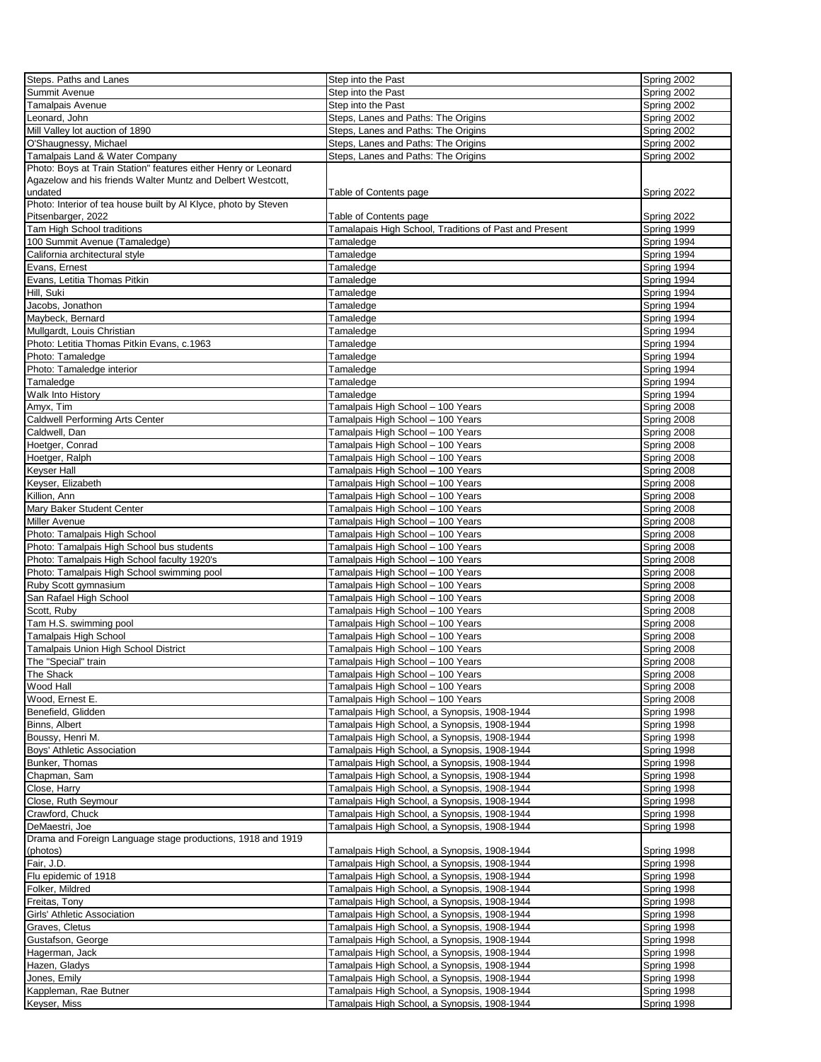| Steps. Paths and Lanes | Step into the Past | Spring 2002 |
|---|---|---|
| Summit Avenue | Step into the Past | Spring 2002 |
| Tamalpais Avenue | Step into the Past | Spring 2002 |
| Leonard, John | Steps, Lanes and Paths: The Origins | Spring 2002 |
| Mill Valley lot auction of 1890 | Steps, Lanes and Paths: The Origins | Spring 2002 |
| O'Shaugnessy, Michael | Steps, Lanes and Paths: The Origins | Spring 2002 |
| Tamalpais Land & Water Company | Steps, Lanes and Paths: The Origins | Spring 2002 |
| Photo: Boys at Train Station" features either Henry or Leonard Agazelow and his friends Walter Muntz and Delbert Westcott, undated | Table of Contents page | Spring 2022 |
| Photo: Interior of tea house built by Al Klyce, photo by Steven Pitsenbarger, 2022 | Table of Contents page | Spring 2022 |
| Tam High School traditions | Tamalapais High School, Traditions of Past and Present | Spring 1999 |
| 100 Summit Avenue (Tamaledge) | Tamaledge | Spring 1994 |
| California architectural style | Tamaledge | Spring 1994 |
| Evans, Ernest | Tamaledge | Spring 1994 |
| Evans, Letitia Thomas Pitkin | Tamaledge | Spring 1994 |
| Hill, Suki | Tamaledge | Spring 1994 |
| Jacobs, Jonathon | Tamaledge | Spring 1994 |
| Maybeck, Bernard | Tamaledge | Spring 1994 |
| Mullgardt, Louis Christian | Tamaledge | Spring 1994 |
| Photo: Letitia Thomas Pitkin Evans, c.1963 | Tamaledge | Spring 1994 |
| Photo: Tamaledge | Tamaledge | Spring 1994 |
| Photo: Tamaledge interior | Tamaledge | Spring 1994 |
| Tamaledge | Tamaledge | Spring 1994 |
| Walk Into History | Tamaledge | Spring 1994 |
| Amyx, Tim | Tamalpais High School – 100 Years | Spring 2008 |
| Caldwell Performing Arts Center | Tamalpais High School – 100 Years | Spring 2008 |
| Caldwell, Dan | Tamalpais High School – 100 Years | Spring 2008 |
| Hoetger, Conrad | Tamalpais High School – 100 Years | Spring 2008 |
| Hoetger, Ralph | Tamalpais High School – 100 Years | Spring 2008 |
| Keyser Hall | Tamalpais High School – 100 Years | Spring 2008 |
| Keyser, Elizabeth | Tamalpais High School – 100 Years | Spring 2008 |
| Killion, Ann | Tamalpais High School – 100 Years | Spring 2008 |
| Mary Baker Student Center | Tamalpais High School – 100 Years | Spring 2008 |
| Miller Avenue | Tamalpais High School – 100 Years | Spring 2008 |
| Photo: Tamalpais High School | Tamalpais High School – 100 Years | Spring 2008 |
| Photo: Tamalpais High School bus students | Tamalpais High School – 100 Years | Spring 2008 |
| Photo: Tamalpais High School faculty 1920's | Tamalpais High School – 100 Years | Spring 2008 |
| Photo: Tamalpais High School swimming pool | Tamalpais High School – 100 Years | Spring 2008 |
| Ruby Scott gymnasium | Tamalpais High School – 100 Years | Spring 2008 |
| San Rafael High School | Tamalpais High School – 100 Years | Spring 2008 |
| Scott, Ruby | Tamalpais High School – 100 Years | Spring 2008 |
| Tam H.S. swimming pool | Tamalpais High School – 100 Years | Spring 2008 |
| Tamalpais High School | Tamalpais High School – 100 Years | Spring 2008 |
| Tamalpais Union High School District | Tamalpais High School – 100 Years | Spring 2008 |
| The "Special" train | Tamalpais High School – 100 Years | Spring 2008 |
| The Shack | Tamalpais High School – 100 Years | Spring 2008 |
| Wood Hall | Tamalpais High School – 100 Years | Spring 2008 |
| Wood, Ernest E. | Tamalpais High School – 100 Years | Spring 2008 |
| Benefield, Glidden | Tamalpais High School, a Synopsis, 1908-1944 | Spring 1998 |
| Binns, Albert | Tamalpais High School, a Synopsis, 1908-1944 | Spring 1998 |
| Boussy, Henri M. | Tamalpais High School, a Synopsis, 1908-1944 | Spring 1998 |
| Boys' Athletic Association | Tamalpais High School, a Synopsis, 1908-1944 | Spring 1998 |
| Bunker, Thomas | Tamalpais High School, a Synopsis, 1908-1944 | Spring 1998 |
| Chapman, Sam | Tamalpais High School, a Synopsis, 1908-1944 | Spring 1998 |
| Close, Harry | Tamalpais High School, a Synopsis, 1908-1944 | Spring 1998 |
| Close, Ruth Seymour | Tamalpais High School, a Synopsis, 1908-1944 | Spring 1998 |
| Crawford, Chuck | Tamalpais High School, a Synopsis, 1908-1944 | Spring 1998 |
| DeMaestri, Joe | Tamalpais High School, a Synopsis, 1908-1944 | Spring 1998 |
| Drama and Foreign Language stage productions, 1918 and 1919 (photos) | Tamalpais High School, a Synopsis, 1908-1944 | Spring 1998 |
| Fair, J.D. | Tamalpais High School, a Synopsis, 1908-1944 | Spring 1998 |
| Flu epidemic of 1918 | Tamalpais High School, a Synopsis, 1908-1944 | Spring 1998 |
| Folker, Mildred | Tamalpais High School, a Synopsis, 1908-1944 | Spring 1998 |
| Freitas, Tony | Tamalpais High School, a Synopsis, 1908-1944 | Spring 1998 |
| Girls' Athletic Association | Tamalpais High School, a Synopsis, 1908-1944 | Spring 1998 |
| Graves, Cletus | Tamalpais High School, a Synopsis, 1908-1944 | Spring 1998 |
| Gustafson, George | Tamalpais High School, a Synopsis, 1908-1944 | Spring 1998 |
| Hagerman, Jack | Tamalpais High School, a Synopsis, 1908-1944 | Spring 1998 |
| Hazen, Gladys | Tamalpais High School, a Synopsis, 1908-1944 | Spring 1998 |
| Jones, Emily | Tamalpais High School, a Synopsis, 1908-1944 | Spring 1998 |
| Kappleman, Rae Butner | Tamalpais High School, a Synopsis, 1908-1944 | Spring 1998 |
| Keyser, Miss | Tamalpais High School, a Synopsis, 1908-1944 | Spring 1998 |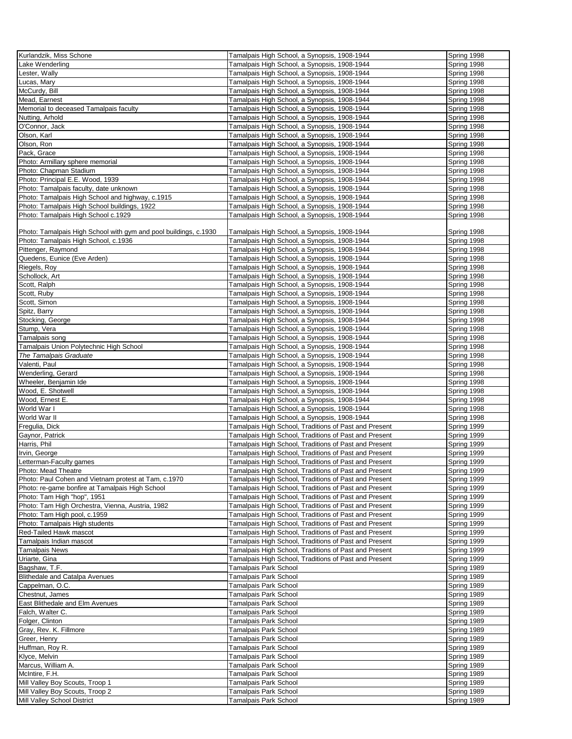| Kurlandzik, Miss Schone | Tamalpais High School, a Synopsis, 1908-1944 | Spring 1998 |
|---|---|---|
| Lake Wenderling | Tamalpais High School, a Synopsis, 1908-1944 | Spring 1998 |
| Lester, Wally | Tamalpais High School, a Synopsis, 1908-1944 | Spring 1998 |
| Lucas, Mary | Tamalpais High School, a Synopsis, 1908-1944 | Spring 1998 |
| McCurdy, Bill | Tamalpais High School, a Synopsis, 1908-1944 | Spring 1998 |
| Mead, Earnest | Tamalpais High School, a Synopsis, 1908-1944 | Spring 1998 |
| Memorial to deceased Tamalpais faculty | Tamalpais High School, a Synopsis, 1908-1944 | Spring 1998 |
| Nutting, Arhold | Tamalpais High School, a Synopsis, 1908-1944 | Spring 1998 |
| O'Connor, Jack | Tamalpais High School, a Synopsis, 1908-1944 | Spring 1998 |
| Olson, Karl | Tamalpais High School, a Synopsis, 1908-1944 | Spring 1998 |
| Olson, Ron | Tamalpais High School, a Synopsis, 1908-1944 | Spring 1998 |
| Pack, Grace | Tamalpais High School, a Synopsis, 1908-1944 | Spring 1998 |
| Photo: Armillary sphere memorial | Tamalpais High School, a Synopsis, 1908-1944 | Spring 1998 |
| Photo: Chapman Stadium | Tamalpais High School, a Synopsis, 1908-1944 | Spring 1998 |
| Photo: Principal E.E. Wood, 1939 | Tamalpais High School, a Synopsis, 1908-1944 | Spring 1998 |
| Photo: Tamalpais faculty, date unknown | Tamalpais High School, a Synopsis, 1908-1944 | Spring 1998 |
| Photo: Tamalpais High School and highway, c.1915 | Tamalpais High School, a Synopsis, 1908-1944 | Spring 1998 |
| Photo: Tamalpais High School buildings, 1922 | Tamalpais High School, a Synopsis, 1908-1944 | Spring 1998 |
| Photo: Tamalpais High School c.1929 | Tamalpais High School, a Synopsis, 1908-1944 | Spring 1998 |
| Photo: Tamalpais High School with gym and pool buildings, c.1930 | Tamalpais High School, a Synopsis, 1908-1944 | Spring 1998 |
| Photo: Tamalpais High School, c.1936 | Tamalpais High School, a Synopsis, 1908-1944 | Spring 1998 |
| Pittenger, Raymond | Tamalpais High School, a Synopsis, 1908-1944 | Spring 1998 |
| Quedens, Eunice (Eve Arden) | Tamalpais High School, a Synopsis, 1908-1944 | Spring 1998 |
| Riegels, Roy | Tamalpais High School, a Synopsis, 1908-1944 | Spring 1998 |
| Schollock, Art | Tamalpais High School, a Synopsis, 1908-1944 | Spring 1998 |
| Scott, Ralph | Tamalpais High School, a Synopsis, 1908-1944 | Spring 1998 |
| Scott, Ruby | Tamalpais High School, a Synopsis, 1908-1944 | Spring 1998 |
| Scott, Simon | Tamalpais High School, a Synopsis, 1908-1944 | Spring 1998 |
| Spitz, Barry | Tamalpais High School, a Synopsis, 1908-1944 | Spring 1998 |
| Stocking, George | Tamalpais High School, a Synopsis, 1908-1944 | Spring 1998 |
| Stump, Vera | Tamalpais High School, a Synopsis, 1908-1944 | Spring 1998 |
| Tamalpais song | Tamalpais High School, a Synopsis, 1908-1944 | Spring 1998 |
| Tamalpais Union Polytechnic High School | Tamalpais High School, a Synopsis, 1908-1944 | Spring 1998 |
| *The Tamalpais Graduate* | Tamalpais High School, a Synopsis, 1908-1944 | Spring 1998 |
| Valenti, Paul | Tamalpais High School, a Synopsis, 1908-1944 | Spring 1998 |
| Wenderling, Gerard | Tamalpais High School, a Synopsis, 1908-1944 | Spring 1998 |
| Wheeler, Benjamin Ide | Tamalpais High School, a Synopsis, 1908-1944 | Spring 1998 |
| Wood, E. Shotwell | Tamalpais High School, a Synopsis, 1908-1944 | Spring 1998 |
| Wood, Ernest E. | Tamalpais High School, a Synopsis, 1908-1944 | Spring 1998 |
| World War I | Tamalpais High School, a Synopsis, 1908-1944 | Spring 1998 |
| World War II | Tamalpais High School, a Synopsis, 1908-1944 | Spring 1998 |
| Fregulia, Dick | Tamalpais High School, Traditions of Past and Present | Spring 1999 |
| Gaynor, Patrick | Tamalpais High School, Traditions of Past and Present | Spring 1999 |
| Harris, Phil | Tamalpais High School, Traditions of Past and Present | Spring 1999 |
| Irvin, George | Tamalpais High School, Traditions of Past and Present | Spring 1999 |
| Letterman-Faculty games | Tamalpais High School, Traditions of Past and Present | Spring 1999 |
| Photo: Mead Theatre | Tamalpais High School, Traditions of Past and Present | Spring 1999 |
| Photo: Paul Cohen and Vietnam protest at Tam, c.1970 | Tamalpais High School, Traditions of Past and Present | Spring 1999 |
| Photo: re-game bonfire at Tamalpais High School | Tamalpais High School, Traditions of Past and Present | Spring 1999 |
| Photo: Tam High "hop", 1951 | Tamalpais High School, Traditions of Past and Present | Spring 1999 |
| Photo: Tam High Orchestra, Vienna, Austria, 1982 | Tamalpais High School, Traditions of Past and Present | Spring 1999 |
| Photo: Tam High pool, c.1959 | Tamalpais High School, Traditions of Past and Present | Spring 1999 |
| Photo: Tamalpais High students | Tamalpais High School, Traditions of Past and Present | Spring 1999 |
| Red-Tailed Hawk mascot | Tamalpais High School, Traditions of Past and Present | Spring 1999 |
| Tamalpais Indian mascot | Tamalpais High School, Traditions of Past and Present | Spring 1999 |
| Tamalpais News | Tamalpais High School, Traditions of Past and Present | Spring 1999 |
| Uriarte, Gina | Tamalpais High School, Traditions of Past and Present | Spring 1999 |
| Bagshaw, T.F. | Tamalpais Park School | Spring 1989 |
| Blithedale and Catalpa Avenues | Tamalpais Park School | Spring 1989 |
| Cappelman, O.C. | Tamalpais Park School | Spring 1989 |
| Chestnut, James | Tamalpais Park School | Spring 1989 |
| East Blithedale and Elm Avenues | Tamalpais Park School | Spring 1989 |
| Falch, Walter C. | Tamalpais Park School | Spring 1989 |
| Folger, Clinton | Tamalpais Park School | Spring 1989 |
| Gray, Rev. K. Fillmore | Tamalpais Park School | Spring 1989 |
| Greer, Henry | Tamalpais Park School | Spring 1989 |
| Huffman, Roy R. | Tamalpais Park School | Spring 1989 |
| Klyce, Melvin | Tamalpais Park School | Spring 1989 |
| Marcus, William A. | Tamalpais Park School | Spring 1989 |
| McIntire, F.H. | Tamalpais Park School | Spring 1989 |
| Mill Valley Boy Scouts, Troop 1 | Tamalpais Park School | Spring 1989 |
| Mill Valley Boy Scouts, Troop 2 | Tamalpais Park School | Spring 1989 |
| Mill Valley School District | Tamalpais Park School | Spring 1989 |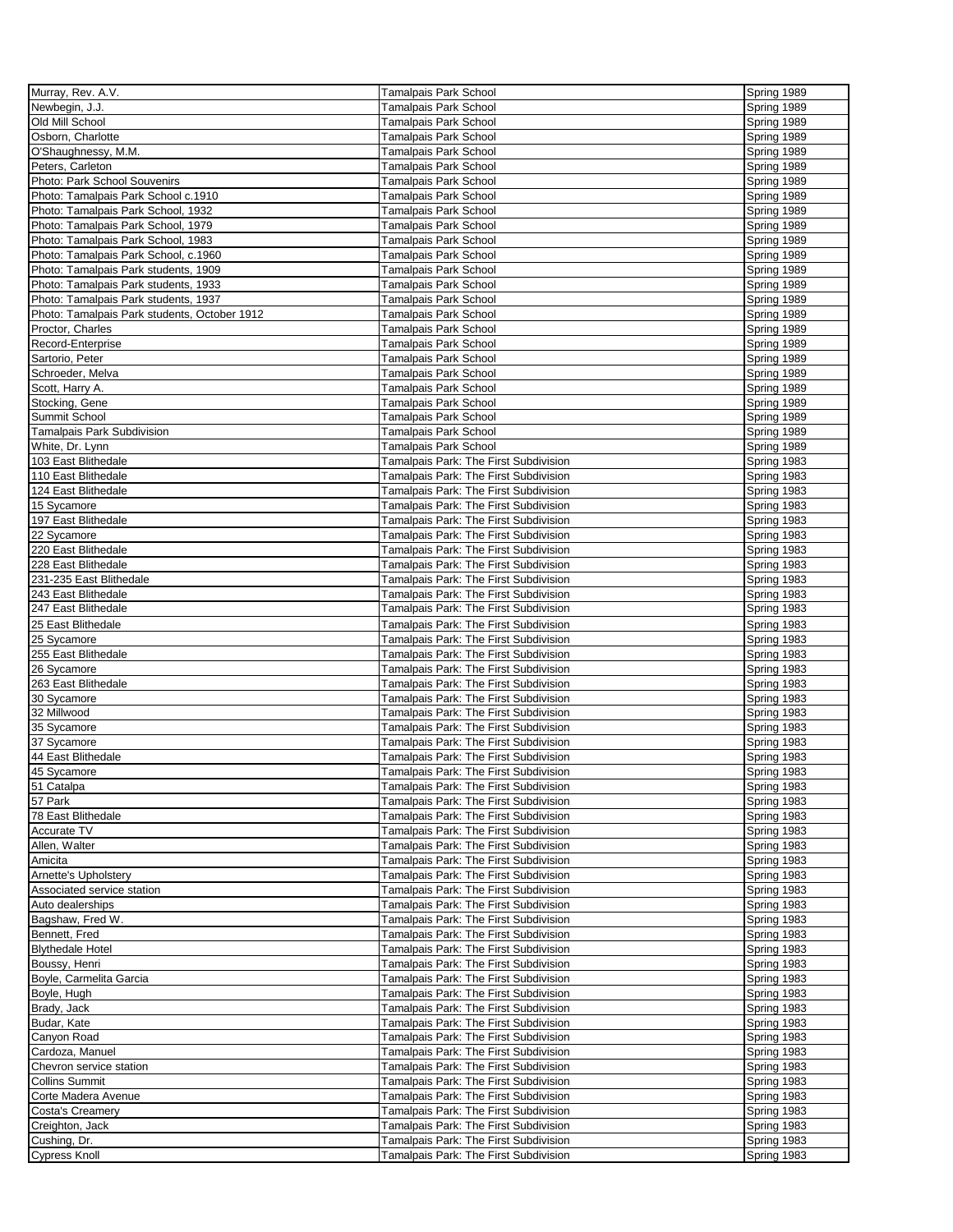| | | |
|---|---|---|
| Murray, Rev. A.V. | Tamalpais Park School | Spring 1989 |
| Newbegin, J.J. | Tamalpais Park School | Spring 1989 |
| Old Mill School | Tamalpais Park School | Spring 1989 |
| Osborn, Charlotte | Tamalpais Park School | Spring 1989 |
| O'Shaughnessy, M.M. | Tamalpais Park School | Spring 1989 |
| Peters, Carleton | Tamalpais Park School | Spring 1989 |
| Photo: Park School Souvenirs | Tamalpais Park School | Spring 1989 |
| Photo: Tamalpais Park School c.1910 | Tamalpais Park School | Spring 1989 |
| Photo: Tamalpais Park School, 1932 | Tamalpais Park School | Spring 1989 |
| Photo: Tamalpais Park School, 1979 | Tamalpais Park School | Spring 1989 |
| Photo: Tamalpais Park School, 1983 | Tamalpais Park School | Spring 1989 |
| Photo: Tamalpais Park School, c.1960 | Tamalpais Park School | Spring 1989 |
| Photo: Tamalpais Park students, 1909 | Tamalpais Park School | Spring 1989 |
| Photo: Tamalpais Park students, 1933 | Tamalpais Park School | Spring 1989 |
| Photo: Tamalpais Park students, 1937 | Tamalpais Park School | Spring 1989 |
| Photo: Tamalpais Park students, October 1912 | Tamalpais Park School | Spring 1989 |
| Proctor, Charles | Tamalpais Park School | Spring 1989 |
| Record-Enterprise | Tamalpais Park School | Spring 1989 |
| Sartorio, Peter | Tamalpais Park School | Spring 1989 |
| Schroeder, Melva | Tamalpais Park School | Spring 1989 |
| Scott, Harry A. | Tamalpais Park School | Spring 1989 |
| Stocking, Gene | Tamalpais Park School | Spring 1989 |
| Summit School | Tamalpais Park School | Spring 1989 |
| Tamalpais Park Subdivision | Tamalpais Park School | Spring 1989 |
| White, Dr. Lynn | Tamalpais Park School | Spring 1989 |
| 103 East Blithedale | Tamalpais Park: The First Subdivision | Spring 1983 |
| 110 East Blithedale | Tamalpais Park: The First Subdivision | Spring 1983 |
| 124 East Blithedale | Tamalpais Park: The First Subdivision | Spring 1983 |
| 15 Sycamore | Tamalpais Park: The First Subdivision | Spring 1983 |
| 197 East Blithedale | Tamalpais Park: The First Subdivision | Spring 1983 |
| 22 Sycamore | Tamalpais Park: The First Subdivision | Spring 1983 |
| 220 East Blithedale | Tamalpais Park: The First Subdivision | Spring 1983 |
| 228 East Blithedale | Tamalpais Park: The First Subdivision | Spring 1983 |
| 231-235 East Blithedale | Tamalpais Park: The First Subdivision | Spring 1983 |
| 243 East Blithedale | Tamalpais Park: The First Subdivision | Spring 1983 |
| 247 East Blithedale | Tamalpais Park: The First Subdivision | Spring 1983 |
| 25 East Blithedale | Tamalpais Park: The First Subdivision | Spring 1983 |
| 25 Sycamore | Tamalpais Park: The First Subdivision | Spring 1983 |
| 255 East Blithedale | Tamalpais Park: The First Subdivision | Spring 1983 |
| 26 Sycamore | Tamalpais Park: The First Subdivision | Spring 1983 |
| 263 East Blithedale | Tamalpais Park: The First Subdivision | Spring 1983 |
| 30 Sycamore | Tamalpais Park: The First Subdivision | Spring 1983 |
| 32 Millwood | Tamalpais Park: The First Subdivision | Spring 1983 |
| 35 Sycamore | Tamalpais Park: The First Subdivision | Spring 1983 |
| 37 Sycamore | Tamalpais Park: The First Subdivision | Spring 1983 |
| 44 East Blithedale | Tamalpais Park: The First Subdivision | Spring 1983 |
| 45 Sycamore | Tamalpais Park: The First Subdivision | Spring 1983 |
| 51 Catalpa | Tamalpais Park: The First Subdivision | Spring 1983 |
| 57 Park | Tamalpais Park: The First Subdivision | Spring 1983 |
| 78 East Blithedale | Tamalpais Park: The First Subdivision | Spring 1983 |
| Accurate TV | Tamalpais Park: The First Subdivision | Spring 1983 |
| Allen, Walter | Tamalpais Park: The First Subdivision | Spring 1983 |
| Amicita | Tamalpais Park: The First Subdivision | Spring 1983 |
| Arnette's Upholstery | Tamalpais Park: The First Subdivision | Spring 1983 |
| Associated service station | Tamalpais Park: The First Subdivision | Spring 1983 |
| Auto dealerships | Tamalpais Park: The First Subdivision | Spring 1983 |
| Bagshaw, Fred W. | Tamalpais Park: The First Subdivision | Spring 1983 |
| Bennett, Fred | Tamalpais Park: The First Subdivision | Spring 1983 |
| Blythedale Hotel | Tamalpais Park: The First Subdivision | Spring 1983 |
| Boussy, Henri | Tamalpais Park: The First Subdivision | Spring 1983 |
| Boyle, Carmelita Garcia | Tamalpais Park: The First Subdivision | Spring 1983 |
| Boyle, Hugh | Tamalpais Park: The First Subdivision | Spring 1983 |
| Brady, Jack | Tamalpais Park: The First Subdivision | Spring 1983 |
| Budar, Kate | Tamalpais Park: The First Subdivision | Spring 1983 |
| Canyon Road | Tamalpais Park: The First Subdivision | Spring 1983 |
| Cardoza, Manuel | Tamalpais Park: The First Subdivision | Spring 1983 |
| Chevron service station | Tamalpais Park: The First Subdivision | Spring 1983 |
| Collins Summit | Tamalpais Park: The First Subdivision | Spring 1983 |
| Corte Madera Avenue | Tamalpais Park: The First Subdivision | Spring 1983 |
| Costa's Creamery | Tamalpais Park: The First Subdivision | Spring 1983 |
| Creighton, Jack | Tamalpais Park: The First Subdivision | Spring 1983 |
| Cushing, Dr. | Tamalpais Park: The First Subdivision | Spring 1983 |
| Cypress Knoll | Tamalpais Park: The First Subdivision | Spring 1983 |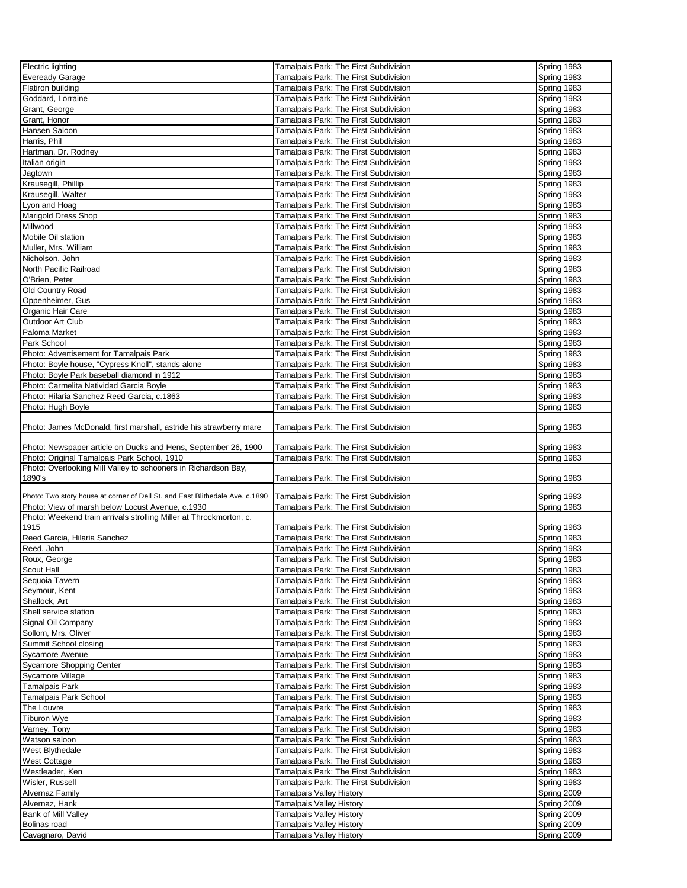| | | |
|---|---|---|
| Electric lighting | Tamalpais Park: The First Subdivision | Spring 1983 |
| Eveready Garage | Tamalpais Park: The First Subdivision | Spring 1983 |
| Flatiron building | Tamalpais Park: The First Subdivision | Spring 1983 |
| Goddard, Lorraine | Tamalpais Park: The First Subdivision | Spring 1983 |
| Grant, George | Tamalpais Park: The First Subdivision | Spring 1983 |
| Grant, Honor | Tamalpais Park: The First Subdivision | Spring 1983 |
| Hansen Saloon | Tamalpais Park: The First Subdivision | Spring 1983 |
| Harris, Phil | Tamalpais Park: The First Subdivision | Spring 1983 |
| Hartman, Dr. Rodney | Tamalpais Park: The First Subdivision | Spring 1983 |
| Italian origin | Tamalpais Park: The First Subdivision | Spring 1983 |
| Jagtown | Tamalpais Park: The First Subdivision | Spring 1983 |
| Krausegill, Phillip | Tamalpais Park: The First Subdivision | Spring 1983 |
| Krausegill, Walter | Tamalpais Park: The First Subdivision | Spring 1983 |
| Lyon and Hoag | Tamalpais Park: The First Subdivision | Spring 1983 |
| Marigold Dress Shop | Tamalpais Park: The First Subdivision | Spring 1983 |
| Millwood | Tamalpais Park: The First Subdivision | Spring 1983 |
| Mobile Oil station | Tamalpais Park: The First Subdivision | Spring 1983 |
| Muller, Mrs. William | Tamalpais Park: The First Subdivision | Spring 1983 |
| Nicholson, John | Tamalpais Park: The First Subdivision | Spring 1983 |
| North Pacific Railroad | Tamalpais Park: The First Subdivision | Spring 1983 |
| O'Brien, Peter | Tamalpais Park: The First Subdivision | Spring 1983 |
| Old Country Road | Tamalpais Park: The First Subdivision | Spring 1983 |
| Oppenheimer, Gus | Tamalpais Park: The First Subdivision | Spring 1983 |
| Organic Hair Care | Tamalpais Park: The First Subdivision | Spring 1983 |
| Outdoor Art Club | Tamalpais Park: The First Subdivision | Spring 1983 |
| Paloma Market | Tamalpais Park: The First Subdivision | Spring 1983 |
| Park School | Tamalpais Park: The First Subdivision | Spring 1983 |
| Photo: Advertisement for Tamalpais Park | Tamalpais Park: The First Subdivision | Spring 1983 |
| Photo: Boyle house, "Cypress Knoll", stands alone | Tamalpais Park: The First Subdivision | Spring 1983 |
| Photo: Boyle Park baseball diamond in 1912 | Tamalpais Park: The First Subdivision | Spring 1983 |
| Photo: Carmelita Natividad Garcia Boyle | Tamalpais Park: The First Subdivision | Spring 1983 |
| Photo: Hilaria Sanchez Reed Garcia, c.1863 | Tamalpais Park: The First Subdivision | Spring 1983 |
| Photo: Hugh Boyle | Tamalpais Park: The First Subdivision | Spring 1983 |
| Photo: James McDonald, first marshall, astride his strawberry mare | Tamalpais Park: The First Subdivision | Spring 1983 |
| Photo: Newspaper article on Ducks and Hens, September 26, 1900 | Tamalpais Park: The First Subdivision | Spring 1983 |
| Photo: Original Tamalpais Park School, 1910 | Tamalpais Park: The First Subdivision | Spring 1983 |
| Photo: Overlooking Mill Valley to schooners in Richardson Bay, 1890's | Tamalpais Park: The First Subdivision | Spring 1983 |
| Photo: Two story house at corner of Dell St. and East Blithedale Ave. c.1890 | Tamalpais Park: The First Subdivision | Spring 1983 |
| Photo: View of marsh below Locust Avenue, c.1930 | Tamalpais Park: The First Subdivision | Spring 1983 |
| Photo: Weekend train arrivals strolling Miller at Throckmorton, c. 1915 | Tamalpais Park: The First Subdivision | Spring 1983 |
| Reed Garcia, Hilaria Sanchez | Tamalpais Park: The First Subdivision | Spring 1983 |
| Reed, John | Tamalpais Park: The First Subdivision | Spring 1983 |
| Roux, George | Tamalpais Park: The First Subdivision | Spring 1983 |
| Scout Hall | Tamalpais Park: The First Subdivision | Spring 1983 |
| Sequoia Tavern | Tamalpais Park: The First Subdivision | Spring 1983 |
| Seymour, Kent | Tamalpais Park: The First Subdivision | Spring 1983 |
| Shallock, Art | Tamalpais Park: The First Subdivision | Spring 1983 |
| Shell service station | Tamalpais Park: The First Subdivision | Spring 1983 |
| Signal Oil Company | Tamalpais Park: The First Subdivision | Spring 1983 |
| Sollom, Mrs. Oliver | Tamalpais Park: The First Subdivision | Spring 1983 |
| Summit School closing | Tamalpais Park: The First Subdivision | Spring 1983 |
| Sycamore Avenue | Tamalpais Park: The First Subdivision | Spring 1983 |
| Sycamore Shopping Center | Tamalpais Park: The First Subdivision | Spring 1983 |
| Sycamore Village | Tamalpais Park: The First Subdivision | Spring 1983 |
| Tamalpais Park | Tamalpais Park: The First Subdivision | Spring 1983 |
| Tamalpais Park School | Tamalpais Park: The First Subdivision | Spring 1983 |
| The Louvre | Tamalpais Park: The First Subdivision | Spring 1983 |
| Tiburon Wye | Tamalpais Park: The First Subdivision | Spring 1983 |
| Varney, Tony | Tamalpais Park: The First Subdivision | Spring 1983 |
| Watson saloon | Tamalpais Park: The First Subdivision | Spring 1983 |
| West Blythedale | Tamalpais Park: The First Subdivision | Spring 1983 |
| West Cottage | Tamalpais Park: The First Subdivision | Spring 1983 |
| Westleader, Ken | Tamalpais Park: The First Subdivision | Spring 1983 |
| Wisler, Russell | Tamalpais Park: The First Subdivision | Spring 1983 |
| Alvernaz Family | Tamalpais Valley History | Spring 2009 |
| Alvernaz, Hank | Tamalpais Valley History | Spring 2009 |
| Bank of Mill Valley | Tamalpais Valley History | Spring 2009 |
| Bolinas road | Tamalpais Valley History | Spring 2009 |
| Cavagnaro, David | Tamalpais Valley History | Spring 2009 |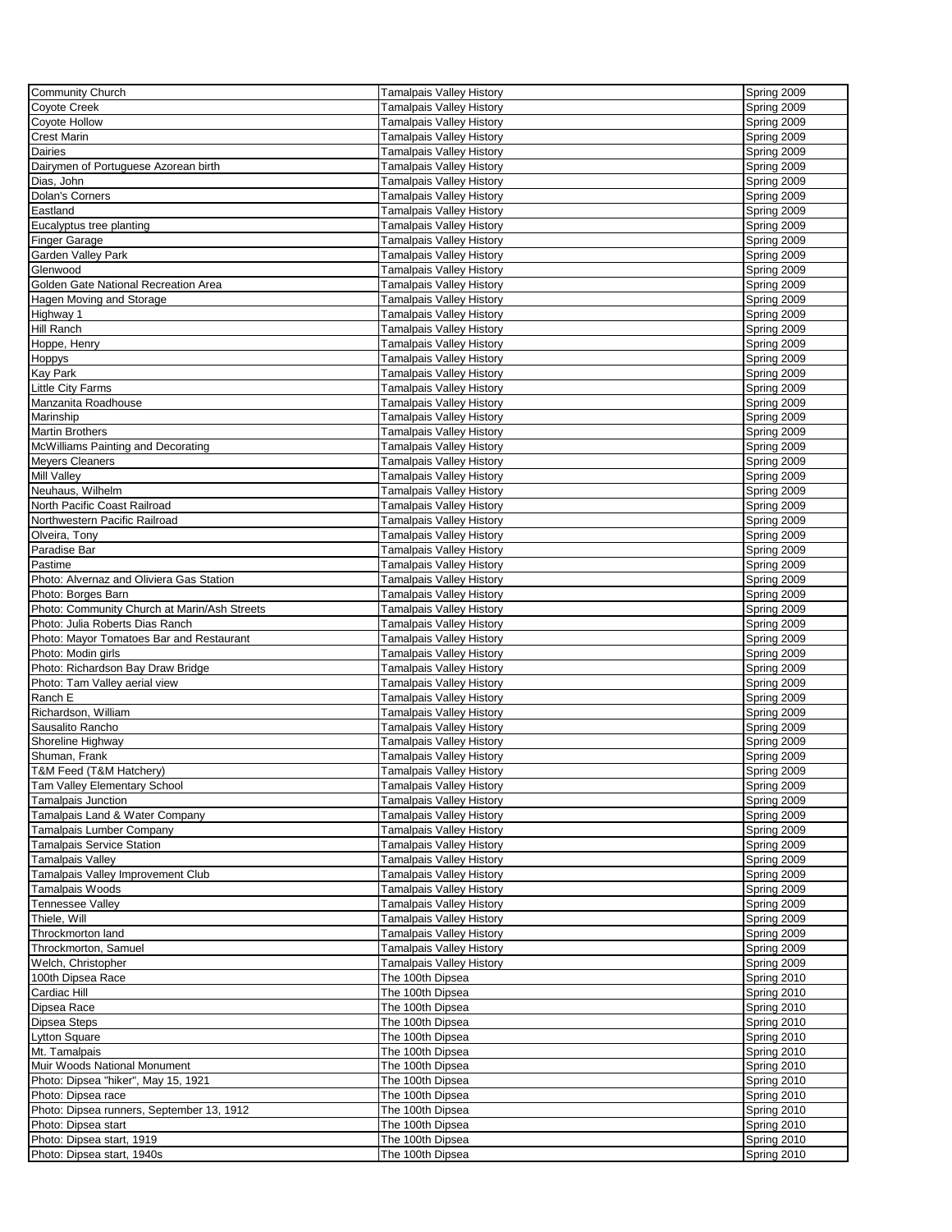| Community Church | Tamalpais Valley History | Spring 2009 |
|---|---|---|
| Coyote Creek | Tamalpais Valley History | Spring 2009 |
| Coyote Hollow | Tamalpais Valley History | Spring 2009 |
| Crest Marin | Tamalpais Valley History | Spring 2009 |
| Dairies | Tamalpais Valley History | Spring 2009 |
| Dairymen of Portuguese Azorean birth | Tamalpais Valley History | Spring 2009 |
| Dias, John | Tamalpais Valley History | Spring 2009 |
| Dolan's Corners | Tamalpais Valley History | Spring 2009 |
| Eastland | Tamalpais Valley History | Spring 2009 |
| Eucalyptus tree planting | Tamalpais Valley History | Spring 2009 |
| Finger Garage | Tamalpais Valley History | Spring 2009 |
| Garden Valley Park | Tamalpais Valley History | Spring 2009 |
| Glenwood | Tamalpais Valley History | Spring 2009 |
| Golden Gate National Recreation Area | Tamalpais Valley History | Spring 2009 |
| Hagen Moving and Storage | Tamalpais Valley History | Spring 2009 |
| Highway 1 | Tamalpais Valley History | Spring 2009 |
| Hill Ranch | Tamalpais Valley History | Spring 2009 |
| Hoppe, Henry | Tamalpais Valley History | Spring 2009 |
| Hoppys | Tamalpais Valley History | Spring 2009 |
| Kay Park | Tamalpais Valley History | Spring 2009 |
| Little City Farms | Tamalpais Valley History | Spring 2009 |
| Manzanita Roadhouse | Tamalpais Valley History | Spring 2009 |
| Marinship | Tamalpais Valley History | Spring 2009 |
| Martin Brothers | Tamalpais Valley History | Spring 2009 |
| McWilliams Painting and Decorating | Tamalpais Valley History | Spring 2009 |
| Meyers Cleaners | Tamalpais Valley History | Spring 2009 |
| Mill Valley | Tamalpais Valley History | Spring 2009 |
| Neuhaus, Wilhelm | Tamalpais Valley History | Spring 2009 |
| North Pacific Coast Railroad | Tamalpais Valley History | Spring 2009 |
| Northwestern Pacific Railroad | Tamalpais Valley History | Spring 2009 |
| Olveira, Tony | Tamalpais Valley History | Spring 2009 |
| Paradise Bar | Tamalpais Valley History | Spring 2009 |
| Pastime | Tamalpais Valley History | Spring 2009 |
| Photo: Alvernaz and Oliviera Gas Station | Tamalpais Valley History | Spring 2009 |
| Photo: Borges Barn | Tamalpais Valley History | Spring 2009 |
| Photo: Community Church at Marin/Ash Streets | Tamalpais Valley History | Spring 2009 |
| Photo: Julia Roberts Dias Ranch | Tamalpais Valley History | Spring 2009 |
| Photo: Mayor Tomatoes Bar and Restaurant | Tamalpais Valley History | Spring 2009 |
| Photo: Modin girls | Tamalpais Valley History | Spring 2009 |
| Photo: Richardson Bay Draw Bridge | Tamalpais Valley History | Spring 2009 |
| Photo: Tam Valley aerial view | Tamalpais Valley History | Spring 2009 |
| Ranch E | Tamalpais Valley History | Spring 2009 |
| Richardson, William | Tamalpais Valley History | Spring 2009 |
| Sausalito Rancho | Tamalpais Valley History | Spring 2009 |
| Shoreline Highway | Tamalpais Valley History | Spring 2009 |
| Shuman, Frank | Tamalpais Valley History | Spring 2009 |
| T&M Feed (T&M Hatchery) | Tamalpais Valley History | Spring 2009 |
| Tam Valley Elementary School | Tamalpais Valley History | Spring 2009 |
| Tamalpais Junction | Tamalpais Valley History | Spring 2009 |
| Tamalpais Land & Water Company | Tamalpais Valley History | Spring 2009 |
| Tamalpais Lumber Company | Tamalpais Valley History | Spring 2009 |
| Tamalpais Service Station | Tamalpais Valley History | Spring 2009 |
| Tamalpais Valley | Tamalpais Valley History | Spring 2009 |
| Tamalpais Valley Improvement Club | Tamalpais Valley History | Spring 2009 |
| Tamalpais Woods | Tamalpais Valley History | Spring 2009 |
| Tennessee Valley | Tamalpais Valley History | Spring 2009 |
| Thiele, Will | Tamalpais Valley History | Spring 2009 |
| Throckmorton land | Tamalpais Valley History | Spring 2009 |
| Throckmorton, Samuel | Tamalpais Valley History | Spring 2009 |
| Welch, Christopher | Tamalpais Valley History | Spring 2009 |
| 100th Dipsea Race | The 100th Dipsea | Spring 2010 |
| Cardiac Hill | The 100th Dipsea | Spring 2010 |
| Dipsea Race | The 100th Dipsea | Spring 2010 |
| Dipsea Steps | The 100th Dipsea | Spring 2010 |
| Lytton Square | The 100th Dipsea | Spring 2010 |
| Mt. Tamalpais | The 100th Dipsea | Spring 2010 |
| Muir Woods National Monument | The 100th Dipsea | Spring 2010 |
| Photo: Dipsea "hiker", May 15, 1921 | The 100th Dipsea | Spring 2010 |
| Photo: Dipsea race | The 100th Dipsea | Spring 2010 |
| Photo: Dipsea runners, September 13, 1912 | The 100th Dipsea | Spring 2010 |
| Photo: Dipsea start | The 100th Dipsea | Spring 2010 |
| Photo: Dipsea start, 1919 | The 100th Dipsea | Spring 2010 |
| Photo: Dipsea start, 1940s | The 100th Dipsea | Spring 2010 |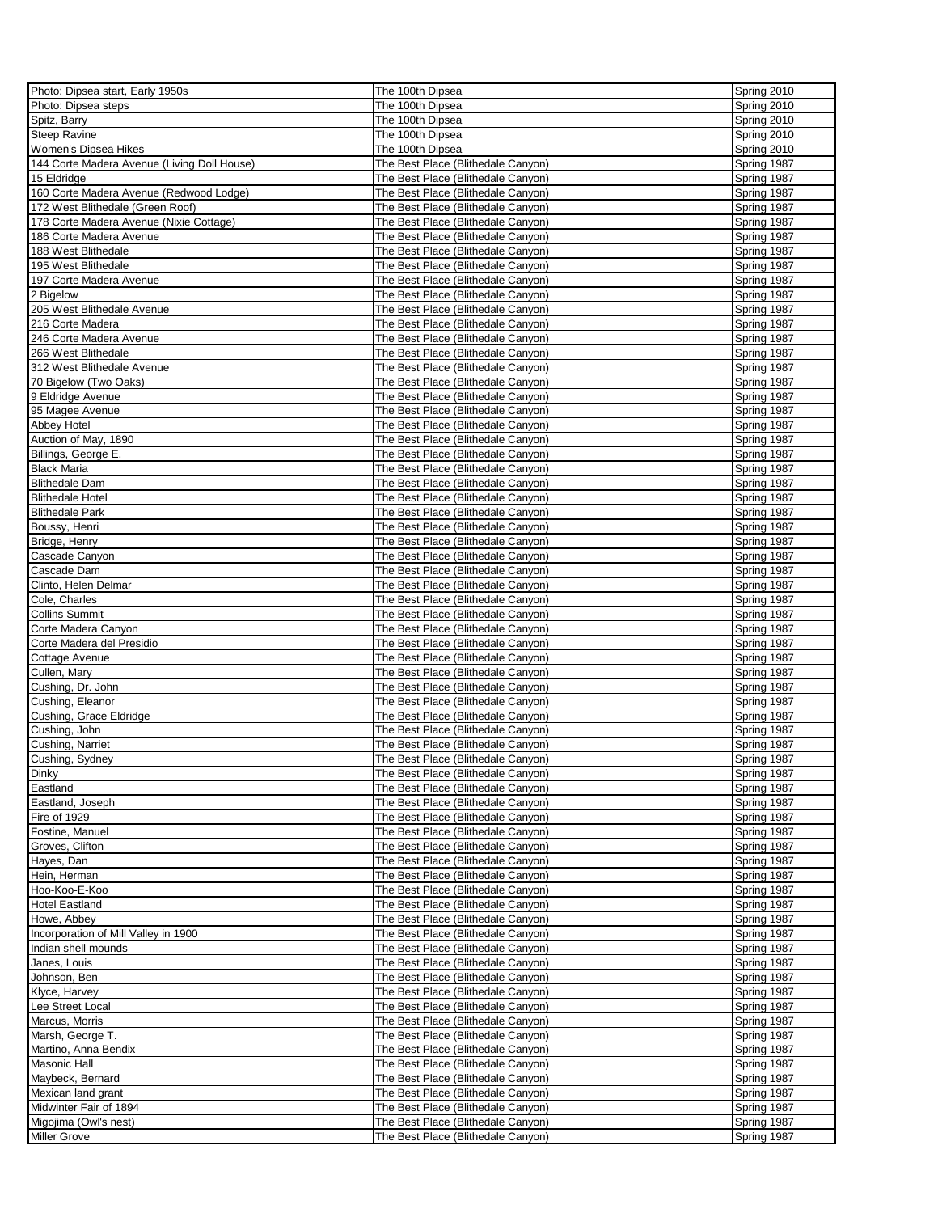| | | |
|---|---|---|
| Photo: Dipsea start, Early 1950s | The 100th Dipsea | Spring 2010 |
| Photo: Dipsea steps | The 100th Dipsea | Spring 2010 |
| Spitz, Barry | The 100th Dipsea | Spring 2010 |
| Steep Ravine | The 100th Dipsea | Spring 2010 |
| Women's Dipsea Hikes | The 100th Dipsea | Spring 2010 |
| 144 Corte Madera Avenue (Living Doll House) | The Best Place (Blithedale Canyon) | Spring 1987 |
| 15 Eldridge | The Best Place (Blithedale Canyon) | Spring 1987 |
| 160 Corte Madera Avenue (Redwood Lodge) | The Best Place (Blithedale Canyon) | Spring 1987 |
| 172 West Blithedale (Green Roof) | The Best Place (Blithedale Canyon) | Spring 1987 |
| 178 Corte Madera Avenue (Nixie Cottage) | The Best Place (Blithedale Canyon) | Spring 1987 |
| 186 Corte Madera Avenue | The Best Place (Blithedale Canyon) | Spring 1987 |
| 188 West Blithedale | The Best Place (Blithedale Canyon) | Spring 1987 |
| 195 West Blithedale | The Best Place (Blithedale Canyon) | Spring 1987 |
| 197 Corte Madera Avenue | The Best Place (Blithedale Canyon) | Spring 1987 |
| 2 Bigelow | The Best Place (Blithedale Canyon) | Spring 1987 |
| 205 West Blithedale Avenue | The Best Place (Blithedale Canyon) | Spring 1987 |
| 216 Corte Madera | The Best Place (Blithedale Canyon) | Spring 1987 |
| 246 Corte Madera Avenue | The Best Place (Blithedale Canyon) | Spring 1987 |
| 266 West Blithedale | The Best Place (Blithedale Canyon) | Spring 1987 |
| 312 West Blithedale Avenue | The Best Place (Blithedale Canyon) | Spring 1987 |
| 70 Bigelow (Two Oaks) | The Best Place (Blithedale Canyon) | Spring 1987 |
| 9 Eldridge Avenue | The Best Place (Blithedale Canyon) | Spring 1987 |
| 95 Magee Avenue | The Best Place (Blithedale Canyon) | Spring 1987 |
| Abbey Hotel | The Best Place (Blithedale Canyon) | Spring 1987 |
| Auction of May, 1890 | The Best Place (Blithedale Canyon) | Spring 1987 |
| Billings, George E. | The Best Place (Blithedale Canyon) | Spring 1987 |
| Black Maria | The Best Place (Blithedale Canyon) | Spring 1987 |
| Blithedale Dam | The Best Place (Blithedale Canyon) | Spring 1987 |
| Blithedale Hotel | The Best Place (Blithedale Canyon) | Spring 1987 |
| Blithedale Park | The Best Place (Blithedale Canyon) | Spring 1987 |
| Boussy, Henri | The Best Place (Blithedale Canyon) | Spring 1987 |
| Bridge, Henry | The Best Place (Blithedale Canyon) | Spring 1987 |
| Cascade Canyon | The Best Place (Blithedale Canyon) | Spring 1987 |
| Cascade Dam | The Best Place (Blithedale Canyon) | Spring 1987 |
| Clinto, Helen Delmar | The Best Place (Blithedale Canyon) | Spring 1987 |
| Cole, Charles | The Best Place (Blithedale Canyon) | Spring 1987 |
| Collins Summit | The Best Place (Blithedale Canyon) | Spring 1987 |
| Corte Madera Canyon | The Best Place (Blithedale Canyon) | Spring 1987 |
| Corte Madera del Presidio | The Best Place (Blithedale Canyon) | Spring 1987 |
| Cottage Avenue | The Best Place (Blithedale Canyon) | Spring 1987 |
| Cullen, Mary | The Best Place (Blithedale Canyon) | Spring 1987 |
| Cushing, Dr. John | The Best Place (Blithedale Canyon) | Spring 1987 |
| Cushing, Eleanor | The Best Place (Blithedale Canyon) | Spring 1987 |
| Cushing, Grace Eldridge | The Best Place (Blithedale Canyon) | Spring 1987 |
| Cushing, John | The Best Place (Blithedale Canyon) | Spring 1987 |
| Cushing, Narriet | The Best Place (Blithedale Canyon) | Spring 1987 |
| Cushing, Sydney | The Best Place (Blithedale Canyon) | Spring 1987 |
| Dinky | The Best Place (Blithedale Canyon) | Spring 1987 |
| Eastland | The Best Place (Blithedale Canyon) | Spring 1987 |
| Eastland, Joseph | The Best Place (Blithedale Canyon) | Spring 1987 |
| Fire of 1929 | The Best Place (Blithedale Canyon) | Spring 1987 |
| Fostine, Manuel | The Best Place (Blithedale Canyon) | Spring 1987 |
| Groves, Clifton | The Best Place (Blithedale Canyon) | Spring 1987 |
| Hayes, Dan | The Best Place (Blithedale Canyon) | Spring 1987 |
| Hein, Herman | The Best Place (Blithedale Canyon) | Spring 1987 |
| Hoo-Koo-E-Koo | The Best Place (Blithedale Canyon) | Spring 1987 |
| Hotel Eastland | The Best Place (Blithedale Canyon) | Spring 1987 |
| Howe, Abbey | The Best Place (Blithedale Canyon) | Spring 1987 |
| Incorporation of Mill Valley in 1900 | The Best Place (Blithedale Canyon) | Spring 1987 |
| Indian shell mounds | The Best Place (Blithedale Canyon) | Spring 1987 |
| Janes, Louis | The Best Place (Blithedale Canyon) | Spring 1987 |
| Johnson, Ben | The Best Place (Blithedale Canyon) | Spring 1987 |
| Klyce, Harvey | The Best Place (Blithedale Canyon) | Spring 1987 |
| Lee Street Local | The Best Place (Blithedale Canyon) | Spring 1987 |
| Marcus, Morris | The Best Place (Blithedale Canyon) | Spring 1987 |
| Marsh, George T. | The Best Place (Blithedale Canyon) | Spring 1987 |
| Martino, Anna Bendix | The Best Place (Blithedale Canyon) | Spring 1987 |
| Masonic Hall | The Best Place (Blithedale Canyon) | Spring 1987 |
| Maybeck, Bernard | The Best Place (Blithedale Canyon) | Spring 1987 |
| Mexican land grant | The Best Place (Blithedale Canyon) | Spring 1987 |
| Midwinter Fair of 1894 | The Best Place (Blithedale Canyon) | Spring 1987 |
| Migojima (Owl's nest) | The Best Place (Blithedale Canyon) | Spring 1987 |
| Miller Grove | The Best Place (Blithedale Canyon) | Spring 1987 |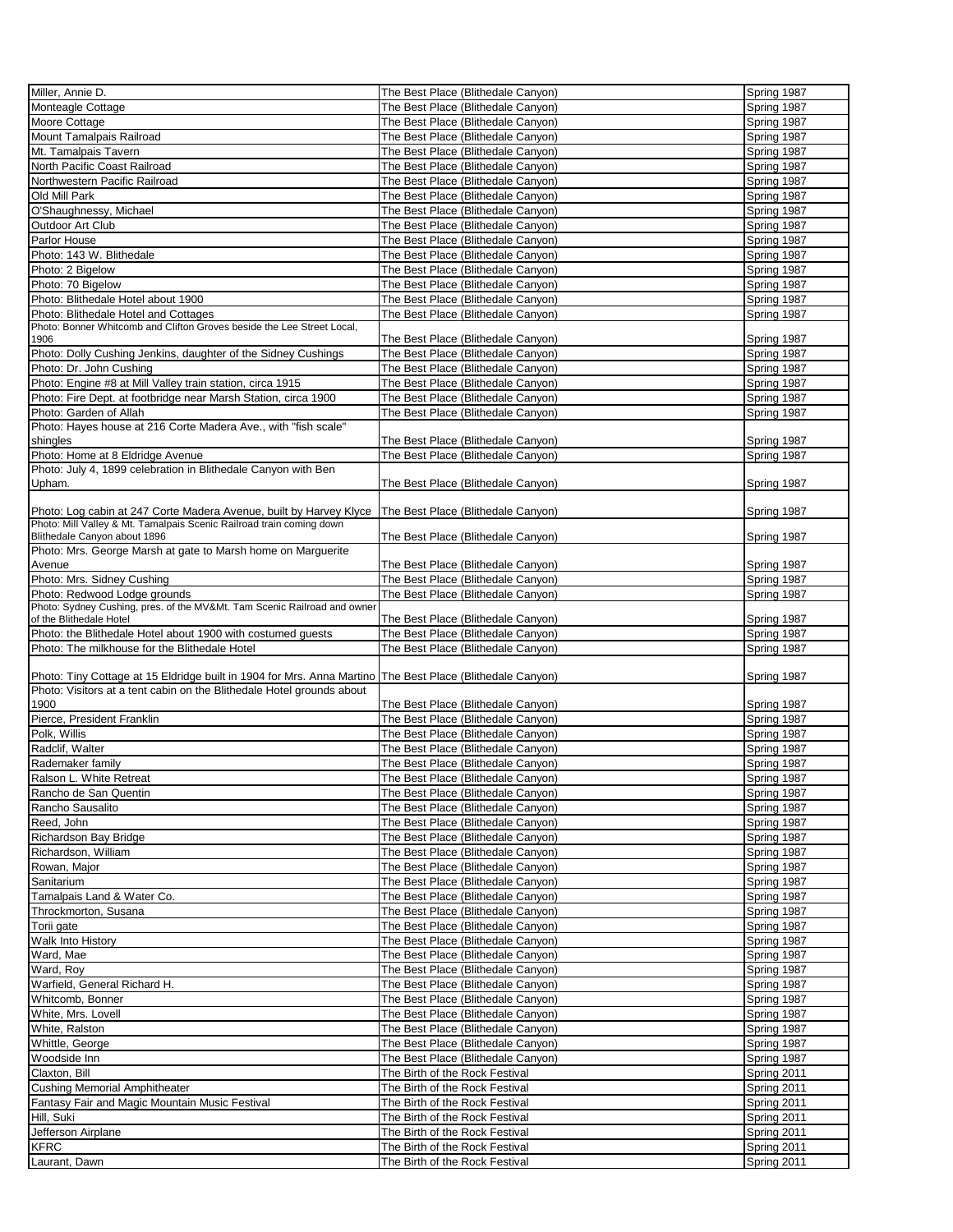| | | |
|---|---|---|
| Miller, Annie D. | The Best Place (Blithedale Canyon) | Spring 1987 |
| Monteagle Cottage | The Best Place (Blithedale Canyon) | Spring 1987 |
| Moore Cottage | The Best Place (Blithedale Canyon) | Spring 1987 |
| Mount Tamalpais Railroad | The Best Place (Blithedale Canyon) | Spring 1987 |
| Mt. Tamalpais Tavern | The Best Place (Blithedale Canyon) | Spring 1987 |
| North Pacific Coast Railroad | The Best Place (Blithedale Canyon) | Spring 1987 |
| Northwestern Pacific Railroad | The Best Place (Blithedale Canyon) | Spring 1987 |
| Old Mill Park | The Best Place (Blithedale Canyon) | Spring 1987 |
| O'Shaughnessy, Michael | The Best Place (Blithedale Canyon) | Spring 1987 |
| Outdoor Art Club | The Best Place (Blithedale Canyon) | Spring 1987 |
| Parlor House | The Best Place (Blithedale Canyon) | Spring 1987 |
| Photo: 143 W. Blithedale | The Best Place (Blithedale Canyon) | Spring 1987 |
| Photo: 2 Bigelow | The Best Place (Blithedale Canyon) | Spring 1987 |
| Photo: 70 Bigelow | The Best Place (Blithedale Canyon) | Spring 1987 |
| Photo: Blithedale Hotel about 1900 | The Best Place (Blithedale Canyon) | Spring 1987 |
| Photo: Blithedale Hotel and Cottages | The Best Place (Blithedale Canyon) | Spring 1987 |
| Photo: Bonner Whitcomb and Clifton Groves beside the Lee Street Local, 1906 | The Best Place (Blithedale Canyon) | Spring 1987 |
| Photo: Dolly Cushing Jenkins, daughter of the Sidney Cushings | The Best Place (Blithedale Canyon) | Spring 1987 |
| Photo: Dr. John Cushing | The Best Place (Blithedale Canyon) | Spring 1987 |
| Photo: Engine #8 at Mill Valley train station, circa 1915 | The Best Place (Blithedale Canyon) | Spring 1987 |
| Photo: Fire Dept. at footbridge near Marsh Station, circa 1900 | The Best Place (Blithedale Canyon) | Spring 1987 |
| Photo: Garden of Allah | The Best Place (Blithedale Canyon) | Spring 1987 |
| Photo: Hayes house at 216 Corte Madera Ave., with "fish scale" shingles | The Best Place (Blithedale Canyon) | Spring 1987 |
| Photo: Home at 8 Eldridge Avenue | The Best Place (Blithedale Canyon) | Spring 1987 |
| Photo: July 4, 1899 celebration in Blithedale Canyon with Ben Upham. | The Best Place (Blithedale Canyon) | Spring 1987 |
| Photo: Log cabin at 247 Corte Madera Avenue, built by Harvey Klyce | The Best Place (Blithedale Canyon) | Spring 1987 |
| Photo: Mill Valley & Mt. Tamalpais Scenic Railroad train coming down Blithedale Canyon about 1896 | The Best Place (Blithedale Canyon) | Spring 1987 |
| Photo: Mrs. George Marsh at gate to Marsh home on Marguerite Avenue | The Best Place (Blithedale Canyon) | Spring 1987 |
| Photo: Mrs. Sidney Cushing | The Best Place (Blithedale Canyon) | Spring 1987 |
| Photo: Redwood Lodge grounds | The Best Place (Blithedale Canyon) | Spring 1987 |
| Photo: Sydney Cushing, pres. of the MV&Mt. Tam Scenic Railroad and owner of the Blithedale Hotel | The Best Place (Blithedale Canyon) | Spring 1987 |
| Photo: the Blithedale Hotel about 1900 with costumed guests | The Best Place (Blithedale Canyon) | Spring 1987 |
| Photo: The milkhouse for the Blithedale Hotel | The Best Place (Blithedale Canyon) | Spring 1987 |
| Photo: Tiny Cottage at 15 Eldridge built in 1904 for Mrs. Anna Martino | The Best Place (Blithedale Canyon) | Spring 1987 |
| Photo: Visitors at a tent cabin on the Blithedale Hotel grounds about 1900 | The Best Place (Blithedale Canyon) | Spring 1987 |
| Pierce, President Franklin | The Best Place (Blithedale Canyon) | Spring 1987 |
| Polk, Willis | The Best Place (Blithedale Canyon) | Spring 1987 |
| Radclif, Walter | The Best Place (Blithedale Canyon) | Spring 1987 |
| Rademaker family | The Best Place (Blithedale Canyon) | Spring 1987 |
| Ralson L. White Retreat | The Best Place (Blithedale Canyon) | Spring 1987 |
| Rancho de San Quentin | The Best Place (Blithedale Canyon) | Spring 1987 |
| Rancho Sausalito | The Best Place (Blithedale Canyon) | Spring 1987 |
| Reed, John | The Best Place (Blithedale Canyon) | Spring 1987 |
| Richardson Bay Bridge | The Best Place (Blithedale Canyon) | Spring 1987 |
| Richardson, William | The Best Place (Blithedale Canyon) | Spring 1987 |
| Rowan, Major | The Best Place (Blithedale Canyon) | Spring 1987 |
| Sanitarium | The Best Place (Blithedale Canyon) | Spring 1987 |
| Tamalpais Land & Water Co. | The Best Place (Blithedale Canyon) | Spring 1987 |
| Throckmorton, Susana | The Best Place (Blithedale Canyon) | Spring 1987 |
| Torii gate | The Best Place (Blithedale Canyon) | Spring 1987 |
| Walk Into History | The Best Place (Blithedale Canyon) | Spring 1987 |
| Ward, Mae | The Best Place (Blithedale Canyon) | Spring 1987 |
| Ward, Roy | The Best Place (Blithedale Canyon) | Spring 1987 |
| Warfield, General Richard H. | The Best Place (Blithedale Canyon) | Spring 1987 |
| Whitcomb, Bonner | The Best Place (Blithedale Canyon) | Spring 1987 |
| White, Mrs. Lovell | The Best Place (Blithedale Canyon) | Spring 1987 |
| White, Ralston | The Best Place (Blithedale Canyon) | Spring 1987 |
| Whittle, George | The Best Place (Blithedale Canyon) | Spring 1987 |
| Woodside Inn | The Best Place (Blithedale Canyon) | Spring 1987 |
| Claxton, Bill | The Birth of the Rock Festival | Spring 2011 |
| Cushing Memorial Amphitheater | The Birth of the Rock Festival | Spring 2011 |
| Fantasy Fair and Magic Mountain Music Festival | The Birth of the Rock Festival | Spring 2011 |
| Hill, Suki | The Birth of the Rock Festival | Spring 2011 |
| Jefferson Airplane | The Birth of the Rock Festival | Spring 2011 |
| KFRC | The Birth of the Rock Festival | Spring 2011 |
| Laurant, Dawn | The Birth of the Rock Festival | Spring 2011 |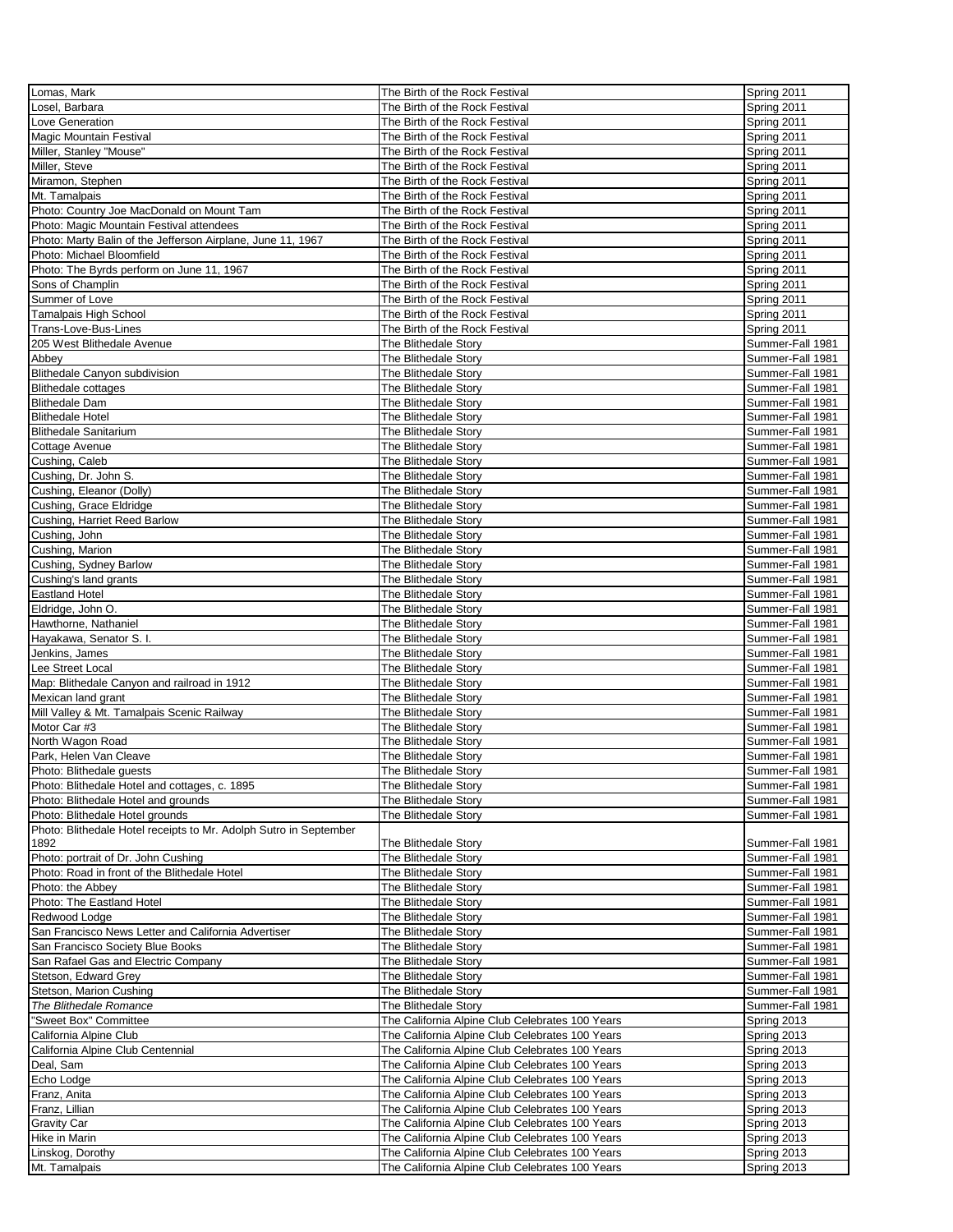| | | |
|---|---|---|
| Lomas, Mark | The Birth of the Rock Festival | Spring 2011 |
| Losel, Barbara | The Birth of the Rock Festival | Spring 2011 |
| Love Generation | The Birth of the Rock Festival | Spring 2011 |
| Magic Mountain Festival | The Birth of the Rock Festival | Spring 2011 |
| Miller, Stanley "Mouse" | The Birth of the Rock Festival | Spring 2011 |
| Miller, Steve | The Birth of the Rock Festival | Spring 2011 |
| Miramon, Stephen | The Birth of the Rock Festival | Spring 2011 |
| Mt. Tamalpais | The Birth of the Rock Festival | Spring 2011 |
| Photo: Country Joe MacDonald on Mount Tam | The Birth of the Rock Festival | Spring 2011 |
| Photo: Magic Mountain Festival attendees | The Birth of the Rock Festival | Spring 2011 |
| Photo: Marty Balin of the Jefferson Airplane, June 11, 1967 | The Birth of the Rock Festival | Spring 2011 |
| Photo: Michael Bloomfield | The Birth of the Rock Festival | Spring 2011 |
| Photo: The Byrds perform on June 11, 1967 | The Birth of the Rock Festival | Spring 2011 |
| Sons of Champlin | The Birth of the Rock Festival | Spring 2011 |
| Summer of Love | The Birth of the Rock Festival | Spring 2011 |
| Tamalpais High School | The Birth of the Rock Festival | Spring 2011 |
| Trans-Love-Bus-Lines | The Birth of the Rock Festival | Spring 2011 |
| 205 West Blithedale Avenue | The Blithedale Story | Summer-Fall 1981 |
| Abbey | The Blithedale Story | Summer-Fall 1981 |
| Blithedale Canyon subdivision | The Blithedale Story | Summer-Fall 1981 |
| Blithedale cottages | The Blithedale Story | Summer-Fall 1981 |
| Blithedale Dam | The Blithedale Story | Summer-Fall 1981 |
| Blithedale Hotel | The Blithedale Story | Summer-Fall 1981 |
| Blithedale Sanitarium | The Blithedale Story | Summer-Fall 1981 |
| Cottage Avenue | The Blithedale Story | Summer-Fall 1981 |
| Cushing, Caleb | The Blithedale Story | Summer-Fall 1981 |
| Cushing, Dr. John S. | The Blithedale Story | Summer-Fall 1981 |
| Cushing, Eleanor (Dolly) | The Blithedale Story | Summer-Fall 1981 |
| Cushing, Grace Eldridge | The Blithedale Story | Summer-Fall 1981 |
| Cushing, Harriet Reed Barlow | The Blithedale Story | Summer-Fall 1981 |
| Cushing, John | The Blithedale Story | Summer-Fall 1981 |
| Cushing, Marion | The Blithedale Story | Summer-Fall 1981 |
| Cushing, Sydney Barlow | The Blithedale Story | Summer-Fall 1981 |
| Cushing's land grants | The Blithedale Story | Summer-Fall 1981 |
| Eastland Hotel | The Blithedale Story | Summer-Fall 1981 |
| Eldridge, John O. | The Blithedale Story | Summer-Fall 1981 |
| Hawthorne, Nathaniel | The Blithedale Story | Summer-Fall 1981 |
| Hayakawa, Senator S. I. | The Blithedale Story | Summer-Fall 1981 |
| Jenkins, James | The Blithedale Story | Summer-Fall 1981 |
| Lee Street Local | The Blithedale Story | Summer-Fall 1981 |
| Map: Blithedale Canyon and railroad in 1912 | The Blithedale Story | Summer-Fall 1981 |
| Mexican land grant | The Blithedale Story | Summer-Fall 1981 |
| Mill Valley & Mt. Tamalpais Scenic Railway | The Blithedale Story | Summer-Fall 1981 |
| Motor Car #3 | The Blithedale Story | Summer-Fall 1981 |
| North Wagon Road | The Blithedale Story | Summer-Fall 1981 |
| Park, Helen Van Cleave | The Blithedale Story | Summer-Fall 1981 |
| Photo: Blithedale guests | The Blithedale Story | Summer-Fall 1981 |
| Photo: Blithedale Hotel and cottages, c. 1895 | The Blithedale Story | Summer-Fall 1981 |
| Photo: Blithedale Hotel and grounds | The Blithedale Story | Summer-Fall 1981 |
| Photo: Blithedale Hotel grounds | The Blithedale Story | Summer-Fall 1981 |
| Photo: Blithedale Hotel receipts to Mr. Adolph Sutro in September 1892 | The Blithedale Story | Summer-Fall 1981 |
| Photo: portrait of Dr. John Cushing | The Blithedale Story | Summer-Fall 1981 |
| Photo: Road in front of the Blithedale Hotel | The Blithedale Story | Summer-Fall 1981 |
| Photo: the Abbey | The Blithedale Story | Summer-Fall 1981 |
| Photo: The Eastland Hotel | The Blithedale Story | Summer-Fall 1981 |
| Redwood Lodge | The Blithedale Story | Summer-Fall 1981 |
| San Francisco News Letter and California Advertiser | The Blithedale Story | Summer-Fall 1981 |
| San Francisco Society Blue Books | The Blithedale Story | Summer-Fall 1981 |
| San Rafael Gas and Electric Company | The Blithedale Story | Summer-Fall 1981 |
| Stetson, Edward Grey | The Blithedale Story | Summer-Fall 1981 |
| Stetson, Marion Cushing | The Blithedale Story | Summer-Fall 1981 |
| *The Blithedale Romance* | The Blithedale Story | Summer-Fall 1981 |
| "Sweet Box" Committee | The California Alpine Club Celebrates 100 Years | Spring 2013 |
| California Alpine Club | The California Alpine Club Celebrates 100 Years | Spring 2013 |
| California Alpine Club Centennial | The California Alpine Club Celebrates 100 Years | Spring 2013 |
| Deal, Sam | The California Alpine Club Celebrates 100 Years | Spring 2013 |
| Echo Lodge | The California Alpine Club Celebrates 100 Years | Spring 2013 |
| Franz, Anita | The California Alpine Club Celebrates 100 Years | Spring 2013 |
| Franz, Lillian | The California Alpine Club Celebrates 100 Years | Spring 2013 |
| Gravity Car | The California Alpine Club Celebrates 100 Years | Spring 2013 |
| Hike in Marin | The California Alpine Club Celebrates 100 Years | Spring 2013 |
| Linskog, Dorothy | The California Alpine Club Celebrates 100 Years | Spring 2013 |
| Mt. Tamalpais | The California Alpine Club Celebrates 100 Years | Spring 2013 |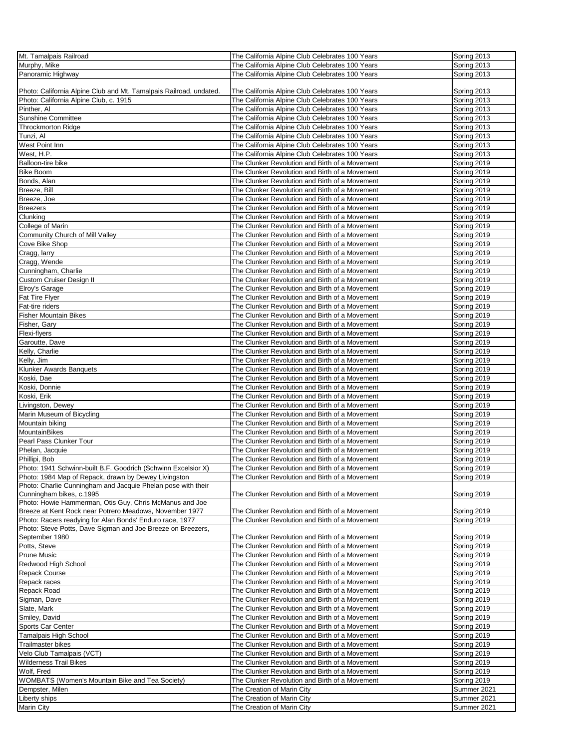| Mt. Tamalpais Railroad | The California Alpine Club Celebrates 100 Years | Spring 2013 |
|---|---|---|
| Murphy, Mike | The California Alpine Club Celebrates 100 Years | Spring 2013 |
| Panoramic Highway | The California Alpine Club Celebrates 100 Years | Spring 2013 |
| Photo: California Alpine Club and Mt. Tamalpais Railroad, undated. | The California Alpine Club Celebrates 100 Years | Spring 2013 |
| Photo: California Alpine Club, c. 1915 | The California Alpine Club Celebrates 100 Years | Spring 2013 |
| Pinther, Al | The California Alpine Club Celebrates 100 Years | Spring 2013 |
| Sunshine Committee | The California Alpine Club Celebrates 100 Years | Spring 2013 |
| Throckmorton Ridge | The California Alpine Club Celebrates 100 Years | Spring 2013 |
| Tunzi, Al | The California Alpine Club Celebrates 100 Years | Spring 2013 |
| West Point Inn | The California Alpine Club Celebrates 100 Years | Spring 2013 |
| West, H.P. | The California Alpine Club Celebrates 100 Years | Spring 2013 |
| Balloon-tire bike | The Clunker Revolution and Birth of a Movement | Spring 2019 |
| Bike Boom | The Clunker Revolution and Birth of a Movement | Spring 2019 |
| Bonds, Alan | The Clunker Revolution and Birth of a Movement | Spring 2019 |
| Breeze, Bill | The Clunker Revolution and Birth of a Movement | Spring 2019 |
| Breeze, Joe | The Clunker Revolution and Birth of a Movement | Spring 2019 |
| Breezers | The Clunker Revolution and Birth of a Movement | Spring 2019 |
| Clunking | The Clunker Revolution and Birth of a Movement | Spring 2019 |
| College of Marin | The Clunker Revolution and Birth of a Movement | Spring 2019 |
| Community Church of Mill Valley | The Clunker Revolution and Birth of a Movement | Spring 2019 |
| Cove Bike Shop | The Clunker Revolution and Birth of a Movement | Spring 2019 |
| Cragg, larry | The Clunker Revolution and Birth of a Movement | Spring 2019 |
| Cragg, Wende | The Clunker Revolution and Birth of a Movement | Spring 2019 |
| Cunningham, Charlie | The Clunker Revolution and Birth of a Movement | Spring 2019 |
| Custom Cruiser Design II | The Clunker Revolution and Birth of a Movement | Spring 2019 |
| Elroy's Garage | The Clunker Revolution and Birth of a Movement | Spring 2019 |
| Fat Tire Flyer | The Clunker Revolution and Birth of a Movement | Spring 2019 |
| Fat-tire riders | The Clunker Revolution and Birth of a Movement | Spring 2019 |
| Fisher Mountain Bikes | The Clunker Revolution and Birth of a Movement | Spring 2019 |
| Fisher, Gary | The Clunker Revolution and Birth of a Movement | Spring 2019 |
| Flexi-flyers | The Clunker Revolution and Birth of a Movement | Spring 2019 |
| Garoutte, Dave | The Clunker Revolution and Birth of a Movement | Spring 2019 |
| Kelly, Charlie | The Clunker Revolution and Birth of a Movement | Spring 2019 |
| Kelly, Jim | The Clunker Revolution and Birth of a Movement | Spring 2019 |
| Klunker Awards Banquets | The Clunker Revolution and Birth of a Movement | Spring 2019 |
| Koski, Dae | The Clunker Revolution and Birth of a Movement | Spring 2019 |
| Koski, Donnie | The Clunker Revolution and Birth of a Movement | Spring 2019 |
| Koski, Erik | The Clunker Revolution and Birth of a Movement | Spring 2019 |
| Livingston, Dewey | The Clunker Revolution and Birth of a Movement | Spring 2019 |
| Marin Museum of Bicycling | The Clunker Revolution and Birth of a Movement | Spring 2019 |
| Mountain biking | The Clunker Revolution and Birth of a Movement | Spring 2019 |
| MountainBikes | The Clunker Revolution and Birth of a Movement | Spring 2019 |
| Pearl Pass Clunker Tour | The Clunker Revolution and Birth of a Movement | Spring 2019 |
| Phelan, Jacquie | The Clunker Revolution and Birth of a Movement | Spring 2019 |
| Phillipi, Bob | The Clunker Revolution and Birth of a Movement | Spring 2019 |
| Photo: 1941 Schwinn-built B.F. Goodrich (Schwinn Excelsior X) | The Clunker Revolution and Birth of a Movement | Spring 2019 |
| Photo: 1984 Map of Repack, drawn by Dewey Livingston | The Clunker Revolution and Birth of a Movement | Spring 2019 |
| Photo: Charlie Cunningham and Jacquie Phelan pose with their Cunningham bikes, c.1995 | The Clunker Revolution and Birth of a Movement | Spring 2019 |
| Photo: Howie Hammerman, Otis Guy, Chris McManus and Joe Breeze at Kent Rock near Potrero Meadows, November 1977 | The Clunker Revolution and Birth of a Movement | Spring 2019 |
| Photo: Racers readying for Alan Bonds' Enduro race, 1977 | The Clunker Revolution and Birth of a Movement | Spring 2019 |
| Photo: Steve Potts, Dave Sigman and Joe Breeze on Breezers, September 1980 | The Clunker Revolution and Birth of a Movement | Spring 2019 |
| Potts, Steve | The Clunker Revolution and Birth of a Movement | Spring 2019 |
| Prune Music | The Clunker Revolution and Birth of a Movement | Spring 2019 |
| Redwood High School | The Clunker Revolution and Birth of a Movement | Spring 2019 |
| Repack Course | The Clunker Revolution and Birth of a Movement | Spring 2019 |
| Repack races | The Clunker Revolution and Birth of a Movement | Spring 2019 |
| Repack Road | The Clunker Revolution and Birth of a Movement | Spring 2019 |
| Sigman, Dave | The Clunker Revolution and Birth of a Movement | Spring 2019 |
| Slate, Mark | The Clunker Revolution and Birth of a Movement | Spring 2019 |
| Smiley, David | The Clunker Revolution and Birth of a Movement | Spring 2019 |
| Sports Car Center | The Clunker Revolution and Birth of a Movement | Spring 2019 |
| Tamalpais High School | The Clunker Revolution and Birth of a Movement | Spring 2019 |
| Trailmaster bikes | The Clunker Revolution and Birth of a Movement | Spring 2019 |
| Velo Club Tamalpais (VCT) | The Clunker Revolution and Birth of a Movement | Spring 2019 |
| Wilderness Trail Bikes | The Clunker Revolution and Birth of a Movement | Spring 2019 |
| Wolf, Fred | The Clunker Revolution and Birth of a Movement | Spring 2019 |
| WOMBATS (Women's Mountain Bike and Tea Society) | The Clunker Revolution and Birth of a Movement | Spring 2019 |
| Dempster, Milen | The Creation of Marin City | Summer 2021 |
| Liberty ships | The Creation of Marin City | Summer 2021 |
| Marin City | The Creation of Marin City | Summer 2021 |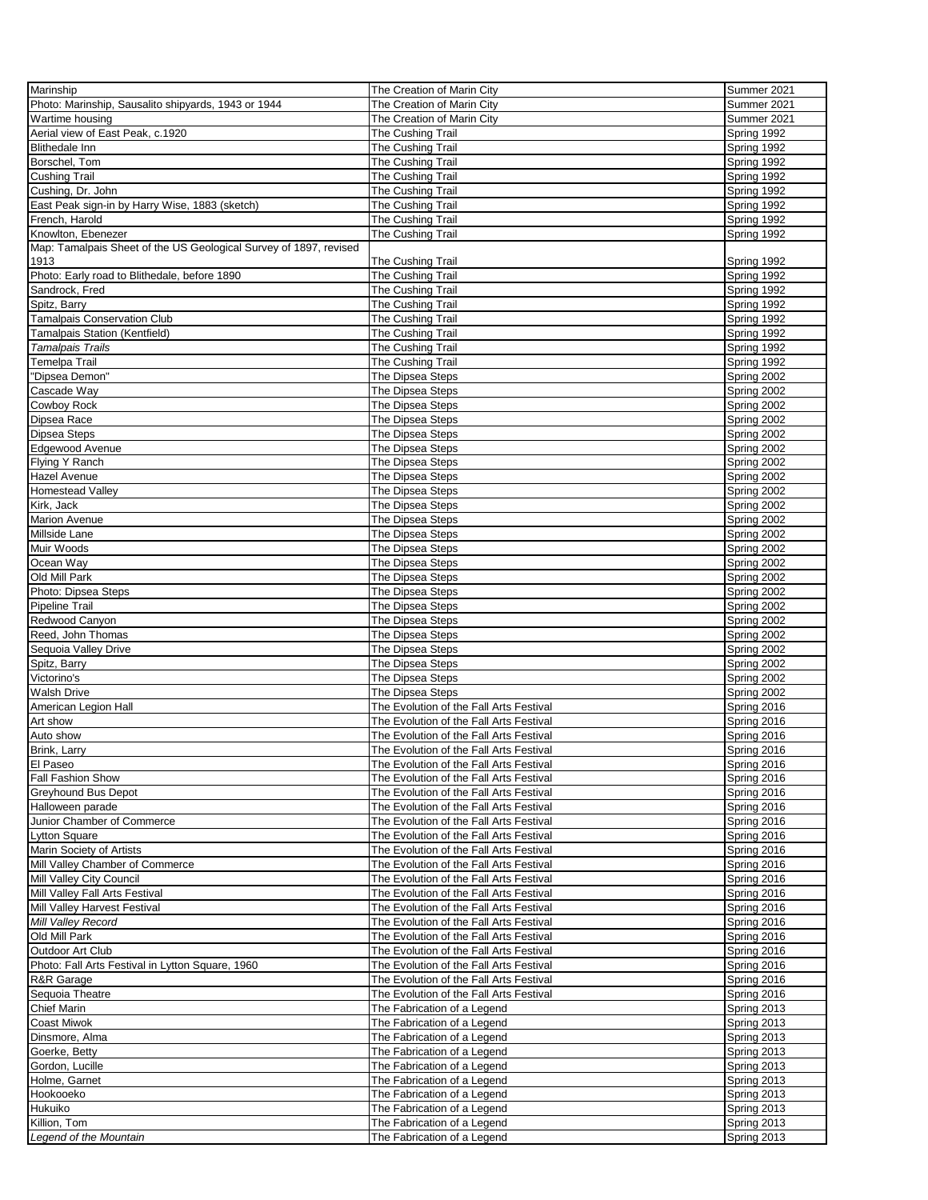| | | |
|---|---|---|
| Marinship | The Creation of Marin City | Summer 2021 |
| Photo: Marinship, Sausalito shipyards, 1943 or 1944 | The Creation of Marin City | Summer 2021 |
| Wartime housing | The Creation of Marin City | Summer 2021 |
| Aerial view of East Peak, c.1920 | The Cushing Trail | Spring 1992 |
| Blithedale Inn | The Cushing Trail | Spring 1992 |
| Borschel, Tom | The Cushing Trail | Spring 1992 |
| Cushing Trail | The Cushing Trail | Spring 1992 |
| Cushing, Dr. John | The Cushing Trail | Spring 1992 |
| East Peak sign-in by Harry Wise, 1883 (sketch) | The Cushing Trail | Spring 1992 |
| French, Harold | The Cushing Trail | Spring 1992 |
| Knowlton, Ebenezer | The Cushing Trail | Spring 1992 |
| Map: Tamalpais Sheet of the US Geological Survey of 1897, revised 1913 | The Cushing Trail | Spring 1992 |
| Photo: Early road to Blithedale, before 1890 | The Cushing Trail | Spring 1992 |
| Sandrock, Fred | The Cushing Trail | Spring 1992 |
| Spitz, Barry | The Cushing Trail | Spring 1992 |
| Tamalpais Conservation Club | The Cushing Trail | Spring 1992 |
| Tamalpais Station (Kentfield) | The Cushing Trail | Spring 1992 |
| *Tamalpais Trails* | The Cushing Trail | Spring 1992 |
| Temelpa Trail | The Cushing Trail | Spring 1992 |
| "Dipsea Demon" | The Dipsea Steps | Spring 2002 |
| Cascade Way | The Dipsea Steps | Spring 2002 |
| Cowboy Rock | The Dipsea Steps | Spring 2002 |
| Dipsea Race | The Dipsea Steps | Spring 2002 |
| Dipsea Steps | The Dipsea Steps | Spring 2002 |
| Edgewood Avenue | The Dipsea Steps | Spring 2002 |
| Flying Y Ranch | The Dipsea Steps | Spring 2002 |
| Hazel Avenue | The Dipsea Steps | Spring 2002 |
| Homestead Valley | The Dipsea Steps | Spring 2002 |
| Kirk, Jack | The Dipsea Steps | Spring 2002 |
| Marion Avenue | The Dipsea Steps | Spring 2002 |
| Millside Lane | The Dipsea Steps | Spring 2002 |
| Muir Woods | The Dipsea Steps | Spring 2002 |
| Ocean Way | The Dipsea Steps | Spring 2002 |
| Old Mill Park | The Dipsea Steps | Spring 2002 |
| Photo: Dipsea Steps | The Dipsea Steps | Spring 2002 |
| Pipeline Trail | The Dipsea Steps | Spring 2002 |
| Redwood Canyon | The Dipsea Steps | Spring 2002 |
| Reed, John Thomas | The Dipsea Steps | Spring 2002 |
| Sequoia Valley Drive | The Dipsea Steps | Spring 2002 |
| Spitz, Barry | The Dipsea Steps | Spring 2002 |
| Victorino's | The Dipsea Steps | Spring 2002 |
| Walsh Drive | The Dipsea Steps | Spring 2002 |
| American Legion Hall | The Evolution of the Fall Arts Festival | Spring 2016 |
| Art show | The Evolution of the Fall Arts Festival | Spring 2016 |
| Auto show | The Evolution of the Fall Arts Festival | Spring 2016 |
| Brink, Larry | The Evolution of the Fall Arts Festival | Spring 2016 |
| El Paseo | The Evolution of the Fall Arts Festival | Spring 2016 |
| Fall Fashion Show | The Evolution of the Fall Arts Festival | Spring 2016 |
| Greyhound Bus Depot | The Evolution of the Fall Arts Festival | Spring 2016 |
| Halloween parade | The Evolution of the Fall Arts Festival | Spring 2016 |
| Junior Chamber of Commerce | The Evolution of the Fall Arts Festival | Spring 2016 |
| Lytton Square | The Evolution of the Fall Arts Festival | Spring 2016 |
| Marin Society of Artists | The Evolution of the Fall Arts Festival | Spring 2016 |
| Mill Valley Chamber of Commerce | The Evolution of the Fall Arts Festival | Spring 2016 |
| Mill Valley City Council | The Evolution of the Fall Arts Festival | Spring 2016 |
| Mill Valley Fall Arts Festival | The Evolution of the Fall Arts Festival | Spring 2016 |
| Mill Valley Harvest Festival | The Evolution of the Fall Arts Festival | Spring 2016 |
| *Mill Valley Record* | The Evolution of the Fall Arts Festival | Spring 2016 |
| Old Mill Park | The Evolution of the Fall Arts Festival | Spring 2016 |
| Outdoor Art Club | The Evolution of the Fall Arts Festival | Spring 2016 |
| Photo: Fall Arts Festival in Lytton Square, 1960 | The Evolution of the Fall Arts Festival | Spring 2016 |
| R&R Garage | The Evolution of the Fall Arts Festival | Spring 2016 |
| Sequoia Theatre | The Evolution of the Fall Arts Festival | Spring 2016 |
| Chief Marin | The Fabrication of a Legend | Spring 2013 |
| Coast Miwok | The Fabrication of a Legend | Spring 2013 |
| Dinsmore, Alma | The Fabrication of a Legend | Spring 2013 |
| Goerke, Betty | The Fabrication of a Legend | Spring 2013 |
| Gordon, Lucille | The Fabrication of a Legend | Spring 2013 |
| Holme, Garnet | The Fabrication of a Legend | Spring 2013 |
| Hookooeko | The Fabrication of a Legend | Spring 2013 |
| Hukuiko | The Fabrication of a Legend | Spring 2013 |
| Killion, Tom | The Fabrication of a Legend | Spring 2013 |
| *Legend of the Mountain* | The Fabrication of a Legend | Spring 2013 |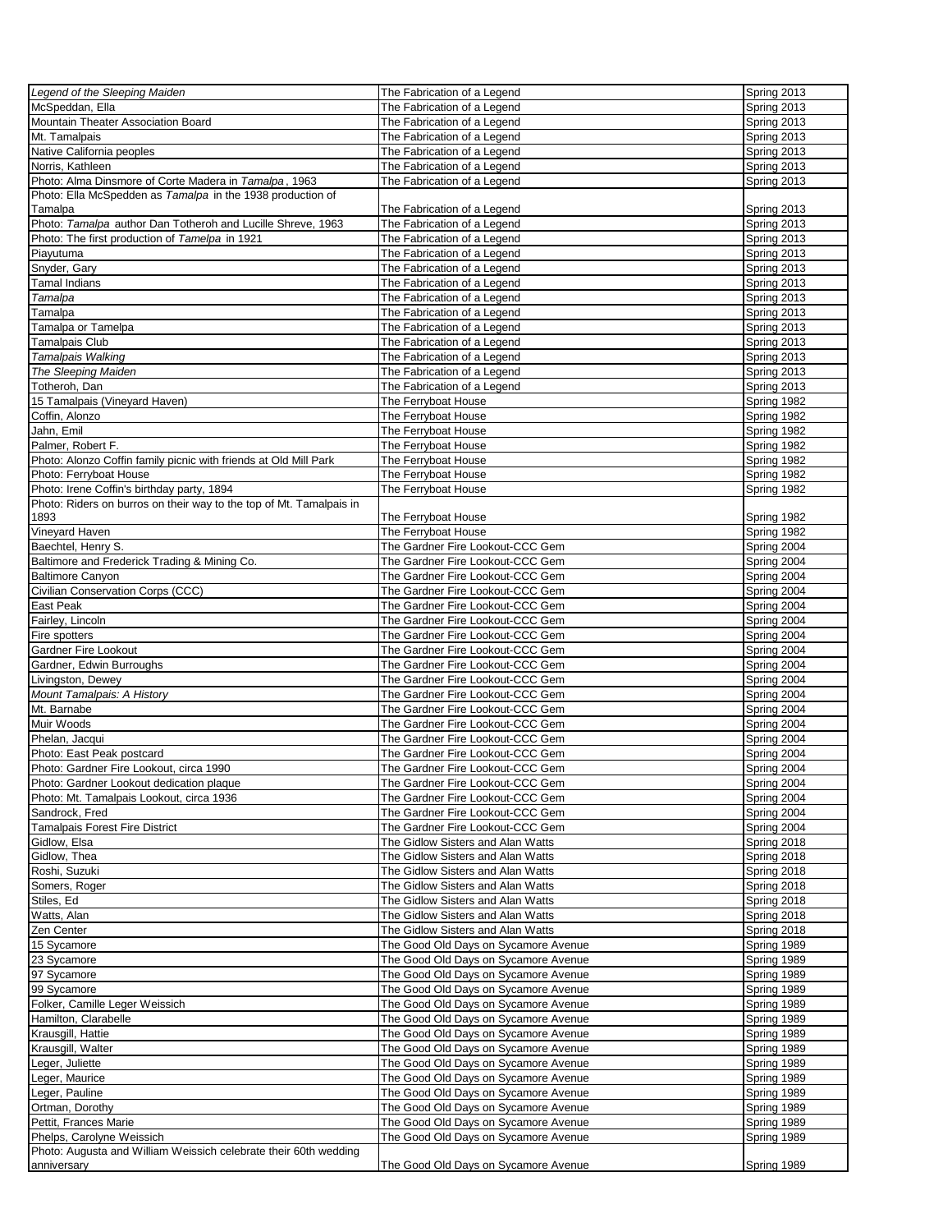| | | |
|---|---|---|
| *Legend of the Sleeping Maiden* | The Fabrication of a Legend | Spring 2013 |
| McSpeddan, Ella | The Fabrication of a Legend | Spring 2013 |
| Mountain Theater Association Board | The Fabrication of a Legend | Spring 2013 |
| Mt. Tamalpais | The Fabrication of a Legend | Spring 2013 |
| Native California peoples | The Fabrication of a Legend | Spring 2013 |
| Norris, Kathleen | The Fabrication of a Legend | Spring 2013 |
| Photo: Alma Dinsmore of Corte Madera in *Tamalpa*, 1963 | The Fabrication of a Legend | Spring 2013 |
| Photo: Ella McSpedden as *Tamalpa* in the 1938 production of Tamalpa | The Fabrication of a Legend | Spring 2013 |
| Photo: *Tamalpa* author Dan Totheroh and Lucille Shreve, 1963 | The Fabrication of a Legend | Spring 2013 |
| Photo: The first production of *Tamelpa* in 1921 | The Fabrication of a Legend | Spring 2013 |
| Piayutuma | The Fabrication of a Legend | Spring 2013 |
| Snyder, Gary | The Fabrication of a Legend | Spring 2013 |
| Tamal Indians | The Fabrication of a Legend | Spring 2013 |
| *Tamalpa* | The Fabrication of a Legend | Spring 2013 |
| Tamalpa | The Fabrication of a Legend | Spring 2013 |
| Tamalpa or Tamelpa | The Fabrication of a Legend | Spring 2013 |
| Tamalpais Club | The Fabrication of a Legend | Spring 2013 |
| *Tamalpais Walking* | The Fabrication of a Legend | Spring 2013 |
| *The Sleeping Maiden* | The Fabrication of a Legend | Spring 2013 |
| Totheroh, Dan | The Fabrication of a Legend | Spring 2013 |
| 15 Tamalpais (Vineyard Haven) | The Ferryboat House | Spring 1982 |
| Coffin, Alonzo | The Ferryboat House | Spring 1982 |
| Jahn, Emil | The Ferryboat House | Spring 1982 |
| Palmer, Robert F. | The Ferryboat House | Spring 1982 |
| Photo: Alonzo Coffin family picnic with friends at Old Mill Park | The Ferryboat House | Spring 1982 |
| Photo: Ferryboat House | The Ferryboat House | Spring 1982 |
| Photo: Irene Coffin's birthday party, 1894 | The Ferryboat House | Spring 1982 |
| Photo: Riders on burros on their way to the top of Mt. Tamalpais in 1893 | The Ferryboat House | Spring 1982 |
| Vineyard Haven | The Ferryboat House | Spring 1982 |
| Baechtel, Henry S. | The Gardner Fire Lookout-CCC Gem | Spring 2004 |
| Baltimore and Frederick Trading & Mining Co. | The Gardner Fire Lookout-CCC Gem | Spring 2004 |
| Baltimore Canyon | The Gardner Fire Lookout-CCC Gem | Spring 2004 |
| Civilian Conservation Corps (CCC) | The Gardner Fire Lookout-CCC Gem | Spring 2004 |
| East Peak | The Gardner Fire Lookout-CCC Gem | Spring 2004 |
| Fairley, Lincoln | The Gardner Fire Lookout-CCC Gem | Spring 2004 |
| Fire spotters | The Gardner Fire Lookout-CCC Gem | Spring 2004 |
| Gardner Fire Lookout | The Gardner Fire Lookout-CCC Gem | Spring 2004 |
| Gardner, Edwin Burroughs | The Gardner Fire Lookout-CCC Gem | Spring 2004 |
| Livingston, Dewey | The Gardner Fire Lookout-CCC Gem | Spring 2004 |
| *Mount Tamalpais: A History* | The Gardner Fire Lookout-CCC Gem | Spring 2004 |
| Mt. Barnabe | The Gardner Fire Lookout-CCC Gem | Spring 2004 |
| Muir Woods | The Gardner Fire Lookout-CCC Gem | Spring 2004 |
| Phelan, Jacqui | The Gardner Fire Lookout-CCC Gem | Spring 2004 |
| Photo: East Peak postcard | The Gardner Fire Lookout-CCC Gem | Spring 2004 |
| Photo: Gardner Fire Lookout, circa 1990 | The Gardner Fire Lookout-CCC Gem | Spring 2004 |
| Photo: Gardner Lookout dedication plaque | The Gardner Fire Lookout-CCC Gem | Spring 2004 |
| Photo: Mt. Tamalpais Lookout, circa 1936 | The Gardner Fire Lookout-CCC Gem | Spring 2004 |
| Sandrock, Fred | The Gardner Fire Lookout-CCC Gem | Spring 2004 |
| Tamalpais Forest Fire District | The Gardner Fire Lookout-CCC Gem | Spring 2004 |
| Gidlow, Elsa | The Gidlow Sisters and Alan Watts | Spring 2018 |
| Gidlow, Thea | The Gidlow Sisters and Alan Watts | Spring 2018 |
| Roshi, Suzuki | The Gidlow Sisters and Alan Watts | Spring 2018 |
| Somers, Roger | The Gidlow Sisters and Alan Watts | Spring 2018 |
| Stiles, Ed | The Gidlow Sisters and Alan Watts | Spring 2018 |
| Watts, Alan | The Gidlow Sisters and Alan Watts | Spring 2018 |
| Zen Center | The Gidlow Sisters and Alan Watts | Spring 2018 |
| 15 Sycamore | The Good Old Days on Sycamore Avenue | Spring 1989 |
| 23 Sycamore | The Good Old Days on Sycamore Avenue | Spring 1989 |
| 97 Sycamore | The Good Old Days on Sycamore Avenue | Spring 1989 |
| 99 Sycamore | The Good Old Days on Sycamore Avenue | Spring 1989 |
| Folker, Camille Leger Weissich | The Good Old Days on Sycamore Avenue | Spring 1989 |
| Hamilton, Clarabelle | The Good Old Days on Sycamore Avenue | Spring 1989 |
| Krausgill, Hattie | The Good Old Days on Sycamore Avenue | Spring 1989 |
| Krausgill, Walter | The Good Old Days on Sycamore Avenue | Spring 1989 |
| Leger, Juliette | The Good Old Days on Sycamore Avenue | Spring 1989 |
| Leger, Maurice | The Good Old Days on Sycamore Avenue | Spring 1989 |
| Leger, Pauline | The Good Old Days on Sycamore Avenue | Spring 1989 |
| Ortman, Dorothy | The Good Old Days on Sycamore Avenue | Spring 1989 |
| Pettit, Frances Marie | The Good Old Days on Sycamore Avenue | Spring 1989 |
| Phelps, Carolyne Weissich | The Good Old Days on Sycamore Avenue | Spring 1989 |
| Photo: Augusta and William Weissich celebrate their 60th wedding anniversary | The Good Old Days on Sycamore Avenue | Spring 1989 |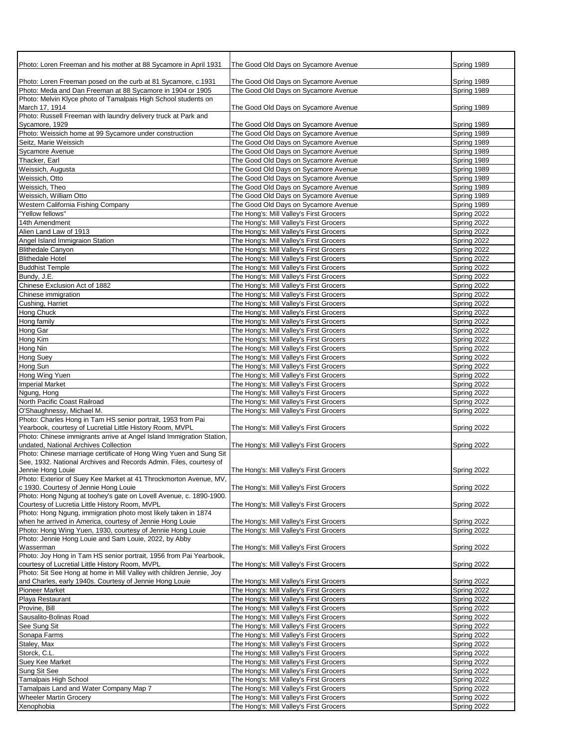| Photo: Loren Freeman and his mother at 88 Sycamore in April 1931 | The Good Old Days on Sycamore Avenue | Spring 1989 |
|---|---|---|
| Photo: Loren Freeman posed on the curb at 81 Sycamore, c.1931 | The Good Old Days on Sycamore Avenue | Spring 1989 |
| Photo: Meda and Dan Freeman at 88 Sycamore in 1904 or 1905 | The Good Old Days on Sycamore Avenue | Spring 1989 |
| Photo: Melvin Klyce photo of Tamalpais High School students on March 17, 1914 | The Good Old Days on Sycamore Avenue | Spring 1989 |
| Photo: Russell Freeman with laundry delivery truck at Park and Sycamore, 1929 | The Good Old Days on Sycamore Avenue | Spring 1989 |
| Photo: Weissich home at 99 Sycamore under construction | The Good Old Days on Sycamore Avenue | Spring 1989 |
| Seitz, Marie Weissich | The Good Old Days on Sycamore Avenue | Spring 1989 |
| Sycamore Avenue | The Good Old Days on Sycamore Avenue | Spring 1989 |
| Thacker, Earl | The Good Old Days on Sycamore Avenue | Spring 1989 |
| Weissich, Augusta | The Good Old Days on Sycamore Avenue | Spring 1989 |
| Weissich, Otto | The Good Old Days on Sycamore Avenue | Spring 1989 |
| Weissich, Theo | The Good Old Days on Sycamore Avenue | Spring 1989 |
| Weissich, William Otto | The Good Old Days on Sycamore Avenue | Spring 1989 |
| Western California Fishing Company | The Good Old Days on Sycamore Avenue | Spring 1989 |
| "Yellow fellows" | The Hong's: Mill Valley's First Grocers | Spring 2022 |
| 14th Amendment | The Hong's: Mill Valley's First Grocers | Spring 2022 |
| Alien Land Law of 1913 | The Hong's: Mill Valley's First Grocers | Spring 2022 |
| Angel Island Immigraion Station | The Hong's: Mill Valley's First Grocers | Spring 2022 |
| Blithedale Canyon | The Hong's: Mill Valley's First Grocers | Spring 2022 |
| Blithedale Hotel | The Hong's: Mill Valley's First Grocers | Spring 2022 |
| Buddhist Temple | The Hong's: Mill Valley's First Grocers | Spring 2022 |
| Bundy, J.E. | The Hong's: Mill Valley's First Grocers | Spring 2022 |
| Chinese Exclusion Act of 1882 | The Hong's: Mill Valley's First Grocers | Spring 2022 |
| Chinese immigration | The Hong's: Mill Valley's First Grocers | Spring 2022 |
| Cushing, Harriet | The Hong's: Mill Valley's First Grocers | Spring 2022 |
| Hong Chuck | The Hong's: Mill Valley's First Grocers | Spring 2022 |
| Hong family | The Hong's: Mill Valley's First Grocers | Spring 2022 |
| Hong Gar | The Hong's: Mill Valley's First Grocers | Spring 2022 |
| Hong Kim | The Hong's: Mill Valley's First Grocers | Spring 2022 |
| Hong Nin | The Hong's: Mill Valley's First Grocers | Spring 2022 |
| Hong Suey | The Hong's: Mill Valley's First Grocers | Spring 2022 |
| Hong Sun | The Hong's: Mill Valley's First Grocers | Spring 2022 |
| Hong Wing Yuen | The Hong's: Mill Valley's First Grocers | Spring 2022 |
| Imperial Market | The Hong's: Mill Valley's First Grocers | Spring 2022 |
| Ngung, Hong | The Hong's: Mill Valley's First Grocers | Spring 2022 |
| North Pacific Coast Railroad | The Hong's: Mill Valley's First Grocers | Spring 2022 |
| O'Shaughnessy, Michael M. | The Hong's: Mill Valley's First Grocers | Spring 2022 |
| Photo: Charles Hong in Tam HS senior portrait, 1953 from Pai Yearbook, courtesy of Lucretial Little History Room, MVPL | The Hong's: Mill Valley's First Grocers | Spring 2022 |
| Photo: Chinese immigrants arrive at Angel Island Immigration Station, undated, National Archives Collection | The Hong's: Mill Valley's First Grocers | Spring 2022 |
| Photo: Chinese marriage certificate of Hong Wing Yuen and Sung Sit See, 1932. National Archives and Records Admin. Files, courtesy of Jennie Hong Louie | The Hong's: Mill Valley's First Grocers | Spring 2022 |
| Photo: Exterior of Suey Kee Market at 41 Throckmorton Avenue, MV, c 1930. Courtesy of Jennie Hong Louie | The Hong's: Mill Valley's First Grocers | Spring 2022 |
| Photo: Hong Ngung at toohey's gate on Lovell Avenue, c. 1890-1900. Courtesy of Lucretia Little History Room, MVPL | The Hong's: Mill Valley's First Grocers | Spring 2022 |
| Photo: Hong Ngung, immigration photo most likely taken in 1874 when he arrived in America, courtesy of Jennie Hong Louie | The Hong's: Mill Valley's First Grocers | Spring 2022 |
| Photo: Hong Wing Yuen, 1930, courtesy of Jennie Hong Louie | The Hong's: Mill Valley's First Grocers | Spring 2022 |
| Photo: Jennie Hong Louie and Sam Louie, 2022, by Abby Wasserman | The Hong's: Mill Valley's First Grocers | Spring 2022 |
| Photo: Joy Hong in Tam HS senior portrait, 1956 from Pai Yearbook, courtesy of Lucretial Little History Room, MVPL | The Hong's: Mill Valley's First Grocers | Spring 2022 |
| Photo: Sit See Hong at home in Mill Valley with children Jennie, Joy and Charles, early 1940s. Courtesy of Jennie Hong Louie | The Hong's: Mill Valley's First Grocers | Spring 2022 |
| Pioneer Market | The Hong's: Mill Valley's First Grocers | Spring 2022 |
| Playa Restaurant | The Hong's: Mill Valley's First Grocers | Spring 2022 |
| Provine, Bill | The Hong's: Mill Valley's First Grocers | Spring 2022 |
| Sausalito-Bolinas Road | The Hong's: Mill Valley's First Grocers | Spring 2022 |
| See Sung Sit | The Hong's: Mill Valley's First Grocers | Spring 2022 |
| Sonapa Farms | The Hong's: Mill Valley's First Grocers | Spring 2022 |
| Staley, Max | The Hong's: Mill Valley's First Grocers | Spring 2022 |
| Storck, C.L. | The Hong's: Mill Valley's First Grocers | Spring 2022 |
| Suey Kee Market | The Hong's: Mill Valley's First Grocers | Spring 2022 |
| Sung Sit See | The Hong's: Mill Valley's First Grocers | Spring 2022 |
| Tamalpais High School | The Hong's: Mill Valley's First Grocers | Spring 2022 |
| Tamalpais Land and Water Company Map 7 | The Hong's: Mill Valley's First Grocers | Spring 2022 |
| Wheeler Martin Grocery | The Hong's: Mill Valley's First Grocers | Spring 2022 |
| Xenophobia | The Hong's: Mill Valley's First Grocers | Spring 2022 |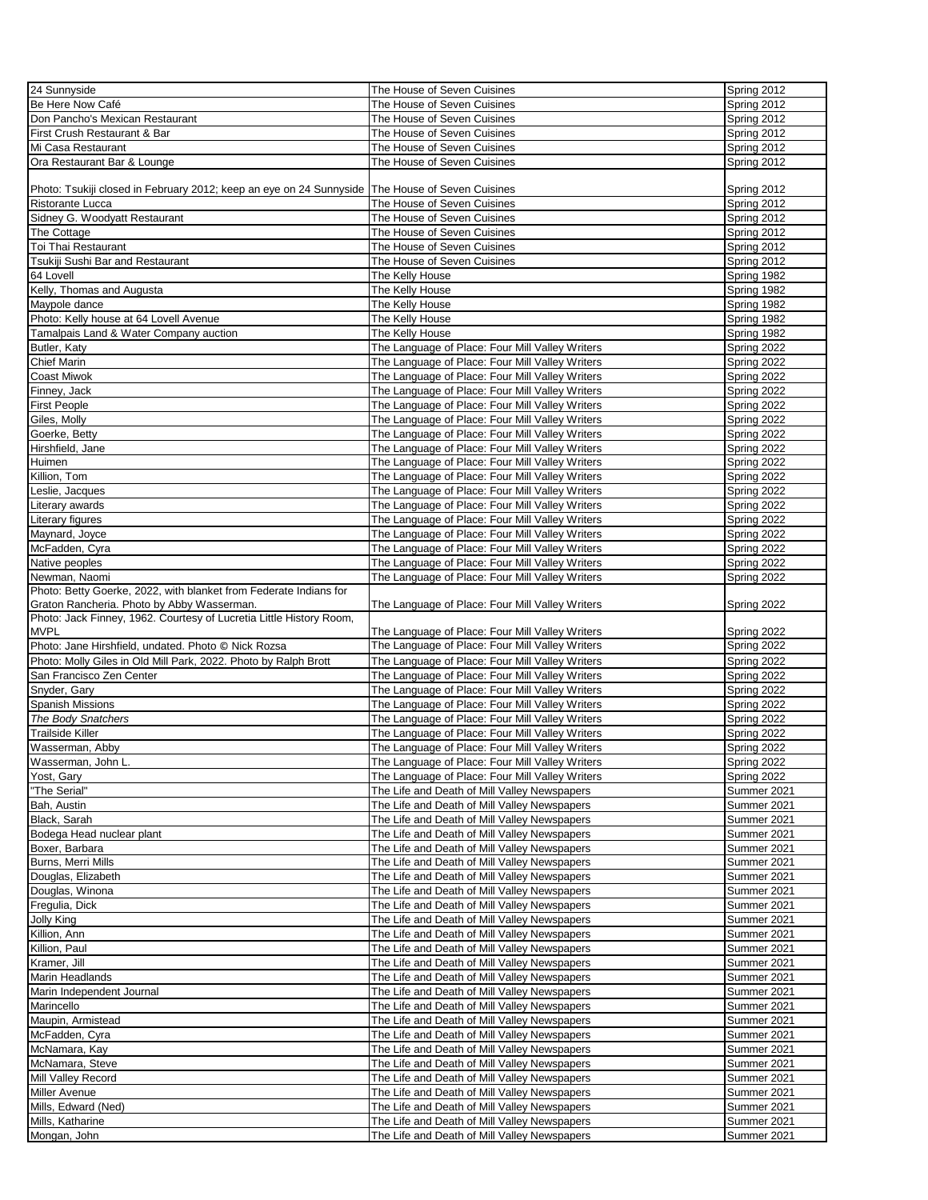| | | |
|---|---|---|
| 24 Sunnyside | The House of Seven Cuisines | Spring 2012 |
| Be Here Now Café | The House of Seven Cuisines | Spring 2012 |
| Don Pancho's Mexican Restaurant | The House of Seven Cuisines | Spring 2012 |
| First Crush Restaurant & Bar | The House of Seven Cuisines | Spring 2012 |
| Mi Casa Restaurant | The House of Seven Cuisines | Spring 2012 |
| Ora Restaurant Bar & Lounge | The House of Seven Cuisines | Spring 2012 |
| Photo: Tsukiji closed in February 2012; keep an eye on 24 Sunnyside | The House of Seven Cuisines | Spring 2012 |
| Ristorante Lucca | The House of Seven Cuisines | Spring 2012 |
| Sidney G. Woodyatt Restaurant | The House of Seven Cuisines | Spring 2012 |
| The Cottage | The House of Seven Cuisines | Spring 2012 |
| Toi Thai Restaurant | The House of Seven Cuisines | Spring 2012 |
| Tsukiji Sushi Bar and Restaurant | The House of Seven Cuisines | Spring 2012 |
| 64 Lovell | The Kelly House | Spring 1982 |
| Kelly, Thomas and Augusta | The Kelly House | Spring 1982 |
| Maypole dance | The Kelly House | Spring 1982 |
| Photo: Kelly house at 64 Lovell Avenue | The Kelly House | Spring 1982 |
| Tamalpais Land & Water Company auction | The Kelly House | Spring 1982 |
| Butler, Katy | The Language of Place: Four Mill Valley Writers | Spring 2022 |
| Chief Marin | The Language of Place: Four Mill Valley Writers | Spring 2022 |
| Coast Miwok | The Language of Place: Four Mill Valley Writers | Spring 2022 |
| Finney, Jack | The Language of Place: Four Mill Valley Writers | Spring 2022 |
| First People | The Language of Place: Four Mill Valley Writers | Spring 2022 |
| Giles, Molly | The Language of Place: Four Mill Valley Writers | Spring 2022 |
| Goerke, Betty | The Language of Place: Four Mill Valley Writers | Spring 2022 |
| Hirshfield, Jane | The Language of Place: Four Mill Valley Writers | Spring 2022 |
| Huimen | The Language of Place: Four Mill Valley Writers | Spring 2022 |
| Killion, Tom | The Language of Place: Four Mill Valley Writers | Spring 2022 |
| Leslie, Jacques | The Language of Place: Four Mill Valley Writers | Spring 2022 |
| Literary awards | The Language of Place: Four Mill Valley Writers | Spring 2022 |
| Literary figures | The Language of Place: Four Mill Valley Writers | Spring 2022 |
| Maynard, Joyce | The Language of Place: Four Mill Valley Writers | Spring 2022 |
| McFadden, Cyra | The Language of Place: Four Mill Valley Writers | Spring 2022 |
| Native peoples | The Language of Place: Four Mill Valley Writers | Spring 2022 |
| Newman, Naomi | The Language of Place: Four Mill Valley Writers | Spring 2022 |
| Photo: Betty Goerke, 2022, with blanket from Federate Indians for Graton Rancheria. Photo by Abby Wasserman. | The Language of Place: Four Mill Valley Writers | Spring 2022 |
| Photo: Jack Finney, 1962. Courtesy of Lucretia Little History Room, MVPL | The Language of Place: Four Mill Valley Writers | Spring 2022 |
| Photo: Jane Hirshfield, undated. Photo © Nick Rozsa | The Language of Place: Four Mill Valley Writers | Spring 2022 |
| Photo: Molly Giles in Old Mill Park, 2022. Photo by Ralph Brott | The Language of Place: Four Mill Valley Writers | Spring 2022 |
| San Francisco Zen Center | The Language of Place: Four Mill Valley Writers | Spring 2022 |
| Snyder, Gary | The Language of Place: Four Mill Valley Writers | Spring 2022 |
| Spanish Missions | The Language of Place: Four Mill Valley Writers | Spring 2022 |
| *The Body Snatchers* | The Language of Place: Four Mill Valley Writers | Spring 2022 |
| Trailside Killer | The Language of Place: Four Mill Valley Writers | Spring 2022 |
| Wasserman, Abby | The Language of Place: Four Mill Valley Writers | Spring 2022 |
| Wasserman, John L. | The Language of Place: Four Mill Valley Writers | Spring 2022 |
| Yost, Gary | The Language of Place: Four Mill Valley Writers | Spring 2022 |
| "The Serial" | The Life and Death of Mill Valley Newspapers | Summer 2021 |
| Bah, Austin | The Life and Death of Mill Valley Newspapers | Summer 2021 |
| Black, Sarah | The Life and Death of Mill Valley Newspapers | Summer 2021 |
| Bodega Head nuclear plant | The Life and Death of Mill Valley Newspapers | Summer 2021 |
| Boxer, Barbara | The Life and Death of Mill Valley Newspapers | Summer 2021 |
| Burns, Merri Mills | The Life and Death of Mill Valley Newspapers | Summer 2021 |
| Douglas, Elizabeth | The Life and Death of Mill Valley Newspapers | Summer 2021 |
| Douglas, Winona | The Life and Death of Mill Valley Newspapers | Summer 2021 |
| Fregulia, Dick | The Life and Death of Mill Valley Newspapers | Summer 2021 |
| Jolly King | The Life and Death of Mill Valley Newspapers | Summer 2021 |
| Killion, Ann | The Life and Death of Mill Valley Newspapers | Summer 2021 |
| Killion, Paul | The Life and Death of Mill Valley Newspapers | Summer 2021 |
| Kramer, Jill | The Life and Death of Mill Valley Newspapers | Summer 2021 |
| Marin Headlands | The Life and Death of Mill Valley Newspapers | Summer 2021 |
| Marin Independent Journal | The Life and Death of Mill Valley Newspapers | Summer 2021 |
| Marincello | The Life and Death of Mill Valley Newspapers | Summer 2021 |
| Maupin, Armistead | The Life and Death of Mill Valley Newspapers | Summer 2021 |
| McFadden, Cyra | The Life and Death of Mill Valley Newspapers | Summer 2021 |
| McNamara, Kay | The Life and Death of Mill Valley Newspapers | Summer 2021 |
| McNamara, Steve | The Life and Death of Mill Valley Newspapers | Summer 2021 |
| Mill Valley Record | The Life and Death of Mill Valley Newspapers | Summer 2021 |
| Miller Avenue | The Life and Death of Mill Valley Newspapers | Summer 2021 |
| Mills, Edward (Ned) | The Life and Death of Mill Valley Newspapers | Summer 2021 |
| Mills, Katharine | The Life and Death of Mill Valley Newspapers | Summer 2021 |
| Mongan, John | The Life and Death of Mill Valley Newspapers | Summer 2021 |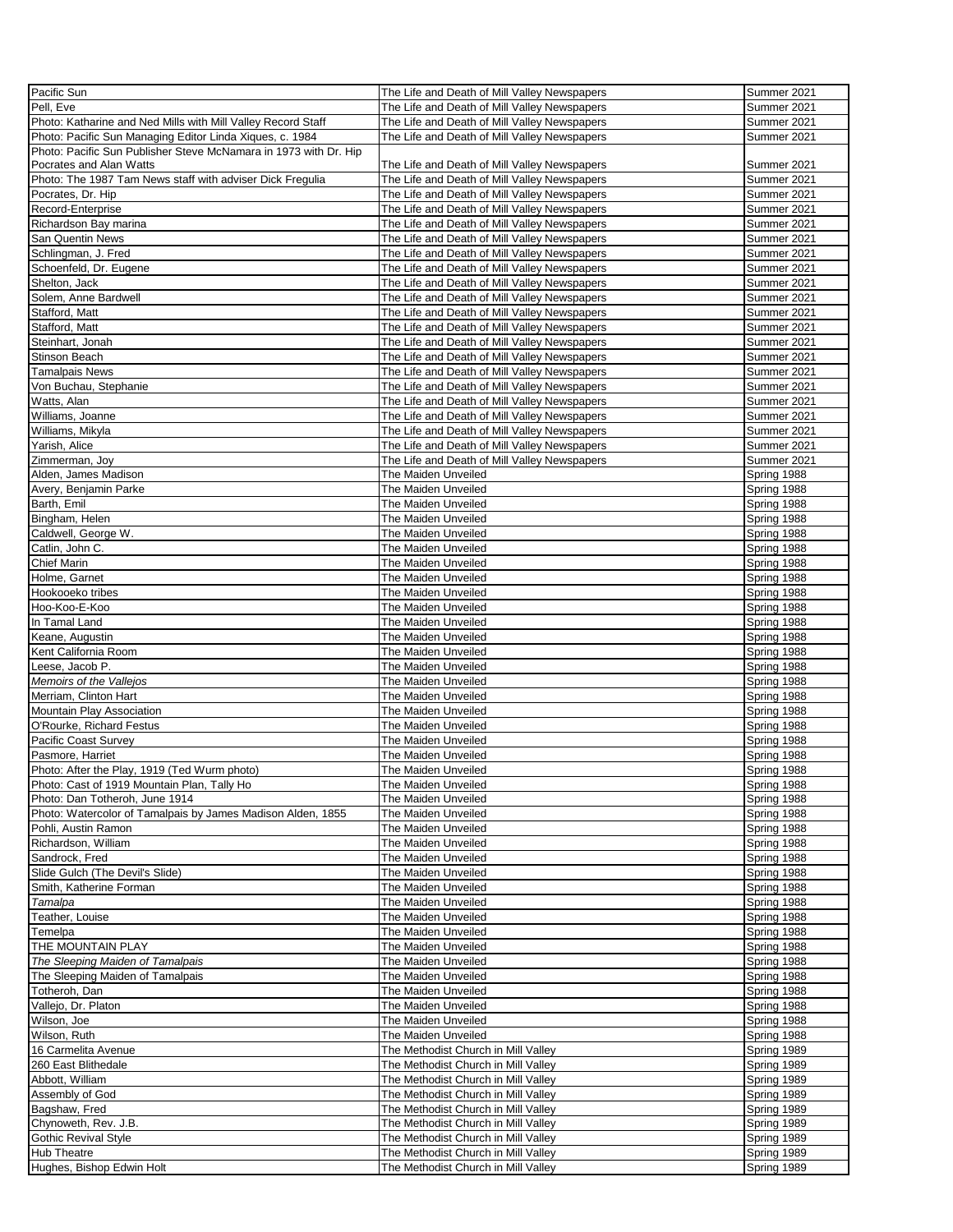| | | |
|---|---|---|
| Pacific Sun | The Life and Death of Mill Valley Newspapers | Summer 2021 |
| Pell, Eve | The Life and Death of Mill Valley Newspapers | Summer 2021 |
| Photo: Katharine and Ned Mills with Mill Valley Record Staff | The Life and Death of Mill Valley Newspapers | Summer 2021 |
| Photo: Pacific Sun Managing Editor Linda Xiques, c. 1984 | The Life and Death of Mill Valley Newspapers | Summer 2021 |
| Photo: Pacific Sun Publisher Steve McNamara in 1973 with Dr. Hip Pocrates and Alan Watts | The Life and Death of Mill Valley Newspapers | Summer 2021 |
| Photo: The 1987 Tam News staff with adviser Dick Fregulia | The Life and Death of Mill Valley Newspapers | Summer 2021 |
| Pocrates, Dr. Hip | The Life and Death of Mill Valley Newspapers | Summer 2021 |
| Record-Enterprise | The Life and Death of Mill Valley Newspapers | Summer 2021 |
| Richardson Bay marina | The Life and Death of Mill Valley Newspapers | Summer 2021 |
| San Quentin News | The Life and Death of Mill Valley Newspapers | Summer 2021 |
| Schlingman, J. Fred | The Life and Death of Mill Valley Newspapers | Summer 2021 |
| Schoenfeld, Dr. Eugene | The Life and Death of Mill Valley Newspapers | Summer 2021 |
| Shelton, Jack | The Life and Death of Mill Valley Newspapers | Summer 2021 |
| Solem, Anne Bardwell | The Life and Death of Mill Valley Newspapers | Summer 2021 |
| Stafford, Matt | The Life and Death of Mill Valley Newspapers | Summer 2021 |
| Stafford, Matt | The Life and Death of Mill Valley Newspapers | Summer 2021 |
| Steinhart, Jonah | The Life and Death of Mill Valley Newspapers | Summer 2021 |
| Stinson Beach | The Life and Death of Mill Valley Newspapers | Summer 2021 |
| Tamalpais News | The Life and Death of Mill Valley Newspapers | Summer 2021 |
| Von Buchau, Stephanie | The Life and Death of Mill Valley Newspapers | Summer 2021 |
| Watts, Alan | The Life and Death of Mill Valley Newspapers | Summer 2021 |
| Williams, Joanne | The Life and Death of Mill Valley Newspapers | Summer 2021 |
| Williams, Mikyla | The Life and Death of Mill Valley Newspapers | Summer 2021 |
| Yarish, Alice | The Life and Death of Mill Valley Newspapers | Summer 2021 |
| Zimmerman, Joy | The Life and Death of Mill Valley Newspapers | Summer 2021 |
| Alden, James Madison | The Maiden Unveiled | Spring 1988 |
| Avery, Benjamin Parke | The Maiden Unveiled | Spring 1988 |
| Barth, Emil | The Maiden Unveiled | Spring 1988 |
| Bingham, Helen | The Maiden Unveiled | Spring 1988 |
| Caldwell, George W. | The Maiden Unveiled | Spring 1988 |
| Catlin, John C. | The Maiden Unveiled | Spring 1988 |
| Chief Marin | The Maiden Unveiled | Spring 1988 |
| Holme, Garnet | The Maiden Unveiled | Spring 1988 |
| Hookooeko tribes | The Maiden Unveiled | Spring 1988 |
| Hoo-Koo-E-Koo | The Maiden Unveiled | Spring 1988 |
| In Tamal Land | The Maiden Unveiled | Spring 1988 |
| Keane, Augustin | The Maiden Unveiled | Spring 1988 |
| Kent California Room | The Maiden Unveiled | Spring 1988 |
| Leese, Jacob P. | The Maiden Unveiled | Spring 1988 |
| *Memoirs of the Vallejos* | The Maiden Unveiled | Spring 1988 |
| Merriam, Clinton Hart | The Maiden Unveiled | Spring 1988 |
| Mountain Play Association | The Maiden Unveiled | Spring 1988 |
| O'Rourke, Richard Festus | The Maiden Unveiled | Spring 1988 |
| Pacific Coast Survey | The Maiden Unveiled | Spring 1988 |
| Pasmore, Harriet | The Maiden Unveiled | Spring 1988 |
| Photo: After the Play, 1919 (Ted Wurm photo) | The Maiden Unveiled | Spring 1988 |
| Photo: Cast of 1919 Mountain Plan, Tally Ho | The Maiden Unveiled | Spring 1988 |
| Photo: Dan Totheroh, June 1914 | The Maiden Unveiled | Spring 1988 |
| Photo: Watercolor of Tamalpais by James Madison Alden, 1855 | The Maiden Unveiled | Spring 1988 |
| Pohli, Austin Ramon | The Maiden Unveiled | Spring 1988 |
| Richardson, William | The Maiden Unveiled | Spring 1988 |
| Sandrock, Fred | The Maiden Unveiled | Spring 1988 |
| Slide Gulch (The Devil's Slide) | The Maiden Unveiled | Spring 1988 |
| Smith, Katherine Forman | The Maiden Unveiled | Spring 1988 |
| *Tamalpa* | The Maiden Unveiled | Spring 1988 |
| Teather, Louise | The Maiden Unveiled | Spring 1988 |
| Temelpa | The Maiden Unveiled | Spring 1988 |
| THE MOUNTAIN PLAY | The Maiden Unveiled | Spring 1988 |
| *The Sleeping Maiden of Tamalpais* | The Maiden Unveiled | Spring 1988 |
| The Sleeping Maiden of Tamalpais | The Maiden Unveiled | Spring 1988 |
| Totheroh, Dan | The Maiden Unveiled | Spring 1988 |
| Vallejo, Dr. Platon | The Maiden Unveiled | Spring 1988 |
| Wilson, Joe | The Maiden Unveiled | Spring 1988 |
| Wilson, Ruth | The Maiden Unveiled | Spring 1988 |
| 16 Carmelita Avenue | The Methodist Church in Mill Valley | Spring 1989 |
| 260 East Blithedale | The Methodist Church in Mill Valley | Spring 1989 |
| Abbott, William | The Methodist Church in Mill Valley | Spring 1989 |
| Assembly of God | The Methodist Church in Mill Valley | Spring 1989 |
| Bagshaw, Fred | The Methodist Church in Mill Valley | Spring 1989 |
| Chynoweth, Rev. J.B. | The Methodist Church in Mill Valley | Spring 1989 |
| Gothic Revival Style | The Methodist Church in Mill Valley | Spring 1989 |
| Hub Theatre | The Methodist Church in Mill Valley | Spring 1989 |
| Hughes, Bishop Edwin Holt | The Methodist Church in Mill Valley | Spring 1989 |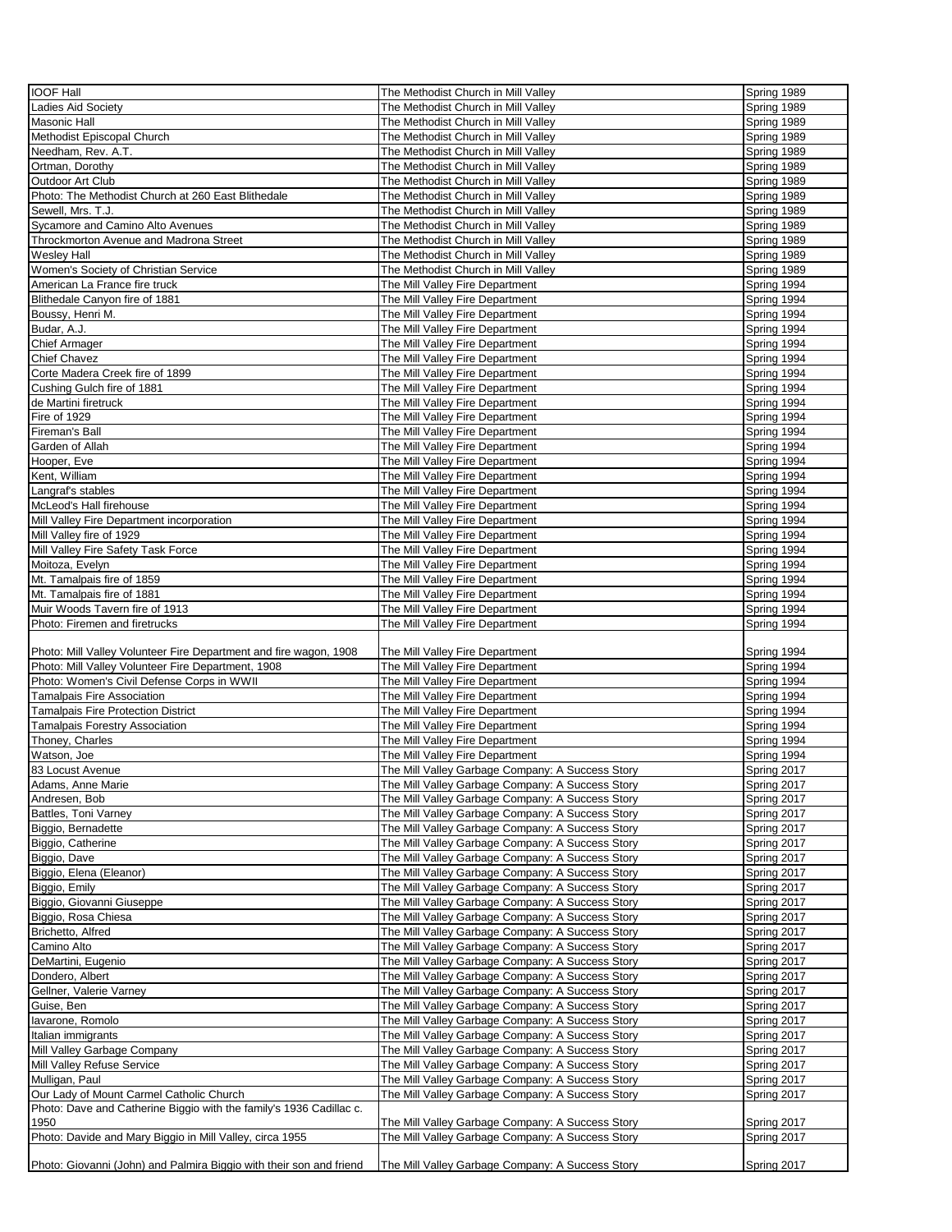| IOOF Hall | The Methodist Church in Mill Valley | Spring 1989 |
|---|---|---|
| Ladies Aid Society | The Methodist Church in Mill Valley | Spring 1989 |
| Masonic Hall | The Methodist Church in Mill Valley | Spring 1989 |
| Methodist Episcopal Church | The Methodist Church in Mill Valley | Spring 1989 |
| Needham, Rev. A.T. | The Methodist Church in Mill Valley | Spring 1989 |
| Ortman, Dorothy | The Methodist Church in Mill Valley | Spring 1989 |
| Outdoor Art Club | The Methodist Church in Mill Valley | Spring 1989 |
| Photo: The Methodist Church at 260 East Blithedale | The Methodist Church in Mill Valley | Spring 1989 |
| Sewell, Mrs. T.J. | The Methodist Church in Mill Valley | Spring 1989 |
| Sycamore and Camino Alto Avenues | The Methodist Church in Mill Valley | Spring 1989 |
| Throckmorton Avenue and Madrona Street | The Methodist Church in Mill Valley | Spring 1989 |
| Wesley Hall | The Methodist Church in Mill Valley | Spring 1989 |
| Women's Society of Christian Service | The Methodist Church in Mill Valley | Spring 1989 |
| American La France fire truck | The Mill Valley Fire Department | Spring 1994 |
| Blithedale Canyon fire of 1881 | The Mill Valley Fire Department | Spring 1994 |
| Boussy, Henri M. | The Mill Valley Fire Department | Spring 1994 |
| Budar, A.J. | The Mill Valley Fire Department | Spring 1994 |
| Chief Armager | The Mill Valley Fire Department | Spring 1994 |
| Chief Chavez | The Mill Valley Fire Department | Spring 1994 |
| Corte Madera Creek fire of 1899 | The Mill Valley Fire Department | Spring 1994 |
| Cushing Gulch fire of 1881 | The Mill Valley Fire Department | Spring 1994 |
| de Martini firetruck | The Mill Valley Fire Department | Spring 1994 |
| Fire of 1929 | The Mill Valley Fire Department | Spring 1994 |
| Fireman's Ball | The Mill Valley Fire Department | Spring 1994 |
| Garden of Allah | The Mill Valley Fire Department | Spring 1994 |
| Hooper, Eve | The Mill Valley Fire Department | Spring 1994 |
| Kent, William | The Mill Valley Fire Department | Spring 1994 |
| Langraf's stables | The Mill Valley Fire Department | Spring 1994 |
| McLeod's Hall firehouse | The Mill Valley Fire Department | Spring 1994 |
| Mill Valley Fire Department incorporation | The Mill Valley Fire Department | Spring 1994 |
| Mill Valley fire of 1929 | The Mill Valley Fire Department | Spring 1994 |
| Mill Valley Fire Safety Task Force | The Mill Valley Fire Department | Spring 1994 |
| Moitoza, Evelyn | The Mill Valley Fire Department | Spring 1994 |
| Mt. Tamalpais fire of 1859 | The Mill Valley Fire Department | Spring 1994 |
| Mt. Tamalpais fire of 1881 | The Mill Valley Fire Department | Spring 1994 |
| Muir Woods Tavern fire of 1913 | The Mill Valley Fire Department | Spring 1994 |
| Photo: Firemen and firetrucks | The Mill Valley Fire Department | Spring 1994 |
| Photo: Mill Valley Volunteer Fire Department and fire wagon, 1908 | The Mill Valley Fire Department | Spring 1994 |
| Photo: Mill Valley Volunteer Fire Department, 1908 | The Mill Valley Fire Department | Spring 1994 |
| Photo: Women's Civil Defense Corps in WWII | The Mill Valley Fire Department | Spring 1994 |
| Tamalpais Fire Association | The Mill Valley Fire Department | Spring 1994 |
| Tamalpais Fire Protection District | The Mill Valley Fire Department | Spring 1994 |
| Tamalpais Forestry Association | The Mill Valley Fire Department | Spring 1994 |
| Thoney, Charles | The Mill Valley Fire Department | Spring 1994 |
| Watson, Joe | The Mill Valley Fire Department | Spring 1994 |
| 83 Locust Avenue | The Mill Valley Garbage Company: A Success Story | Spring 2017 |
| Adams, Anne Marie | The Mill Valley Garbage Company: A Success Story | Spring 2017 |
| Andresen, Bob | The Mill Valley Garbage Company: A Success Story | Spring 2017 |
| Battles, Toni Varney | The Mill Valley Garbage Company: A Success Story | Spring 2017 |
| Biggio, Bernadette | The Mill Valley Garbage Company: A Success Story | Spring 2017 |
| Biggio, Catherine | The Mill Valley Garbage Company: A Success Story | Spring 2017 |
| Biggio, Dave | The Mill Valley Garbage Company: A Success Story | Spring 2017 |
| Biggio, Elena (Eleanor) | The Mill Valley Garbage Company: A Success Story | Spring 2017 |
| Biggio, Emily | The Mill Valley Garbage Company: A Success Story | Spring 2017 |
| Biggio, Giovanni Giuseppe | The Mill Valley Garbage Company: A Success Story | Spring 2017 |
| Biggio, Rosa Chiesa | The Mill Valley Garbage Company: A Success Story | Spring 2017 |
| Brichetto, Alfred | The Mill Valley Garbage Company: A Success Story | Spring 2017 |
| Camino Alto | The Mill Valley Garbage Company: A Success Story | Spring 2017 |
| DeMartini, Eugenio | The Mill Valley Garbage Company: A Success Story | Spring 2017 |
| Dondero, Albert | The Mill Valley Garbage Company: A Success Story | Spring 2017 |
| Gellner, Valerie Varney | The Mill Valley Garbage Company: A Success Story | Spring 2017 |
| Guise, Ben | The Mill Valley Garbage Company: A Success Story | Spring 2017 |
| Iavarone, Romolo | The Mill Valley Garbage Company: A Success Story | Spring 2017 |
| Italian immigrants | The Mill Valley Garbage Company: A Success Story | Spring 2017 |
| Mill Valley Garbage Company | The Mill Valley Garbage Company: A Success Story | Spring 2017 |
| Mill Valley Refuse Service | The Mill Valley Garbage Company: A Success Story | Spring 2017 |
| Mulligan, Paul | The Mill Valley Garbage Company: A Success Story | Spring 2017 |
| Our Lady of Mount Carmel Catholic Church | The Mill Valley Garbage Company: A Success Story | Spring 2017 |
| Photo: Dave and Catherine Biggio with the family's 1936 Cadillac c. 1950 | The Mill Valley Garbage Company: A Success Story | Spring 2017 |
| Photo: Davide and Mary Biggio in Mill Valley, circa 1955 | The Mill Valley Garbage Company: A Success Story | Spring 2017 |
| Photo: Giovanni (John) and Palmira Biggio with their son and friend | The Mill Valley Garbage Company: A Success Story | Spring 2017 |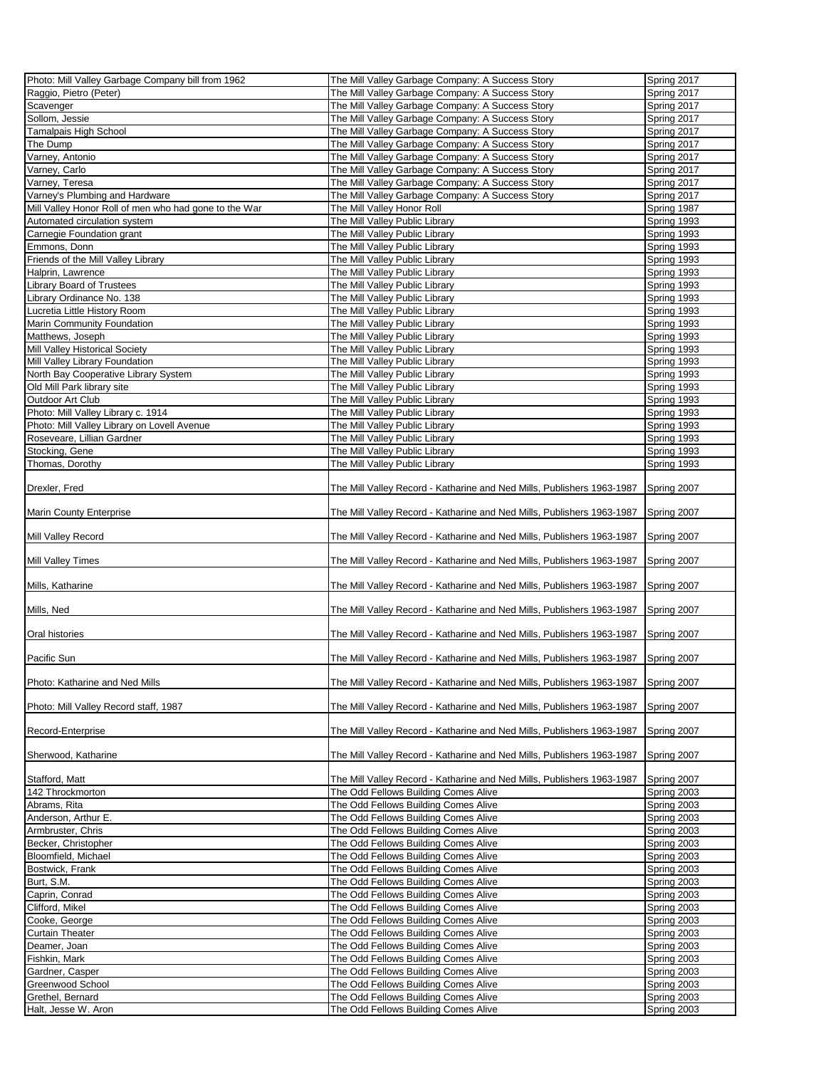| | | |
|---|---|---|
| Photo: Mill Valley Garbage Company bill from 1962 | The Mill Valley Garbage Company: A Success Story | Spring 2017 |
| Raggio, Pietro (Peter) | The Mill Valley Garbage Company: A Success Story | Spring 2017 |
| Scavenger | The Mill Valley Garbage Company: A Success Story | Spring 2017 |
| Sollom, Jessie | The Mill Valley Garbage Company: A Success Story | Spring 2017 |
| Tamalpais High School | The Mill Valley Garbage Company: A Success Story | Spring 2017 |
| The Dump | The Mill Valley Garbage Company: A Success Story | Spring 2017 |
| Varney, Antonio | The Mill Valley Garbage Company: A Success Story | Spring 2017 |
| Varney, Carlo | The Mill Valley Garbage Company: A Success Story | Spring 2017 |
| Varney, Teresa | The Mill Valley Garbage Company: A Success Story | Spring 2017 |
| Varney's Plumbing and Hardware | The Mill Valley Garbage Company: A Success Story | Spring 2017 |
| Mill Valley Honor Roll of men who had gone to the War | The Mill Valley Honor Roll | Spring 1987 |
| Automated circulation system | The Mill Valley Public Library | Spring 1993 |
| Carnegie Foundation grant | The Mill Valley Public Library | Spring 1993 |
| Emmons, Donn | The Mill Valley Public Library | Spring 1993 |
| Friends of the Mill Valley Library | The Mill Valley Public Library | Spring 1993 |
| Halprin, Lawrence | The Mill Valley Public Library | Spring 1993 |
| Library Board of Trustees | The Mill Valley Public Library | Spring 1993 |
| Library Ordinance No. 138 | The Mill Valley Public Library | Spring 1993 |
| Lucretia Little History Room | The Mill Valley Public Library | Spring 1993 |
| Marin Community Foundation | The Mill Valley Public Library | Spring 1993 |
| Matthews, Joseph | The Mill Valley Public Library | Spring 1993 |
| Mill Valley Historical Society | The Mill Valley Public Library | Spring 1993 |
| Mill Valley Library Foundation | The Mill Valley Public Library | Spring 1993 |
| North Bay Cooperative Library System | The Mill Valley Public Library | Spring 1993 |
| Old Mill Park library site | The Mill Valley Public Library | Spring 1993 |
| Outdoor Art Club | The Mill Valley Public Library | Spring 1993 |
| Photo: Mill Valley Library c. 1914 | The Mill Valley Public Library | Spring 1993 |
| Photo: Mill Valley Library on Lovell Avenue | The Mill Valley Public Library | Spring 1993 |
| Roseveare, Lillian Gardner | The Mill Valley Public Library | Spring 1993 |
| Stocking, Gene | The Mill Valley Public Library | Spring 1993 |
| Thomas, Dorothy | The Mill Valley Public Library | Spring 1993 |
| Drexler, Fred | The Mill Valley Record - Katharine and Ned Mills, Publishers 1963-1987 | Spring 2007 |
| Marin County Enterprise | The Mill Valley Record - Katharine and Ned Mills, Publishers 1963-1987 | Spring 2007 |
| Mill Valley Record | The Mill Valley Record - Katharine and Ned Mills, Publishers 1963-1987 | Spring 2007 |
| Mill Valley Times | The Mill Valley Record - Katharine and Ned Mills, Publishers 1963-1987 | Spring 2007 |
| Mills, Katharine | The Mill Valley Record - Katharine and Ned Mills, Publishers 1963-1987 | Spring 2007 |
| Mills, Ned | The Mill Valley Record - Katharine and Ned Mills, Publishers 1963-1987 | Spring 2007 |
| Oral histories | The Mill Valley Record - Katharine and Ned Mills, Publishers 1963-1987 | Spring 2007 |
| Pacific Sun | The Mill Valley Record - Katharine and Ned Mills, Publishers 1963-1987 | Spring 2007 |
| Photo: Katharine and Ned Mills | The Mill Valley Record - Katharine and Ned Mills, Publishers 1963-1987 | Spring 2007 |
| Photo: Mill Valley Record staff, 1987 | The Mill Valley Record - Katharine and Ned Mills, Publishers 1963-1987 | Spring 2007 |
| Record-Enterprise | The Mill Valley Record - Katharine and Ned Mills, Publishers 1963-1987 | Spring 2007 |
| Sherwood, Katharine | The Mill Valley Record - Katharine and Ned Mills, Publishers 1963-1987 | Spring 2007 |
| Stafford, Matt | The Mill Valley Record - Katharine and Ned Mills, Publishers 1963-1987 | Spring 2007 |
| 142 Throckmorton | The Odd Fellows Building Comes Alive | Spring 2003 |
| Abrams, Rita | The Odd Fellows Building Comes Alive | Spring 2003 |
| Anderson, Arthur E. | The Odd Fellows Building Comes Alive | Spring 2003 |
| Armbruster, Chris | The Odd Fellows Building Comes Alive | Spring 2003 |
| Becker, Christopher | The Odd Fellows Building Comes Alive | Spring 2003 |
| Bloomfield, Michael | The Odd Fellows Building Comes Alive | Spring 2003 |
| Bostwick, Frank | The Odd Fellows Building Comes Alive | Spring 2003 |
| Burt, S.M. | The Odd Fellows Building Comes Alive | Spring 2003 |
| Caprin, Conrad | The Odd Fellows Building Comes Alive | Spring 2003 |
| Clifford, Mikel | The Odd Fellows Building Comes Alive | Spring 2003 |
| Cooke, George | The Odd Fellows Building Comes Alive | Spring 2003 |
| Curtain Theater | The Odd Fellows Building Comes Alive | Spring 2003 |
| Deamer, Joan | The Odd Fellows Building Comes Alive | Spring 2003 |
| Fishkin, Mark | The Odd Fellows Building Comes Alive | Spring 2003 |
| Gardner, Casper | The Odd Fellows Building Comes Alive | Spring 2003 |
| Greenwood School | The Odd Fellows Building Comes Alive | Spring 2003 |
| Grethel, Bernard | The Odd Fellows Building Comes Alive | Spring 2003 |
| Halt, Jesse W. Aron | The Odd Fellows Building Comes Alive | Spring 2003 |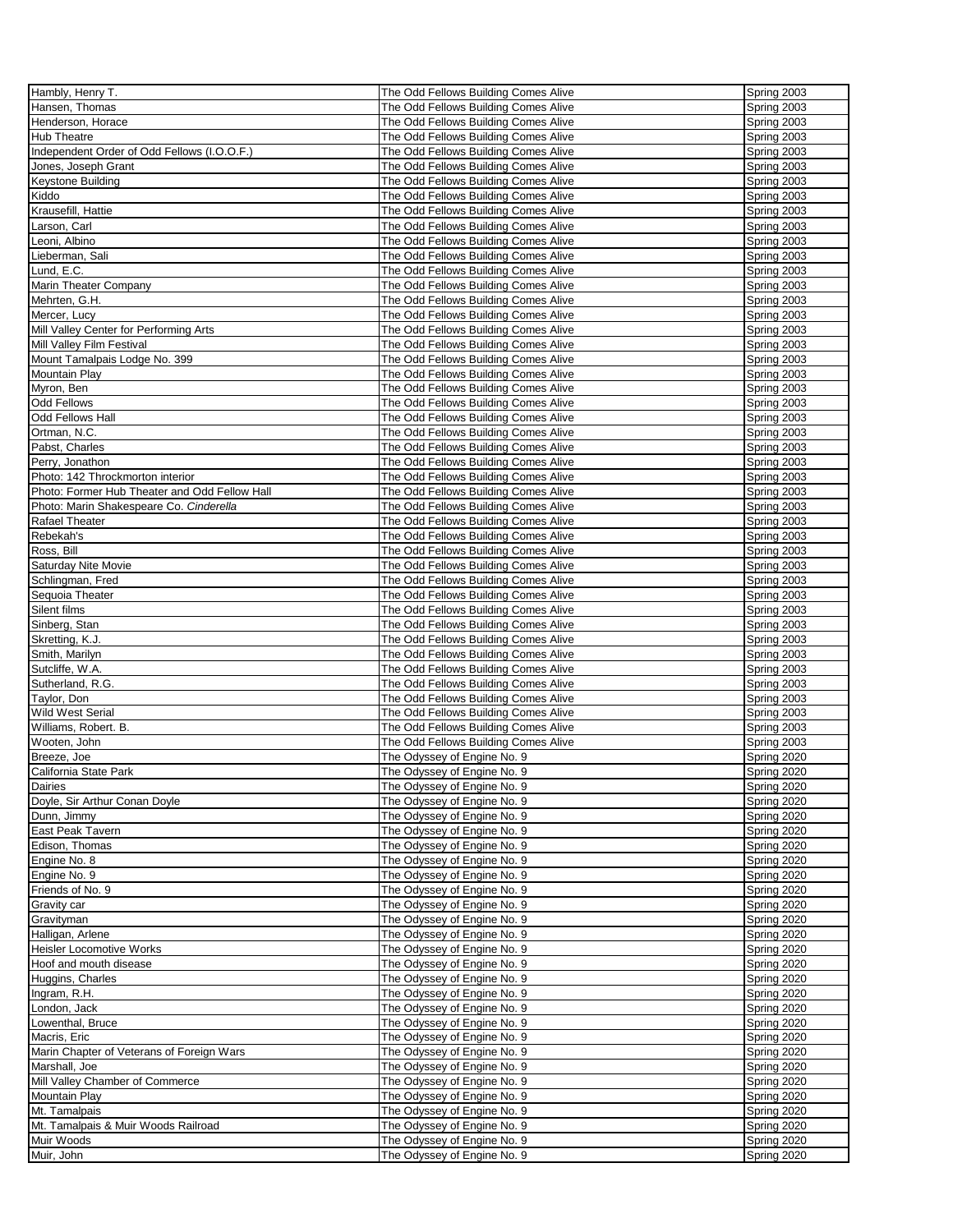| | | |
|---|---|---|
| Hambly, Henry T. | The Odd Fellows Building Comes Alive | Spring 2003 |
| Hansen, Thomas | The Odd Fellows Building Comes Alive | Spring 2003 |
| Henderson, Horace | The Odd Fellows Building Comes Alive | Spring 2003 |
| Hub Theatre | The Odd Fellows Building Comes Alive | Spring 2003 |
| Independent Order of Odd Fellows (I.O.O.F.) | The Odd Fellows Building Comes Alive | Spring 2003 |
| Jones, Joseph Grant | The Odd Fellows Building Comes Alive | Spring 2003 |
| Keystone Building | The Odd Fellows Building Comes Alive | Spring 2003 |
| Kiddo | The Odd Fellows Building Comes Alive | Spring 2003 |
| Krausefill, Hattie | The Odd Fellows Building Comes Alive | Spring 2003 |
| Larson, Carl | The Odd Fellows Building Comes Alive | Spring 2003 |
| Leoni, Albino | The Odd Fellows Building Comes Alive | Spring 2003 |
| Lieberman, Sali | The Odd Fellows Building Comes Alive | Spring 2003 |
| Lund, E.C. | The Odd Fellows Building Comes Alive | Spring 2003 |
| Marin Theater Company | The Odd Fellows Building Comes Alive | Spring 2003 |
| Mehrten, G.H. | The Odd Fellows Building Comes Alive | Spring 2003 |
| Mercer, Lucy | The Odd Fellows Building Comes Alive | Spring 2003 |
| Mill Valley Center for Performing Arts | The Odd Fellows Building Comes Alive | Spring 2003 |
| Mill Valley Film Festival | The Odd Fellows Building Comes Alive | Spring 2003 |
| Mount Tamalpais Lodge No. 399 | The Odd Fellows Building Comes Alive | Spring 2003 |
| Mountain Play | The Odd Fellows Building Comes Alive | Spring 2003 |
| Myron, Ben | The Odd Fellows Building Comes Alive | Spring 2003 |
| Odd Fellows | The Odd Fellows Building Comes Alive | Spring 2003 |
| Odd Fellows Hall | The Odd Fellows Building Comes Alive | Spring 2003 |
| Ortman, N.C. | The Odd Fellows Building Comes Alive | Spring 2003 |
| Pabst, Charles | The Odd Fellows Building Comes Alive | Spring 2003 |
| Perry, Jonathon | The Odd Fellows Building Comes Alive | Spring 2003 |
| Photo: 142 Throckmorton interior | The Odd Fellows Building Comes Alive | Spring 2003 |
| Photo: Former Hub Theater and Odd Fellow Hall | The Odd Fellows Building Comes Alive | Spring 2003 |
| Photo: Marin Shakespeare Co. *Cinderella* | The Odd Fellows Building Comes Alive | Spring 2003 |
| Rafael Theater | The Odd Fellows Building Comes Alive | Spring 2003 |
| Rebekah's | The Odd Fellows Building Comes Alive | Spring 2003 |
| Ross, Bill | The Odd Fellows Building Comes Alive | Spring 2003 |
| Saturday Nite Movie | The Odd Fellows Building Comes Alive | Spring 2003 |
| Schlingman, Fred | The Odd Fellows Building Comes Alive | Spring 2003 |
| Sequoia Theater | The Odd Fellows Building Comes Alive | Spring 2003 |
| Silent films | The Odd Fellows Building Comes Alive | Spring 2003 |
| Sinberg, Stan | The Odd Fellows Building Comes Alive | Spring 2003 |
| Skretting, K.J. | The Odd Fellows Building Comes Alive | Spring 2003 |
| Smith, Marilyn | The Odd Fellows Building Comes Alive | Spring 2003 |
| Sutcliffe, W.A. | The Odd Fellows Building Comes Alive | Spring 2003 |
| Sutherland, R.G. | The Odd Fellows Building Comes Alive | Spring 2003 |
| Taylor, Don | The Odd Fellows Building Comes Alive | Spring 2003 |
| Wild West Serial | The Odd Fellows Building Comes Alive | Spring 2003 |
| Williams, Robert. B. | The Odd Fellows Building Comes Alive | Spring 2003 |
| Wooten, John | The Odd Fellows Building Comes Alive | Spring 2003 |
| Breeze, Joe | The Odyssey of Engine No. 9 | Spring 2020 |
| California State Park | The Odyssey of Engine No. 9 | Spring 2020 |
| Dairies | The Odyssey of Engine No. 9 | Spring 2020 |
| Doyle, Sir Arthur Conan Doyle | The Odyssey of Engine No. 9 | Spring 2020 |
| Dunn, Jimmy | The Odyssey of Engine No. 9 | Spring 2020 |
| East Peak Tavern | The Odyssey of Engine No. 9 | Spring 2020 |
| Edison, Thomas | The Odyssey of Engine No. 9 | Spring 2020 |
| Engine No. 8 | The Odyssey of Engine No. 9 | Spring 2020 |
| Engine No. 9 | The Odyssey of Engine No. 9 | Spring 2020 |
| Friends of No. 9 | The Odyssey of Engine No. 9 | Spring 2020 |
| Gravity car | The Odyssey of Engine No. 9 | Spring 2020 |
| Gravityman | The Odyssey of Engine No. 9 | Spring 2020 |
| Halligan, Arlene | The Odyssey of Engine No. 9 | Spring 2020 |
| Heisler Locomotive Works | The Odyssey of Engine No. 9 | Spring 2020 |
| Hoof and mouth disease | The Odyssey of Engine No. 9 | Spring 2020 |
| Huggins, Charles | The Odyssey of Engine No. 9 | Spring 2020 |
| Ingram, R.H. | The Odyssey of Engine No. 9 | Spring 2020 |
| London, Jack | The Odyssey of Engine No. 9 | Spring 2020 |
| Lowenthal, Bruce | The Odyssey of Engine No. 9 | Spring 2020 |
| Macris, Eric | The Odyssey of Engine No. 9 | Spring 2020 |
| Marin Chapter of Veterans of Foreign Wars | The Odyssey of Engine No. 9 | Spring 2020 |
| Marshall, Joe | The Odyssey of Engine No. 9 | Spring 2020 |
| Mill Valley Chamber of Commerce | The Odyssey of Engine No. 9 | Spring 2020 |
| Mountain Play | The Odyssey of Engine No. 9 | Spring 2020 |
| Mt. Tamalpais | The Odyssey of Engine No. 9 | Spring 2020 |
| Mt. Tamalpais & Muir Woods Railroad | The Odyssey of Engine No. 9 | Spring 2020 |
| Muir Woods | The Odyssey of Engine No. 9 | Spring 2020 |
| Muir, John | The Odyssey of Engine No. 9 | Spring 2020 |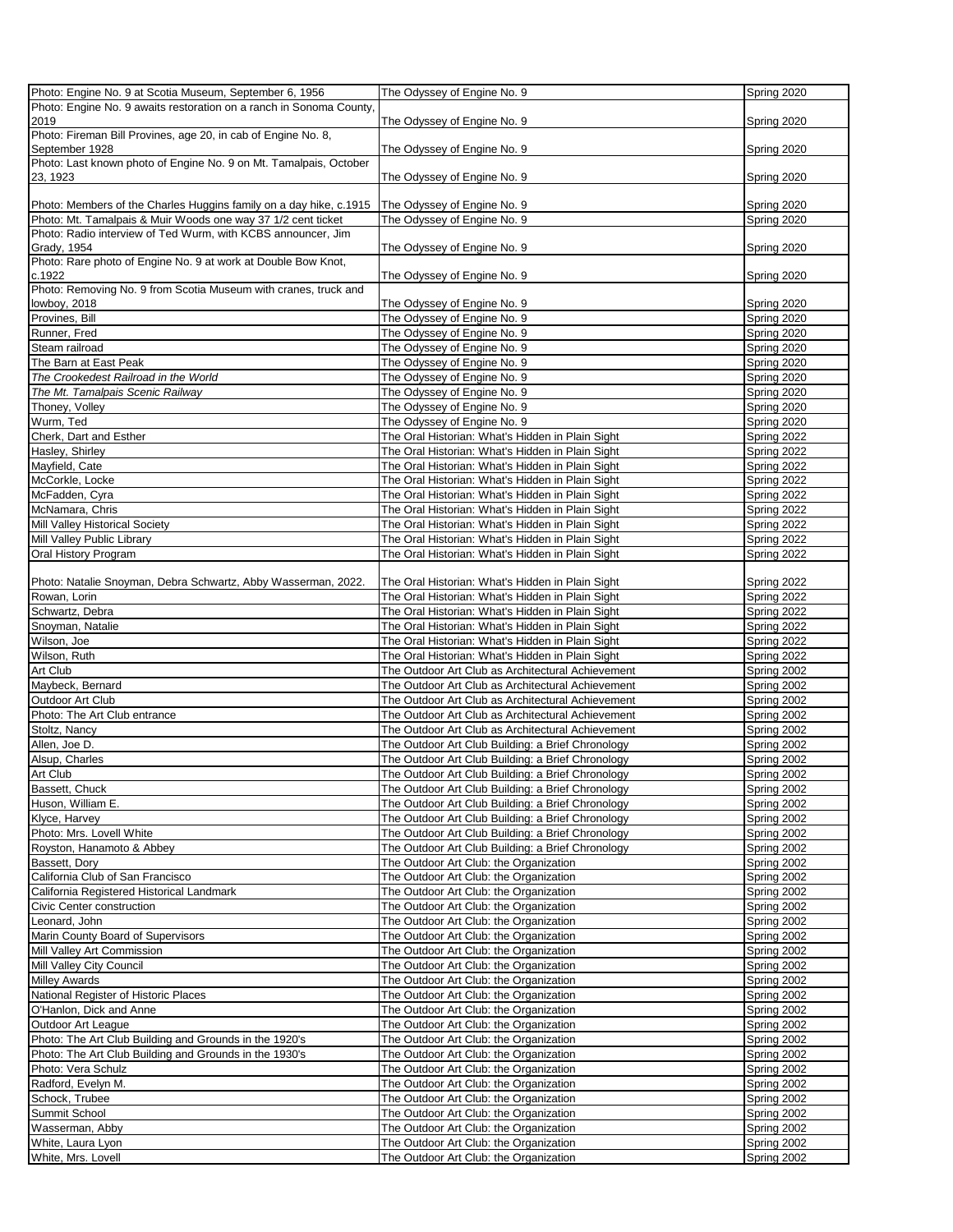| | | |
|---|---|---|
| Photo: Engine No. 9 at Scotia Museum, September 6, 1956 | The Odyssey of Engine No. 9 | Spring 2020 |
| Photo: Engine No. 9 awaits restoration on a ranch in Sonoma County, 2019 | The Odyssey of Engine No. 9 | Spring 2020 |
| Photo: Fireman Bill Provines, age 20, in cab of Engine No. 8, September 1928 | The Odyssey of Engine No. 9 | Spring 2020 |
| Photo: Last known photo of Engine No. 9 on Mt. Tamalpais, October 23, 1923 | The Odyssey of Engine No. 9 | Spring 2020 |
| Photo: Members of the Charles Huggins family on a day hike, c.1915 | The Odyssey of Engine No. 9 | Spring 2020 |
| Photo: Mt. Tamalpais & Muir Woods one way 37 1/2 cent ticket | The Odyssey of Engine No. 9 | Spring 2020 |
| Photo: Radio interview of Ted Wurm, with KCBS announcer, Jim Grady, 1954 | The Odyssey of Engine No. 9 | Spring 2020 |
| Photo: Rare photo of Engine No. 9 at work at Double Bow Knot, c.1922 | The Odyssey of Engine No. 9 | Spring 2020 |
| Photo: Removing No. 9 from Scotia Museum with cranes, truck and lowboy, 2018 | The Odyssey of Engine No. 9 | Spring 2020 |
| Provines, Bill | The Odyssey of Engine No. 9 | Spring 2020 |
| Runner, Fred | The Odyssey of Engine No. 9 | Spring 2020 |
| Steam railroad | The Odyssey of Engine No. 9 | Spring 2020 |
| The Barn at East Peak | The Odyssey of Engine No. 9 | Spring 2020 |
| *The Crookedest Railroad in the World* | The Odyssey of Engine No. 9 | Spring 2020 |
| *The Mt. Tamalpais Scenic Railway* | The Odyssey of Engine No. 9 | Spring 2020 |
| Thoney, Volley | The Odyssey of Engine No. 9 | Spring 2020 |
| Wurm, Ted | The Odyssey of Engine No. 9 | Spring 2020 |
| Cherk, Dart and Esther | The Oral Historian: What's Hidden in Plain Sight | Spring 2022 |
| Hasley, Shirley | The Oral Historian: What's Hidden in Plain Sight | Spring 2022 |
| Mayfield, Cate | The Oral Historian: What's Hidden in Plain Sight | Spring 2022 |
| McCorkle, Locke | The Oral Historian: What's Hidden in Plain Sight | Spring 2022 |
| McFadden, Cyra | The Oral Historian: What's Hidden in Plain Sight | Spring 2022 |
| McNamara, Chris | The Oral Historian: What's Hidden in Plain Sight | Spring 2022 |
| Mill Valley Historical Society | The Oral Historian: What's Hidden in Plain Sight | Spring 2022 |
| Mill Valley Public Library | The Oral Historian: What's Hidden in Plain Sight | Spring 2022 |
| Oral History Program | The Oral Historian: What's Hidden in Plain Sight | Spring 2022 |
| Photo: Natalie Snoyman, Debra Schwartz, Abby Wasserman, 2022. | The Oral Historian: What's Hidden in Plain Sight | Spring 2022 |
| Rowan, Lorin | The Oral Historian: What's Hidden in Plain Sight | Spring 2022 |
| Schwartz, Debra | The Oral Historian: What's Hidden in Plain Sight | Spring 2022 |
| Snoyman, Natalie | The Oral Historian: What's Hidden in Plain Sight | Spring 2022 |
| Wilson, Joe | The Oral Historian: What's Hidden in Plain Sight | Spring 2022 |
| Wilson, Ruth | The Oral Historian: What's Hidden in Plain Sight | Spring 2022 |
| Art Club | The Outdoor Art Club as Architectural Achievement | Spring 2002 |
| Maybeck, Bernard | The Outdoor Art Club as Architectural Achievement | Spring 2002 |
| Outdoor Art Club | The Outdoor Art Club as Architectural Achievement | Spring 2002 |
| Photo: The Art Club entrance | The Outdoor Art Club as Architectural Achievement | Spring 2002 |
| Stoltz, Nancy | The Outdoor Art Club as Architectural Achievement | Spring 2002 |
| Allen, Joe D. | The Outdoor Art Club Building: a Brief Chronology | Spring 2002 |
| Alsup, Charles | The Outdoor Art Club Building: a Brief Chronology | Spring 2002 |
| Art Club | The Outdoor Art Club Building: a Brief Chronology | Spring 2002 |
| Bassett, Chuck | The Outdoor Art Club Building: a Brief Chronology | Spring 2002 |
| Huson, William E. | The Outdoor Art Club Building: a Brief Chronology | Spring 2002 |
| Klyce, Harvey | The Outdoor Art Club Building: a Brief Chronology | Spring 2002 |
| Photo: Mrs. Lovell White | The Outdoor Art Club Building: a Brief Chronology | Spring 2002 |
| Royston, Hanamoto & Abbey | The Outdoor Art Club Building: a Brief Chronology | Spring 2002 |
| Bassett, Dory | The Outdoor Art Club: the Organization | Spring 2002 |
| California Club of San Francisco | The Outdoor Art Club: the Organization | Spring 2002 |
| California Registered Historical Landmark | The Outdoor Art Club: the Organization | Spring 2002 |
| Civic Center construction | The Outdoor Art Club: the Organization | Spring 2002 |
| Leonard, John | The Outdoor Art Club: the Organization | Spring 2002 |
| Marin County Board of Supervisors | The Outdoor Art Club: the Organization | Spring 2002 |
| Mill Valley Art Commission | The Outdoor Art Club: the Organization | Spring 2002 |
| Mill Valley City Council | The Outdoor Art Club: the Organization | Spring 2002 |
| Milley Awards | The Outdoor Art Club: the Organization | Spring 2002 |
| National Register of Historic Places | The Outdoor Art Club: the Organization | Spring 2002 |
| O'Hanlon, Dick and Anne | The Outdoor Art Club: the Organization | Spring 2002 |
| Outdoor Art League | The Outdoor Art Club: the Organization | Spring 2002 |
| Photo: The Art Club Building and Grounds in the 1920's | The Outdoor Art Club: the Organization | Spring 2002 |
| Photo: The Art Club Building and Grounds in the 1930's | The Outdoor Art Club: the Organization | Spring 2002 |
| Photo: Vera Schulz | The Outdoor Art Club: the Organization | Spring 2002 |
| Radford, Evelyn M. | The Outdoor Art Club: the Organization | Spring 2002 |
| Schock, Trubee | The Outdoor Art Club: the Organization | Spring 2002 |
| Summit School | The Outdoor Art Club: the Organization | Spring 2002 |
| Wasserman, Abby | The Outdoor Art Club: the Organization | Spring 2002 |
| White, Laura Lyon | The Outdoor Art Club: the Organization | Spring 2002 |
| White, Mrs. Lovell | The Outdoor Art Club: the Organization | Spring 2002 |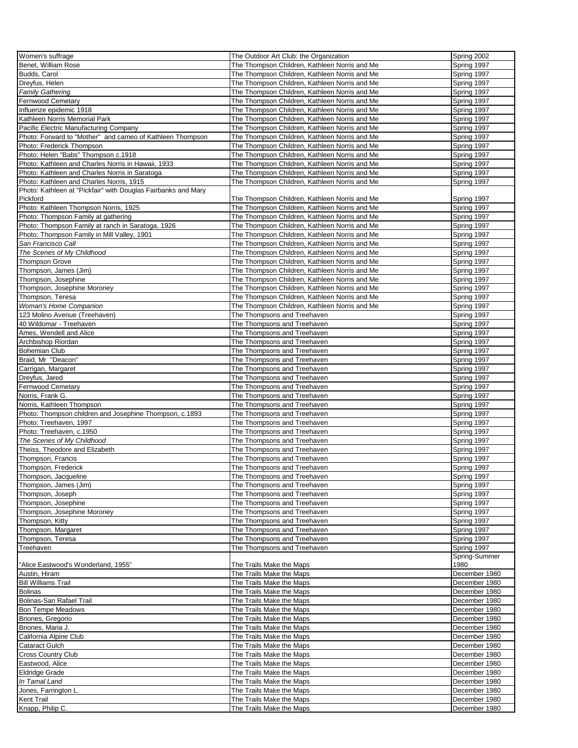| | | |
|---|---|---|
| Women's suffrage | The Outdoor Art Club: the Organization | Spring 2002 |
| Benet, William Rose | The Thompson Children, Kathleen Norris and Me | Spring 1997 |
| Budds, Carol | The Thompson Children, Kathleen Norris and Me | Spring 1997 |
| Dreyfus, Helen | The Thompson Children, Kathleen Norris and Me | Spring 1997 |
| *Family Gathering* | The Thompson Children, Kathleen Norris and Me | Spring 1997 |
| Fernwood Cemetary | The Thompson Children, Kathleen Norris and Me | Spring 1997 |
| Influenze epidemic 1918 | The Thompson Children, Kathleen Norris and Me | Spring 1997 |
| Kathleen Norris Memorial Park | The Thompson Children, Kathleen Norris and Me | Spring 1997 |
| Pacific Electric Manufacturing Company | The Thompson Children, Kathleen Norris and Me | Spring 1997 |
| Photo: Forward to "Mother" and cameo of Kathleen Thompson | The Thompson Children, Kathleen Norris and Me | Spring 1997 |
| Photo: Frederick Thompson | The Thompson Children, Kathleen Norris and Me | Spring 1997 |
| Photo: Helen "Babs" Thompson c.1918 | The Thompson Children, Kathleen Norris and Me | Spring 1997 |
| Photo: Kathleen and Charles Norris in Hawaii, 1933 | The Thompson Children, Kathleen Norris and Me | Spring 1997 |
| Photo: Kathleen and Charles Norris in Saratoga | The Thompson Children, Kathleen Norris and Me | Spring 1997 |
| Photo: Kathleen and Charles Norris, 1915 | The Thompson Children, Kathleen Norris and Me | Spring 1997 |
| Photo: Kathleen at "Pickfair" with Douglas Fairbanks and Mary Pickford | The Thompson Children, Kathleen Norris and Me | Spring 1997 |
| Photo: Kathleen Thompson Norris, 1925 | The Thompson Children, Kathleen Norris and Me | Spring 1997 |
| Photo: Thompson Family at gathering | The Thompson Children, Kathleen Norris and Me | Spring 1997 |
| Photo: Thompson Family at ranch in Saratoga, 1926 | The Thompson Children, Kathleen Norris and Me | Spring 1997 |
| Photo: Thompson Family in Mill Valley, 1901 | The Thompson Children, Kathleen Norris and Me | Spring 1997 |
| *San Francisco Call* | The Thompson Children, Kathleen Norris and Me | Spring 1997 |
| *The Scenes of My Childhood* | The Thompson Children, Kathleen Norris and Me | Spring 1997 |
| Thompson Grove | The Thompson Children, Kathleen Norris and Me | Spring 1997 |
| Thompson, James (Jim) | The Thompson Children, Kathleen Norris and Me | Spring 1997 |
| Thompson, Josephine | The Thompson Children, Kathleen Norris and Me | Spring 1997 |
| Thompson, Josephine Moroney | The Thompson Children, Kathleen Norris and Me | Spring 1997 |
| Thompson, Teresa | The Thompson Children, Kathleen Norris and Me | Spring 1997 |
| *Woman's Home Companion* | The Thompson Children, Kathleen Norris and Me | Spring 1997 |
| 123 Molino Avenue (Treehaven) | The Thompsons and Treehaven | Spring 1997 |
| 40 Wildomar - Treehaven | The Thompsons and Treehaven | Spring 1997 |
| Ames, Wendell and Alice | The Thompsons and Treehaven | Spring 1997 |
| Archbishop Riordan | The Thompsons and Treehaven | Spring 1997 |
| Bohemian Club | The Thompsons and Treehaven | Spring 1997 |
| Braid, Mr "Deacon" | The Thompsons and Treehaven | Spring 1997 |
| Carrigan, Margaret | The Thompsons and Treehaven | Spring 1997 |
| Dreyfus, Jared | The Thompsons and Treehaven | Spring 1997 |
| Fernwood Cemetary | The Thompsons and Treehaven | Spring 1997 |
| Norris, Frank G. | The Thompsons and Treehaven | Spring 1997 |
| Norris, Kathleen Thompson | The Thompsons and Treehaven | Spring 1997 |
| Photo: Thompson children and Josephine Thompson, c.1893 | The Thompsons and Treehaven | Spring 1997 |
| Photo: Treehaven, 1997 | The Thompsons and Treehaven | Spring 1997 |
| Photo: Treehaven, c.1950 | The Thompsons and Treehaven | Spring 1997 |
| *The Scenes of My Childhood* | The Thompsons and Treehaven | Spring 1997 |
| Theiss, Theodore and Elizabeth | The Thompsons and Treehaven | Spring 1997 |
| Thompson, Francis | The Thompsons and Treehaven | Spring 1997 |
| Thompson, Frederick | The Thompsons and Treehaven | Spring 1997 |
| Thompson, Jacqueline | The Thompsons and Treehaven | Spring 1997 |
| Thompson, James (Jim) | The Thompsons and Treehaven | Spring 1997 |
| Thompson, Joseph | The Thompsons and Treehaven | Spring 1997 |
| Thompson, Josephine | The Thompsons and Treehaven | Spring 1997 |
| Thompson, Josephine Moroney | The Thompsons and Treehaven | Spring 1997 |
| Thompson, Kitty | The Thompsons and Treehaven | Spring 1997 |
| Thompson, Margaret | The Thompsons and Treehaven | Spring 1997 |
| Thompson, Teresa | The Thompsons and Treehaven | Spring 1997 |
| Treehaven | The Thompsons and Treehaven | Spring 1997 |
| "Alice Eastwood's Wonderland, 1955" | The Trails Make the Maps | Spring-Summer 1980 |
| Austin, Hiram | The Trails Make the Maps | December 1980 |
| Bill Williams Trail | The Trails Make the Maps | December 1980 |
| Bolinas | The Trails Make the Maps | December 1980 |
| Bolinas-San Rafael Trail | The Trails Make the Maps | December 1980 |
| Bon Tempe Meadows | The Trails Make the Maps | December 1980 |
| Briones, Gregorio | The Trails Make the Maps | December 1980 |
| Briones, Maria J. | The Trails Make the Maps | December 1980 |
| California Alpine Club | The Trails Make the Maps | December 1980 |
| Cataract Gulch | The Trails Make the Maps | December 1980 |
| Cross Country Club | The Trails Make the Maps | December 1980 |
| Eastwood, Alice | The Trails Make the Maps | December 1980 |
| Eldridge Grade | The Trails Make the Maps | December 1980 |
| *In Tamal Land* | The Trails Make the Maps | December 1980 |
| Jones, Farrington L. | The Trails Make the Maps | December 1980 |
| Kent Trail | The Trails Make the Maps | December 1980 |
| Knapp, Philip C. | The Trails Make the Maps | December 1980 |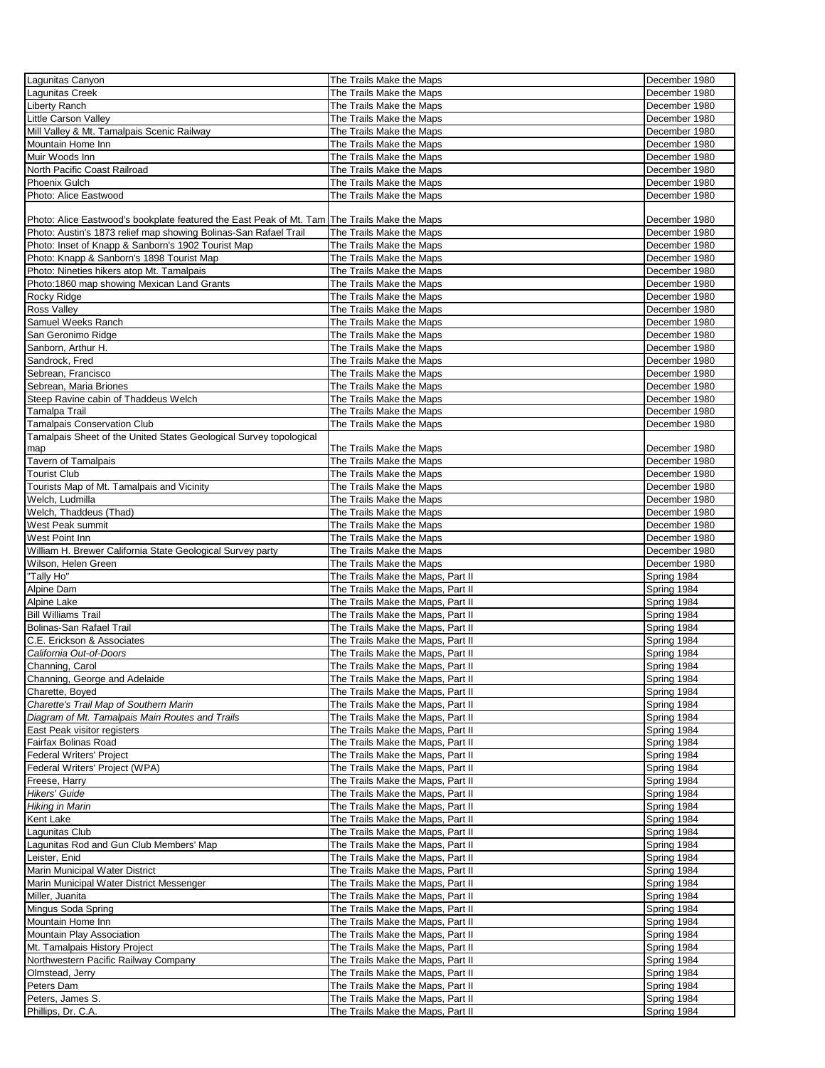| | | |
|---|---|---|
| Lagunitas Canyon | The Trails Make the Maps | December 1980 |
| Lagunitas Creek | The Trails Make the Maps | December 1980 |
| Liberty Ranch | The Trails Make the Maps | December 1980 |
| Little Carson Valley | The Trails Make the Maps | December 1980 |
| Mill Valley & Mt. Tamalpais Scenic Railway | The Trails Make the Maps | December 1980 |
| Mountain Home Inn | The Trails Make the Maps | December 1980 |
| Muir Woods Inn | The Trails Make the Maps | December 1980 |
| North Pacific Coast Railroad | The Trails Make the Maps | December 1980 |
| Phoenix Gulch | The Trails Make the Maps | December 1980 |
| Photo: Alice Eastwood | The Trails Make the Maps | December 1980 |
| Photo: Alice Eastwood's bookplate featured the East Peak of Mt. Tam | The Trails Make the Maps | December 1980 |
| Photo: Austin's 1873 relief map showing Bolinas-San Rafael Trail | The Trails Make the Maps | December 1980 |
| Photo: Inset of Knapp & Sanborn's 1902 Tourist Map | The Trails Make the Maps | December 1980 |
| Photo: Knapp & Sanborn's 1898 Tourist Map | The Trails Make the Maps | December 1980 |
| Photo: Nineties hikers atop Mt. Tamalpais | The Trails Make the Maps | December 1980 |
| Photo:1860 map showing Mexican Land Grants | The Trails Make the Maps | December 1980 |
| Rocky Ridge | The Trails Make the Maps | December 1980 |
| Ross Valley | The Trails Make the Maps | December 1980 |
| Samuel Weeks Ranch | The Trails Make the Maps | December 1980 |
| San Geronimo Ridge | The Trails Make the Maps | December 1980 |
| Sanborn, Arthur H. | The Trails Make the Maps | December 1980 |
| Sandrock, Fred | The Trails Make the Maps | December 1980 |
| Sebrean, Francisco | The Trails Make the Maps | December 1980 |
| Sebrean, Maria Briones | The Trails Make the Maps | December 1980 |
| Steep Ravine cabin of Thaddeus Welch | The Trails Make the Maps | December 1980 |
| Tamalpa Trail | The Trails Make the Maps | December 1980 |
| Tamalpais Conservation Club | The Trails Make the Maps | December 1980 |
| Tamalpais Sheet of the United States Geological Survey topological map | The Trails Make the Maps | December 1980 |
| Tavern of Tamalpais | The Trails Make the Maps | December 1980 |
| Tourist Club | The Trails Make the Maps | December 1980 |
| Tourists Map of Mt. Tamalpais and Vicinity | The Trails Make the Maps | December 1980 |
| Welch, Ludmilla | The Trails Make the Maps | December 1980 |
| Welch, Thaddeus (Thad) | The Trails Make the Maps | December 1980 |
| West Peak summit | The Trails Make the Maps | December 1980 |
| West Point Inn | The Trails Make the Maps | December 1980 |
| William H. Brewer California State Geological Survey party | The Trails Make the Maps | December 1980 |
| Wilson, Helen Green | The Trails Make the Maps | December 1980 |
| "Tally Ho" | The Trails Make the Maps, Part II | Spring 1984 |
| Alpine Dam | The Trails Make the Maps, Part II | Spring 1984 |
| Alpine Lake | The Trails Make the Maps, Part II | Spring 1984 |
| Bill Williams Trail | The Trails Make the Maps, Part II | Spring 1984 |
| Bolinas-San Rafael Trail | The Trails Make the Maps, Part II | Spring 1984 |
| C.E. Erickson & Associates | The Trails Make the Maps, Part II | Spring 1984 |
| *California Out-of-Doors* | The Trails Make the Maps, Part II | Spring 1984 |
| Channing, Carol | The Trails Make the Maps, Part II | Spring 1984 |
| Channing, George and Adelaide | The Trails Make the Maps, Part II | Spring 1984 |
| Charette, Boyed | The Trails Make the Maps, Part II | Spring 1984 |
| *Charette's Trail Map of Southern Marin* | The Trails Make the Maps, Part II | Spring 1984 |
| *Diagram of Mt. Tamalpais Main Routes and Trails* | The Trails Make the Maps, Part II | Spring 1984 |
| East Peak visitor registers | The Trails Make the Maps, Part II | Spring 1984 |
| Fairfax Bolinas Road | The Trails Make the Maps, Part II | Spring 1984 |
| Federal Writers' Project | The Trails Make the Maps, Part II | Spring 1984 |
| Federal Writers' Project (WPA) | The Trails Make the Maps, Part II | Spring 1984 |
| Freese, Harry | The Trails Make the Maps, Part II | Spring 1984 |
| *Hikers' Guide* | The Trails Make the Maps, Part II | Spring 1984 |
| *Hiking in Marin* | The Trails Make the Maps, Part II | Spring 1984 |
| Kent Lake | The Trails Make the Maps, Part II | Spring 1984 |
| Lagunitas Club | The Trails Make the Maps, Part II | Spring 1984 |
| Lagunitas Rod and Gun Club Members' Map | The Trails Make the Maps, Part II | Spring 1984 |
| Leister, Enid | The Trails Make the Maps, Part II | Spring 1984 |
| Marin Municipal Water District | The Trails Make the Maps, Part II | Spring 1984 |
| Marin Municipal Water District Messenger | The Trails Make the Maps, Part II | Spring 1984 |
| Miller, Juanita | The Trails Make the Maps, Part II | Spring 1984 |
| Mingus Soda Spring | The Trails Make the Maps, Part II | Spring 1984 |
| Mountain Home Inn | The Trails Make the Maps, Part II | Spring 1984 |
| Mountain Play Association | The Trails Make the Maps, Part II | Spring 1984 |
| Mt. Tamalpais History Project | The Trails Make the Maps, Part II | Spring 1984 |
| Northwestern Pacific Railway Company | The Trails Make the Maps, Part II | Spring 1984 |
| Olmstead, Jerry | The Trails Make the Maps, Part II | Spring 1984 |
| Peters Dam | The Trails Make the Maps, Part II | Spring 1984 |
| Peters, James S. | The Trails Make the Maps, Part II | Spring 1984 |
| Phillips, Dr. C.A. | The Trails Make the Maps, Part II | Spring 1984 |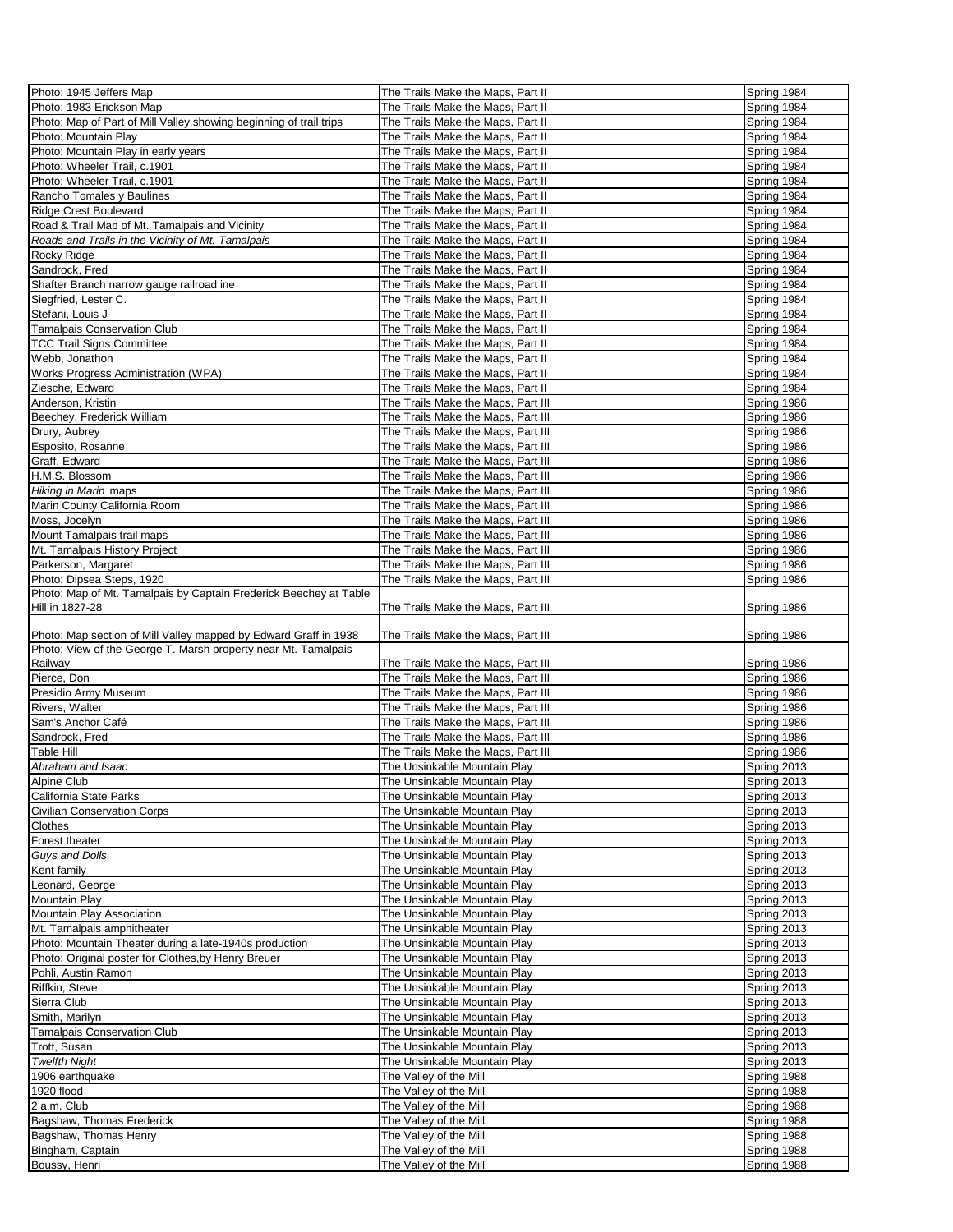| | | |
|---|---|---|
| Photo: 1945 Jeffers Map | The Trails Make the Maps, Part II | Spring 1984 |
| Photo: 1983 Erickson Map | The Trails Make the Maps, Part II | Spring 1984 |
| Photo: Map of Part of Mill Valley,showing beginning of trail trips | The Trails Make the Maps, Part II | Spring 1984 |
| Photo: Mountain Play | The Trails Make the Maps, Part II | Spring 1984 |
| Photo: Mountain Play in early years | The Trails Make the Maps, Part II | Spring 1984 |
| Photo: Wheeler Trail, c.1901 | The Trails Make the Maps, Part II | Spring 1984 |
| Photo: Wheeler Trail, c.1901 | The Trails Make the Maps, Part II | Spring 1984 |
| Rancho Tomales y Baulines | The Trails Make the Maps, Part II | Spring 1984 |
| Ridge Crest Boulevard | The Trails Make the Maps, Part II | Spring 1984 |
| Road & Trail Map of Mt. Tamalpais and Vicinity | The Trails Make the Maps, Part II | Spring 1984 |
| *Roads and Trails in the Vicinity of Mt. Tamalpais* | The Trails Make the Maps, Part II | Spring 1984 |
| Rocky Ridge | The Trails Make the Maps, Part II | Spring 1984 |
| Sandrock, Fred | The Trails Make the Maps, Part II | Spring 1984 |
| Shafter Branch narrow gauge railroad ine | The Trails Make the Maps, Part II | Spring 1984 |
| Siegfried, Lester C. | The Trails Make the Maps, Part II | Spring 1984 |
| Stefani, Louis J | The Trails Make the Maps, Part II | Spring 1984 |
| Tamalpais Conservation Club | The Trails Make the Maps, Part II | Spring 1984 |
| TCC Trail Signs Committee | The Trails Make the Maps, Part II | Spring 1984 |
| Webb, Jonathon | The Trails Make the Maps, Part II | Spring 1984 |
| Works Progress Administration (WPA) | The Trails Make the Maps, Part II | Spring 1984 |
| Ziesche, Edward | The Trails Make the Maps, Part II | Spring 1984 |
| Anderson, Kristin | The Trails Make the Maps, Part III | Spring 1986 |
| Beechey, Frederick William | The Trails Make the Maps, Part III | Spring 1986 |
| Drury, Aubrey | The Trails Make the Maps, Part III | Spring 1986 |
| Esposito, Rosanne | The Trails Make the Maps, Part III | Spring 1986 |
| Graff, Edward | The Trails Make the Maps, Part III | Spring 1986 |
| H.M.S. Blossom | The Trails Make the Maps, Part III | Spring 1986 |
| *Hiking in Marin* maps | The Trails Make the Maps, Part III | Spring 1986 |
| Marin County California Room | The Trails Make the Maps, Part III | Spring 1986 |
| Moss, Jocelyn | The Trails Make the Maps, Part III | Spring 1986 |
| Mount Tamalpais trail maps | The Trails Make the Maps, Part III | Spring 1986 |
| Mt. Tamalpais History Project | The Trails Make the Maps, Part III | Spring 1986 |
| Parkerson, Margaret | The Trails Make the Maps, Part III | Spring 1986 |
| Photo: Dipsea Steps, 1920 | The Trails Make the Maps, Part III | Spring 1986 |
| Photo: Map of Mt. Tamalpais by Captain Frederick Beechey at Table Hill in 1827-28 | The Trails Make the Maps, Part III | Spring 1986 |
| Photo: Map section of Mill Valley mapped by Edward Graff in 1938 | The Trails Make the Maps, Part III | Spring 1986 |
| Photo: View of the George T. Marsh property near Mt. Tamalpais Railway | The Trails Make the Maps, Part III | Spring 1986 |
| Pierce, Don | The Trails Make the Maps, Part III | Spring 1986 |
| Presidio Army Museum | The Trails Make the Maps, Part III | Spring 1986 |
| Rivers, Walter | The Trails Make the Maps, Part III | Spring 1986 |
| Sam's Anchor Café | The Trails Make the Maps, Part III | Spring 1986 |
| Sandrock, Fred | The Trails Make the Maps, Part III | Spring 1986 |
| Table Hill | The Trails Make the Maps, Part III | Spring 1986 |
| *Abraham and Isaac* | The Unsinkable Mountain Play | Spring 2013 |
| Alpine Club | The Unsinkable Mountain Play | Spring 2013 |
| California State Parks | The Unsinkable Mountain Play | Spring 2013 |
| Civilian Conservation Corps | The Unsinkable Mountain Play | Spring 2013 |
| Clothes | The Unsinkable Mountain Play | Spring 2013 |
| Forest theater | The Unsinkable Mountain Play | Spring 2013 |
| *Guys and Dolls* | The Unsinkable Mountain Play | Spring 2013 |
| Kent family | The Unsinkable Mountain Play | Spring 2013 |
| Leonard, George | The Unsinkable Mountain Play | Spring 2013 |
| Mountain Play | The Unsinkable Mountain Play | Spring 2013 |
| Mountain Play Association | The Unsinkable Mountain Play | Spring 2013 |
| Mt. Tamalpais amphitheater | The Unsinkable Mountain Play | Spring 2013 |
| Photo: Mountain Theater during a late-1940s production | The Unsinkable Mountain Play | Spring 2013 |
| Photo: Original poster for Clothes,by Henry Breuer | The Unsinkable Mountain Play | Spring 2013 |
| Pohli, Austin Ramon | The Unsinkable Mountain Play | Spring 2013 |
| Riffkin, Steve | The Unsinkable Mountain Play | Spring 2013 |
| Sierra Club | The Unsinkable Mountain Play | Spring 2013 |
| Smith, Marilyn | The Unsinkable Mountain Play | Spring 2013 |
| Tamalpais Conservation Club | The Unsinkable Mountain Play | Spring 2013 |
| Trott, Susan | The Unsinkable Mountain Play | Spring 2013 |
| *Twelfth Night* | The Unsinkable Mountain Play | Spring 2013 |
| 1906 earthquake | The Valley of the Mill | Spring 1988 |
| 1920 flood | The Valley of the Mill | Spring 1988 |
| 2 a.m. Club | The Valley of the Mill | Spring 1988 |
| Bagshaw, Thomas Frederick | The Valley of the Mill | Spring 1988 |
| Bagshaw, Thomas Henry | The Valley of the Mill | Spring 1988 |
| Bingham, Captain | The Valley of the Mill | Spring 1988 |
| Boussy, Henri | The Valley of the Mill | Spring 1988 |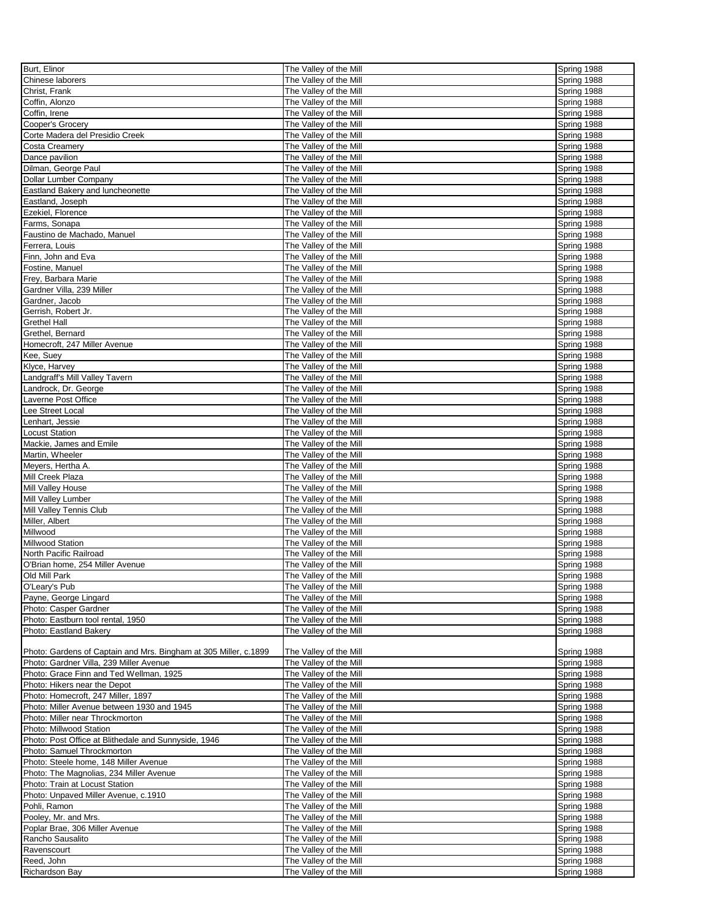| Burt, Elinor | The Valley of the Mill | Spring 1988 |
|---|---|---|
| Chinese laborers | The Valley of the Mill | Spring 1988 |
| Christ, Frank | The Valley of the Mill | Spring 1988 |
| Coffin, Alonzo | The Valley of the Mill | Spring 1988 |
| Coffin, Irene | The Valley of the Mill | Spring 1988 |
| Cooper's Grocery | The Valley of the Mill | Spring 1988 |
| Corte Madera del Presidio Creek | The Valley of the Mill | Spring 1988 |
| Costa Creamery | The Valley of the Mill | Spring 1988 |
| Dance pavilion | The Valley of the Mill | Spring 1988 |
| Dilman, George Paul | The Valley of the Mill | Spring 1988 |
| Dollar Lumber Company | The Valley of the Mill | Spring 1988 |
| Eastland Bakery and luncheonette | The Valley of the Mill | Spring 1988 |
| Eastland, Joseph | The Valley of the Mill | Spring 1988 |
| Ezekiel, Florence | The Valley of the Mill | Spring 1988 |
| Farms, Sonapa | The Valley of the Mill | Spring 1988 |
| Faustino de Machado, Manuel | The Valley of the Mill | Spring 1988 |
| Ferrera, Louis | The Valley of the Mill | Spring 1988 |
| Finn, John and Eva | The Valley of the Mill | Spring 1988 |
| Fostine, Manuel | The Valley of the Mill | Spring 1988 |
| Frey, Barbara Marie | The Valley of the Mill | Spring 1988 |
| Gardner Villa, 239 Miller | The Valley of the Mill | Spring 1988 |
| Gardner, Jacob | The Valley of the Mill | Spring 1988 |
| Gerrish, Robert Jr. | The Valley of the Mill | Spring 1988 |
| Grethel Hall | The Valley of the Mill | Spring 1988 |
| Grethel, Bernard | The Valley of the Mill | Spring 1988 |
| Homecroft, 247 Miller Avenue | The Valley of the Mill | Spring 1988 |
| Kee, Suey | The Valley of the Mill | Spring 1988 |
| Klyce, Harvey | The Valley of the Mill | Spring 1988 |
| Landgraff's Mill Valley Tavern | The Valley of the Mill | Spring 1988 |
| Landrock, Dr. George | The Valley of the Mill | Spring 1988 |
| Laverne Post Office | The Valley of the Mill | Spring 1988 |
| Lee Street Local | The Valley of the Mill | Spring 1988 |
| Lenhart, Jessie | The Valley of the Mill | Spring 1988 |
| Locust Station | The Valley of the Mill | Spring 1988 |
| Mackie, James and Emile | The Valley of the Mill | Spring 1988 |
| Martin, Wheeler | The Valley of the Mill | Spring 1988 |
| Meyers, Hertha A. | The Valley of the Mill | Spring 1988 |
| Mill Creek Plaza | The Valley of the Mill | Spring 1988 |
| Mill Valley House | The Valley of the Mill | Spring 1988 |
| Mill Valley Lumber | The Valley of the Mill | Spring 1988 |
| Mill Valley Tennis Club | The Valley of the Mill | Spring 1988 |
| Miller, Albert | The Valley of the Mill | Spring 1988 |
| Millwood | The Valley of the Mill | Spring 1988 |
| Millwood Station | The Valley of the Mill | Spring 1988 |
| North Pacific Railroad | The Valley of the Mill | Spring 1988 |
| O'Brian home, 254 Miller Avenue | The Valley of the Mill | Spring 1988 |
| Old Mill Park | The Valley of the Mill | Spring 1988 |
| O'Leary's Pub | The Valley of the Mill | Spring 1988 |
| Payne, George Lingard | The Valley of the Mill | Spring 1988 |
| Photo: Casper Gardner | The Valley of the Mill | Spring 1988 |
| Photo: Eastburn tool rental, 1950 | The Valley of the Mill | Spring 1988 |
| Photo: Eastland Bakery | The Valley of the Mill | Spring 1988 |
| Photo: Gardens of Captain and Mrs. Bingham at 305 Miller, c.1899 | The Valley of the Mill | Spring 1988 |
| Photo: Gardner Villa, 239 Miller Avenue | The Valley of the Mill | Spring 1988 |
| Photo: Grace Finn and Ted Wellman, 1925 | The Valley of the Mill | Spring 1988 |
| Photo: Hikers near the Depot | The Valley of the Mill | Spring 1988 |
| Photo: Homecroft, 247 Miller, 1897 | The Valley of the Mill | Spring 1988 |
| Photo: Miller Avenue between 1930 and 1945 | The Valley of the Mill | Spring 1988 |
| Photo: Miller near Throckmorton | The Valley of the Mill | Spring 1988 |
| Photo: Millwood Station | The Valley of the Mill | Spring 1988 |
| Photo: Post Office at Blithedale and Sunnyside, 1946 | The Valley of the Mill | Spring 1988 |
| Photo: Samuel Throckmorton | The Valley of the Mill | Spring 1988 |
| Photo: Steele home, 148 Miller Avenue | The Valley of the Mill | Spring 1988 |
| Photo: The Magnolias, 234 Miller Avenue | The Valley of the Mill | Spring 1988 |
| Photo: Train at Locust Station | The Valley of the Mill | Spring 1988 |
| Photo: Unpaved Miller Avenue, c.1910 | The Valley of the Mill | Spring 1988 |
| Pohli, Ramon | The Valley of the Mill | Spring 1988 |
| Pooley, Mr. and Mrs. | The Valley of the Mill | Spring 1988 |
| Poplar Brae, 306 Miller Avenue | The Valley of the Mill | Spring 1988 |
| Rancho Sausalito | The Valley of the Mill | Spring 1988 |
| Ravenscourt | The Valley of the Mill | Spring 1988 |
| Reed, John | The Valley of the Mill | Spring 1988 |
| Richardson Bay | The Valley of the Mill | Spring 1988 |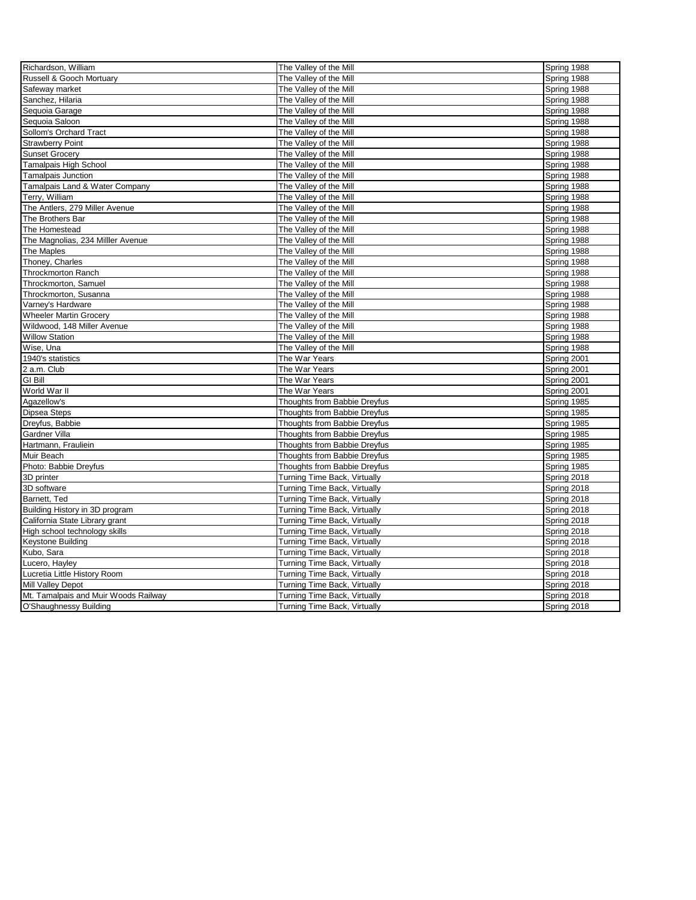| | | |
|---|---|---|
| Richardson, William | The Valley of the Mill | Spring 1988 |
| Russell & Gooch Mortuary | The Valley of the Mill | Spring 1988 |
| Safeway market | The Valley of the Mill | Spring 1988 |
| Sanchez, Hilaria | The Valley of the Mill | Spring 1988 |
| Sequoia Garage | The Valley of the Mill | Spring 1988 |
| Sequoia Saloon | The Valley of the Mill | Spring 1988 |
| Sollom's Orchard Tract | The Valley of the Mill | Spring 1988 |
| Strawberry Point | The Valley of the Mill | Spring 1988 |
| Sunset Grocery | The Valley of the Mill | Spring 1988 |
| Tamalpais High School | The Valley of the Mill | Spring 1988 |
| Tamalpais Junction | The Valley of the Mill | Spring 1988 |
| Tamalpais Land & Water Company | The Valley of the Mill | Spring 1988 |
| Terry, William | The Valley of the Mill | Spring 1988 |
| The Antlers, 279 Miller Avenue | The Valley of the Mill | Spring 1988 |
| The Brothers Bar | The Valley of the Mill | Spring 1988 |
| The Homestead | The Valley of the Mill | Spring 1988 |
| The Magnolias, 234 Milller Avenue | The Valley of the Mill | Spring 1988 |
| The Maples | The Valley of the Mill | Spring 1988 |
| Thoney, Charles | The Valley of the Mill | Spring 1988 |
| Throckmorton Ranch | The Valley of the Mill | Spring 1988 |
| Throckmorton, Samuel | The Valley of the Mill | Spring 1988 |
| Throckmorton, Susanna | The Valley of the Mill | Spring 1988 |
| Varney's Hardware | The Valley of the Mill | Spring 1988 |
| Wheeler Martin Grocery | The Valley of the Mill | Spring 1988 |
| Wildwood, 148 Miller Avenue | The Valley of the Mill | Spring 1988 |
| Willow Station | The Valley of the Mill | Spring 1988 |
| Wise, Una | The Valley of the Mill | Spring 1988 |
| 1940's statistics | The War Years | Spring 2001 |
| 2 a.m. Club | The War Years | Spring 2001 |
| GI Bill | The War Years | Spring 2001 |
| World War II | The War Years | Spring 2001 |
| Agazellow's | Thoughts from Babbie Dreyfus | Spring 1985 |
| Dipsea Steps | Thoughts from Babbie Dreyfus | Spring 1985 |
| Dreyfus, Babbie | Thoughts from Babbie Dreyfus | Spring 1985 |
| Gardner Villa | Thoughts from Babbie Dreyfus | Spring 1985 |
| Hartmann, Frauliein | Thoughts from Babbie Dreyfus | Spring 1985 |
| Muir Beach | Thoughts from Babbie Dreyfus | Spring 1985 |
| Photo: Babbie Dreyfus | Thoughts from Babbie Dreyfus | Spring 1985 |
| 3D printer | Turning Time Back, Virtually | Spring 2018 |
| 3D software | Turning Time Back, Virtually | Spring 2018 |
| Barnett, Ted | Turning Time Back, Virtually | Spring 2018 |
| Building History in 3D program | Turning Time Back, Virtually | Spring 2018 |
| California State Library grant | Turning Time Back, Virtually | Spring 2018 |
| High school technology skills | Turning Time Back, Virtually | Spring 2018 |
| Keystone Building | Turning Time Back, Virtually | Spring 2018 |
| Kubo, Sara | Turning Time Back, Virtually | Spring 2018 |
| Lucero, Hayley | Turning Time Back, Virtually | Spring 2018 |
| Lucretia Little History Room | Turning Time Back, Virtually | Spring 2018 |
| Mill Valley Depot | Turning Time Back, Virtually | Spring 2018 |
| Mt. Tamalpais and Muir Woods Railway | Turning Time Back, Virtually | Spring 2018 |
| O'Shaughnessy Building | Turning Time Back, Virtually | Spring 2018 |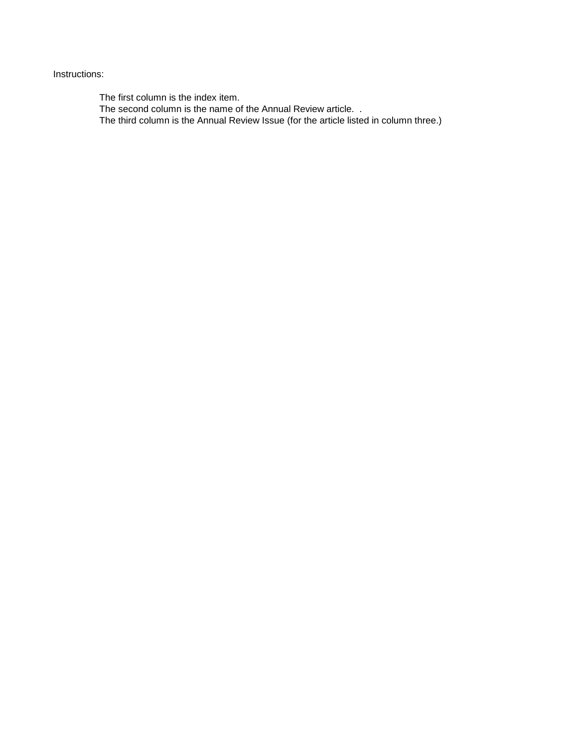Instructions:

The first column is the index item.
The second column is the name of the Annual Review article.  .
The third column is the Annual Review Issue (for the article listed in column three.)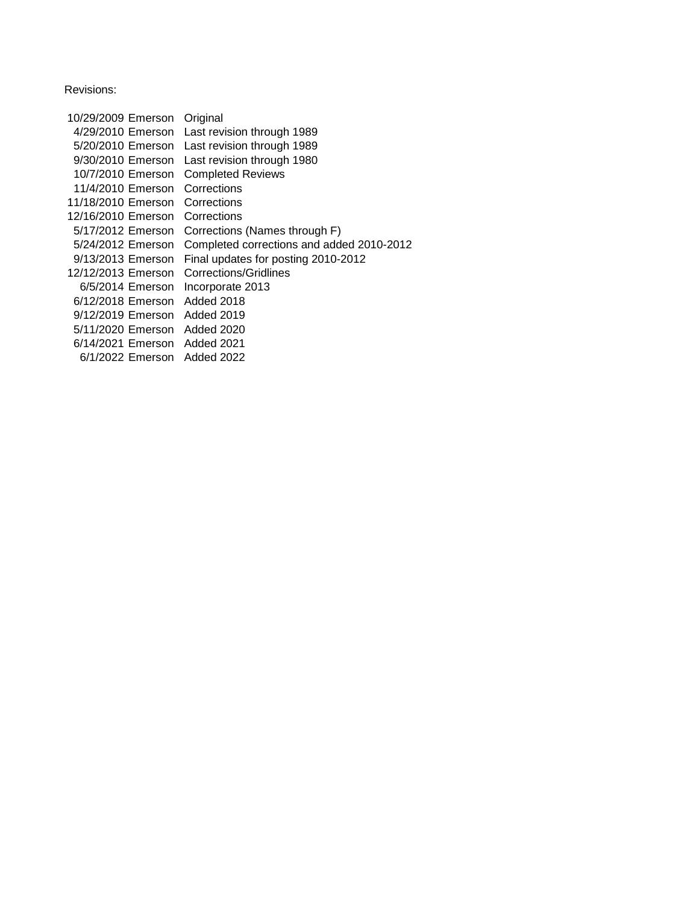Revisions:

| | | |
|---|---|---|
| 10/29/2009 | Emerson | Original |
| 4/29/2010 | Emerson | Last revision through 1989 |
| 5/20/2010 | Emerson | Last revision through 1989 |
| 9/30/2010 | Emerson | Last revision through 1980 |
| 10/7/2010 | Emerson | Completed Reviews |
| 11/4/2010 | Emerson | Corrections |
| 11/18/2010 | Emerson | Corrections |
| 12/16/2010 | Emerson | Corrections |
| 5/17/2012 | Emerson | Corrections (Names through F) |
| 5/24/2012 | Emerson | Completed corrections and added 2010-2012 |
| 9/13/2013 | Emerson | Final updates for posting 2010-2012 |
| 12/12/2013 | Emerson | Corrections/Gridlines |
| 6/5/2014 | Emerson | Incorporate 2013 |
| 6/12/2018 | Emerson | Added 2018 |
| 9/12/2019 | Emerson | Added 2019 |
| 5/11/2020 | Emerson | Added 2020 |
| 6/14/2021 | Emerson | Added 2021 |
| 6/1/2022 | Emerson | Added 2022 |